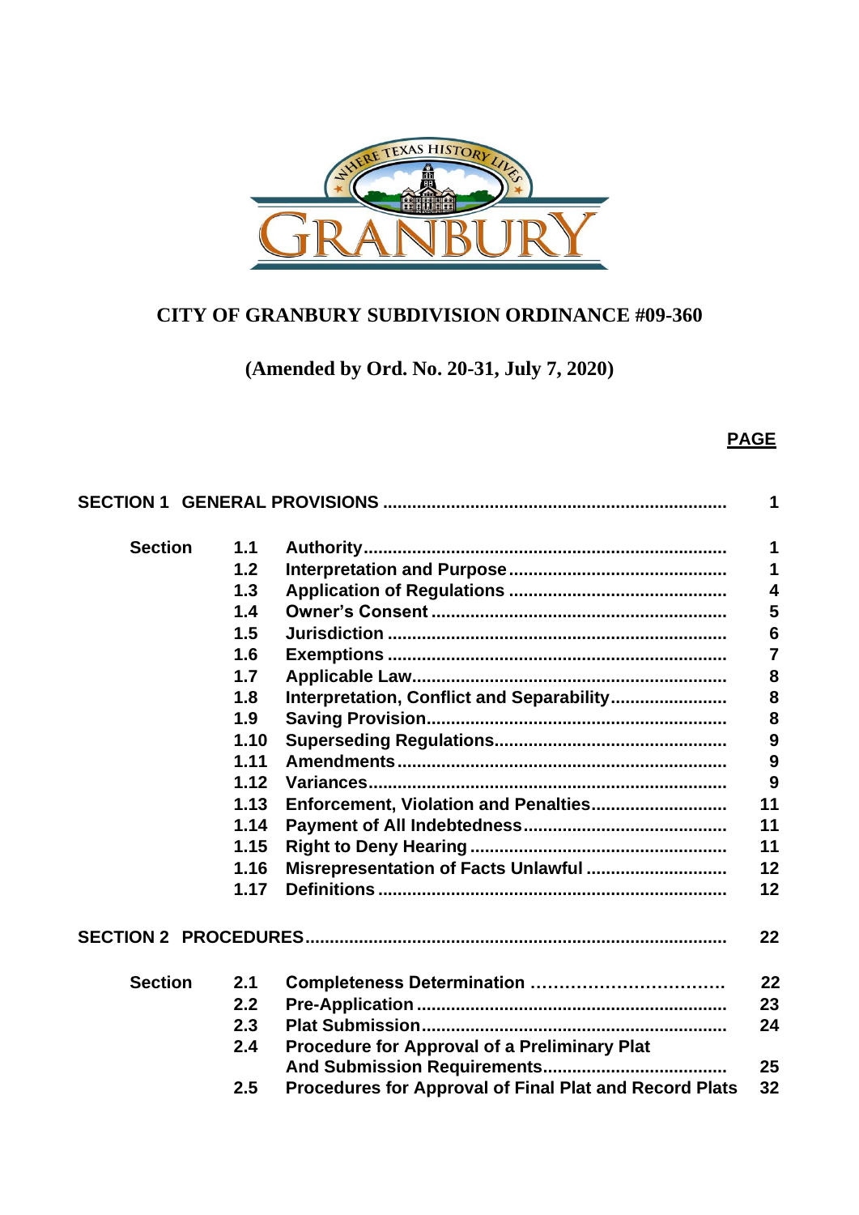# CITY OF GRANBURY SUBDIVISION ORDINANCE #09-360

## (Amended by Ord. No. 20-31, July 7, 2020)

| | | | **PAGE** |
|---|---|---|---|
| **SECTION 1** | | **GENERAL PROVISIONS** | **1** |
| **Section** | **1.1** | **Authority** | **1** |
| | **1.2** | **Interpretation and Purpose** | **1** |
| | **1.3** | **Application of Regulations** | **4** |
| | **1.4** | **Owner's Consent** | **5** |
| | **1.5** | **Jurisdiction** | **6** |
| | **1.6** | **Exemptions** | **7** |
| | **1.7** | **Applicable Law** | **8** |
| | **1.8** | **Interpretation, Conflict and Separability** | **8** |
| | **1.9** | **Saving Provision** | **8** |
| | **1.10** | **Superseding Regulations** | **9** |
| | **1.11** | **Amendments** | **9** |
| | **1.12** | **Variances** | **9** |
| | **1.13** | **Enforcement, Violation and Penalties** | **11** |
| | **1.14** | **Payment of All Indebtedness** | **11** |
| | **1.15** | **Right to Deny Hearing** | **11** |
| | **1.16** | **Misrepresentation of Facts Unlawful** | **12** |
| | **1.17** | **Definitions** | **12** |
| **SECTION 2** | | **PROCEDURES** | **22** |
| **Section** | **2.1** | **Completeness Determination** | **22** |
| | **2.2** | **Pre-Application** | **23** |
| | **2.3** | **Plat Submission** | **24** |
| | **2.4** | **Procedure for Approval of a Preliminary Plat And Submission Requirements** | **25** |
| | **2.5** | **Procedures for Approval of Final Plat and Record Plats** | **32** |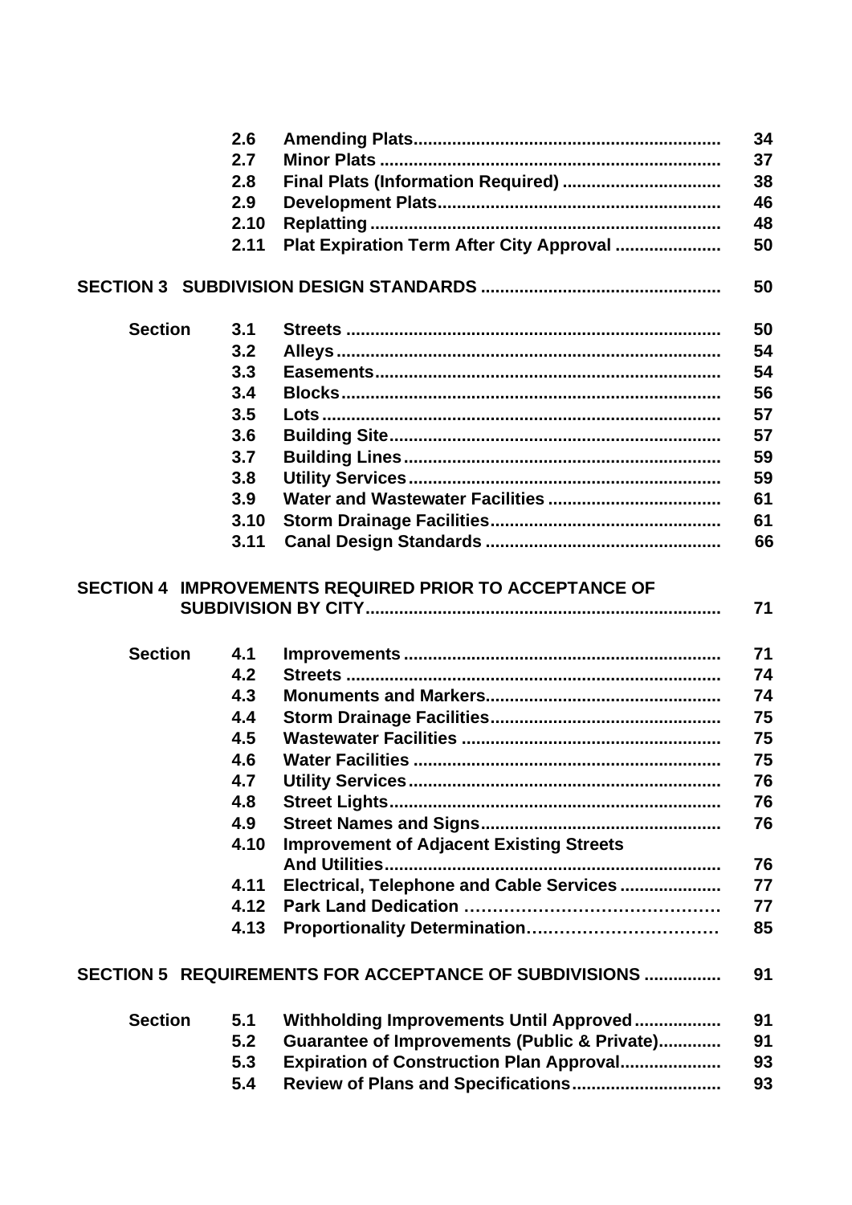| | | | |
|---|---|---|---|
| | 2.6 | Amending Plats | 34 |
| | 2.7 | Minor Plats | 37 |
| | 2.8 | Final Plats (Information Required) | 38 |
| | 2.9 | Development Plats | 46 |
| | 2.10 | Replatting | 48 |
| | 2.11 | Plat Expiration Term After City Approval | 50 |
| **SECTION 3** | | **SUBDIVISION DESIGN STANDARDS** | 50 |
| Section | 3.1 | Streets | 50 |
| | 3.2 | Alleys | 54 |
| | 3.3 | Easements | 54 |
| | 3.4 | Blocks | 56 |
| | 3.5 | Lots | 57 |
| | 3.6 | Building Site | 57 |
| | 3.7 | Building Lines | 59 |
| | 3.8 | Utility Services | 59 |
| | 3.9 | Water and Wastewater Facilities | 61 |
| | 3.10 | Storm Drainage Facilities | 61 |
| | 3.11 | Canal Design Standards | 66 |
| **SECTION 4** | | **IMPROVEMENTS REQUIRED PRIOR TO ACCEPTANCE OF SUBDIVISION BY CITY** | 71 |
| Section | 4.1 | Improvements | 71 |
| | 4.2 | Streets | 74 |
| | 4.3 | Monuments and Markers | 74 |
| | 4.4 | Storm Drainage Facilities | 75 |
| | 4.5 | Wastewater Facilities | 75 |
| | 4.6 | Water Facilities | 75 |
| | 4.7 | Utility Services | 76 |
| | 4.8 | Street Lights | 76 |
| | 4.9 | Street Names and Signs | 76 |
| | 4.10 | Improvement of Adjacent Existing Streets And Utilities | 76 |
| | 4.11 | Electrical, Telephone and Cable Services | 77 |
| | 4.12 | Park Land Dedication | 77 |
| | 4.13 | Proportionality Determination | 85 |
| **SECTION 5** | | **REQUIREMENTS FOR ACCEPTANCE OF SUBDIVISIONS** | 91 |
| Section | 5.1 | Withholding Improvements Until Approved | 91 |
| | 5.2 | Guarantee of Improvements (Public & Private) | 91 |
| | 5.3 | Expiration of Construction Plan Approval | 93 |
| | 5.4 | Review of Plans and Specifications | 93 |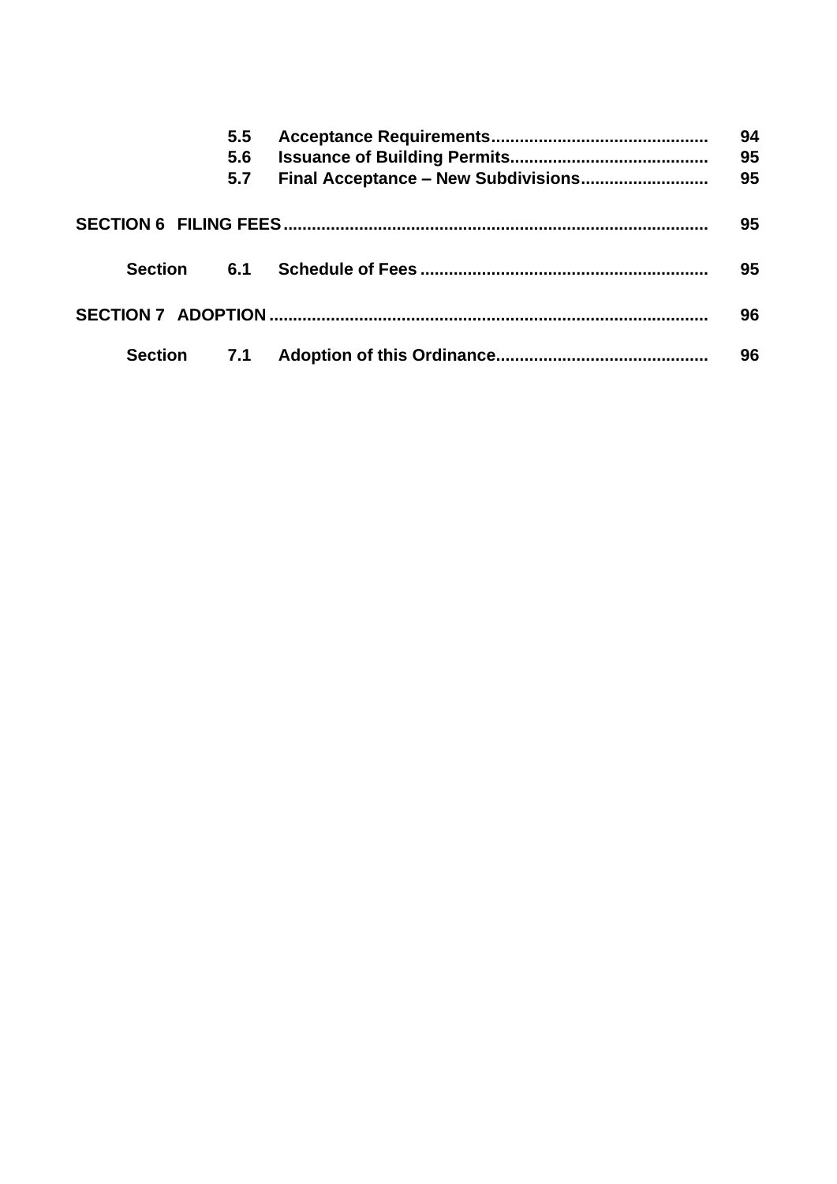| | | | |
|---|---|---|---|
| | 5.5 | **Acceptance Requirements** | 94 |
| | 5.6 | **Issuance of Building Permits** | 95 |
| | 5.7 | **Final Acceptance – New Subdivisions** | 95 |
| **SECTION 6** | | **FILING FEES** | 95 |
| **Section** | 6.1 | **Schedule of Fees** | 95 |
| **SECTION 7** | | **ADOPTION** | 96 |
| **Section** | 7.1 | **Adoption of this Ordinance** | 96 |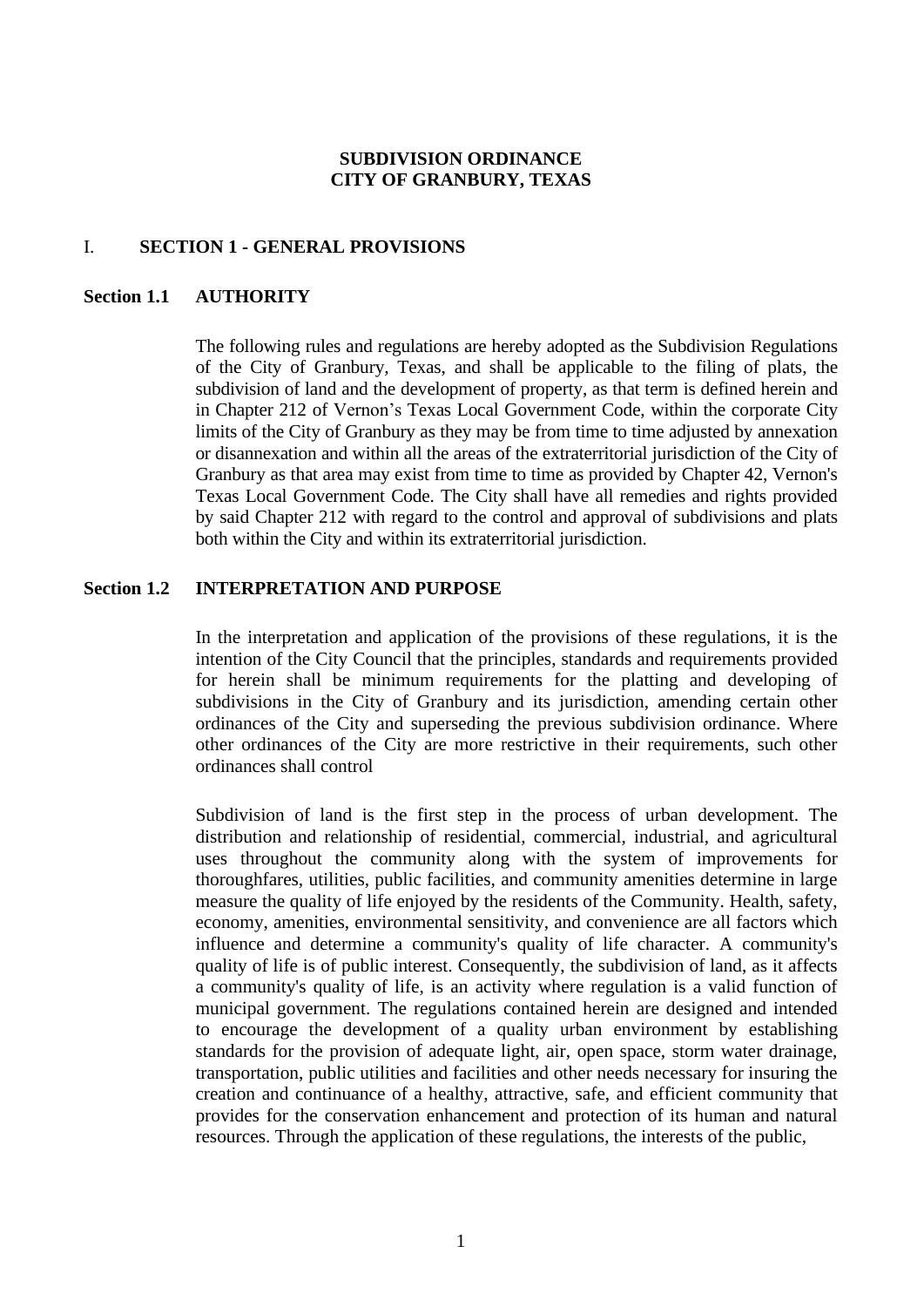**SUBDIVISION ORDINANCE**
**CITY OF GRANBURY, TEXAS**

# I. SECTION 1 - GENERAL PROVISIONS

## Section 1.1 AUTHORITY

The following rules and regulations are hereby adopted as the Subdivision Regulations of the City of Granbury, Texas, and shall be applicable to the filing of plats, the subdivision of land and the development of property, as that term is defined herein and in Chapter 212 of Vernon's Texas Local Government Code, within the corporate City limits of the City of Granbury as they may be from time to time adjusted by annexation or disannexation and within all the areas of the extraterritorial jurisdiction of the City of Granbury as that area may exist from time to time as provided by Chapter 42, Vernon's Texas Local Government Code. The City shall have all remedies and rights provided by said Chapter 212 with regard to the control and approval of subdivisions and plats both within the City and within its extraterritorial jurisdiction.

## Section 1.2 INTERPRETATION AND PURPOSE

In the interpretation and application of the provisions of these regulations, it is the intention of the City Council that the principles, standards and requirements provided for herein shall be minimum requirements for the platting and developing of subdivisions in the City of Granbury and its jurisdiction, amending certain other ordinances of the City and superseding the previous subdivision ordinance. Where other ordinances of the City are more restrictive in their requirements, such other ordinances shall control

Subdivision of land is the first step in the process of urban development. The distribution and relationship of residential, commercial, industrial, and agricultural uses throughout the community along with the system of improvements for thoroughfares, utilities, public facilities, and community amenities determine in large measure the quality of life enjoyed by the residents of the Community. Health, safety, economy, amenities, environmental sensitivity, and convenience are all factors which influence and determine a community's quality of life character. A community's quality of life is of public interest. Consequently, the subdivision of land, as it affects a community's quality of life, is an activity where regulation is a valid function of municipal government. The regulations contained herein are designed and intended to encourage the development of a quality urban environment by establishing standards for the provision of adequate light, air, open space, storm water drainage, transportation, public utilities and facilities and other needs necessary for insuring the creation and continuance of a healthy, attractive, safe, and efficient community that provides for the conservation enhancement and protection of its human and natural resources. Through the application of these regulations, the interests of the public,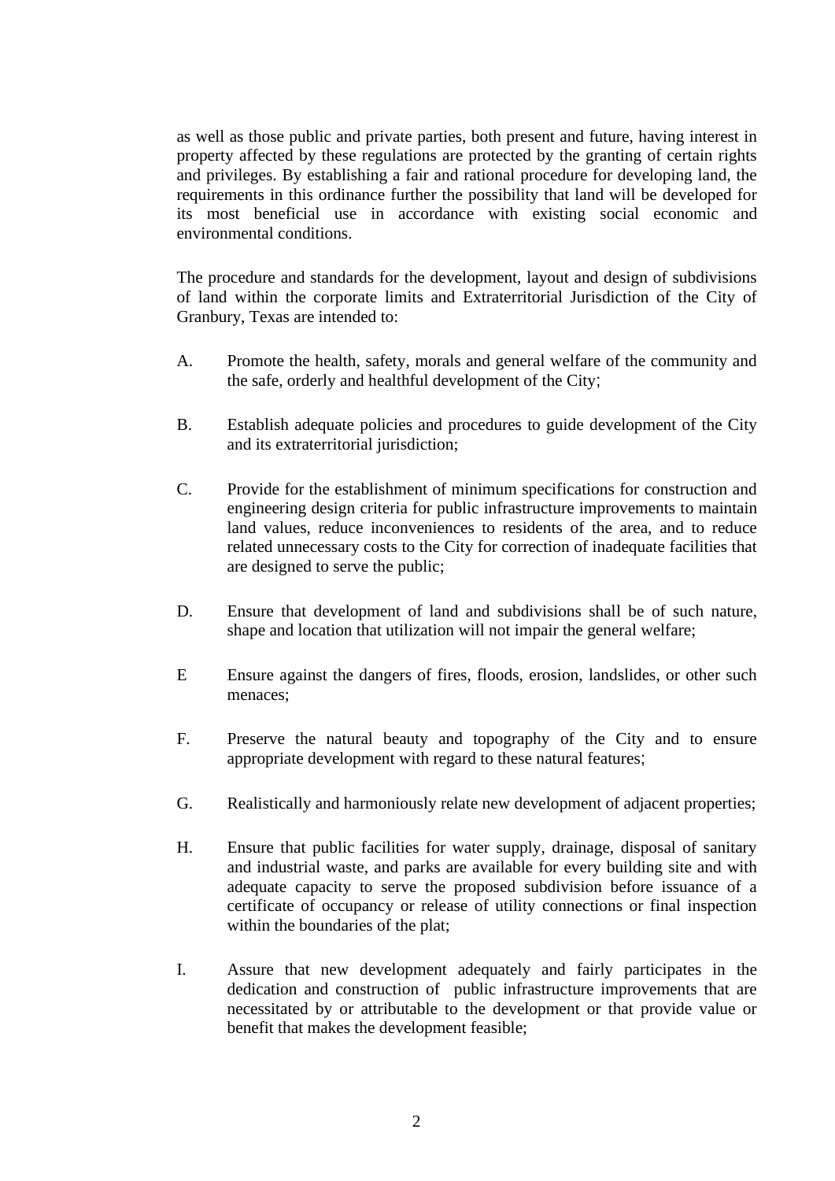as well as those public and private parties, both present and future, having interest in property affected by these regulations are protected by the granting of certain rights and privileges. By establishing a fair and rational procedure for developing land, the requirements in this ordinance further the possibility that land will be developed for its most beneficial use in accordance with existing social economic and environmental conditions.

The procedure and standards for the development, layout and design of subdivisions of land within the corporate limits and Extraterritorial Jurisdiction of the City of Granbury, Texas are intended to:

A. Promote the health, safety, morals and general welfare of the community and the safe, orderly and healthful development of the City;

B. Establish adequate policies and procedures to guide development of the City and its extraterritorial jurisdiction;

C. Provide for the establishment of minimum specifications for construction and engineering design criteria for public infrastructure improvements to maintain land values, reduce inconveniences to residents of the area, and to reduce related unnecessary costs to the City for correction of inadequate facilities that are designed to serve the public;

D. Ensure that development of land and subdivisions shall be of such nature, shape and location that utilization will not impair the general welfare;

E Ensure against the dangers of fires, floods, erosion, landslides, or other such menaces;

F. Preserve the natural beauty and topography of the City and to ensure appropriate development with regard to these natural features;

G. Realistically and harmoniously relate new development of adjacent properties;

H. Ensure that public facilities for water supply, drainage, disposal of sanitary and industrial waste, and parks are available for every building site and with adequate capacity to serve the proposed subdivision before issuance of a certificate of occupancy or release of utility connections or final inspection within the boundaries of the plat;

I. Assure that new development adequately and fairly participates in the dedication and construction of public infrastructure improvements that are necessitated by or attributable to the development or that provide value or benefit that makes the development feasible;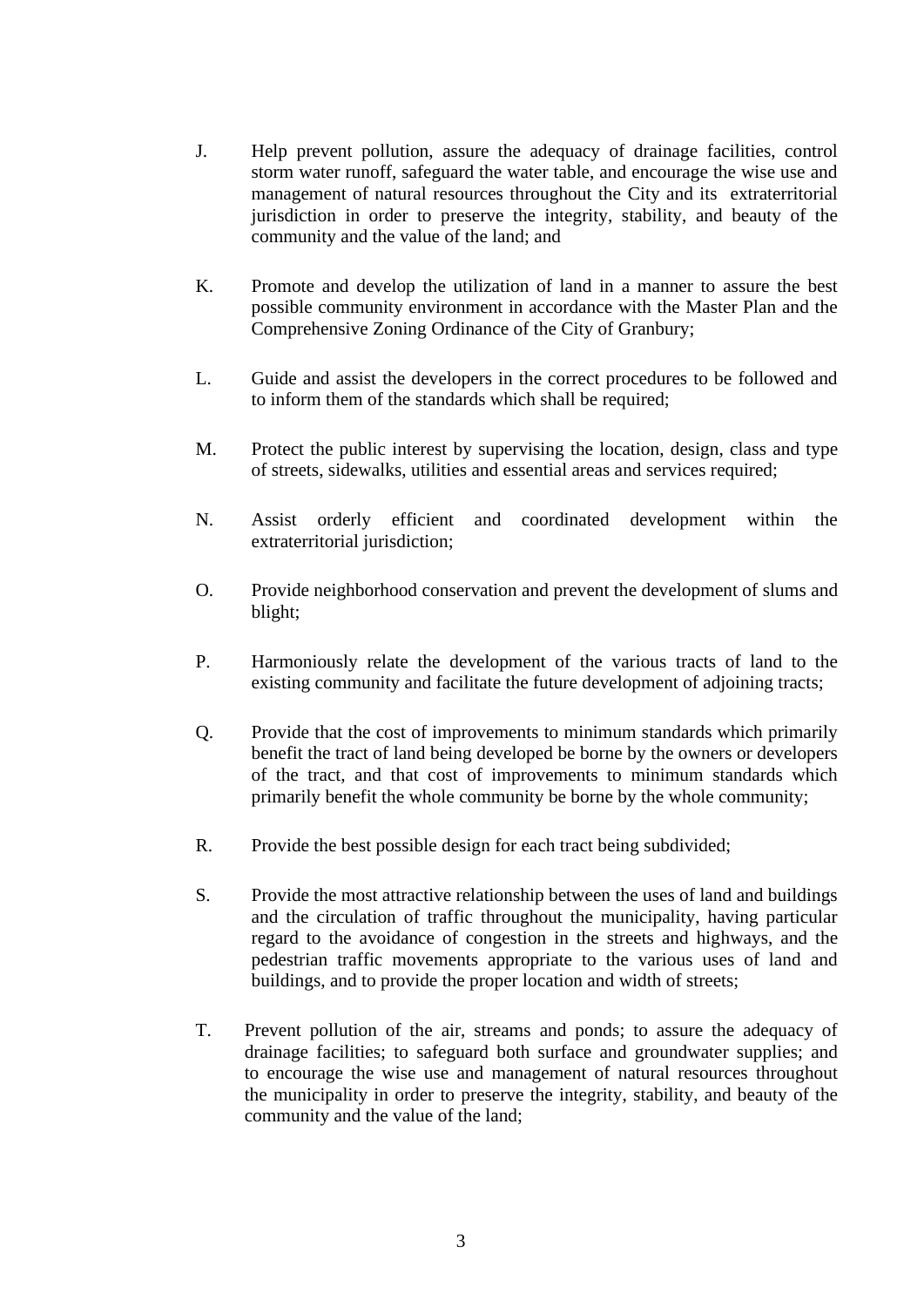J. Help prevent pollution, assure the adequacy of drainage facilities, control storm water runoff, safeguard the water table, and encourage the wise use and management of natural resources throughout the City and its extraterritorial jurisdiction in order to preserve the integrity, stability, and beauty of the community and the value of the land; and

K. Promote and develop the utilization of land in a manner to assure the best possible community environment in accordance with the Master Plan and the Comprehensive Zoning Ordinance of the City of Granbury;

L. Guide and assist the developers in the correct procedures to be followed and to inform them of the standards which shall be required;

M. Protect the public interest by supervising the location, design, class and type of streets, sidewalks, utilities and essential areas and services required;

N. Assist orderly efficient and coordinated development within the extraterritorial jurisdiction;

O. Provide neighborhood conservation and prevent the development of slums and blight;

P. Harmoniously relate the development of the various tracts of land to the existing community and facilitate the future development of adjoining tracts;

Q. Provide that the cost of improvements to minimum standards which primarily benefit the tract of land being developed be borne by the owners or developers of the tract, and that cost of improvements to minimum standards which primarily benefit the whole community be borne by the whole community;

R. Provide the best possible design for each tract being subdivided;

S. Provide the most attractive relationship between the uses of land and buildings and the circulation of traffic throughout the municipality, having particular regard to the avoidance of congestion in the streets and highways, and the pedestrian traffic movements appropriate to the various uses of land and buildings, and to provide the proper location and width of streets;

T. Prevent pollution of the air, streams and ponds; to assure the adequacy of drainage facilities; to safeguard both surface and groundwater supplies; and to encourage the wise use and management of natural resources throughout the municipality in order to preserve the integrity, stability, and beauty of the community and the value of the land;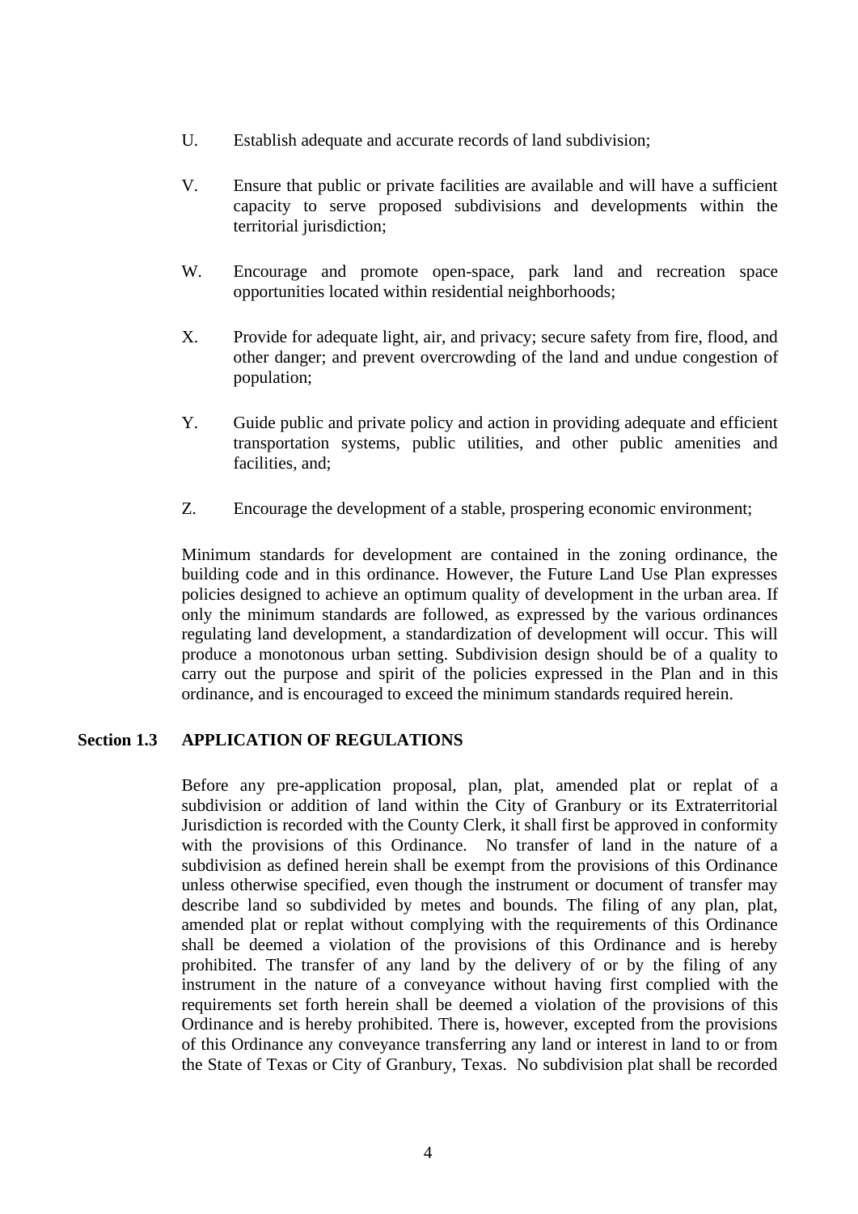U. Establish adequate and accurate records of land subdivision;

V. Ensure that public or private facilities are available and will have a sufficient capacity to serve proposed subdivisions and developments within the territorial jurisdiction;

W. Encourage and promote open-space, park land and recreation space opportunities located within residential neighborhoods;

X. Provide for adequate light, air, and privacy; secure safety from fire, flood, and other danger; and prevent overcrowding of the land and undue congestion of population;

Y. Guide public and private policy and action in providing adequate and efficient transportation systems, public utilities, and other public amenities and facilities, and;

Z. Encourage the development of a stable, prospering economic environment;

Minimum standards for development are contained in the zoning ordinance, the building code and in this ordinance. However, the Future Land Use Plan expresses policies designed to achieve an optimum quality of development in the urban area. If only the minimum standards are followed, as expressed by the various ordinances regulating land development, a standardization of development will occur. This will produce a monotonous urban setting. Subdivision design should be of a quality to carry out the purpose and spirit of the policies expressed in the Plan and in this ordinance, and is encouraged to exceed the minimum standards required herein.

## Section 1.3 APPLICATION OF REGULATIONS

Before any pre-application proposal, plan, plat, amended plat or replat of a subdivision or addition of land within the City of Granbury or its Extraterritorial Jurisdiction is recorded with the County Clerk, it shall first be approved in conformity with the provisions of this Ordinance. No transfer of land in the nature of a subdivision as defined herein shall be exempt from the provisions of this Ordinance unless otherwise specified, even though the instrument or document of transfer may describe land so subdivided by metes and bounds. The filing of any plan, plat, amended plat or replat without complying with the requirements of this Ordinance shall be deemed a violation of the provisions of this Ordinance and is hereby prohibited. The transfer of any land by the delivery of or by the filing of any instrument in the nature of a conveyance without having first complied with the requirements set forth herein shall be deemed a violation of the provisions of this Ordinance and is hereby prohibited. There is, however, excepted from the provisions of this Ordinance any conveyance transferring any land or interest in land to or from the State of Texas or City of Granbury, Texas. No subdivision plat shall be recorded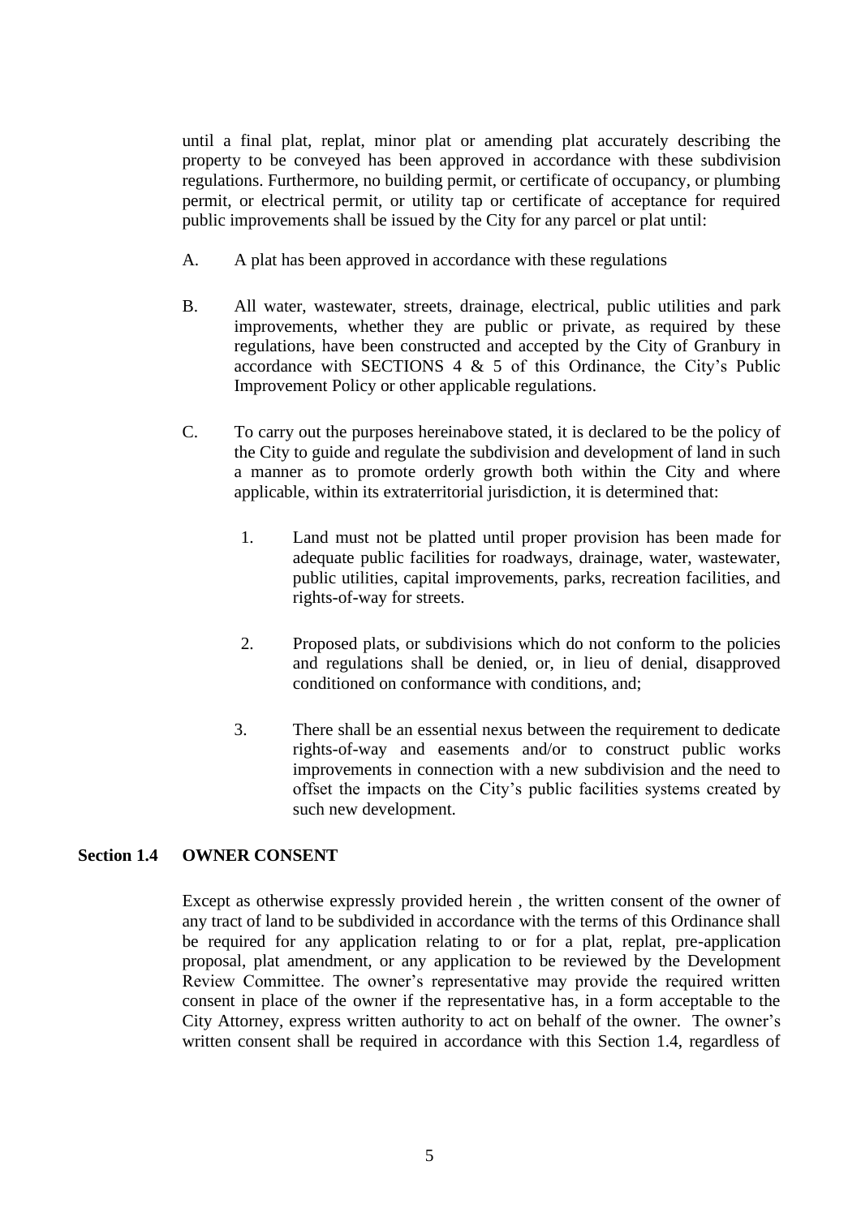until a final plat, replat, minor plat or amending plat accurately describing the property to be conveyed has been approved in accordance with these subdivision regulations. Furthermore, no building permit, or certificate of occupancy, or plumbing permit, or electrical permit, or utility tap or certificate of acceptance for required public improvements shall be issued by the City for any parcel or plat until:

A. A plat has been approved in accordance with these regulations

B. All water, wastewater, streets, drainage, electrical, public utilities and park improvements, whether they are public or private, as required by these regulations, have been constructed and accepted by the City of Granbury in accordance with SECTIONS 4 & 5 of this Ordinance, the City's Public Improvement Policy or other applicable regulations.

C. To carry out the purposes hereinabove stated, it is declared to be the policy of the City to guide and regulate the subdivision and development of land in such a manner as to promote orderly growth both within the City and where applicable, within its extraterritorial jurisdiction, it is determined that:

   1. Land must not be platted until proper provision has been made for adequate public facilities for roadways, drainage, water, wastewater, public utilities, capital improvements, parks, recreation facilities, and rights-of-way for streets.

   2. Proposed plats, or subdivisions which do not conform to the policies and regulations shall be denied, or, in lieu of denial, disapproved conditioned on conformance with conditions, and;

   3. There shall be an essential nexus between the requirement to dedicate rights-of-way and easements and/or to construct public works improvements in connection with a new subdivision and the need to offset the impacts on the City's public facilities systems created by such new development.

### Section 1.4 OWNER CONSENT

Except as otherwise expressly provided herein , the written consent of the owner of any tract of land to be subdivided in accordance with the terms of this Ordinance shall be required for any application relating to or for a plat, replat, pre-application proposal, plat amendment, or any application to be reviewed by the Development Review Committee. The owner's representative may provide the required written consent in place of the owner if the representative has, in a form acceptable to the City Attorney, express written authority to act on behalf of the owner. The owner's written consent shall be required in accordance with this Section 1.4, regardless of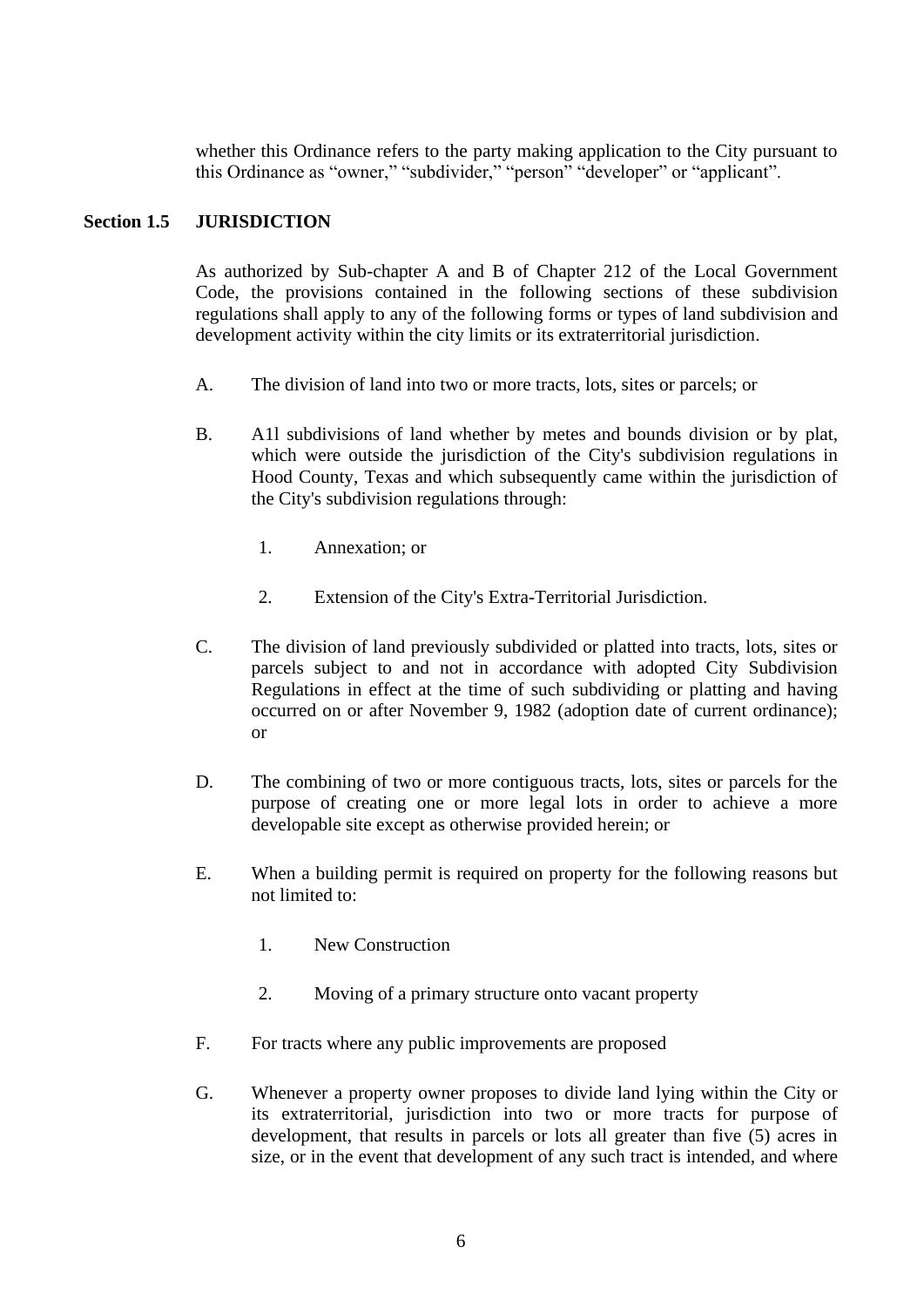whether this Ordinance refers to the party making application to the City pursuant to this Ordinance as “owner,” “subdivider,” “person” “developer” or “applicant”.

**Section 1.5 JURISDICTION**

As authorized by Sub-chapter A and B of Chapter 212 of the Local Government Code, the provisions contained in the following sections of these subdivision regulations shall apply to any of the following forms or types of land subdivision and development activity within the city limits or its extraterritorial jurisdiction.

A. The division of land into two or more tracts, lots, sites or parcels; or

B. A1l subdivisions of land whether by metes and bounds division or by plat, which were outside the jurisdiction of the City's subdivision regulations in Hood County, Texas and which subsequently came within the jurisdiction of the City's subdivision regulations through:

1. Annexation; or

2. Extension of the City's Extra-Territorial Jurisdiction.

C. The division of land previously subdivided or platted into tracts, lots, sites or parcels subject to and not in accordance with adopted City Subdivision Regulations in effect at the time of such subdividing or platting and having occurred on or after November 9, 1982 (adoption date of current ordinance); or

D. The combining of two or more contiguous tracts, lots, sites or parcels for the purpose of creating one or more legal lots in order to achieve a more developable site except as otherwise provided herein; or

E. When a building permit is required on property for the following reasons but not limited to:

1. New Construction

2. Moving of a primary structure onto vacant property

F. For tracts where any public improvements are proposed

G. Whenever a property owner proposes to divide land lying within the City or its extraterritorial, jurisdiction into two or more tracts for purpose of development, that results in parcels or lots all greater than five (5) acres in size, or in the event that development of any such tract is intended, and where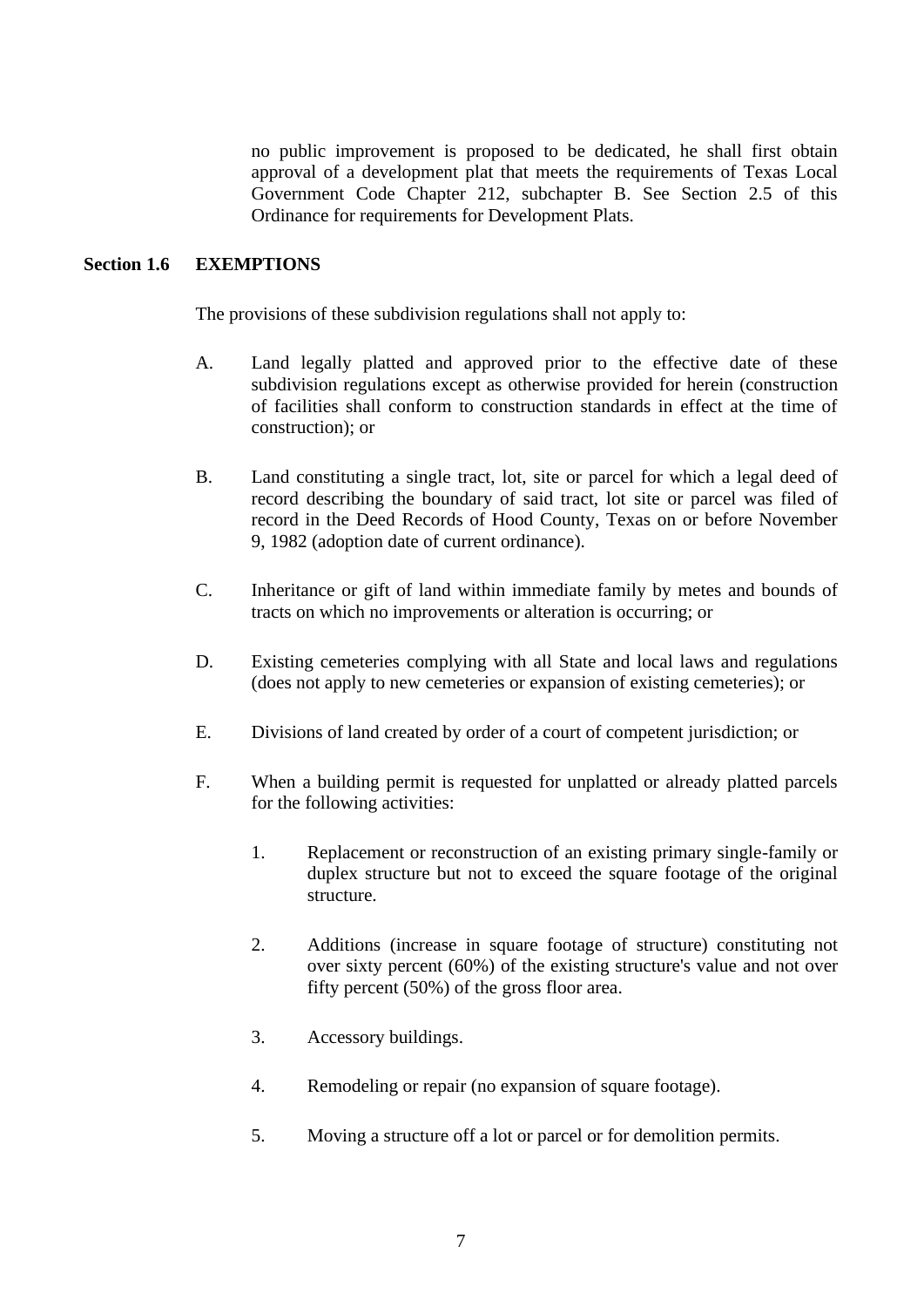no public improvement is proposed to be dedicated, he shall first obtain approval of a development plat that meets the requirements of Texas Local Government Code Chapter 212, subchapter B. See Section 2.5 of this Ordinance for requirements for Development Plats.

## Section 1.6 EXEMPTIONS

The provisions of these subdivision regulations shall not apply to:

A. Land legally platted and approved prior to the effective date of these subdivision regulations except as otherwise provided for herein (construction of facilities shall conform to construction standards in effect at the time of construction); or

B. Land constituting a single tract, lot, site or parcel for which a legal deed of record describing the boundary of said tract, lot site or parcel was filed of record in the Deed Records of Hood County, Texas on or before November 9, 1982 (adoption date of current ordinance).

C. Inheritance or gift of land within immediate family by metes and bounds of tracts on which no improvements or alteration is occurring; or

D. Existing cemeteries complying with all State and local laws and regulations (does not apply to new cemeteries or expansion of existing cemeteries); or

E. Divisions of land created by order of a court of competent jurisdiction; or

F. When a building permit is requested for unplatted or already platted parcels for the following activities:

   1. Replacement or reconstruction of an existing primary single-family or duplex structure but not to exceed the square footage of the original structure.

   2. Additions (increase in square footage of structure) constituting not over sixty percent (60%) of the existing structure's value and not over fifty percent (50%) of the gross floor area.

   3. Accessory buildings.

   4. Remodeling or repair (no expansion of square footage).

   5. Moving a structure off a lot or parcel or for demolition permits.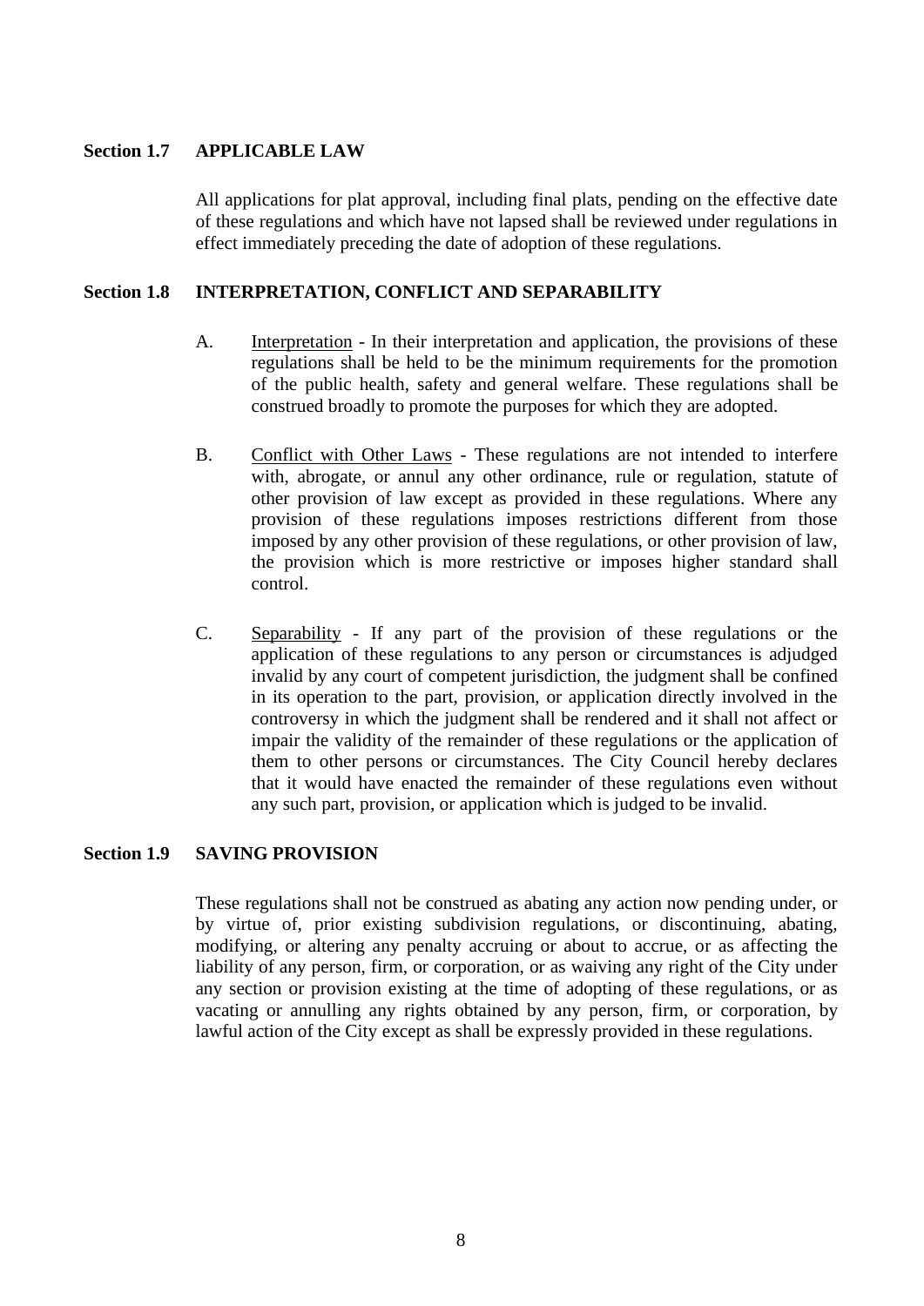## Section 1.7 APPLICABLE LAW

All applications for plat approval, including final plats, pending on the effective date of these regulations and which have not lapsed shall be reviewed under regulations in effect immediately preceding the date of adoption of these regulations.

## Section 1.8 INTERPRETATION, CONFLICT AND SEPARABILITY

A. Interpretation - In their interpretation and application, the provisions of these regulations shall be held to be the minimum requirements for the promotion of the public health, safety and general welfare. These regulations shall be construed broadly to promote the purposes for which they are adopted.

B. Conflict with Other Laws - These regulations are not intended to interfere with, abrogate, or annul any other ordinance, rule or regulation, statute of other provision of law except as provided in these regulations. Where any provision of these regulations imposes restrictions different from those imposed by any other provision of these regulations, or other provision of law, the provision which is more restrictive or imposes higher standard shall control.

C. Separability - If any part of the provision of these regulations or the application of these regulations to any person or circumstances is adjudged invalid by any court of competent jurisdiction, the judgment shall be confined in its operation to the part, provision, or application directly involved in the controversy in which the judgment shall be rendered and it shall not affect or impair the validity of the remainder of these regulations or the application of them to other persons or circumstances. The City Council hereby declares that it would have enacted the remainder of these regulations even without any such part, provision, or application which is judged to be invalid.

## Section 1.9 SAVING PROVISION

These regulations shall not be construed as abating any action now pending under, or by virtue of, prior existing subdivision regulations, or discontinuing, abating, modifying, or altering any penalty accruing or about to accrue, or as affecting the liability of any person, firm, or corporation, or as waiving any right of the City under any section or provision existing at the time of adopting of these regulations, or as vacating or annulling any rights obtained by any person, firm, or corporation, by lawful action of the City except as shall be expressly provided in these regulations.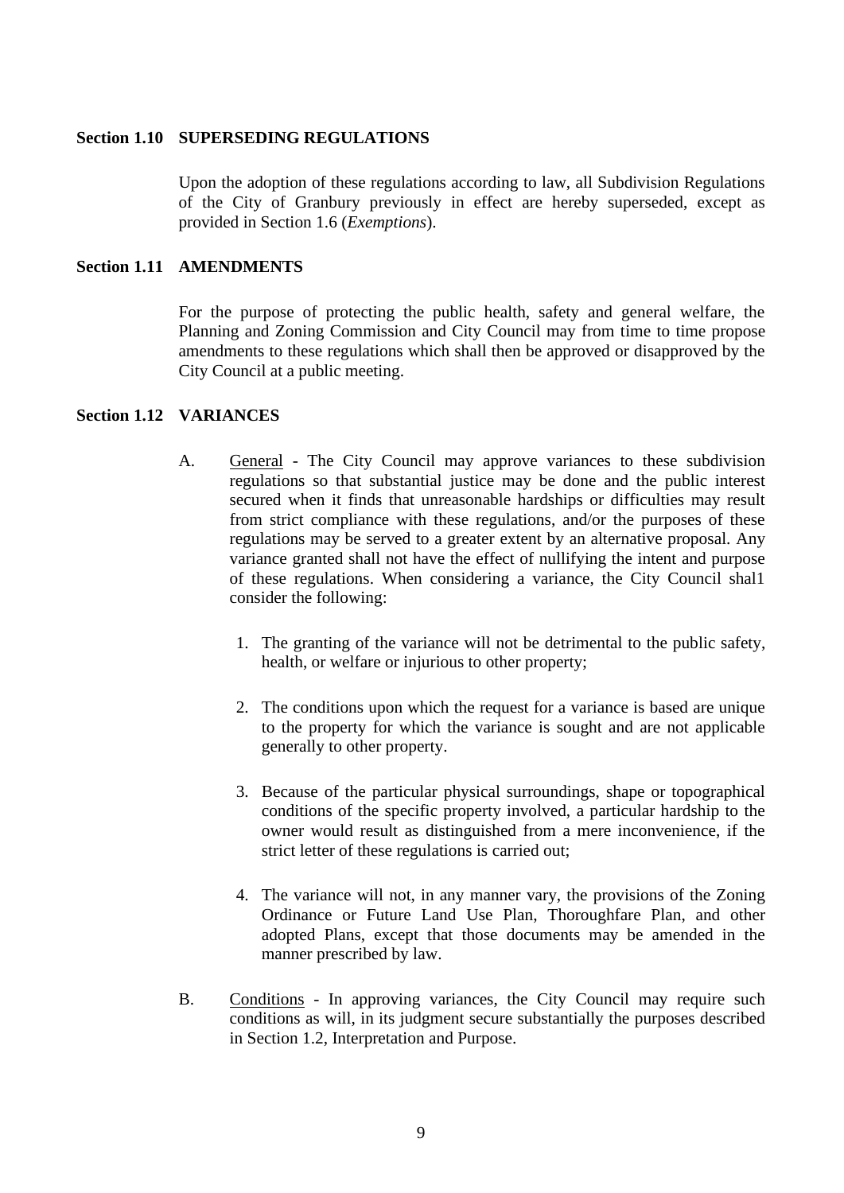**Section 1.10 SUPERSEDING REGULATIONS**

Upon the adoption of these regulations according to law, all Subdivision Regulations of the City of Granbury previously in effect are hereby superseded, except as provided in Section 1.6 (*Exemptions*).

**Section 1.11 AMENDMENTS**

For the purpose of protecting the public health, safety and general welfare, the Planning and Zoning Commission and City Council may from time to time propose amendments to these regulations which shall then be approved or disapproved by the City Council at a public meeting.

**Section 1.12 VARIANCES**

A. General - The City Council may approve variances to these subdivision regulations so that substantial justice may be done and the public interest secured when it finds that unreasonable hardships or difficulties may result from strict compliance with these regulations, and/or the purposes of these regulations may be served to a greater extent by an alternative proposal. Any variance granted shall not have the effect of nullifying the intent and purpose of these regulations. When considering a variance, the City Council shal1 consider the following:

1. The granting of the variance will not be detrimental to the public safety, health, or welfare or injurious to other property;

2. The conditions upon which the request for a variance is based are unique to the property for which the variance is sought and are not applicable generally to other property.

3. Because of the particular physical surroundings, shape or topographical conditions of the specific property involved, a particular hardship to the owner would result as distinguished from a mere inconvenience, if the strict letter of these regulations is carried out;

4. The variance will not, in any manner vary, the provisions of the Zoning Ordinance or Future Land Use Plan, Thoroughfare Plan, and other adopted Plans, except that those documents may be amended in the manner prescribed by law.

B. Conditions - In approving variances, the City Council may require such conditions as will, in its judgment secure substantially the purposes described in Section 1.2, Interpretation and Purpose.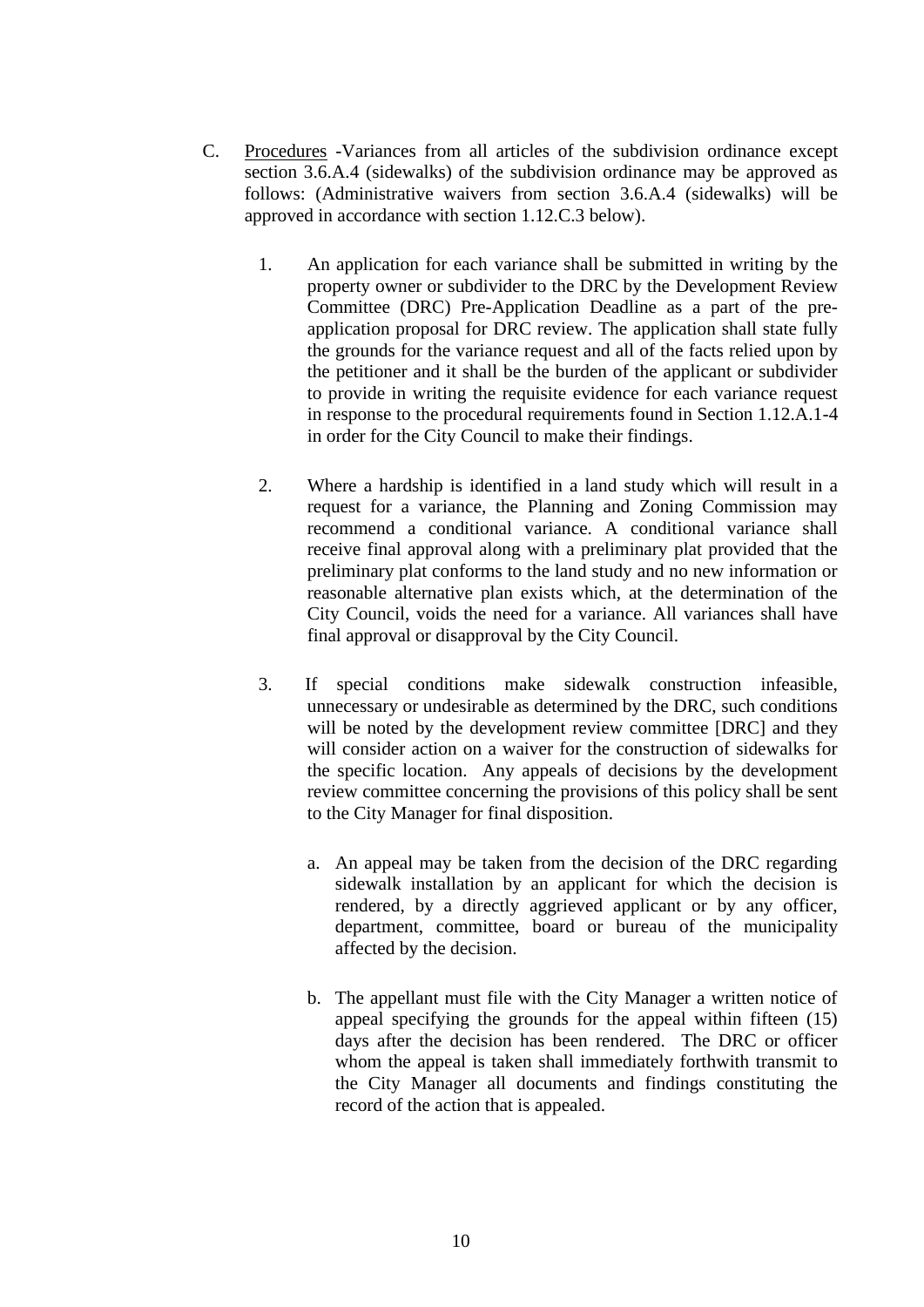C. <u>Procedures</u> -Variances from all articles of the subdivision ordinance except section 3.6.A.4 (sidewalks) of the subdivision ordinance may be approved as follows: (Administrative waivers from section 3.6.A.4 (sidewalks) will be approved in accordance with section 1.12.C.3 below).

1. An application for each variance shall be submitted in writing by the property owner or subdivider to the DRC by the Development Review Committee (DRC) Pre-Application Deadline as a part of the pre-application proposal for DRC review. The application shall state fully the grounds for the variance request and all of the facts relied upon by the petitioner and it shall be the burden of the applicant or subdivider to provide in writing the requisite evidence for each variance request in response to the procedural requirements found in Section 1.12.A.1-4 in order for the City Council to make their findings.

2. Where a hardship is identified in a land study which will result in a request for a variance, the Planning and Zoning Commission may recommend a conditional variance. A conditional variance shall receive final approval along with a preliminary plat provided that the preliminary plat conforms to the land study and no new information or reasonable alternative plan exists which, at the determination of the City Council, voids the need for a variance. All variances shall have final approval or disapproval by the City Council.

3. If special conditions make sidewalk construction infeasible, unnecessary or undesirable as determined by the DRC, such conditions will be noted by the development review committee [DRC] and they will consider action on a waiver for the construction of sidewalks for the specific location. Any appeals of decisions by the development review committee concerning the provisions of this policy shall be sent to the City Manager for final disposition.

   a. An appeal may be taken from the decision of the DRC regarding sidewalk installation by an applicant for which the decision is rendered, by a directly aggrieved applicant or by any officer, department, committee, board or bureau of the municipality affected by the decision.

   b. The appellant must file with the City Manager a written notice of appeal specifying the grounds for the appeal within fifteen (15) days after the decision has been rendered. The DRC or officer whom the appeal is taken shall immediately forthwith transmit to the City Manager all documents and findings constituting the record of the action that is appealed.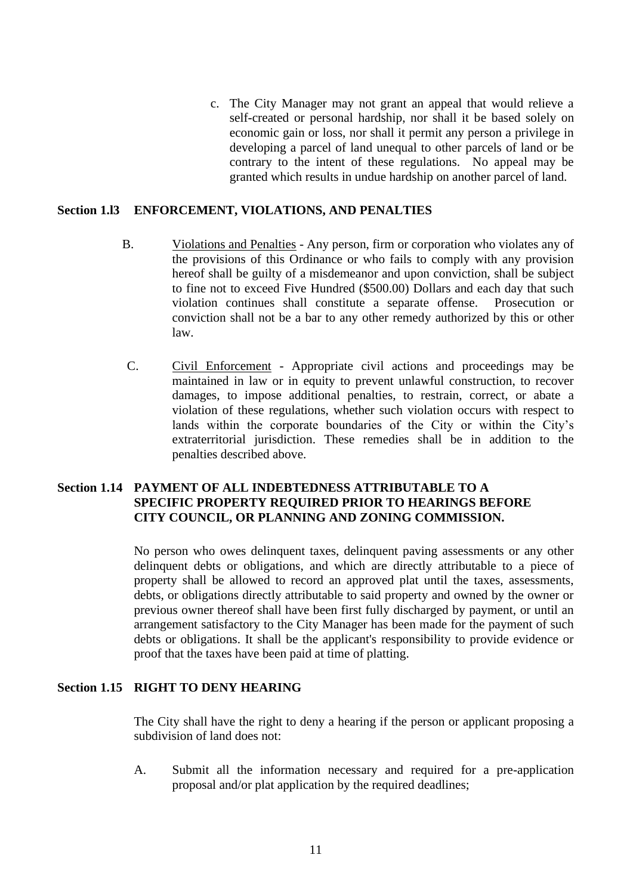c. The City Manager may not grant an appeal that would relieve a self-created or personal hardship, nor shall it be based solely on economic gain or loss, nor shall it permit any person a privilege in developing a parcel of land unequal to other parcels of land or be contrary to the intent of these regulations. No appeal may be granted which results in undue hardship on another parcel of land.

## Section 1.l3 ENFORCEMENT, VIOLATIONS, AND PENALTIES

B. Violations and Penalties - Any person, firm or corporation who violates any of the provisions of this Ordinance or who fails to comply with any provision hereof shall be guilty of a misdemeanor and upon conviction, shall be subject to fine not to exceed Five Hundred ($500.00) Dollars and each day that such violation continues shall constitute a separate offense. Prosecution or conviction shall not be a bar to any other remedy authorized by this or other law.

C. Civil Enforcement - Appropriate civil actions and proceedings may be maintained in law or in equity to prevent unlawful construction, to recover damages, to impose additional penalties, to restrain, correct, or abate a violation of these regulations, whether such violation occurs with respect to lands within the corporate boundaries of the City or within the City's extraterritorial jurisdiction. These remedies shall be in addition to the penalties described above.

## Section 1.14 PAYMENT OF ALL INDEBTEDNESS ATTRIBUTABLE TO A SPECIFIC PROPERTY REQUIRED PRIOR TO HEARINGS BEFORE CITY COUNCIL, OR PLANNING AND ZONING COMMISSION.

No person who owes delinquent taxes, delinquent paving assessments or any other delinquent debts or obligations, and which are directly attributable to a piece of property shall be allowed to record an approved plat until the taxes, assessments, debts, or obligations directly attributable to said property and owned by the owner or previous owner thereof shall have been first fully discharged by payment, or until an arrangement satisfactory to the City Manager has been made for the payment of such debts or obligations. It shall be the applicant's responsibility to provide evidence or proof that the taxes have been paid at time of platting.

## Section 1.15 RIGHT TO DENY HEARING

The City shall have the right to deny a hearing if the person or applicant proposing a subdivision of land does not:

A. Submit all the information necessary and required for a pre-application proposal and/or plat application by the required deadlines;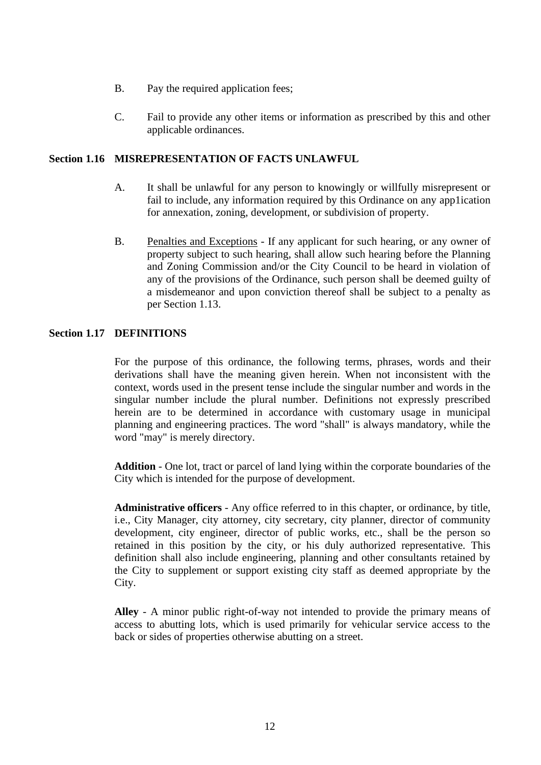B. Pay the required application fees;

C. Fail to provide any other items or information as prescribed by this and other applicable ordinances.

### Section 1.16 MISREPRESENTATION OF FACTS UNLAWFUL

A. It shall be unlawful for any person to knowingly or willfully misrepresent or fail to include, any information required by this Ordinance on any app1ication for annexation, zoning, development, or subdivision of property.

B. Penalties and Exceptions - If any applicant for such hearing, or any owner of property subject to such hearing, shall allow such hearing before the Planning and Zoning Commission and/or the City Council to be heard in violation of any of the provisions of the Ordinance, such person shall be deemed guilty of a misdemeanor and upon conviction thereof shall be subject to a penalty as per Section 1.13.

### Section 1.17 DEFINITIONS

For the purpose of this ordinance, the following terms, phrases, words and their derivations shall have the meaning given herein. When not inconsistent with the context, words used in the present tense include the singular number and words in the singular number include the plural number. Definitions not expressly prescribed herein are to be determined in accordance with customary usage in municipal planning and engineering practices. The word "shall" is always mandatory, while the word "may" is merely directory.

**Addition** - One lot, tract or parcel of land lying within the corporate boundaries of the City which is intended for the purpose of development.

**Administrative officers** - Any office referred to in this chapter, or ordinance, by title, i.e., City Manager, city attorney, city secretary, city planner, director of community development, city engineer, director of public works, etc., shall be the person so retained in this position by the city, or his duly authorized representative. This definition shall also include engineering, planning and other consultants retained by the City to supplement or support existing city staff as deemed appropriate by the City.

**Alley** - A minor public right-of-way not intended to provide the primary means of access to abutting lots, which is used primarily for vehicular service access to the back or sides of properties otherwise abutting on a street.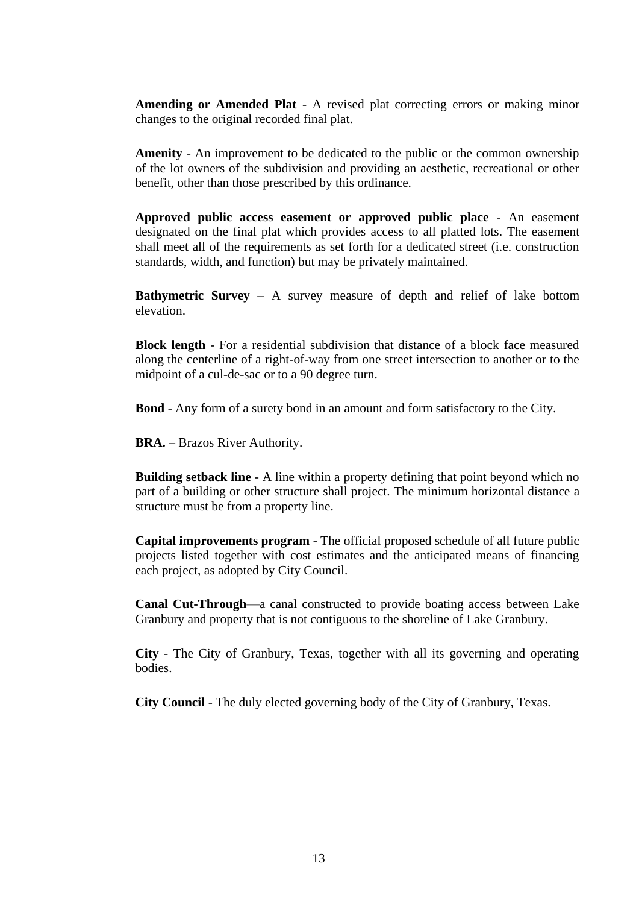**Amending or Amended Plat** - A revised plat correcting errors or making minor changes to the original recorded final plat.

**Amenity** - An improvement to be dedicated to the public or the common ownership of the lot owners of the subdivision and providing an aesthetic, recreational or other benefit, other than those prescribed by this ordinance.

**Approved public access easement or approved public place** - An easement designated on the final plat which provides access to all platted lots. The easement shall meet all of the requirements as set forth for a dedicated street (i.e. construction standards, width, and function) but may be privately maintained.

**Bathymetric Survey** – A survey measure of depth and relief of lake bottom elevation.

**Block length** - For a residential subdivision that distance of a block face measured along the centerline of a right-of-way from one street intersection to another or to the midpoint of a cul-de-sac or to a 90 degree turn.

**Bond** - Any form of a surety bond in an amount and form satisfactory to the City.

**BRA.** – Brazos River Authority.

**Building setback line** - A line within a property defining that point beyond which no part of a building or other structure shall project. The minimum horizontal distance a structure must be from a property line.

**Capital improvements program** - The official proposed schedule of all future public projects listed together with cost estimates and the anticipated means of financing each project, as adopted by City Council.

**Canal Cut-Through**—a canal constructed to provide boating access between Lake Granbury and property that is not contiguous to the shoreline of Lake Granbury.

**City** - The City of Granbury, Texas, together with all its governing and operating bodies.

**City Council** - The duly elected governing body of the City of Granbury, Texas.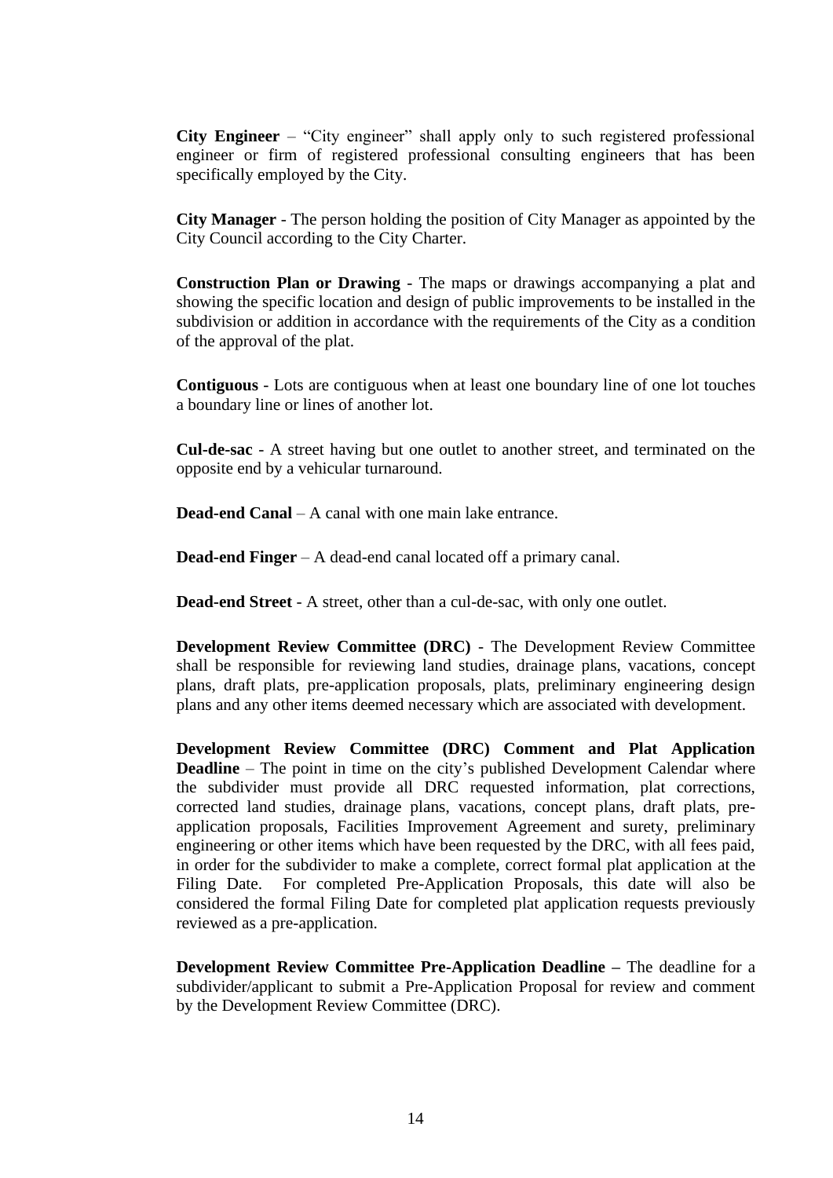**City Engineer** – "City engineer" shall apply only to such registered professional engineer or firm of registered professional consulting engineers that has been specifically employed by the City.

**City Manager** - The person holding the position of City Manager as appointed by the City Council according to the City Charter.

**Construction Plan or Drawing** - The maps or drawings accompanying a plat and showing the specific location and design of public improvements to be installed in the subdivision or addition in accordance with the requirements of the City as a condition of the approval of the plat.

**Contiguous** - Lots are contiguous when at least one boundary line of one lot touches a boundary line or lines of another lot.

**Cul-de-sac** - A street having but one outlet to another street, and terminated on the opposite end by a vehicular turnaround.

**Dead-end Canal** – A canal with one main lake entrance.

**Dead-end Finger** – A dead-end canal located off a primary canal.

**Dead-end Street** - A street, other than a cul-de-sac, with only one outlet.

**Development Review Committee (DRC)** - The Development Review Committee shall be responsible for reviewing land studies, drainage plans, vacations, concept plans, draft plats, pre-application proposals, plats, preliminary engineering design plans and any other items deemed necessary which are associated with development.

**Development Review Committee (DRC) Comment and Plat Application Deadline** – The point in time on the city's published Development Calendar where the subdivider must provide all DRC requested information, plat corrections, corrected land studies, drainage plans, vacations, concept plans, draft plats, pre-application proposals, Facilities Improvement Agreement and surety, preliminary engineering or other items which have been requested by the DRC, with all fees paid, in order for the subdivider to make a complete, correct formal plat application at the Filing Date. For completed Pre-Application Proposals, this date will also be considered the formal Filing Date for completed plat application requests previously reviewed as a pre-application.

**Development Review Committee Pre-Application Deadline –** The deadline for a subdivider/applicant to submit a Pre-Application Proposal for review and comment by the Development Review Committee (DRC).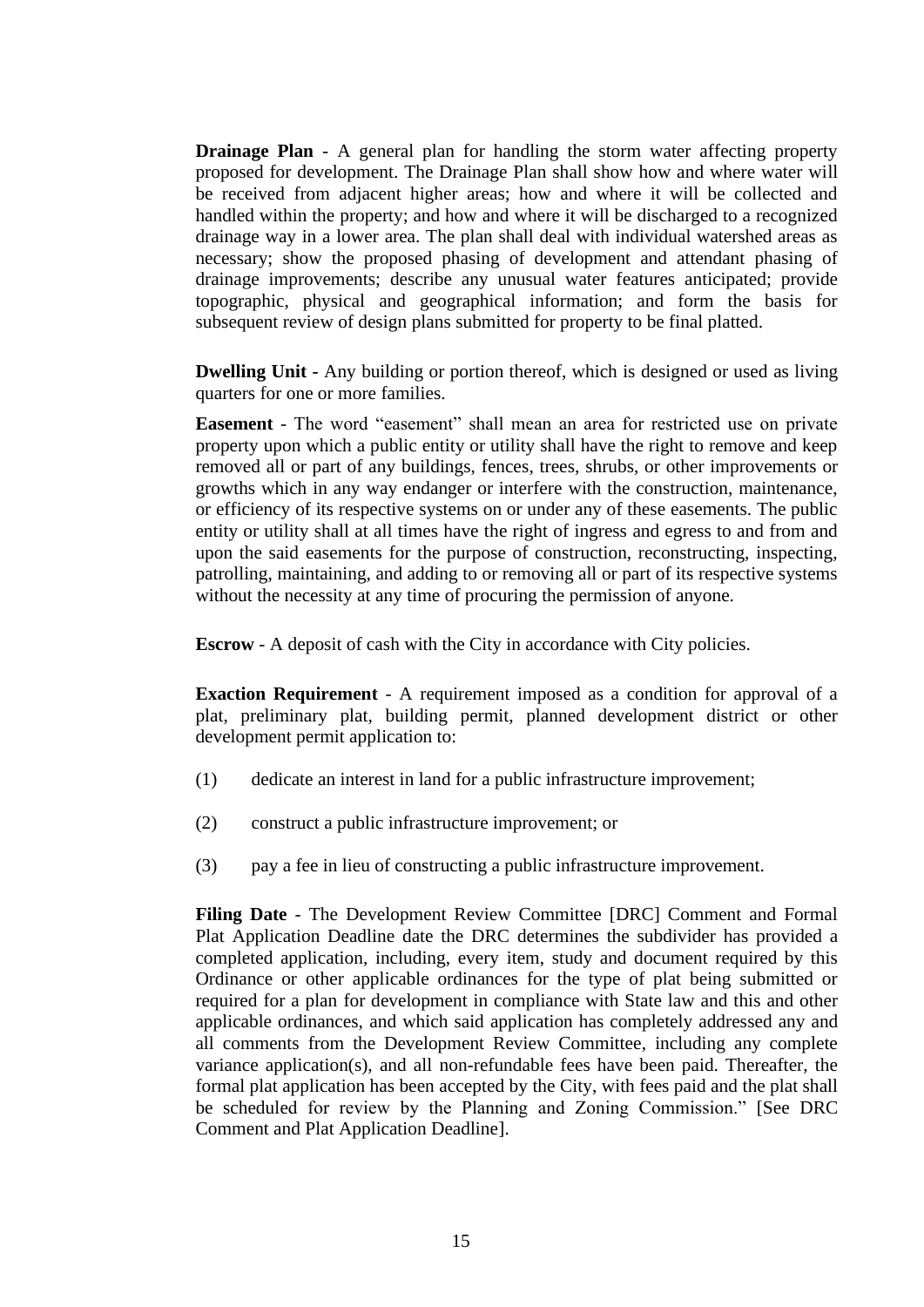**Drainage Plan** - A general plan for handling the storm water affecting property proposed for development. The Drainage Plan shall show how and where water will be received from adjacent higher areas; how and where it will be collected and handled within the property; and how and where it will be discharged to a recognized drainage way in a lower area. The plan shall deal with individual watershed areas as necessary; show the proposed phasing of development and attendant phasing of drainage improvements; describe any unusual water features anticipated; provide topographic, physical and geographical information; and form the basis for subsequent review of design plans submitted for property to be final platted.

**Dwelling Unit** - Any building or portion thereof, which is designed or used as living quarters for one or more families.

**Easement** - The word "easement" shall mean an area for restricted use on private property upon which a public entity or utility shall have the right to remove and keep removed all or part of any buildings, fences, trees, shrubs, or other improvements or growths which in any way endanger or interfere with the construction, maintenance, or efficiency of its respective systems on or under any of these easements. The public entity or utility shall at all times have the right of ingress and egress to and from and upon the said easements for the purpose of construction, reconstructing, inspecting, patrolling, maintaining, and adding to or removing all or part of its respective systems without the necessity at any time of procuring the permission of anyone.

**Escrow** - A deposit of cash with the City in accordance with City policies.

**Exaction Requirement** - A requirement imposed as a condition for approval of a plat, preliminary plat, building permit, planned development district or other development permit application to:

(1) dedicate an interest in land for a public infrastructure improvement;

(2) construct a public infrastructure improvement; or

(3) pay a fee in lieu of constructing a public infrastructure improvement.

**Filing Date** - The Development Review Committee [DRC] Comment and Formal Plat Application Deadline date the DRC determines the subdivider has provided a completed application, including, every item, study and document required by this Ordinance or other applicable ordinances for the type of plat being submitted or required for a plan for development in compliance with State law and this and other applicable ordinances, and which said application has completely addressed any and all comments from the Development Review Committee, including any complete variance application(s), and all non-refundable fees have been paid. Thereafter, the formal plat application has been accepted by the City, with fees paid and the plat shall be scheduled for review by the Planning and Zoning Commission." [See DRC Comment and Plat Application Deadline].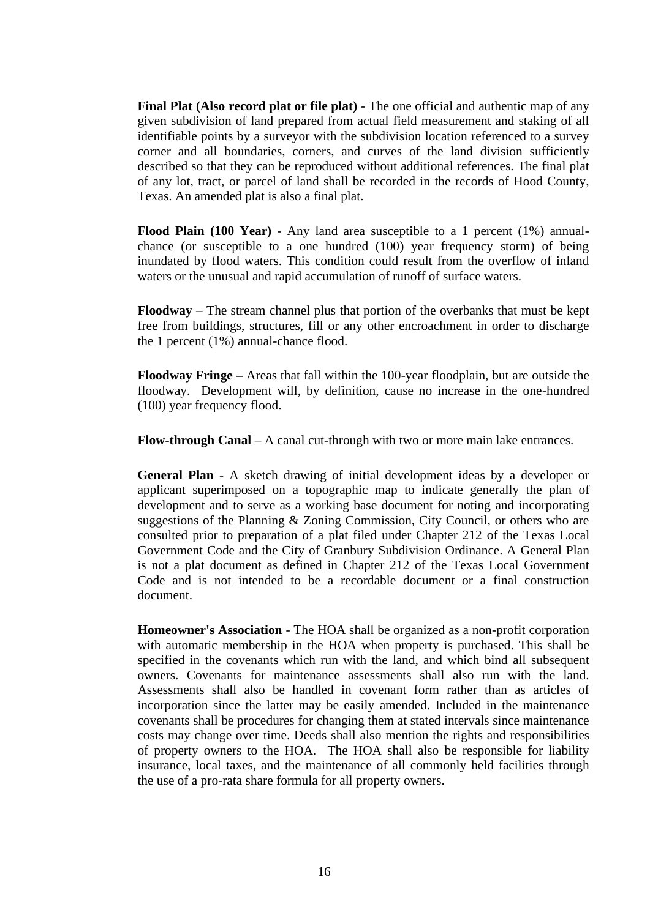**Final Plat (Also record plat or file plat)** - The one official and authentic map of any given subdivision of land prepared from actual field measurement and staking of all identifiable points by a surveyor with the subdivision location referenced to a survey corner and all boundaries, corners, and curves of the land division sufficiently described so that they can be reproduced without additional references. The final plat of any lot, tract, or parcel of land shall be recorded in the records of Hood County, Texas. An amended plat is also a final plat.

**Flood Plain (100 Year)** - Any land area susceptible to a 1 percent (1%) annual-chance (or susceptible to a one hundred (100) year frequency storm) of being inundated by flood waters. This condition could result from the overflow of inland waters or the unusual and rapid accumulation of runoff of surface waters.

**Floodway** – The stream channel plus that portion of the overbanks that must be kept free from buildings, structures, fill or any other encroachment in order to discharge the 1 percent (1%) annual-chance flood.

**Floodway Fringe –** Areas that fall within the 100-year floodplain, but are outside the floodway. Development will, by definition, cause no increase in the one-hundred (100) year frequency flood.

**Flow-through Canal** – A canal cut-through with two or more main lake entrances.

**General Plan** - A sketch drawing of initial development ideas by a developer or applicant superimposed on a topographic map to indicate generally the plan of development and to serve as a working base document for noting and incorporating suggestions of the Planning & Zoning Commission, City Council, or others who are consulted prior to preparation of a plat filed under Chapter 212 of the Texas Local Government Code and the City of Granbury Subdivision Ordinance. A General Plan is not a plat document as defined in Chapter 212 of the Texas Local Government Code and is not intended to be a recordable document or a final construction document.

**Homeowner's Association** - The HOA shall be organized as a non-profit corporation with automatic membership in the HOA when property is purchased. This shall be specified in the covenants which run with the land, and which bind all subsequent owners. Covenants for maintenance assessments shall also run with the land. Assessments shall also be handled in covenant form rather than as articles of incorporation since the latter may be easily amended. Included in the maintenance covenants shall be procedures for changing them at stated intervals since maintenance costs may change over time. Deeds shall also mention the rights and responsibilities of property owners to the HOA. The HOA shall also be responsible for liability insurance, local taxes, and the maintenance of all commonly held facilities through the use of a pro-rata share formula for all property owners.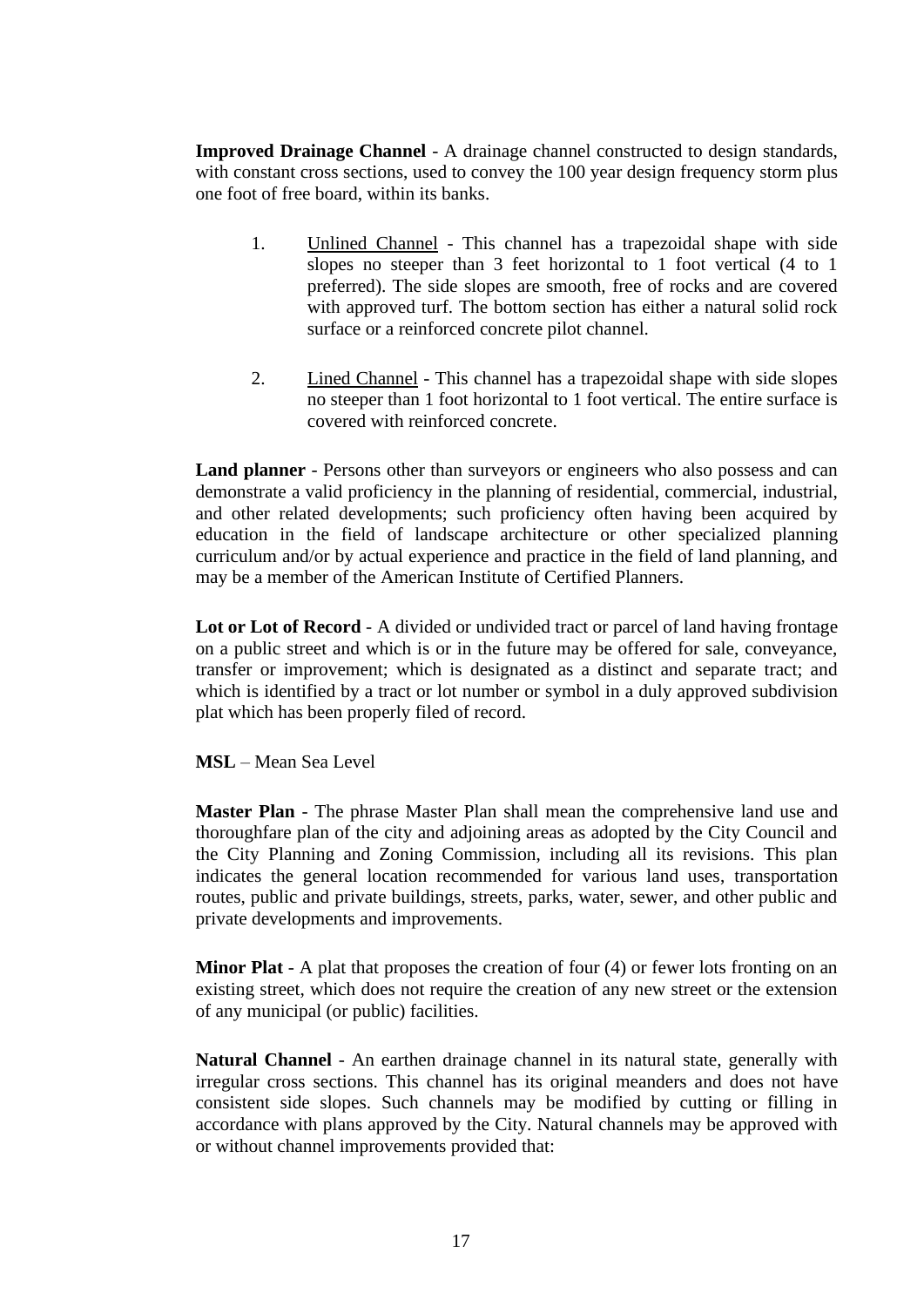**Improved Drainage Channel** - A drainage channel constructed to design standards, with constant cross sections, used to convey the 100 year design frequency storm plus one foot of free board, within its banks.

1. Unlined Channel - This channel has a trapezoidal shape with side slopes no steeper than 3 feet horizontal to 1 foot vertical (4 to 1 preferred). The side slopes are smooth, free of rocks and are covered with approved turf. The bottom section has either a natural solid rock surface or a reinforced concrete pilot channel.

2. Lined Channel - This channel has a trapezoidal shape with side slopes no steeper than 1 foot horizontal to 1 foot vertical. The entire surface is covered with reinforced concrete.

**Land planner** - Persons other than surveyors or engineers who also possess and can demonstrate a valid proficiency in the planning of residential, commercial, industrial, and other related developments; such proficiency often having been acquired by education in the field of landscape architecture or other specialized planning curriculum and/or by actual experience and practice in the field of land planning, and may be a member of the American Institute of Certified Planners.

**Lot or Lot of Record** - A divided or undivided tract or parcel of land having frontage on a public street and which is or in the future may be offered for sale, conveyance, transfer or improvement; which is designated as a distinct and separate tract; and which is identified by a tract or lot number or symbol in a duly approved subdivision plat which has been properly filed of record.

**MSL** – Mean Sea Level

**Master Plan** - The phrase Master Plan shall mean the comprehensive land use and thoroughfare plan of the city and adjoining areas as adopted by the City Council and the City Planning and Zoning Commission, including all its revisions. This plan indicates the general location recommended for various land uses, transportation routes, public and private buildings, streets, parks, water, sewer, and other public and private developments and improvements.

**Minor Plat** - A plat that proposes the creation of four (4) or fewer lots fronting on an existing street, which does not require the creation of any new street or the extension of any municipal (or public) facilities.

**Natural Channel** - An earthen drainage channel in its natural state, generally with irregular cross sections. This channel has its original meanders and does not have consistent side slopes. Such channels may be modified by cutting or filling in accordance with plans approved by the City. Natural channels may be approved with or without channel improvements provided that: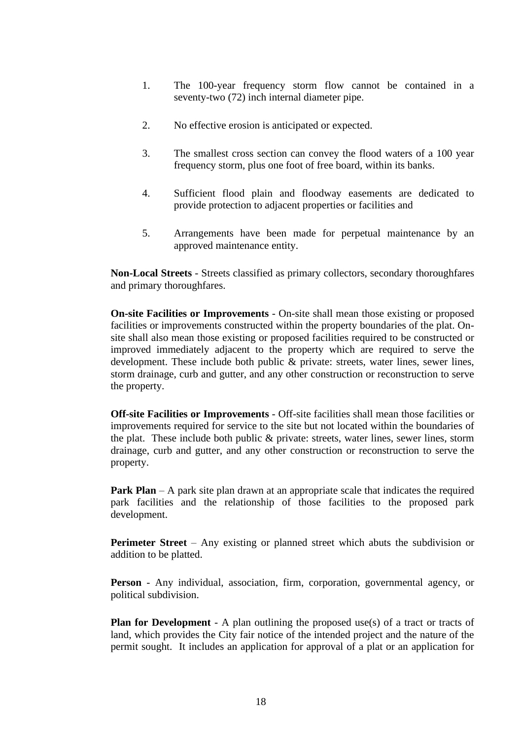1. The 100-year frequency storm flow cannot be contained in a seventy-two (72) inch internal diameter pipe.

2. No effective erosion is anticipated or expected.

3. The smallest cross section can convey the flood waters of a 100 year frequency storm, plus one foot of free board, within its banks.

4. Sufficient flood plain and floodway easements are dedicated to provide protection to adjacent properties or facilities and

5. Arrangements have been made for perpetual maintenance by an approved maintenance entity.

**Non-Local Streets** - Streets classified as primary collectors, secondary thoroughfares and primary thoroughfares.

**On-site Facilities or Improvements** - On-site shall mean those existing or proposed facilities or improvements constructed within the property boundaries of the plat. On-site shall also mean those existing or proposed facilities required to be constructed or improved immediately adjacent to the property which are required to serve the development. These include both public & private: streets, water lines, sewer lines, storm drainage, curb and gutter, and any other construction or reconstruction to serve the property.

**Off-site Facilities or Improvements** - Off-site facilities shall mean those facilities or improvements required for service to the site but not located within the boundaries of the plat. These include both public & private: streets, water lines, sewer lines, storm drainage, curb and gutter, and any other construction or reconstruction to serve the property.

**Park Plan** – A park site plan drawn at an appropriate scale that indicates the required park facilities and the relationship of those facilities to the proposed park development.

**Perimeter Street** – Any existing or planned street which abuts the subdivision or addition to be platted.

**Person** - Any individual, association, firm, corporation, governmental agency, or political subdivision.

**Plan for Development** - A plan outlining the proposed use(s) of a tract or tracts of land, which provides the City fair notice of the intended project and the nature of the permit sought. It includes an application for approval of a plat or an application for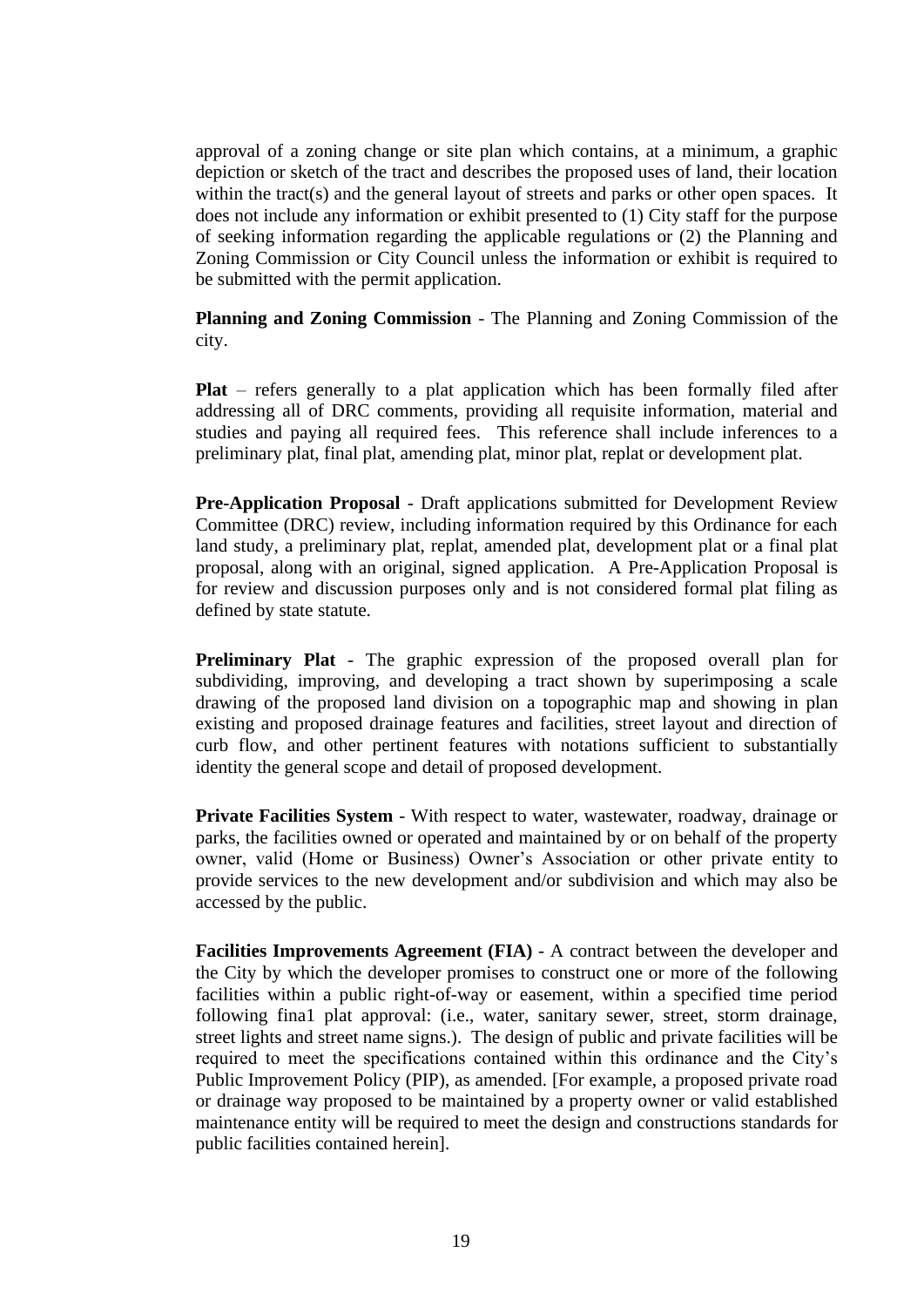approval of a zoning change or site plan which contains, at a minimum, a graphic depiction or sketch of the tract and describes the proposed uses of land, their location within the tract(s) and the general layout of streets and parks or other open spaces. It does not include any information or exhibit presented to (1) City staff for the purpose of seeking information regarding the applicable regulations or (2) the Planning and Zoning Commission or City Council unless the information or exhibit is required to be submitted with the permit application.

**Planning and Zoning Commission** - The Planning and Zoning Commission of the city.

**Plat** – refers generally to a plat application which has been formally filed after addressing all of DRC comments, providing all requisite information, material and studies and paying all required fees. This reference shall include inferences to a preliminary plat, final plat, amending plat, minor plat, replat or development plat.

**Pre-Application Proposal** - Draft applications submitted for Development Review Committee (DRC) review, including information required by this Ordinance for each land study, a preliminary plat, replat, amended plat, development plat or a final plat proposal, along with an original, signed application. A Pre-Application Proposal is for review and discussion purposes only and is not considered formal plat filing as defined by state statute.

**Preliminary Plat** - The graphic expression of the proposed overall plan for subdividing, improving, and developing a tract shown by superimposing a scale drawing of the proposed land division on a topographic map and showing in plan existing and proposed drainage features and facilities, street layout and direction of curb flow, and other pertinent features with notations sufficient to substantially identity the general scope and detail of proposed development.

**Private Facilities System** - With respect to water, wastewater, roadway, drainage or parks, the facilities owned or operated and maintained by or on behalf of the property owner, valid (Home or Business) Owner's Association or other private entity to provide services to the new development and/or subdivision and which may also be accessed by the public.

**Facilities Improvements Agreement (FIA)** - A contract between the developer and the City by which the developer promises to construct one or more of the following facilities within a public right-of-way or easement, within a specified time period following fina1 plat approval: (i.e., water, sanitary sewer, street, storm drainage, street lights and street name signs.). The design of public and private facilities will be required to meet the specifications contained within this ordinance and the City's Public Improvement Policy (PIP), as amended. [For example, a proposed private road or drainage way proposed to be maintained by a property owner or valid established maintenance entity will be required to meet the design and constructions standards for public facilities contained herein].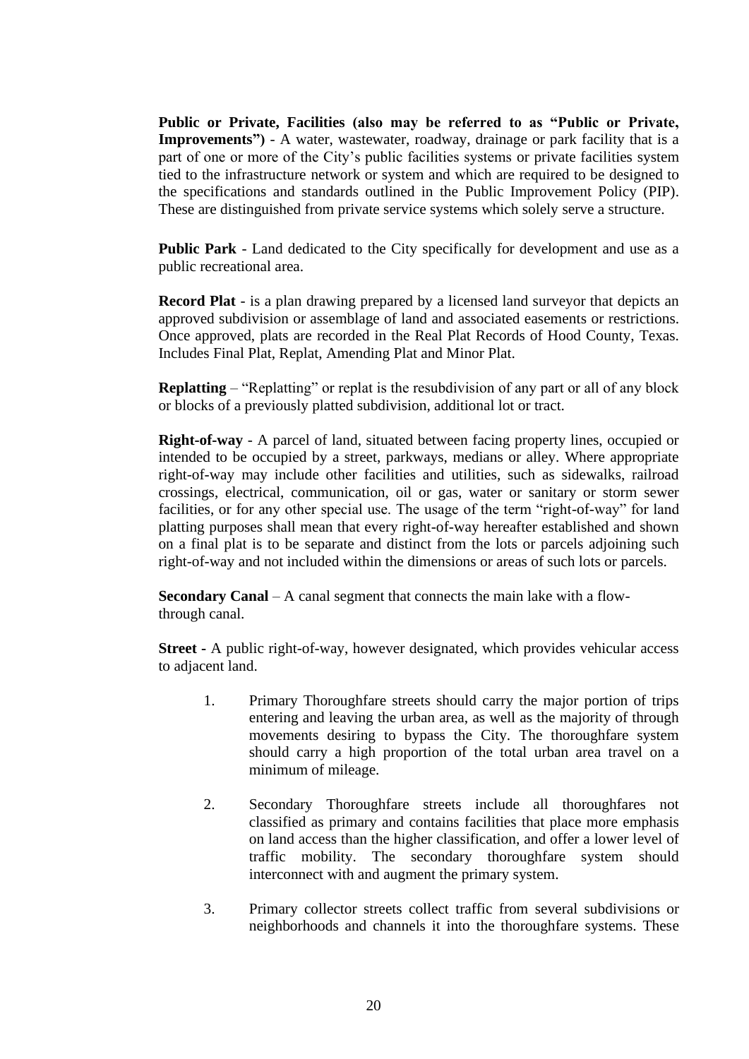**Public or Private, Facilities (also may be referred to as "Public or Private, Improvements")** - A water, wastewater, roadway, drainage or park facility that is a part of one or more of the City's public facilities systems or private facilities system tied to the infrastructure network or system and which are required to be designed to the specifications and standards outlined in the Public Improvement Policy (PIP). These are distinguished from private service systems which solely serve a structure.

**Public Park** - Land dedicated to the City specifically for development and use as a public recreational area.

**Record Plat** - is a plan drawing prepared by a licensed land surveyor that depicts an approved subdivision or assemblage of land and associated easements or restrictions. Once approved, plats are recorded in the Real Plat Records of Hood County, Texas. Includes Final Plat, Replat, Amending Plat and Minor Plat.

**Replatting** – "Replatting" or replat is the resubdivision of any part or all of any block or blocks of a previously platted subdivision, additional lot or tract.

**Right-of-way** - A parcel of land, situated between facing property lines, occupied or intended to be occupied by a street, parkways, medians or alley. Where appropriate right-of-way may include other facilities and utilities, such as sidewalks, railroad crossings, electrical, communication, oil or gas, water or sanitary or storm sewer facilities, or for any other special use. The usage of the term "right-of-way" for land platting purposes shall mean that every right-of-way hereafter established and shown on a final plat is to be separate and distinct from the lots or parcels adjoining such right-of-way and not included within the dimensions or areas of such lots or parcels.

**Secondary Canal** – A canal segment that connects the main lake with a flow-through canal.

**Street** - A public right-of-way, however designated, which provides vehicular access to adjacent land.

1. Primary Thoroughfare streets should carry the major portion of trips entering and leaving the urban area, as well as the majority of through movements desiring to bypass the City. The thoroughfare system should carry a high proportion of the total urban area travel on a minimum of mileage.

2. Secondary Thoroughfare streets include all thoroughfares not classified as primary and contains facilities that place more emphasis on land access than the higher classification, and offer a lower level of traffic mobility. The secondary thoroughfare system should interconnect with and augment the primary system.

3. Primary collector streets collect traffic from several subdivisions or neighborhoods and channels it into the thoroughfare systems. These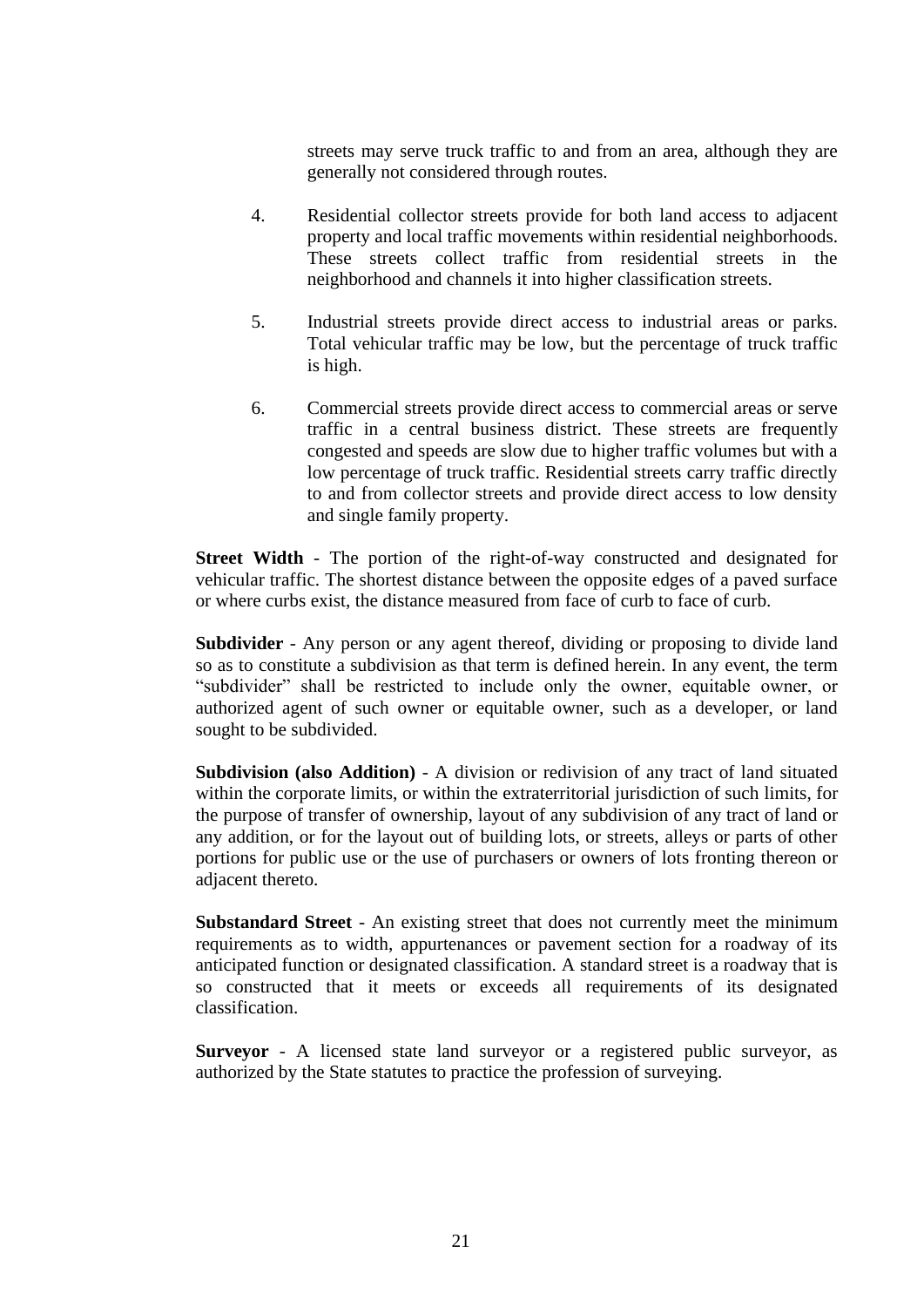streets may serve truck traffic to and from an area, although they are generally not considered through routes.

4. Residential collector streets provide for both land access to adjacent property and local traffic movements within residential neighborhoods. These streets collect traffic from residential streets in the neighborhood and channels it into higher classification streets.

5. Industrial streets provide direct access to industrial areas or parks. Total vehicular traffic may be low, but the percentage of truck traffic is high.

6. Commercial streets provide direct access to commercial areas or serve traffic in a central business district. These streets are frequently congested and speeds are slow due to higher traffic volumes but with a low percentage of truck traffic. Residential streets carry traffic directly to and from collector streets and provide direct access to low density and single family property.

**Street Width** - The portion of the right-of-way constructed and designated for vehicular traffic. The shortest distance between the opposite edges of a paved surface or where curbs exist, the distance measured from face of curb to face of curb.

**Subdivider** - Any person or any agent thereof, dividing or proposing to divide land so as to constitute a subdivision as that term is defined herein. In any event, the term "subdivider" shall be restricted to include only the owner, equitable owner, or authorized agent of such owner or equitable owner, such as a developer, or land sought to be subdivided.

**Subdivision (also Addition)** - A division or redivision of any tract of land situated within the corporate limits, or within the extraterritorial jurisdiction of such limits, for the purpose of transfer of ownership, layout of any subdivision of any tract of land or any addition, or for the layout out of building lots, or streets, alleys or parts of other portions for public use or the use of purchasers or owners of lots fronting thereon or adjacent thereto.

**Substandard Street** - An existing street that does not currently meet the minimum requirements as to width, appurtenances or pavement section for a roadway of its anticipated function or designated classification. A standard street is a roadway that is so constructed that it meets or exceeds all requirements of its designated classification.

**Surveyor** - A licensed state land surveyor or a registered public surveyor, as authorized by the State statutes to practice the profession of surveying.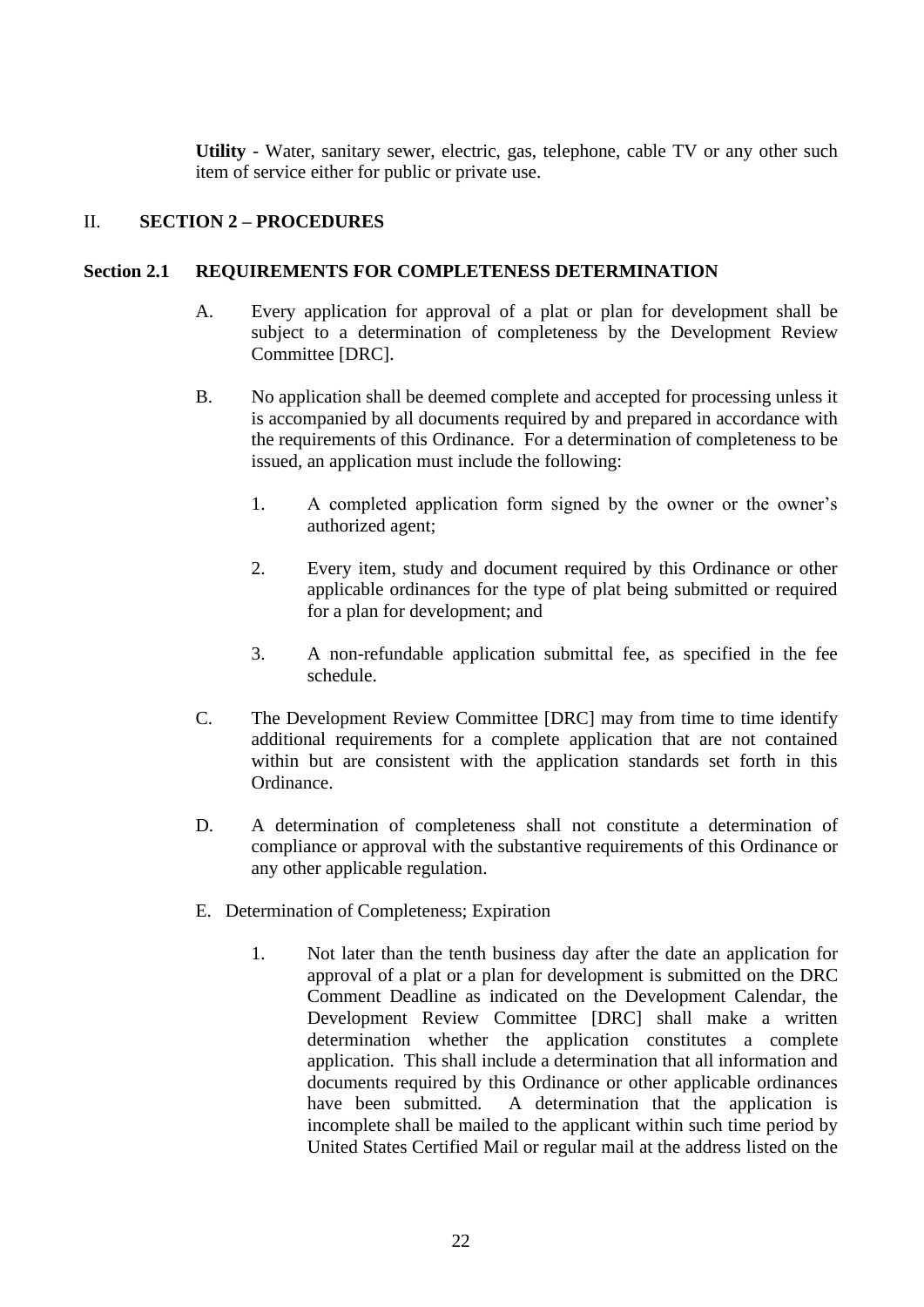**Utility** - Water, sanitary sewer, electric, gas, telephone, cable TV or any other such item of service either for public or private use.

## II. SECTION 2 – PROCEDURES

### Section 2.1 REQUIREMENTS FOR COMPLETENESS DETERMINATION

A. Every application for approval of a plat or plan for development shall be subject to a determination of completeness by the Development Review Committee [DRC].

B. No application shall be deemed complete and accepted for processing unless it is accompanied by all documents required by and prepared in accordance with the requirements of this Ordinance. For a determination of completeness to be issued, an application must include the following:

1. A completed application form signed by the owner or the owner's authorized agent;

2. Every item, study and document required by this Ordinance or other applicable ordinances for the type of plat being submitted or required for a plan for development; and

3. A non-refundable application submittal fee, as specified in the fee schedule.

C. The Development Review Committee [DRC] may from time to time identify additional requirements for a complete application that are not contained within but are consistent with the application standards set forth in this Ordinance.

D. A determination of completeness shall not constitute a determination of compliance or approval with the substantive requirements of this Ordinance or any other applicable regulation.

E. Determination of Completeness; Expiration

1. Not later than the tenth business day after the date an application for approval of a plat or a plan for development is submitted on the DRC Comment Deadline as indicated on the Development Calendar, the Development Review Committee [DRC] shall make a written determination whether the application constitutes a complete application. This shall include a determination that all information and documents required by this Ordinance or other applicable ordinances have been submitted. A determination that the application is incomplete shall be mailed to the applicant within such time period by United States Certified Mail or regular mail at the address listed on the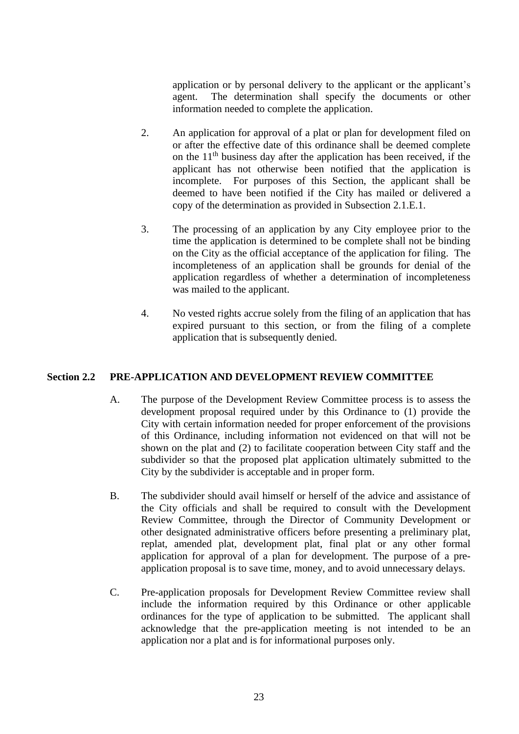application or by personal delivery to the applicant or the applicant's agent. The determination shall specify the documents or other information needed to complete the application.

2. An application for approval of a plat or plan for development filed on or after the effective date of this ordinance shall be deemed complete on the 11th business day after the application has been received, if the applicant has not otherwise been notified that the application is incomplete. For purposes of this Section, the applicant shall be deemed to have been notified if the City has mailed or delivered a copy of the determination as provided in Subsection 2.1.E.1.

3. The processing of an application by any City employee prior to the time the application is determined to be complete shall not be binding on the City as the official acceptance of the application for filing. The incompleteness of an application shall be grounds for denial of the application regardless of whether a determination of incompleteness was mailed to the applicant.

4. No vested rights accrue solely from the filing of an application that has expired pursuant to this section, or from the filing of a complete application that is subsequently denied.

## Section 2.2 PRE-APPLICATION AND DEVELOPMENT REVIEW COMMITTEE

A. The purpose of the Development Review Committee process is to assess the development proposal required under by this Ordinance to (1) provide the City with certain information needed for proper enforcement of the provisions of this Ordinance, including information not evidenced on that will not be shown on the plat and (2) to facilitate cooperation between City staff and the subdivider so that the proposed plat application ultimately submitted to the City by the subdivider is acceptable and in proper form.

B. The subdivider should avail himself or herself of the advice and assistance of the City officials and shall be required to consult with the Development Review Committee, through the Director of Community Development or other designated administrative officers before presenting a preliminary plat, replat, amended plat, development plat, final plat or any other formal application for approval of a plan for development. The purpose of a pre-application proposal is to save time, money, and to avoid unnecessary delays.

C. Pre-application proposals for Development Review Committee review shall include the information required by this Ordinance or other applicable ordinances for the type of application to be submitted. The applicant shall acknowledge that the pre-application meeting is not intended to be an application nor a plat and is for informational purposes only.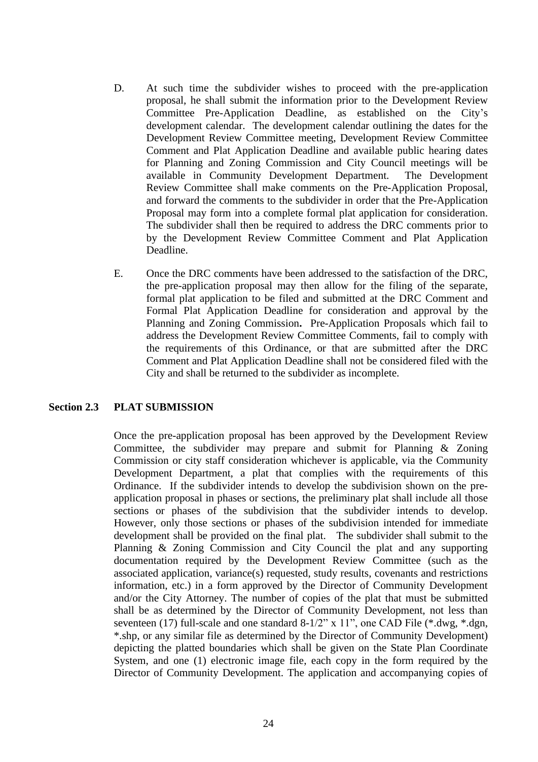D. At such time the subdivider wishes to proceed with the pre-application proposal, he shall submit the information prior to the Development Review Committee Pre-Application Deadline, as established on the City's development calendar. The development calendar outlining the dates for the Development Review Committee meeting, Development Review Committee Comment and Plat Application Deadline and available public hearing dates for Planning and Zoning Commission and City Council meetings will be available in Community Development Department. The Development Review Committee shall make comments on the Pre-Application Proposal, and forward the comments to the subdivider in order that the Pre-Application Proposal may form into a complete formal plat application for consideration. The subdivider shall then be required to address the DRC comments prior to by the Development Review Committee Comment and Plat Application Deadline.

E. Once the DRC comments have been addressed to the satisfaction of the DRC, the pre-application proposal may then allow for the filing of the separate, formal plat application to be filed and submitted at the DRC Comment and Formal Plat Application Deadline for consideration and approval by the Planning and Zoning Commission**.** Pre-Application Proposals which fail to address the Development Review Committee Comments, fail to comply with the requirements of this Ordinance, or that are submitted after the DRC Comment and Plat Application Deadline shall not be considered filed with the City and shall be returned to the subdivider as incomplete.

## Section 2.3 PLAT SUBMISSION

Once the pre-application proposal has been approved by the Development Review Committee, the subdivider may prepare and submit for Planning & Zoning Commission or city staff consideration whichever is applicable, via the Community Development Department, a plat that complies with the requirements of this Ordinance. If the subdivider intends to develop the subdivision shown on the pre-application proposal in phases or sections, the preliminary plat shall include all those sections or phases of the subdivision that the subdivider intends to develop. However, only those sections or phases of the subdivision intended for immediate development shall be provided on the final plat. The subdivider shall submit to the Planning & Zoning Commission and City Council the plat and any supporting documentation required by the Development Review Committee (such as the associated application, variance(s) requested, study results, covenants and restrictions information, etc.) in a form approved by the Director of Community Development and/or the City Attorney. The number of copies of the plat that must be submitted shall be as determined by the Director of Community Development, not less than seventeen (17) full-scale and one standard 8-1/2" x 11", one CAD File (*.dwg, *.dgn, *.shp, or any similar file as determined by the Director of Community Development) depicting the platted boundaries which shall be given on the State Plan Coordinate System, and one (1) electronic image file, each copy in the form required by the Director of Community Development. The application and accompanying copies of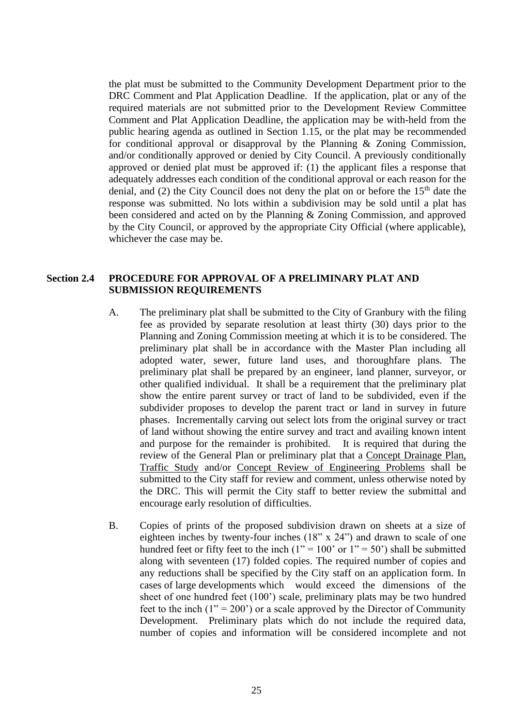the plat must be submitted to the Community Development Department prior to the DRC Comment and Plat Application Deadline. If the application, plat or any of the required materials are not submitted prior to the Development Review Committee Comment and Plat Application Deadline, the application may be with-held from the public hearing agenda as outlined in Section 1.15, or the plat may be recommended for conditional approval or disapproval by the Planning & Zoning Commission, and/or conditionally approved or denied by City Council. A previously conditionally approved or denied plat must be approved if: (1) the applicant files a response that adequately addresses each condition of the conditional approval or each reason for the denial, and (2) the City Council does not deny the plat on or before the 15th date the response was submitted. No lots within a subdivision may be sold until a plat has been considered and acted on by the Planning & Zoning Commission, and approved by the City Council, or approved by the appropriate City Official (where applicable), whichever the case may be.

## Section 2.4 PROCEDURE FOR APPROVAL OF A PRELIMINARY PLAT AND SUBMISSION REQUIREMENTS

A. The preliminary plat shall be submitted to the City of Granbury with the filing fee as provided by separate resolution at least thirty (30) days prior to the Planning and Zoning Commission meeting at which it is to be considered. The preliminary plat shall be in accordance with the Master Plan including all adopted water, sewer, future land uses, and thoroughfare plans. The preliminary plat shall be prepared by an engineer, land planner, surveyor, or other qualified individual. It shall be a requirement that the preliminary plat show the entire parent survey or tract of land to be subdivided, even if the subdivider proposes to develop the parent tract or land in survey in future phases. Incrementally carving out select lots from the original survey or tract of land without showing the entire survey and tract and availing known intent and purpose for the remainder is prohibited. It is required that during the review of the General Plan or preliminary plat that a Concept Drainage Plan, Traffic Study and/or Concept Review of Engineering Problems shall be submitted to the City staff for review and comment, unless otherwise noted by the DRC. This will permit the City staff to better review the submittal and encourage early resolution of difficulties.

B. Copies of prints of the proposed subdivision drawn on sheets at a size of eighteen inches by twenty-four inches (18" x 24") and drawn to scale of one hundred feet or fifty feet to the inch (1" = 100' or 1" = 50') shall be submitted along with seventeen (17) folded copies. The required number of copies and any reductions shall be specified by the City staff on an application form. In cases of large developments which would exceed the dimensions of the sheet of one hundred feet (100') scale, preliminary plats may be two hundred feet to the inch (1" = 200') or a scale approved by the Director of Community Development. Preliminary plats which do not include the required data, number of copies and information will be considered incomplete and not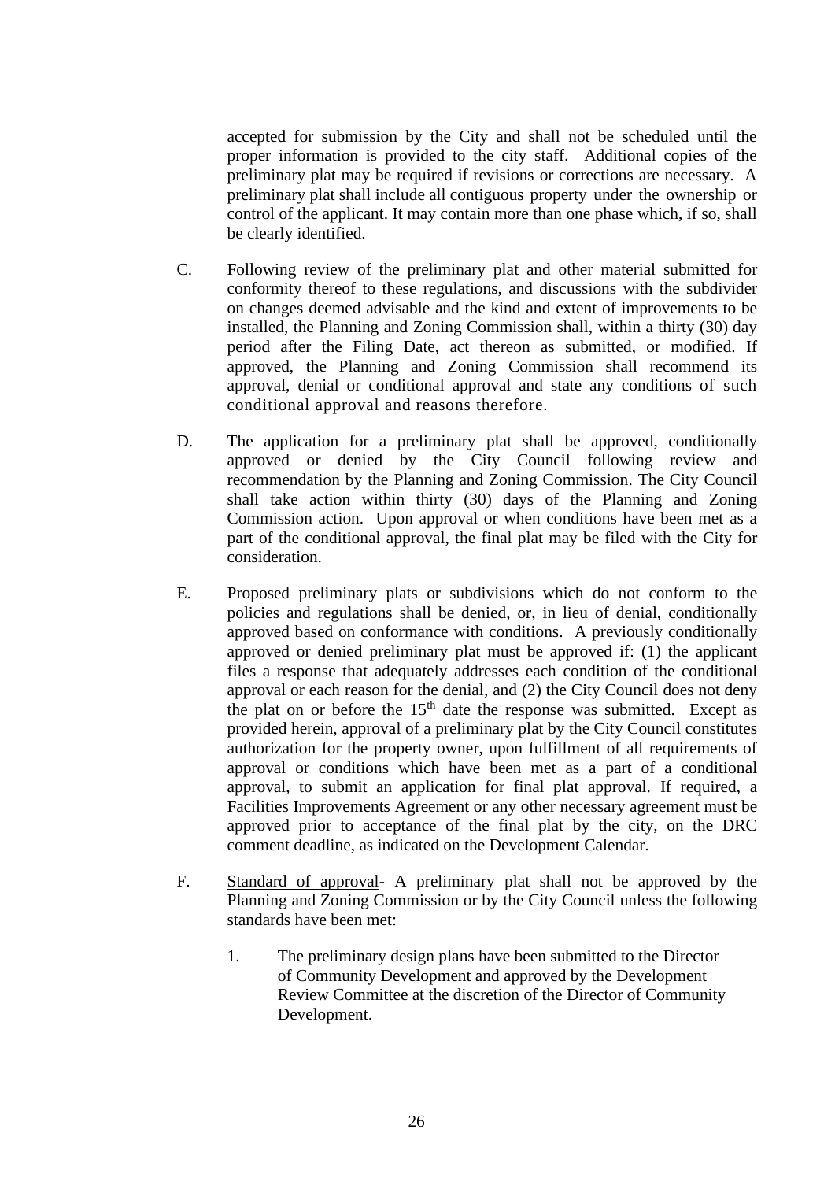accepted for submission by the City and shall not be scheduled until the proper information is provided to the city staff. Additional copies of the preliminary plat may be required if revisions or corrections are necessary. A preliminary plat shall include all contiguous property under the ownership or control of the applicant. It may contain more than one phase which, if so, shall be clearly identified.

C. Following review of the preliminary plat and other material submitted for conformity thereof to these regulations, and discussions with the subdivider on changes deemed advisable and the kind and extent of improvements to be installed, the Planning and Zoning Commission shall, within a thirty (30) day period after the Filing Date, act thereon as submitted, or modified. If approved, the Planning and Zoning Commission shall recommend its approval, denial or conditional approval and state any conditions of such conditional approval and reasons therefore.

D. The application for a preliminary plat shall be approved, conditionally approved or denied by the City Council following review and recommendation by the Planning and Zoning Commission. The City Council shall take action within thirty (30) days of the Planning and Zoning Commission action. Upon approval or when conditions have been met as a part of the conditional approval, the final plat may be filed with the City for consideration.

E. Proposed preliminary plats or subdivisions which do not conform to the policies and regulations shall be denied, or, in lieu of denial, conditionally approved based on conformance with conditions. A previously conditionally approved or denied preliminary plat must be approved if: (1) the applicant files a response that adequately addresses each condition of the conditional approval or each reason for the denial, and (2) the City Council does not deny the plat on or before the 15th date the response was submitted. Except as provided herein, approval of a preliminary plat by the City Council constitutes authorization for the property owner, upon fulfillment of all requirements of approval or conditions which have been met as a part of a conditional approval, to submit an application for final plat approval. If required, a Facilities Improvements Agreement or any other necessary agreement must be approved prior to acceptance of the final plat by the city, on the DRC comment deadline, as indicated on the Development Calendar.

F. Standard of approval- A preliminary plat shall not be approved by the Planning and Zoning Commission or by the City Council unless the following standards have been met:

1. The preliminary design plans have been submitted to the Director of Community Development and approved by the Development Review Committee at the discretion of the Director of Community Development.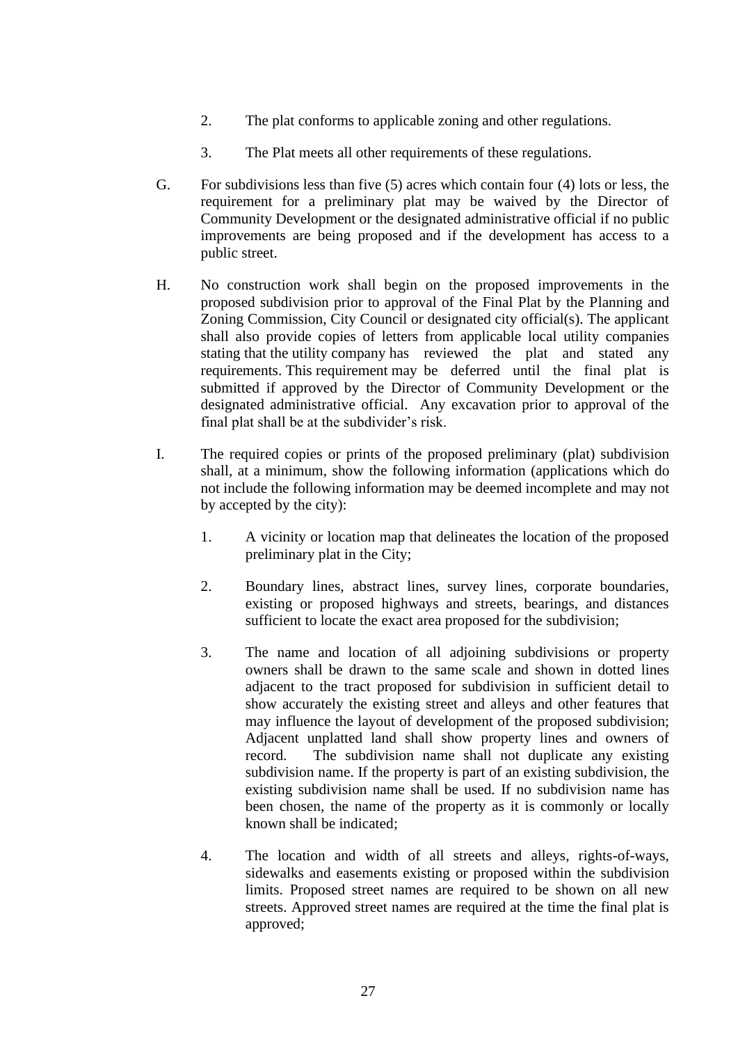2. The plat conforms to applicable zoning and other regulations.

3. The Plat meets all other requirements of these regulations.

G. For subdivisions less than five (5) acres which contain four (4) lots or less, the requirement for a preliminary plat may be waived by the Director of Community Development or the designated administrative official if no public improvements are being proposed and if the development has access to a public street.

H. No construction work shall begin on the proposed improvements in the proposed subdivision prior to approval of the Final Plat by the Planning and Zoning Commission, City Council or designated city official(s). The applicant shall also provide copies of letters from applicable local utility companies stating that the utility company has reviewed the plat and stated any requirements. This requirement may be deferred until the final plat is submitted if approved by the Director of Community Development or the designated administrative official. Any excavation prior to approval of the final plat shall be at the subdivider's risk.

I. The required copies or prints of the proposed preliminary (plat) subdivision shall, at a minimum, show the following information (applications which do not include the following information may be deemed incomplete and may not by accepted by the city):

1. A vicinity or location map that delineates the location of the proposed preliminary plat in the City;

2. Boundary lines, abstract lines, survey lines, corporate boundaries, existing or proposed highways and streets, bearings, and distances sufficient to locate the exact area proposed for the subdivision;

3. The name and location of all adjoining subdivisions or property owners shall be drawn to the same scale and shown in dotted lines adjacent to the tract proposed for subdivision in sufficient detail to show accurately the existing street and alleys and other features that may influence the layout of development of the proposed subdivision; Adjacent unplatted land shall show property lines and owners of record. The subdivision name shall not duplicate any existing subdivision name. If the property is part of an existing subdivision, the existing subdivision name shall be used. If no subdivision name has been chosen, the name of the property as it is commonly or locally known shall be indicated;

4. The location and width of all streets and alleys, rights-of-ways, sidewalks and easements existing or proposed within the subdivision limits. Proposed street names are required to be shown on all new streets. Approved street names are required at the time the final plat is approved;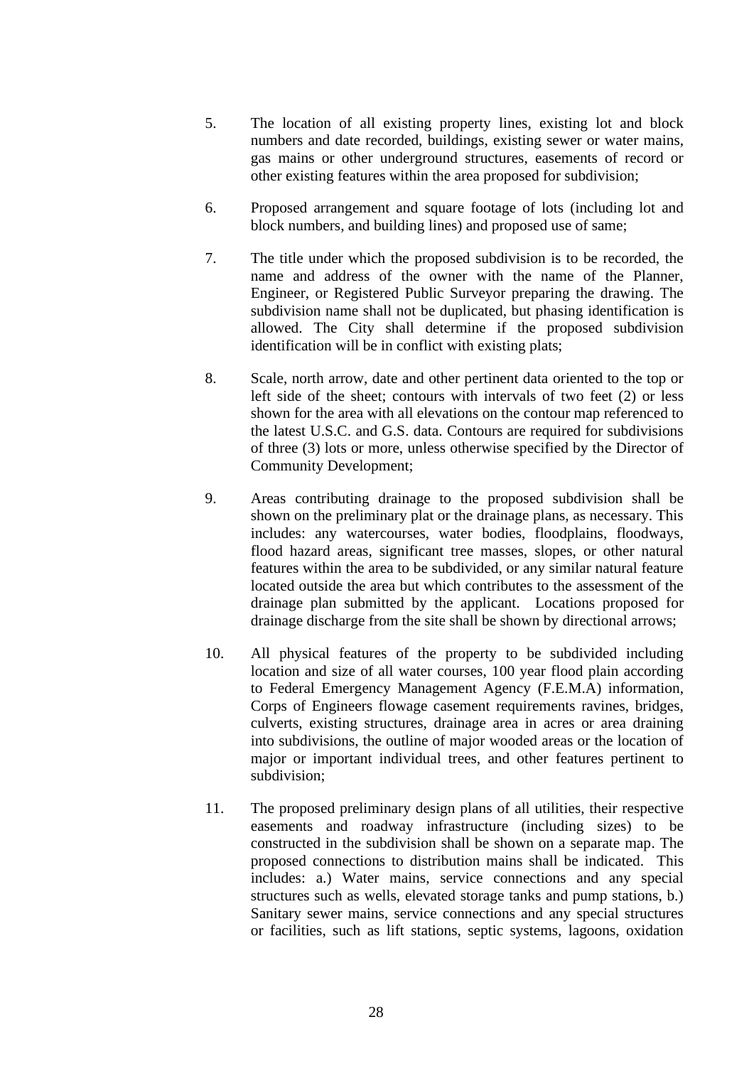5. The location of all existing property lines, existing lot and block numbers and date recorded, buildings, existing sewer or water mains, gas mains or other underground structures, easements of record or other existing features within the area proposed for subdivision;

6. Proposed arrangement and square footage of lots (including lot and block numbers, and building lines) and proposed use of same;

7. The title under which the proposed subdivision is to be recorded, the name and address of the owner with the name of the Planner, Engineer, or Registered Public Surveyor preparing the drawing. The subdivision name shall not be duplicated, but phasing identification is allowed. The City shall determine if the proposed subdivision identification will be in conflict with existing plats;

8. Scale, north arrow, date and other pertinent data oriented to the top or left side of the sheet; contours with intervals of two feet (2) or less shown for the area with all elevations on the contour map referenced to the latest U.S.C. and G.S. data. Contours are required for subdivisions of three (3) lots or more, unless otherwise specified by the Director of Community Development;

9. Areas contributing drainage to the proposed subdivision shall be shown on the preliminary plat or the drainage plans, as necessary. This includes: any watercourses, water bodies, floodplains, floodways, flood hazard areas, significant tree masses, slopes, or other natural features within the area to be subdivided, or any similar natural feature located outside the area but which contributes to the assessment of the drainage plan submitted by the applicant. Locations proposed for drainage discharge from the site shall be shown by directional arrows;

10. All physical features of the property to be subdivided including location and size of all water courses, 100 year flood plain according to Federal Emergency Management Agency (F.E.M.A) information, Corps of Engineers flowage casement requirements ravines, bridges, culverts, existing structures, drainage area in acres or area draining into subdivisions, the outline of major wooded areas or the location of major or important individual trees, and other features pertinent to subdivision;

11. The proposed preliminary design plans of all utilities, their respective easements and roadway infrastructure (including sizes) to be constructed in the subdivision shall be shown on a separate map. The proposed connections to distribution mains shall be indicated. This includes: a.) Water mains, service connections and any special structures such as wells, elevated storage tanks and pump stations, b.) Sanitary sewer mains, service connections and any special structures or facilities, such as lift stations, septic systems, lagoons, oxidation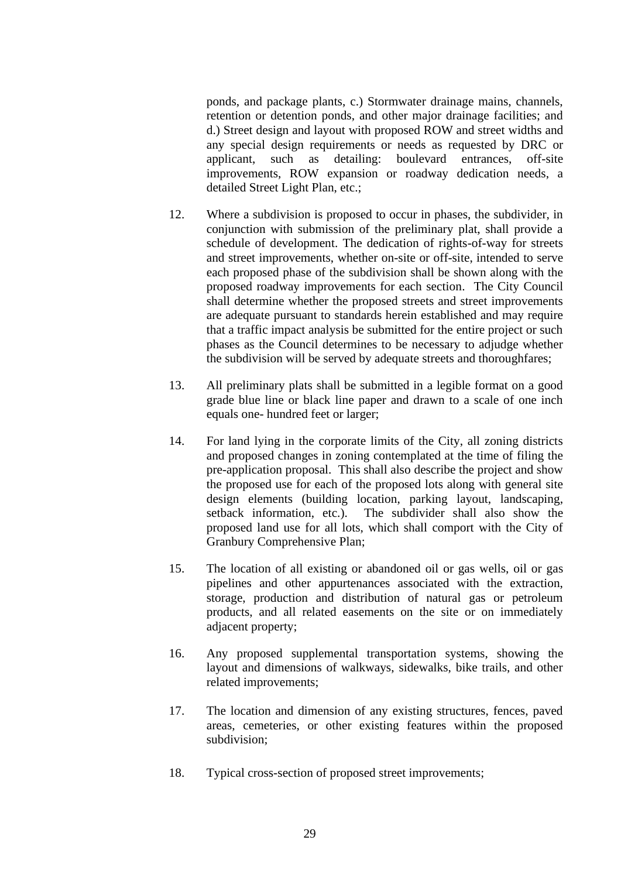ponds, and package plants, c.) Stormwater drainage mains, channels, retention or detention ponds, and other major drainage facilities; and d.) Street design and layout with proposed ROW and street widths and any special design requirements or needs as requested by DRC or applicant, such as detailing: boulevard entrances, off-site improvements, ROW expansion or roadway dedication needs, a detailed Street Light Plan, etc.;

12. Where a subdivision is proposed to occur in phases, the subdivider, in conjunction with submission of the preliminary plat, shall provide a schedule of development. The dedication of rights-of-way for streets and street improvements, whether on-site or off-site, intended to serve each proposed phase of the subdivision shall be shown along with the proposed roadway improvements for each section. The City Council shall determine whether the proposed streets and street improvements are adequate pursuant to standards herein established and may require that a traffic impact analysis be submitted for the entire project or such phases as the Council determines to be necessary to adjudge whether the subdivision will be served by adequate streets and thoroughfares;

13. All preliminary plats shall be submitted in a legible format on a good grade blue line or black line paper and drawn to a scale of one inch equals one- hundred feet or larger;

14. For land lying in the corporate limits of the City, all zoning districts and proposed changes in zoning contemplated at the time of filing the pre-application proposal. This shall also describe the project and show the proposed use for each of the proposed lots along with general site design elements (building location, parking layout, landscaping, setback information, etc.). The subdivider shall also show the proposed land use for all lots, which shall comport with the City of Granbury Comprehensive Plan;

15. The location of all existing or abandoned oil or gas wells, oil or gas pipelines and other appurtenances associated with the extraction, storage, production and distribution of natural gas or petroleum products, and all related easements on the site or on immediately adjacent property;

16. Any proposed supplemental transportation systems, showing the layout and dimensions of walkways, sidewalks, bike trails, and other related improvements;

17. The location and dimension of any existing structures, fences, paved areas, cemeteries, or other existing features within the proposed subdivision;

18. Typical cross-section of proposed street improvements;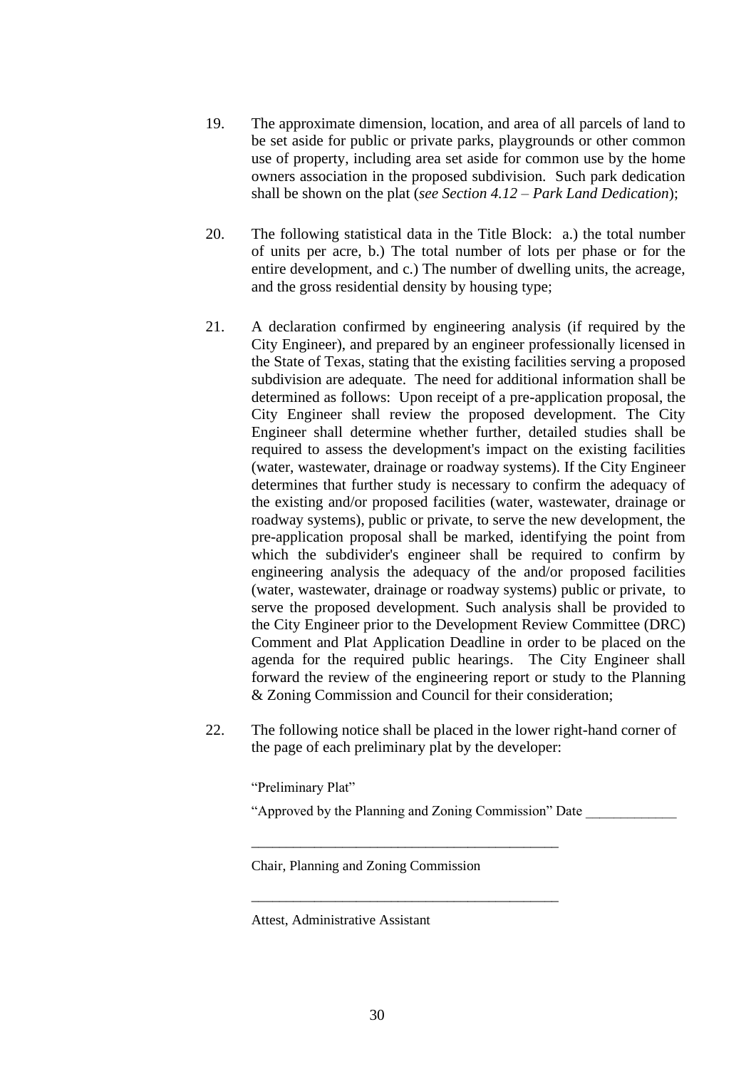19. The approximate dimension, location, and area of all parcels of land to be set aside for public or private parks, playgrounds or other common use of property, including area set aside for common use by the home owners association in the proposed subdivision. Such park dedication shall be shown on the plat (*see Section 4.12 – Park Land Dedication*);

20. The following statistical data in the Title Block: a.) the total number of units per acre, b.) The total number of lots per phase or for the entire development, and c.) The number of dwelling units, the acreage, and the gross residential density by housing type;

21. A declaration confirmed by engineering analysis (if required by the City Engineer), and prepared by an engineer professionally licensed in the State of Texas, stating that the existing facilities serving a proposed subdivision are adequate. The need for additional information shall be determined as follows: Upon receipt of a pre-application proposal, the City Engineer shall review the proposed development. The City Engineer shall determine whether further, detailed studies shall be required to assess the development's impact on the existing facilities (water, wastewater, drainage or roadway systems). If the City Engineer determines that further study is necessary to confirm the adequacy of the existing and/or proposed facilities (water, wastewater, drainage or roadway systems), public or private, to serve the new development, the pre-application proposal shall be marked, identifying the point from which the subdivider's engineer shall be required to confirm by engineering analysis the adequacy of the and/or proposed facilities (water, wastewater, drainage or roadway systems) public or private, to serve the proposed development. Such analysis shall be provided to the City Engineer prior to the Development Review Committee (DRC) Comment and Plat Application Deadline in order to be placed on the agenda for the required public hearings. The City Engineer shall forward the review of the engineering report or study to the Planning & Zoning Commission and Council for their consideration;

22. The following notice shall be placed in the lower right-hand corner of the page of each preliminary plat by the developer:

    "Preliminary Plat"

    "Approved by the Planning and Zoning Commission" Date _____________

    ____________________________________________

    Chair, Planning and Zoning Commission

    ____________________________________________

    Attest, Administrative Assistant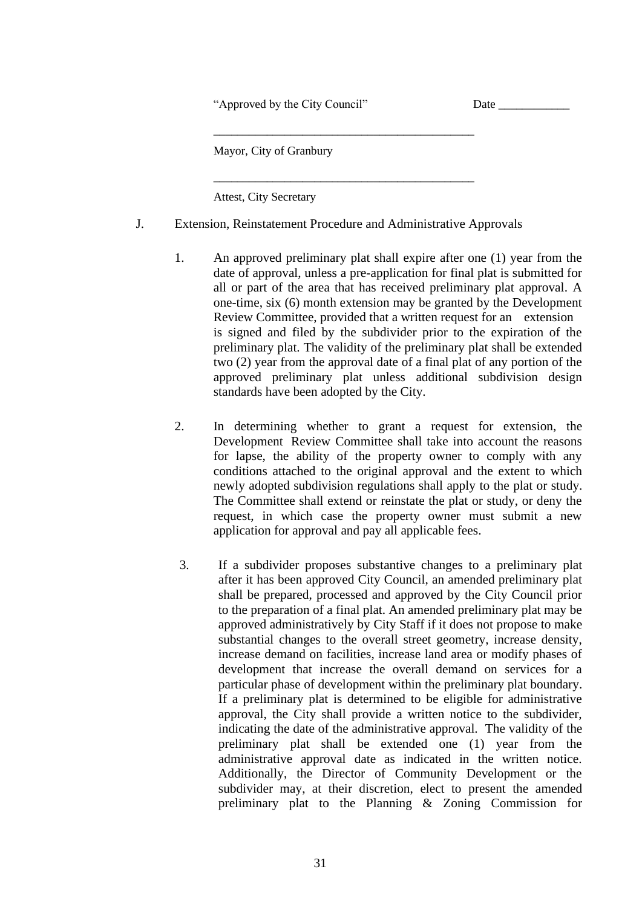"Approved by the City Council" Date ____________

_____________________________________________

Mayor, City of Granbury

_____________________________________________

Attest, City Secretary

J. Extension, Reinstatement Procedure and Administrative Approvals

1. An approved preliminary plat shall expire after one (1) year from the date of approval, unless a pre-application for final plat is submitted for all or part of the area that has received preliminary plat approval. A one-time, six (6) month extension may be granted by the Development Review Committee, provided that a written request for an extension is signed and filed by the subdivider prior to the expiration of the preliminary plat. The validity of the preliminary plat shall be extended two (2) year from the approval date of a final plat of any portion of the approved preliminary plat unless additional subdivision design standards have been adopted by the City.

2. In determining whether to grant a request for extension, the Development Review Committee shall take into account the reasons for lapse, the ability of the property owner to comply with any conditions attached to the original approval and the extent to which newly adopted subdivision regulations shall apply to the plat or study. The Committee shall extend or reinstate the plat or study, or deny the request, in which case the property owner must submit a new application for approval and pay all applicable fees.

3. If a subdivider proposes substantive changes to a preliminary plat after it has been approved City Council, an amended preliminary plat shall be prepared, processed and approved by the City Council prior to the preparation of a final plat. An amended preliminary plat may be approved administratively by City Staff if it does not propose to make substantial changes to the overall street geometry, increase density, increase demand on facilities, increase land area or modify phases of development that increase the overall demand on services for a particular phase of development within the preliminary plat boundary. If a preliminary plat is determined to be eligible for administrative approval, the City shall provide a written notice to the subdivider, indicating the date of the administrative approval. The validity of the preliminary plat shall be extended one (1) year from the administrative approval date as indicated in the written notice. Additionally, the Director of Community Development or the subdivider may, at their discretion, elect to present the amended preliminary plat to the Planning & Zoning Commission for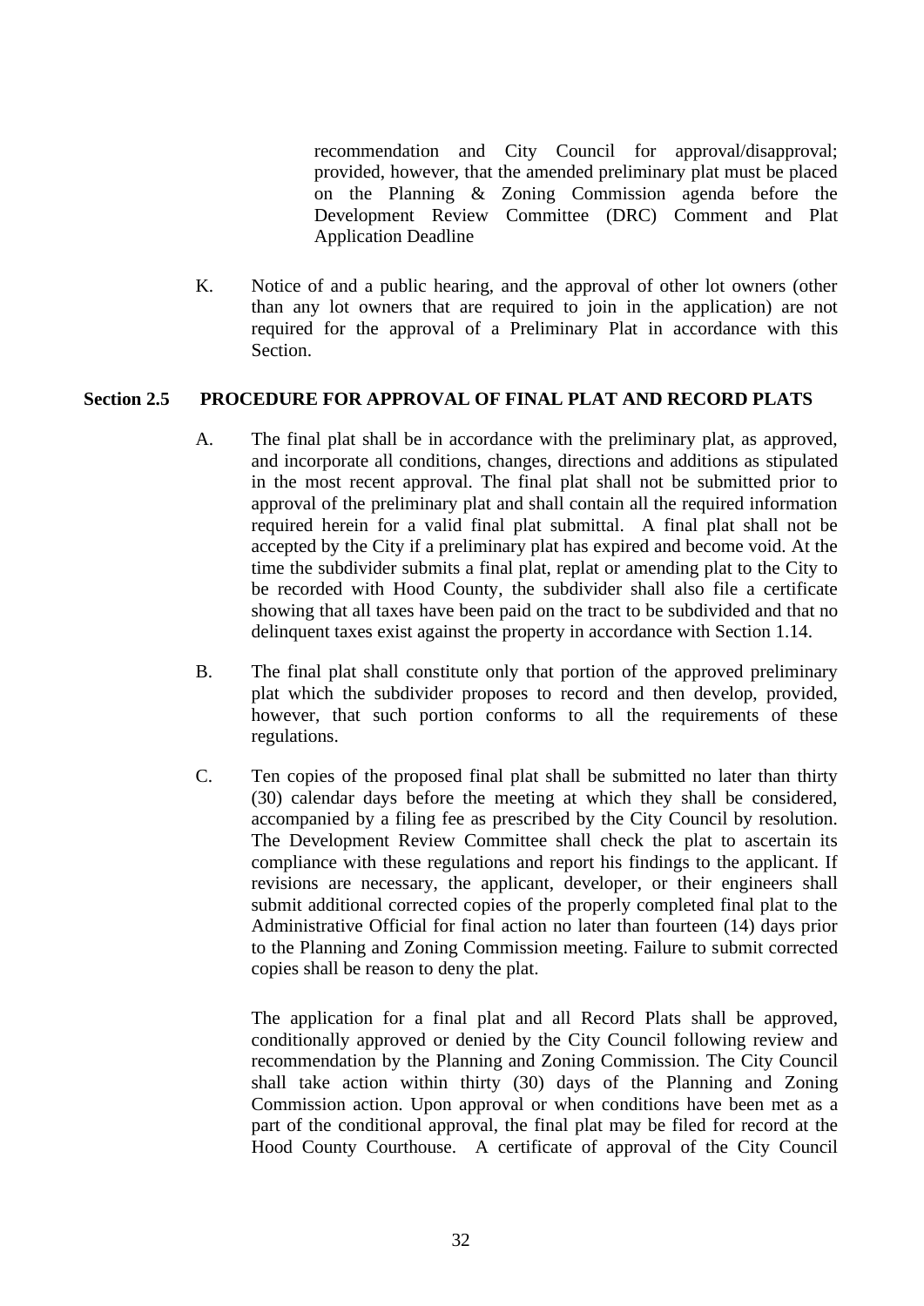recommendation and City Council for approval/disapproval; provided, however, that the amended preliminary plat must be placed on the Planning & Zoning Commission agenda before the Development Review Committee (DRC) Comment and Plat Application Deadline

K. Notice of and a public hearing, and the approval of other lot owners (other than any lot owners that are required to join in the application) are not required for the approval of a Preliminary Plat in accordance with this Section.

## Section 2.5 PROCEDURE FOR APPROVAL OF FINAL PLAT AND RECORD PLATS

A. The final plat shall be in accordance with the preliminary plat, as approved, and incorporate all conditions, changes, directions and additions as stipulated in the most recent approval. The final plat shall not be submitted prior to approval of the preliminary plat and shall contain all the required information required herein for a valid final plat submittal. A final plat shall not be accepted by the City if a preliminary plat has expired and become void. At the time the subdivider submits a final plat, replat or amending plat to the City to be recorded with Hood County, the subdivider shall also file a certificate showing that all taxes have been paid on the tract to be subdivided and that no delinquent taxes exist against the property in accordance with Section 1.14.

B. The final plat shall constitute only that portion of the approved preliminary plat which the subdivider proposes to record and then develop, provided, however, that such portion conforms to all the requirements of these regulations.

C. Ten copies of the proposed final plat shall be submitted no later than thirty (30) calendar days before the meeting at which they shall be considered, accompanied by a filing fee as prescribed by the City Council by resolution. The Development Review Committee shall check the plat to ascertain its compliance with these regulations and report his findings to the applicant. If revisions are necessary, the applicant, developer, or their engineers shall submit additional corrected copies of the properly completed final plat to the Administrative Official for final action no later than fourteen (14) days prior to the Planning and Zoning Commission meeting. Failure to submit corrected copies shall be reason to deny the plat.

The application for a final plat and all Record Plats shall be approved, conditionally approved or denied by the City Council following review and recommendation by the Planning and Zoning Commission. The City Council shall take action within thirty (30) days of the Planning and Zoning Commission action. Upon approval or when conditions have been met as a part of the conditional approval, the final plat may be filed for record at the Hood County Courthouse. A certificate of approval of the City Council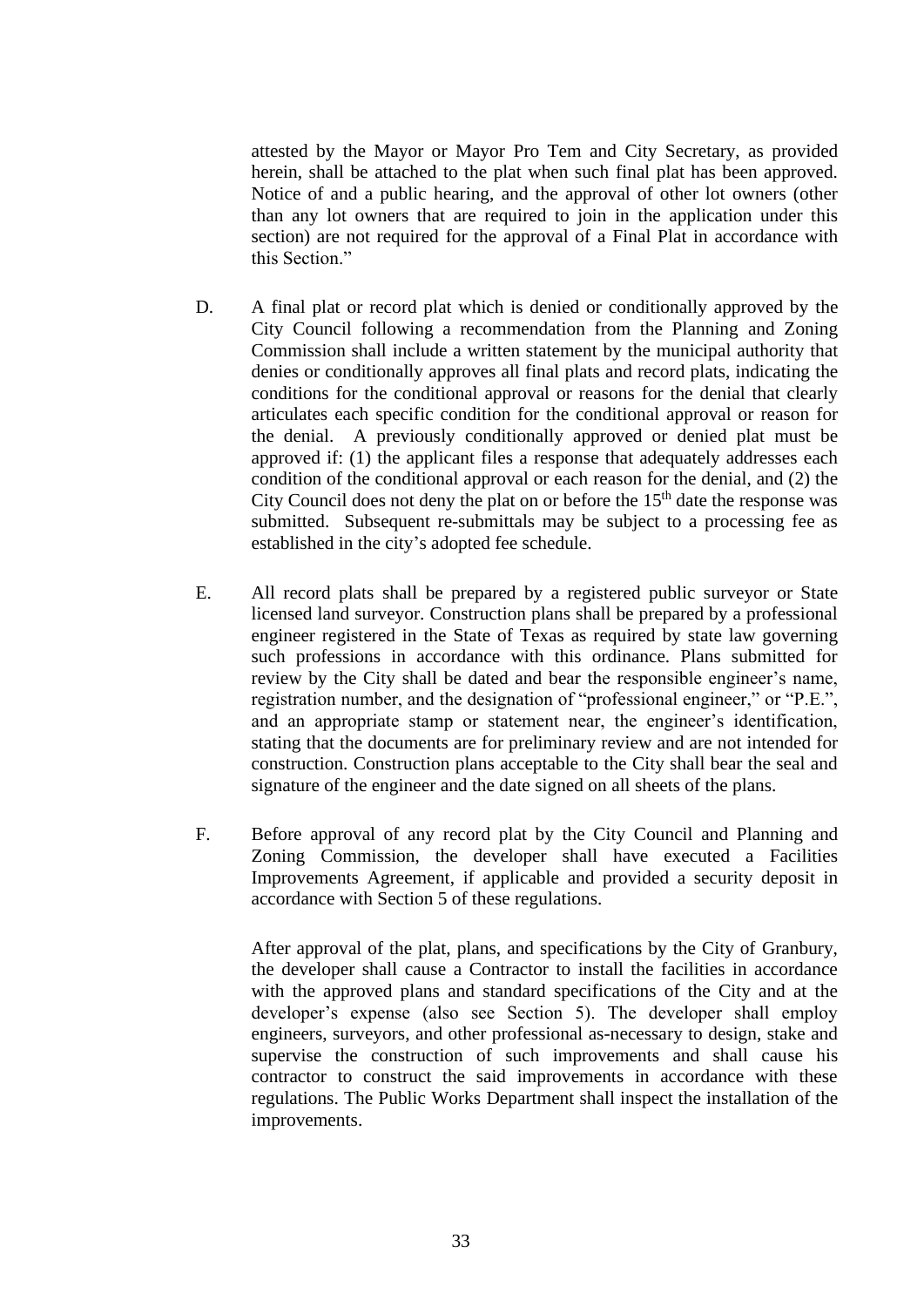attested by the Mayor or Mayor Pro Tem and City Secretary, as provided herein, shall be attached to the plat when such final plat has been approved. Notice of and a public hearing, and the approval of other lot owners (other than any lot owners that are required to join in the application under this section) are not required for the approval of a Final Plat in accordance with this Section."

D. A final plat or record plat which is denied or conditionally approved by the City Council following a recommendation from the Planning and Zoning Commission shall include a written statement by the municipal authority that denies or conditionally approves all final plats and record plats, indicating the conditions for the conditional approval or reasons for the denial that clearly articulates each specific condition for the conditional approval or reason for the denial. A previously conditionally approved or denied plat must be approved if: (1) the applicant files a response that adequately addresses each condition of the conditional approval or each reason for the denial, and (2) the City Council does not deny the plat on or before the 15th date the response was submitted. Subsequent re-submittals may be subject to a processing fee as established in the city's adopted fee schedule.

E. All record plats shall be prepared by a registered public surveyor or State licensed land surveyor. Construction plans shall be prepared by a professional engineer registered in the State of Texas as required by state law governing such professions in accordance with this ordinance. Plans submitted for review by the City shall be dated and bear the responsible engineer's name, registration number, and the designation of "professional engineer," or "P.E.", and an appropriate stamp or statement near, the engineer's identification, stating that the documents are for preliminary review and are not intended for construction. Construction plans acceptable to the City shall bear the seal and signature of the engineer and the date signed on all sheets of the plans.

F. Before approval of any record plat by the City Council and Planning and Zoning Commission, the developer shall have executed a Facilities Improvements Agreement, if applicable and provided a security deposit in accordance with Section 5 of these regulations.

After approval of the plat, plans, and specifications by the City of Granbury, the developer shall cause a Contractor to install the facilities in accordance with the approved plans and standard specifications of the City and at the developer's expense (also see Section 5). The developer shall employ engineers, surveyors, and other professional as-necessary to design, stake and supervise the construction of such improvements and shall cause his contractor to construct the said improvements in accordance with these regulations. The Public Works Department shall inspect the installation of the improvements.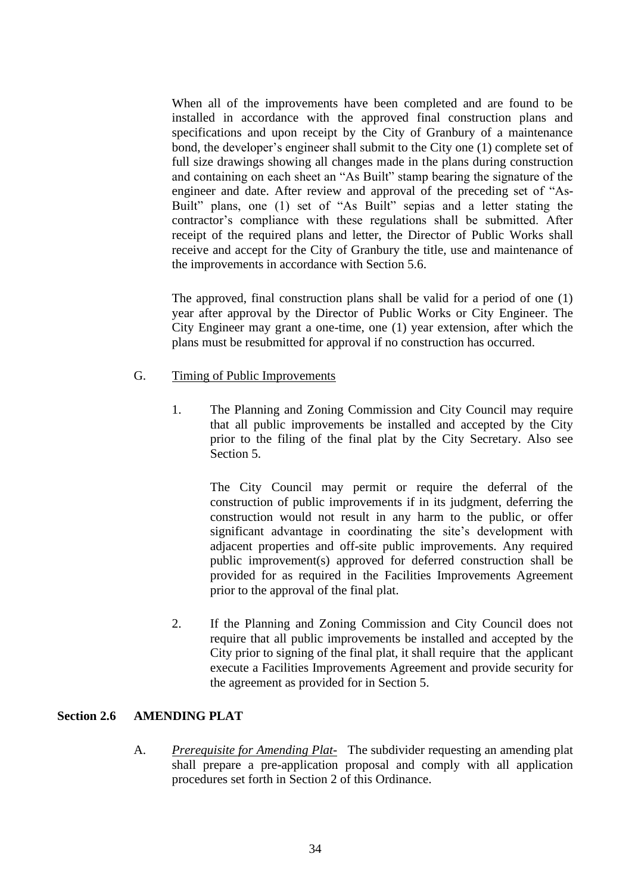When all of the improvements have been completed and are found to be installed in accordance with the approved final construction plans and specifications and upon receipt by the City of Granbury of a maintenance bond, the developer's engineer shall submit to the City one (1) complete set of full size drawings showing all changes made in the plans during construction and containing on each sheet an "As Built" stamp bearing the signature of the engineer and date. After review and approval of the preceding set of "As-Built" plans, one (1) set of "As Built" sepias and a letter stating the contractor's compliance with these regulations shall be submitted. After receipt of the required plans and letter, the Director of Public Works shall receive and accept for the City of Granbury the title, use and maintenance of the improvements in accordance with Section 5.6.

The approved, final construction plans shall be valid for a period of one (1) year after approval by the Director of Public Works or City Engineer. The City Engineer may grant a one-time, one (1) year extension, after which the plans must be resubmitted for approval if no construction has occurred.

G. Timing of Public Improvements

1. The Planning and Zoning Commission and City Council may require that all public improvements be installed and accepted by the City prior to the filing of the final plat by the City Secretary. Also see Section 5.

   The City Council may permit or require the deferral of the construction of public improvements if in its judgment, deferring the construction would not result in any harm to the public, or offer significant advantage in coordinating the site's development with adjacent properties and off-site public improvements. Any required public improvement(s) approved for deferred construction shall be provided for as required in the Facilities Improvements Agreement prior to the approval of the final plat.

2. If the Planning and Zoning Commission and City Council does not require that all public improvements be installed and accepted by the City prior to signing of the final plat, it shall require that the applicant execute a Facilities Improvements Agreement and provide security for the agreement as provided for in Section 5.

## Section 2.6 AMENDING PLAT

A. *Prerequisite for Amending Plat-* The subdivider requesting an amending plat shall prepare a pre-application proposal and comply with all application procedures set forth in Section 2 of this Ordinance.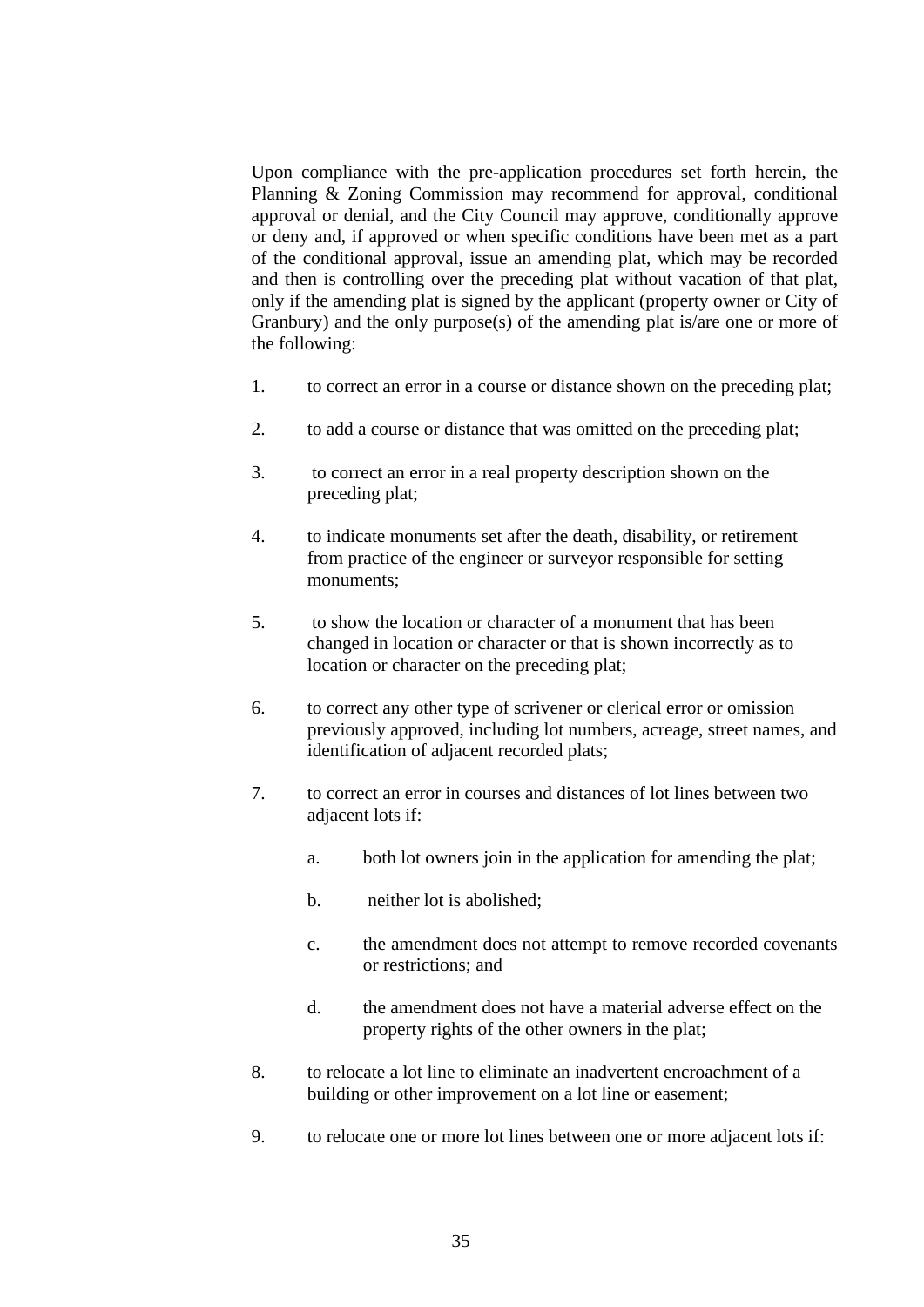Upon compliance with the pre-application procedures set forth herein, the Planning & Zoning Commission may recommend for approval, conditional approval or denial, and the City Council may approve, conditionally approve or deny and, if approved or when specific conditions have been met as a part of the conditional approval, issue an amending plat, which may be recorded and then is controlling over the preceding plat without vacation of that plat, only if the amending plat is signed by the applicant (property owner or City of Granbury) and the only purpose(s) of the amending plat is/are one or more of the following:

1. to correct an error in a course or distance shown on the preceding plat;

2. to add a course or distance that was omitted on the preceding plat;

3. to correct an error in a real property description shown on the preceding plat;

4. to indicate monuments set after the death, disability, or retirement from practice of the engineer or surveyor responsible for setting monuments;

5. to show the location or character of a monument that has been changed in location or character or that is shown incorrectly as to location or character on the preceding plat;

6. to correct any other type of scrivener or clerical error or omission previously approved, including lot numbers, acreage, street names, and identification of adjacent recorded plats;

7. to correct an error in courses and distances of lot lines between two adjacent lots if:

   a. both lot owners join in the application for amending the plat;

   b. neither lot is abolished;

   c. the amendment does not attempt to remove recorded covenants or restrictions; and

   d. the amendment does not have a material adverse effect on the property rights of the other owners in the plat;

8. to relocate a lot line to eliminate an inadvertent encroachment of a building or other improvement on a lot line or easement;

9. to relocate one or more lot lines between one or more adjacent lots if: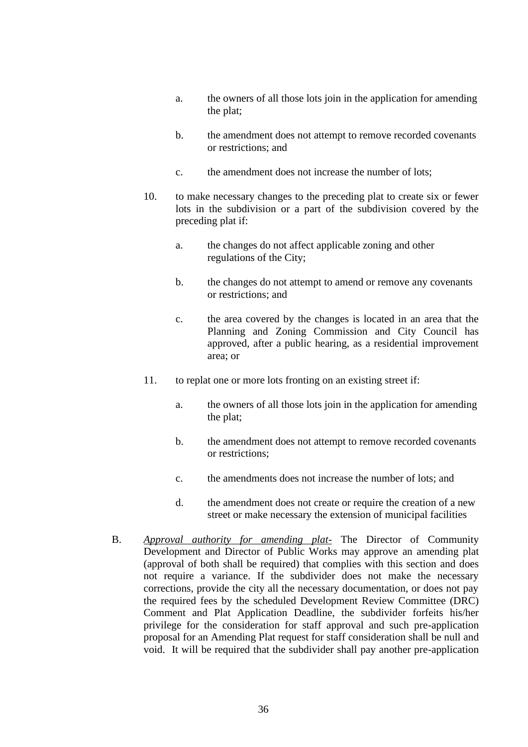a. the owners of all those lots join in the application for amending the plat;

   b. the amendment does not attempt to remove recorded covenants or restrictions; and

   c. the amendment does not increase the number of lots;

10. to make necessary changes to the preceding plat to create six or fewer lots in the subdivision or a part of the subdivision covered by the preceding plat if:

   a. the changes do not affect applicable zoning and other regulations of the City;

   b. the changes do not attempt to amend or remove any covenants or restrictions; and

   c. the area covered by the changes is located in an area that the Planning and Zoning Commission and City Council has approved, after a public hearing, as a residential improvement area; or

11. to replat one or more lots fronting on an existing street if:

   a. the owners of all those lots join in the application for amending the plat;

   b. the amendment does not attempt to remove recorded covenants or restrictions;

   c. the amendments does not increase the number of lots; and

   d. the amendment does not create or require the creation of a new street or make necessary the extension of municipal facilities

B. *Approval authority for amending plat-* The Director of Community Development and Director of Public Works may approve an amending plat (approval of both shall be required) that complies with this section and does not require a variance. If the subdivider does not make the necessary corrections, provide the city all the necessary documentation, or does not pay the required fees by the scheduled Development Review Committee (DRC) Comment and Plat Application Deadline, the subdivider forfeits his/her privilege for the consideration for staff approval and such pre-application proposal for an Amending Plat request for staff consideration shall be null and void. It will be required that the subdivider shall pay another pre-application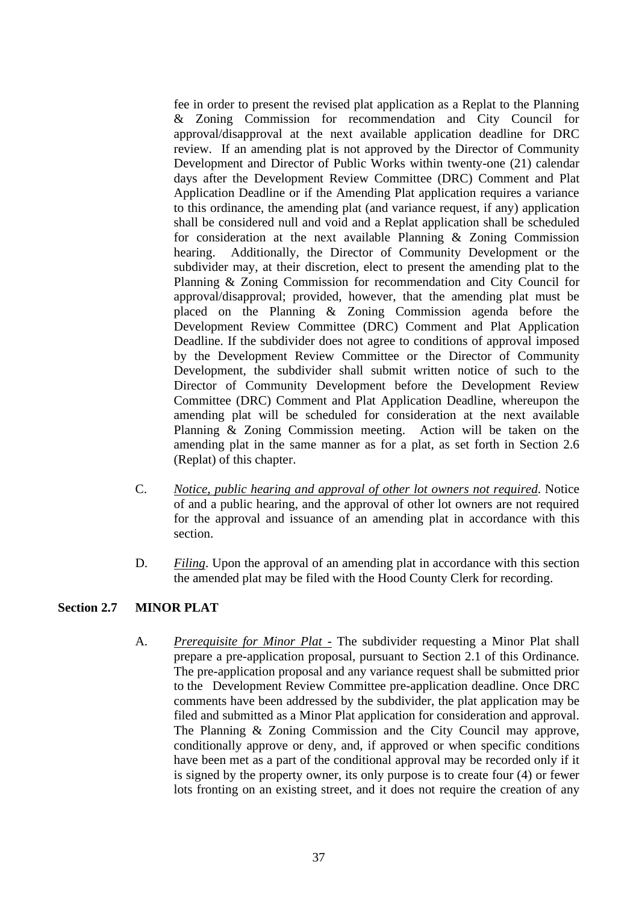fee in order to present the revised plat application as a Replat to the Planning & Zoning Commission for recommendation and City Council for approval/disapproval at the next available application deadline for DRC review. If an amending plat is not approved by the Director of Community Development and Director of Public Works within twenty-one (21) calendar days after the Development Review Committee (DRC) Comment and Plat Application Deadline or if the Amending Plat application requires a variance to this ordinance, the amending plat (and variance request, if any) application shall be considered null and void and a Replat application shall be scheduled for consideration at the next available Planning & Zoning Commission hearing. Additionally, the Director of Community Development or the subdivider may, at their discretion, elect to present the amending plat to the Planning & Zoning Commission for recommendation and City Council for approval/disapproval; provided, however, that the amending plat must be placed on the Planning & Zoning Commission agenda before the Development Review Committee (DRC) Comment and Plat Application Deadline. If the subdivider does not agree to conditions of approval imposed by the Development Review Committee or the Director of Community Development, the subdivider shall submit written notice of such to the Director of Community Development before the Development Review Committee (DRC) Comment and Plat Application Deadline, whereupon the amending plat will be scheduled for consideration at the next available Planning & Zoning Commission meeting. Action will be taken on the amending plat in the same manner as for a plat, as set forth in Section 2.6 (Replat) of this chapter.

C. *Notice, public hearing and approval of other lot owners not required*. Notice of and a public hearing, and the approval of other lot owners are not required for the approval and issuance of an amending plat in accordance with this section.

D. *Filing*. Upon the approval of an amending plat in accordance with this section the amended plat may be filed with the Hood County Clerk for recording.

## Section 2.7 MINOR PLAT

A. *Prerequisite for Minor Plat -* The subdivider requesting a Minor Plat shall prepare a pre-application proposal, pursuant to Section 2.1 of this Ordinance. The pre-application proposal and any variance request shall be submitted prior to the Development Review Committee pre-application deadline. Once DRC comments have been addressed by the subdivider, the plat application may be filed and submitted as a Minor Plat application for consideration and approval. The Planning & Zoning Commission and the City Council may approve, conditionally approve or deny, and, if approved or when specific conditions have been met as a part of the conditional approval may be recorded only if it is signed by the property owner, its only purpose is to create four (4) or fewer lots fronting on an existing street, and it does not require the creation of any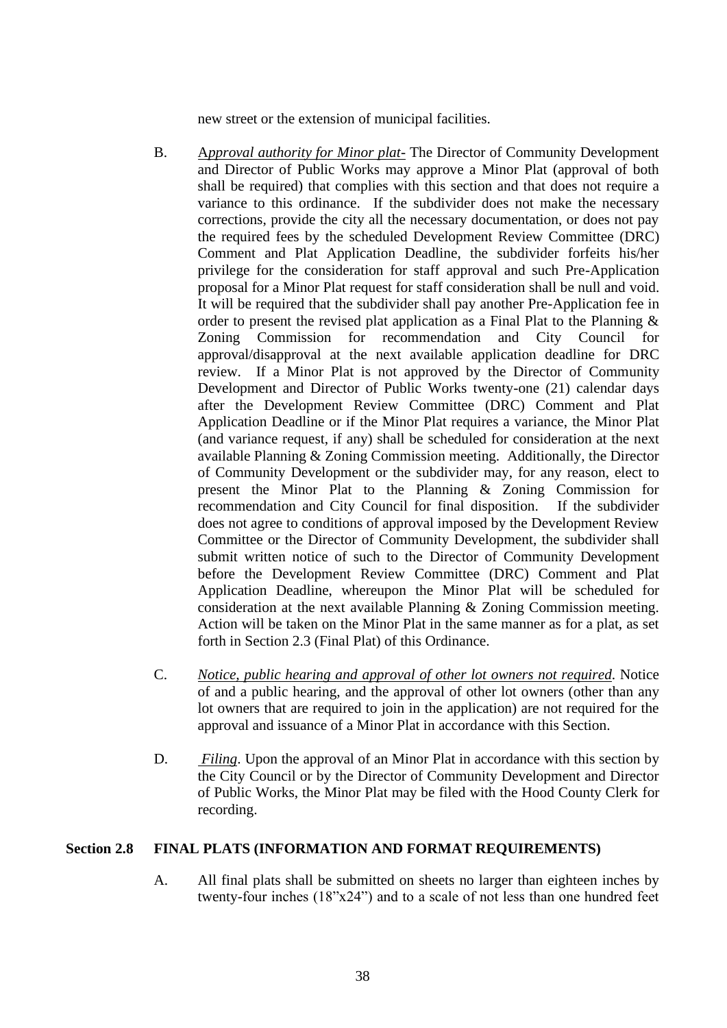new street or the extension of municipal facilities.

B. *Approval authority for Minor plat-* The Director of Community Development and Director of Public Works may approve a Minor Plat (approval of both shall be required) that complies with this section and that does not require a variance to this ordinance. If the subdivider does not make the necessary corrections, provide the city all the necessary documentation, or does not pay the required fees by the scheduled Development Review Committee (DRC) Comment and Plat Application Deadline, the subdivider forfeits his/her privilege for the consideration for staff approval and such Pre-Application proposal for a Minor Plat request for staff consideration shall be null and void. It will be required that the subdivider shall pay another Pre-Application fee in order to present the revised plat application as a Final Plat to the Planning & Zoning Commission for recommendation and City Council for approval/disapproval at the next available application deadline for DRC review. If a Minor Plat is not approved by the Director of Community Development and Director of Public Works twenty-one (21) calendar days after the Development Review Committee (DRC) Comment and Plat Application Deadline or if the Minor Plat requires a variance, the Minor Plat (and variance request, if any) shall be scheduled for consideration at the next available Planning & Zoning Commission meeting. Additionally, the Director of Community Development or the subdivider may, for any reason, elect to present the Minor Plat to the Planning & Zoning Commission for recommendation and City Council for final disposition. If the subdivider does not agree to conditions of approval imposed by the Development Review Committee or the Director of Community Development, the subdivider shall submit written notice of such to the Director of Community Development before the Development Review Committee (DRC) Comment and Plat Application Deadline, whereupon the Minor Plat will be scheduled for consideration at the next available Planning & Zoning Commission meeting. Action will be taken on the Minor Plat in the same manner as for a plat, as set forth in Section 2.3 (Final Plat) of this Ordinance.

C. *Notice, public hearing and approval of other lot owners not required*. Notice of and a public hearing, and the approval of other lot owners (other than any lot owners that are required to join in the application) are not required for the approval and issuance of a Minor Plat in accordance with this Section.

D. *Filing*. Upon the approval of an Minor Plat in accordance with this section by the City Council or by the Director of Community Development and Director of Public Works, the Minor Plat may be filed with the Hood County Clerk for recording.

## Section 2.8 FINAL PLATS (INFORMATION AND FORMAT REQUIREMENTS)

A. All final plats shall be submitted on sheets no larger than eighteen inches by twenty-four inches (18"x24") and to a scale of not less than one hundred feet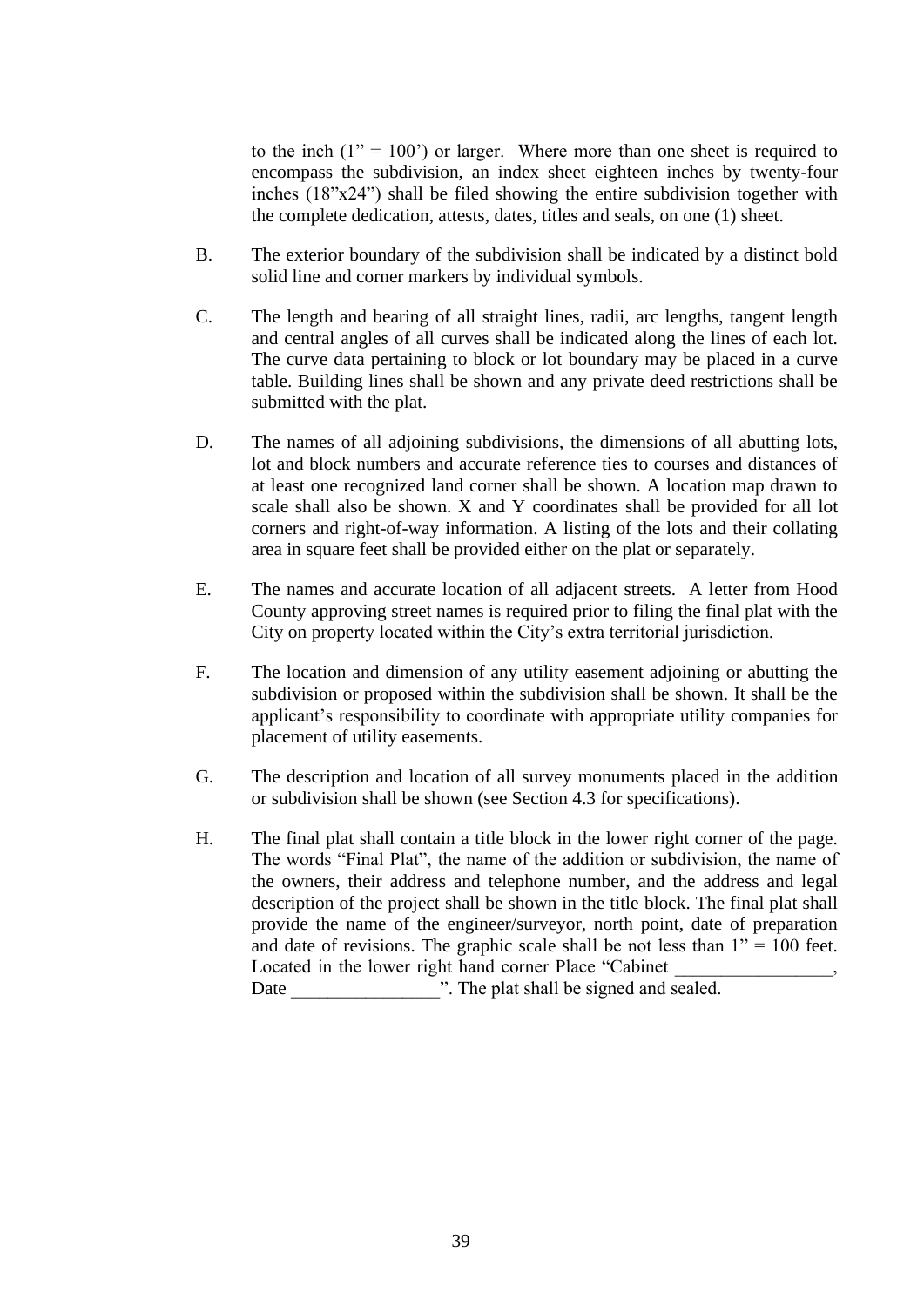to the inch (1” = 100’) or larger. Where more than one sheet is required to encompass the subdivision, an index sheet eighteen inches by twenty-four inches (18”x24”) shall be filed showing the entire subdivision together with the complete dedication, attests, dates, titles and seals, on one (1) sheet.

B. The exterior boundary of the subdivision shall be indicated by a distinct bold solid line and corner markers by individual symbols.

C. The length and bearing of all straight lines, radii, arc lengths, tangent length and central angles of all curves shall be indicated along the lines of each lot. The curve data pertaining to block or lot boundary may be placed in a curve table. Building lines shall be shown and any private deed restrictions shall be submitted with the plat.

D. The names of all adjoining subdivisions, the dimensions of all abutting lots, lot and block numbers and accurate reference ties to courses and distances of at least one recognized land corner shall be shown. A location map drawn to scale shall also be shown. X and Y coordinates shall be provided for all lot corners and right-of-way information. A listing of the lots and their collating area in square feet shall be provided either on the plat or separately.

E. The names and accurate location of all adjacent streets. A letter from Hood County approving street names is required prior to filing the final plat with the City on property located within the City’s extra territorial jurisdiction.

F. The location and dimension of any utility easement adjoining or abutting the subdivision or proposed within the subdivision shall be shown. It shall be the applicant’s responsibility to coordinate with appropriate utility companies for placement of utility easements.

G. The description and location of all survey monuments placed in the addition or subdivision shall be shown (see Section 4.3 for specifications).

H. The final plat shall contain a title block in the lower right corner of the page. The words “Final Plat”, the name of the addition or subdivision, the name of the owners, their address and telephone number, and the address and legal description of the project shall be shown in the title block. The final plat shall provide the name of the engineer/surveyor, north point, date of preparation and date of revisions. The graphic scale shall be not less than 1” = 100 feet. Located in the lower right hand corner Place “Cabinet _________________, Date ________________”. The plat shall be signed and sealed.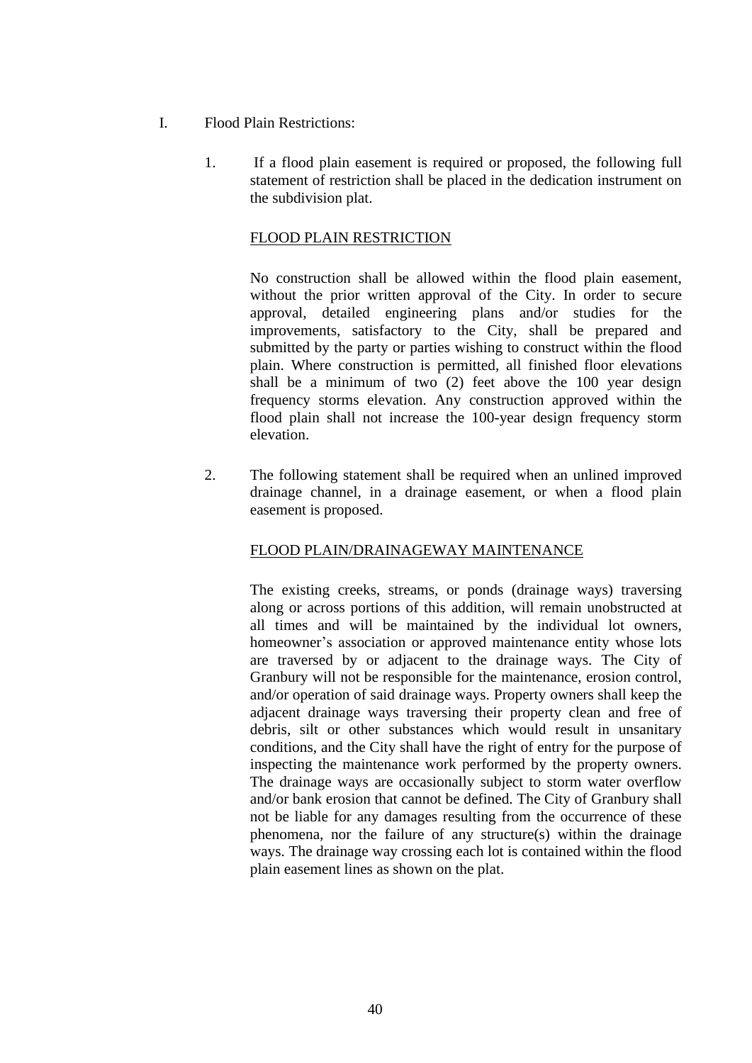I. Flood Plain Restrictions:

1. If a flood plain easement is required or proposed, the following full statement of restriction shall be placed in the dedication instrument on the subdivision plat.

   <u>FLOOD PLAIN RESTRICTION</u>

   No construction shall be allowed within the flood plain easement, without the prior written approval of the City. In order to secure approval, detailed engineering plans and/or studies for the improvements, satisfactory to the City, shall be prepared and submitted by the party or parties wishing to construct within the flood plain. Where construction is permitted, all finished floor elevations shall be a minimum of two (2) feet above the 100 year design frequency storms elevation. Any construction approved within the flood plain shall not increase the 100-year design frequency storm elevation.

2. The following statement shall be required when an unlined improved drainage channel, in a drainage easement, or when a flood plain easement is proposed.

   <u>FLOOD PLAIN/DRAINAGEWAY MAINTENANCE</u>

   The existing creeks, streams, or ponds (drainage ways) traversing along or across portions of this addition, will remain unobstructed at all times and will be maintained by the individual lot owners, homeowner's association or approved maintenance entity whose lots are traversed by or adjacent to the drainage ways. The City of Granbury will not be responsible for the maintenance, erosion control, and/or operation of said drainage ways. Property owners shall keep the adjacent drainage ways traversing their property clean and free of debris, silt or other substances which would result in unsanitary conditions, and the City shall have the right of entry for the purpose of inspecting the maintenance work performed by the property owners. The drainage ways are occasionally subject to storm water overflow and/or bank erosion that cannot be defined. The City of Granbury shall not be liable for any damages resulting from the occurrence of these phenomena, nor the failure of any structure(s) within the drainage ways. The drainage way crossing each lot is contained within the flood plain easement lines as shown on the plat.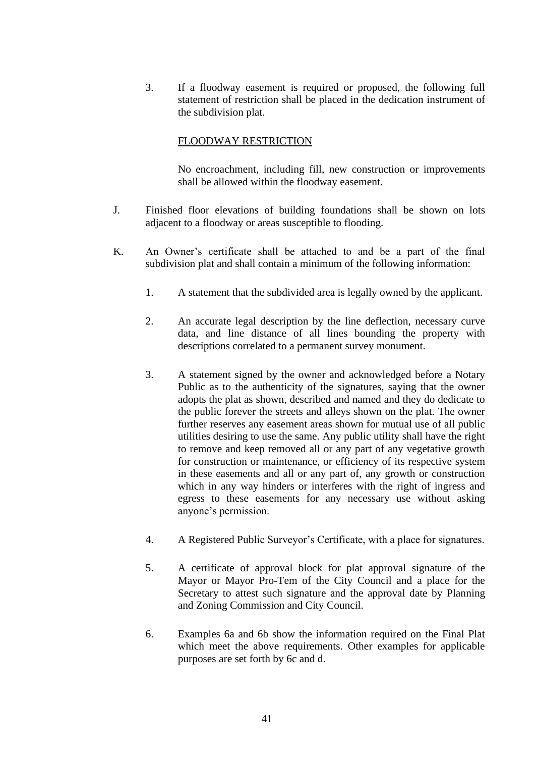3. If a floodway easement is required or proposed, the following full statement of restriction shall be placed in the dedication instrument of the subdivision plat.

   <u>FLOODWAY RESTRICTION</u>

   No encroachment, including fill, new construction or improvements shall be allowed within the floodway easement.

J. Finished floor elevations of building foundations shall be shown on lots adjacent to a floodway or areas susceptible to flooding.

K. An Owner's certificate shall be attached to and be a part of the final subdivision plat and shall contain a minimum of the following information:

   1. A statement that the subdivided area is legally owned by the applicant.

   2. An accurate legal description by the line deflection, necessary curve data, and line distance of all lines bounding the property with descriptions correlated to a permanent survey monument.

   3. A statement signed by the owner and acknowledged before a Notary Public as to the authenticity of the signatures, saying that the owner adopts the plat as shown, described and named and they do dedicate to the public forever the streets and alleys shown on the plat. The owner further reserves any easement areas shown for mutual use of all public utilities desiring to use the same. Any public utility shall have the right to remove and keep removed all or any part of any vegetative growth for construction or maintenance, or efficiency of its respective system in these easements and all or any part of, any growth or construction which in any way hinders or interferes with the right of ingress and egress to these easements for any necessary use without asking anyone's permission.

   4. A Registered Public Surveyor's Certificate, with a place for signatures.

   5. A certificate of approval block for plat approval signature of the Mayor or Mayor Pro-Tem of the City Council and a place for the Secretary to attest such signature and the approval date by Planning and Zoning Commission and City Council.

   6. Examples 6a and 6b show the information required on the Final Plat which meet the above requirements. Other examples for applicable purposes are set forth by 6c and d.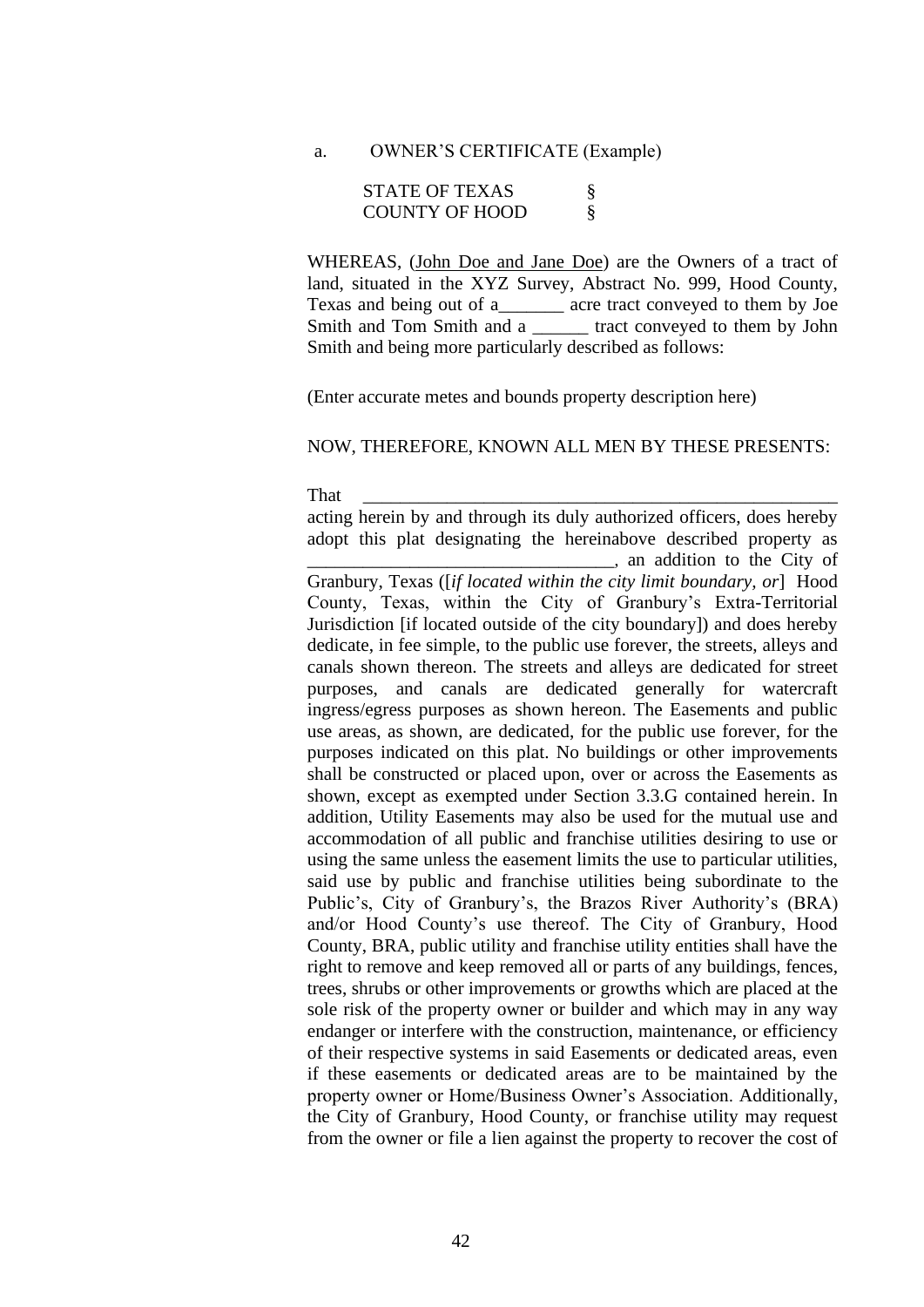a. OWNER'S CERTIFICATE (Example)

STATE OF TEXAS §
COUNTY OF HOOD §

WHEREAS, (John Doe and Jane Doe) are the Owners of a tract of land, situated in the XYZ Survey, Abstract No. 999, Hood County, Texas and being out of a_______ acre tract conveyed to them by Joe Smith and Tom Smith and a ______ tract conveyed to them by John Smith and being more particularly described as follows:

(Enter accurate metes and bounds property description here)

NOW, THEREFORE, KNOWN ALL MEN BY THESE PRESENTS:

That _____________________________________________________ acting herein by and through its duly authorized officers, does hereby adopt this plat designating the hereinabove described property as _________________________________, an addition to the City of Granbury, Texas ([*if located within the city limit boundary, or*] Hood County, Texas, within the City of Granbury's Extra-Territorial Jurisdiction [if located outside of the city boundary]) and does hereby dedicate, in fee simple, to the public use forever, the streets, alleys and canals shown thereon. The streets and alleys are dedicated for street purposes, and canals are dedicated generally for watercraft ingress/egress purposes as shown hereon. The Easements and public use areas, as shown, are dedicated, for the public use forever, for the purposes indicated on this plat. No buildings or other improvements shall be constructed or placed upon, over or across the Easements as shown, except as exempted under Section 3.3.G contained herein. In addition, Utility Easements may also be used for the mutual use and accommodation of all public and franchise utilities desiring to use or using the same unless the easement limits the use to particular utilities, said use by public and franchise utilities being subordinate to the Public's, City of Granbury's, the Brazos River Authority's (BRA) and/or Hood County's use thereof. The City of Granbury, Hood County, BRA, public utility and franchise utility entities shall have the right to remove and keep removed all or parts of any buildings, fences, trees, shrubs or other improvements or growths which are placed at the sole risk of the property owner or builder and which may in any way endanger or interfere with the construction, maintenance, or efficiency of their respective systems in said Easements or dedicated areas, even if these easements or dedicated areas are to be maintained by the property owner or Home/Business Owner's Association. Additionally, the City of Granbury, Hood County, or franchise utility may request from the owner or file a lien against the property to recover the cost of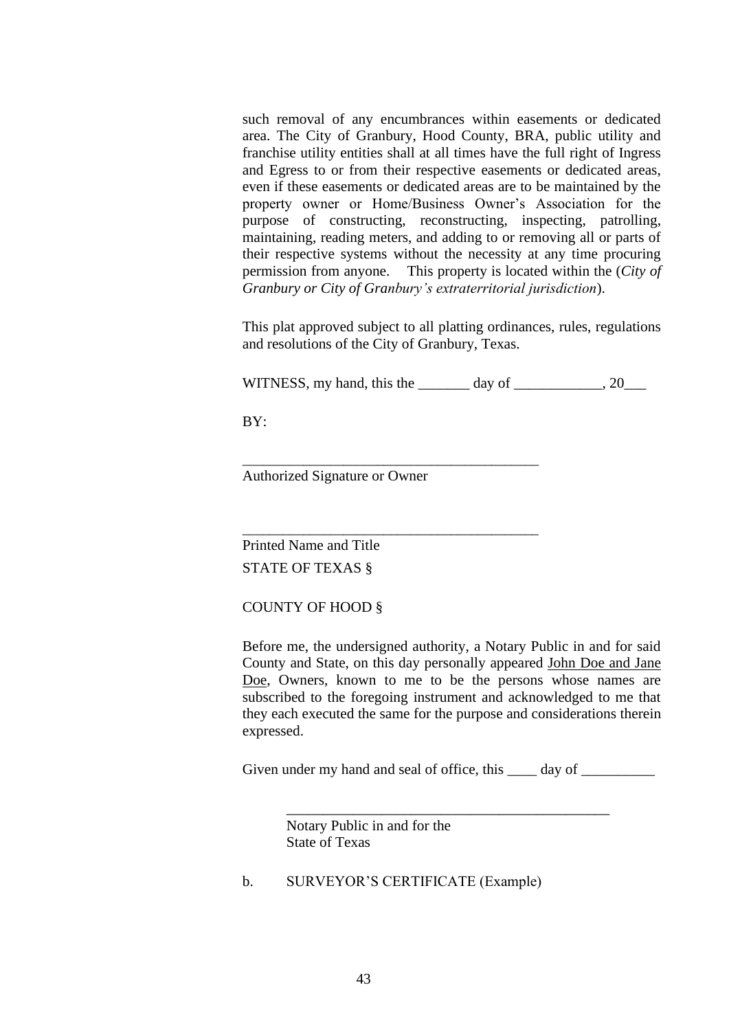such removal of any encumbrances within easements or dedicated area. The City of Granbury, Hood County, BRA, public utility and franchise utility entities shall at all times have the full right of Ingress and Egress to or from their respective easements or dedicated areas, even if these easements or dedicated areas are to be maintained by the property owner or Home/Business Owner's Association for the purpose of constructing, reconstructing, inspecting, patrolling, maintaining, reading meters, and adding to or removing all or parts of their respective systems without the necessity at any time procuring permission from anyone. This property is located within the (*City of Granbury or City of Granbury's extraterritorial jurisdiction*).

This plat approved subject to all platting ordinances, rules, regulations and resolutions of the City of Granbury, Texas.

WITNESS, my hand, this the _______ day of ____________, 20___

BY:

_________________________________________
Authorized Signature or Owner

_________________________________________
Printed Name and Title

STATE OF TEXAS §

COUNTY OF HOOD §

Before me, the undersigned authority, a Notary Public in and for said County and State, on this day personally appeared John Doe and Jane Doe, Owners, known to me to be the persons whose names are subscribed to the foregoing instrument and acknowledged to me that they each executed the same for the purpose and considerations therein expressed.

Given under my hand and seal of office, this ____ day of __________

_____________________________________________
Notary Public in and for the
State of Texas

b. SURVEYOR'S CERTIFICATE (Example)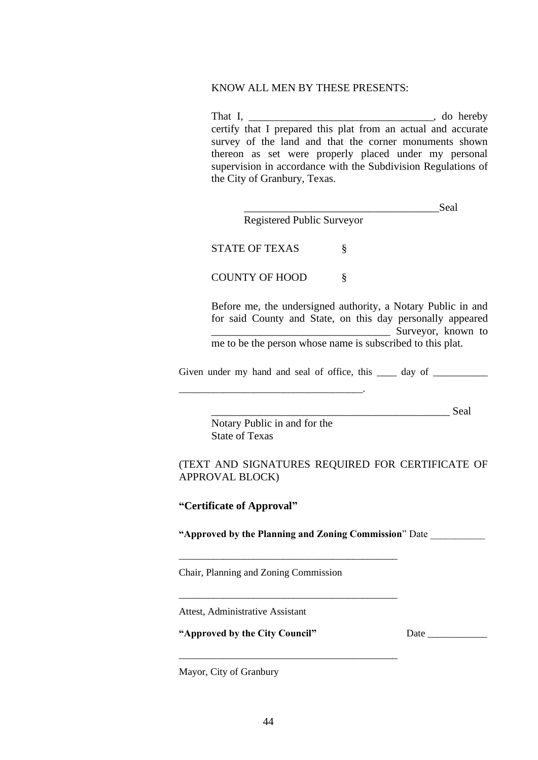KNOW ALL MEN BY THESE PRESENTS:

That I, ___________________________________, do hereby certify that I prepared this plat from an actual and accurate survey of the land and that the corner monuments shown thereon as set were properly placed under my personal supervision in accordance with the Subdivision Regulations of the City of Granbury, Texas.

_____________________________________Seal
Registered Public Surveyor

STATE OF TEXAS §

COUNTY OF HOOD §

Before me, the undersigned authority, a Notary Public in and for said County and State, on this day personally appeared _________________________________ Surveyor, known to me to be the person whose name is subscribed to this plat.

Given under my hand and seal of office, this ____ day of ___________ ___________________________________.

_____________________________________________ Seal
Notary Public in and for the
State of Texas

(TEXT AND SIGNATURES REQUIRED FOR CERTIFICATE OF APPROVAL BLOCK)

**"Certificate of Approval"**

**"Approved by the Planning and Zoning Commission"** Date ___________

___________________________________________
Chair, Planning and Zoning Commission

___________________________________________
Attest, Administrative Assistant

**"Approved by the City Council"** Date ____________

___________________________________________
Mayor, City of Granbury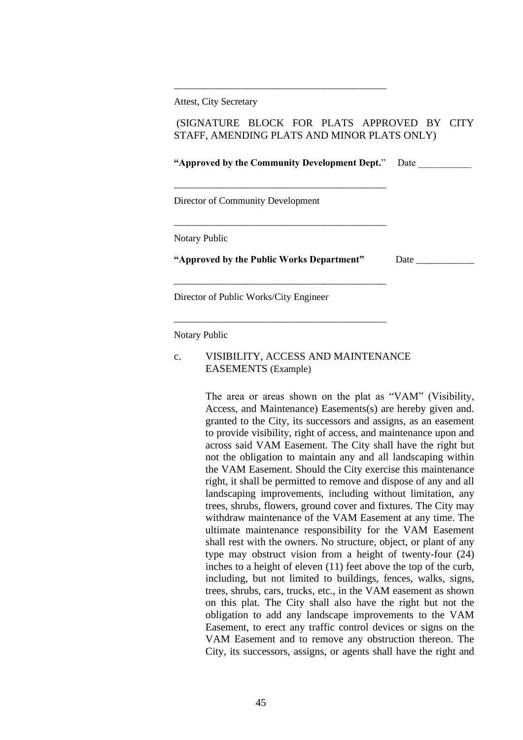\_\_\_\_\_\_\_\_\_\_\_\_\_\_\_\_\_\_\_\_\_\_\_\_\_\_\_\_\_\_\_\_\_\_\_\_\_\_\_\_\_\_

Attest, City Secretary

(SIGNATURE BLOCK FOR PLATS APPROVED BY CITY STAFF, AMENDING PLATS AND MINOR PLATS ONLY)

**"Approved by the Community Development Dept."** Date \_\_\_\_\_\_\_\_\_\_\_

\_\_\_\_\_\_\_\_\_\_\_\_\_\_\_\_\_\_\_\_\_\_\_\_\_\_\_\_\_\_\_\_\_\_\_\_\_\_\_\_\_\_

Director of Community Development

\_\_\_\_\_\_\_\_\_\_\_\_\_\_\_\_\_\_\_\_\_\_\_\_\_\_\_\_\_\_\_\_\_\_\_\_\_\_\_\_\_\_

Notary Public

**"Approved by the Public Works Department"** Date \_\_\_\_\_\_\_\_\_\_\_\_

\_\_\_\_\_\_\_\_\_\_\_\_\_\_\_\_\_\_\_\_\_\_\_\_\_\_\_\_\_\_\_\_\_\_\_\_\_\_\_\_\_\_

Director of Public Works/City Engineer

\_\_\_\_\_\_\_\_\_\_\_\_\_\_\_\_\_\_\_\_\_\_\_\_\_\_\_\_\_\_\_\_\_\_\_\_\_\_\_\_\_\_

Notary Public

c. VISIBILITY, ACCESS AND MAINTENANCE EASEMENTS (Example)

The area or areas shown on the plat as "VAM" (Visibility, Access, and Maintenance) Easements(s) are hereby given and. granted to the City, its successors and assigns, as an easement to provide visibility, right of access, and maintenance upon and across said VAM Easement. The City shall have the right but not the obligation to maintain any and all landscaping within the VAM Easement. Should the City exercise this maintenance right, it shall be permitted to remove and dispose of any and all landscaping improvements, including without limitation, any trees, shrubs, flowers, ground cover and fixtures. The City may withdraw maintenance of the VAM Easement at any time. The ultimate maintenance responsibility for the VAM Easement shall rest with the owners. No structure, object, or plant of any type may obstruct vision from a height of twenty-four (24) inches to a height of eleven (11) feet above the top of the curb, including, but not limited to buildings, fences, walks, signs, trees, shrubs, cars, trucks, etc., in the VAM easement as shown on this plat. The City shall also have the right but not the obligation to add any landscape improvements to the VAM Easement, to erect any traffic control devices or signs on the VAM Easement and to remove any obstruction thereon. The City, its successors, assigns, or agents shall have the right and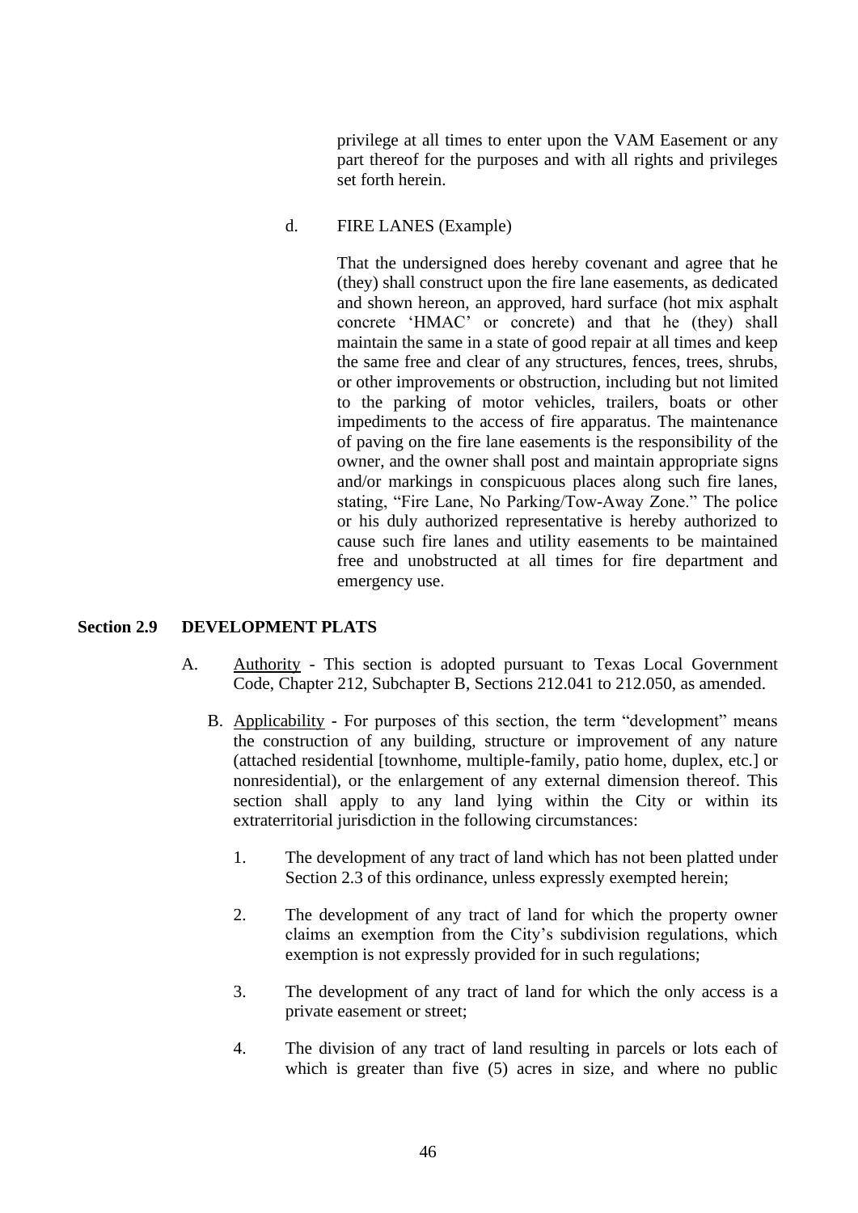privilege at all times to enter upon the VAM Easement or any part thereof for the purposes and with all rights and privileges set forth herein.

d. FIRE LANES (Example)

That the undersigned does hereby covenant and agree that he (they) shall construct upon the fire lane easements, as dedicated and shown hereon, an approved, hard surface (hot mix asphalt concrete 'HMAC' or concrete) and that he (they) shall maintain the same in a state of good repair at all times and keep the same free and clear of any structures, fences, trees, shrubs, or other improvements or obstruction, including but not limited to the parking of motor vehicles, trailers, boats or other impediments to the access of fire apparatus. The maintenance of paving on the fire lane easements is the responsibility of the owner, and the owner shall post and maintain appropriate signs and/or markings in conspicuous places along such fire lanes, stating, "Fire Lane, No Parking/Tow-Away Zone." The police or his duly authorized representative is hereby authorized to cause such fire lanes and utility easements to be maintained free and unobstructed at all times for fire department and emergency use.

## Section 2.9 DEVELOPMENT PLATS

A. Authority - This section is adopted pursuant to Texas Local Government Code, Chapter 212, Subchapter B, Sections 212.041 to 212.050, as amended.

B. Applicability - For purposes of this section, the term "development" means the construction of any building, structure or improvement of any nature (attached residential [townhome, multiple-family, patio home, duplex, etc.] or nonresidential), or the enlargement of any external dimension thereof. This section shall apply to any land lying within the City or within its extraterritorial jurisdiction in the following circumstances:

1. The development of any tract of land which has not been platted under Section 2.3 of this ordinance, unless expressly exempted herein;

2. The development of any tract of land for which the property owner claims an exemption from the City's subdivision regulations, which exemption is not expressly provided for in such regulations;

3. The development of any tract of land for which the only access is a private easement or street;

4. The division of any tract of land resulting in parcels or lots each of which is greater than five (5) acres in size, and where no public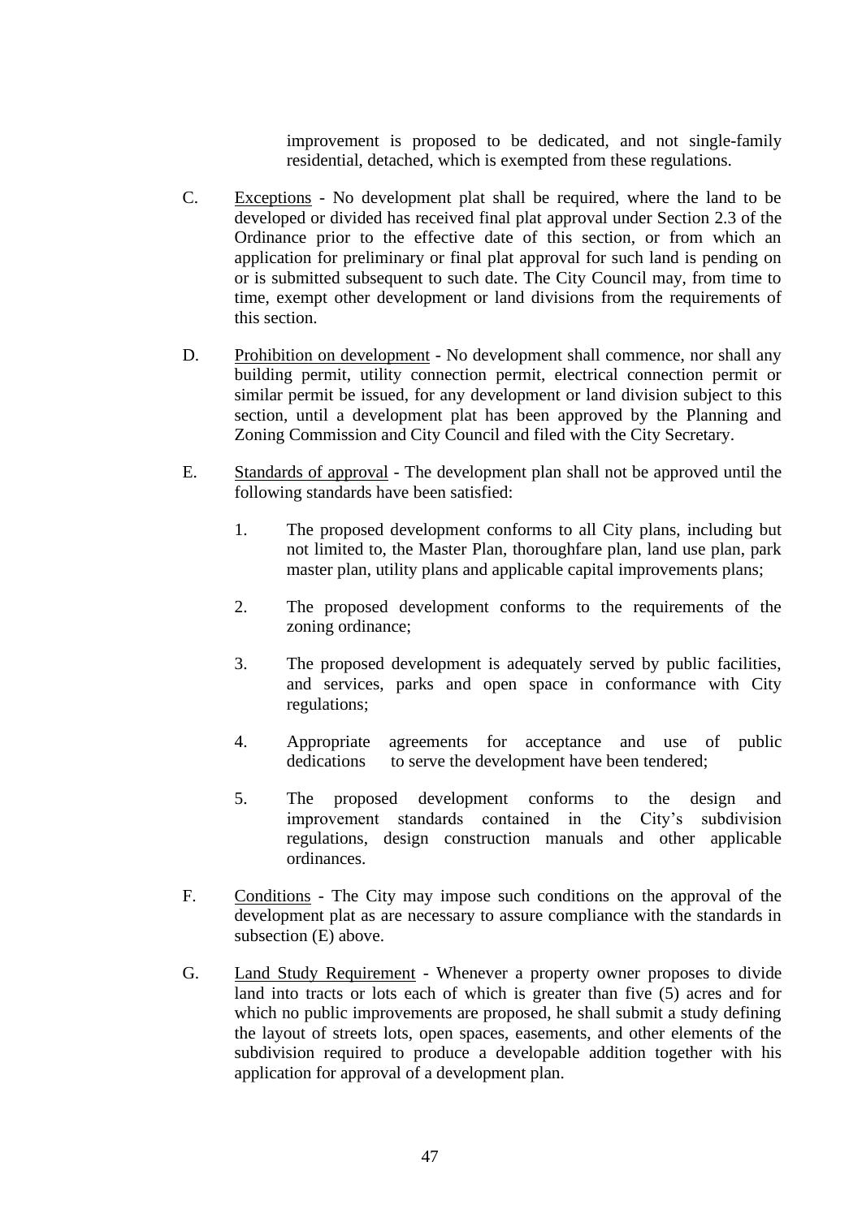improvement is proposed to be dedicated, and not single-family residential, detached, which is exempted from these regulations.

C. Exceptions - No development plat shall be required, where the land to be developed or divided has received final plat approval under Section 2.3 of the Ordinance prior to the effective date of this section, or from which an application for preliminary or final plat approval for such land is pending on or is submitted subsequent to such date. The City Council may, from time to time, exempt other development or land divisions from the requirements of this section.

D. Prohibition on development - No development shall commence, nor shall any building permit, utility connection permit, electrical connection permit or similar permit be issued, for any development or land division subject to this section, until a development plat has been approved by the Planning and Zoning Commission and City Council and filed with the City Secretary.

E. Standards of approval - The development plan shall not be approved until the following standards have been satisfied:

1. The proposed development conforms to all City plans, including but not limited to, the Master Plan, thoroughfare plan, land use plan, park master plan, utility plans and applicable capital improvements plans;

2. The proposed development conforms to the requirements of the zoning ordinance;

3. The proposed development is adequately served by public facilities, and services, parks and open space in conformance with City regulations;

4. Appropriate agreements for acceptance and use of public dedications to serve the development have been tendered;

5. The proposed development conforms to the design and improvement standards contained in the City's subdivision regulations, design construction manuals and other applicable ordinances.

F. Conditions - The City may impose such conditions on the approval of the development plat as are necessary to assure compliance with the standards in subsection (E) above.

G. Land Study Requirement - Whenever a property owner proposes to divide land into tracts or lots each of which is greater than five (5) acres and for which no public improvements are proposed, he shall submit a study defining the layout of streets lots, open spaces, easements, and other elements of the subdivision required to produce a developable addition together with his application for approval of a development plan.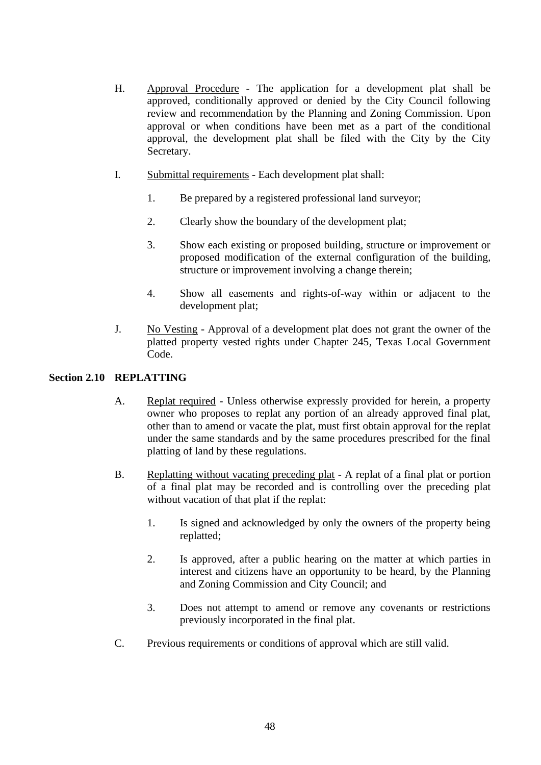H. Approval Procedure - The application for a development plat shall be approved, conditionally approved or denied by the City Council following review and recommendation by the Planning and Zoning Commission. Upon approval or when conditions have been met as a part of the conditional approval, the development plat shall be filed with the City by the City Secretary.

I. Submittal requirements - Each development plat shall:

1. Be prepared by a registered professional land surveyor;

2. Clearly show the boundary of the development plat;

3. Show each existing or proposed building, structure or improvement or proposed modification of the external configuration of the building, structure or improvement involving a change therein;

4. Show all easements and rights-of-way within or adjacent to the development plat;

J. No Vesting - Approval of a development plat does not grant the owner of the platted property vested rights under Chapter 245, Texas Local Government Code.

## Section 2.10 REPLATTING

A. Replat required - Unless otherwise expressly provided for herein, a property owner who proposes to replat any portion of an already approved final plat, other than to amend or vacate the plat, must first obtain approval for the replat under the same standards and by the same procedures prescribed for the final platting of land by these regulations.

B. Replatting without vacating preceding plat - A replat of a final plat or portion of a final plat may be recorded and is controlling over the preceding plat without vacation of that plat if the replat:

1. Is signed and acknowledged by only the owners of the property being replatted;

2. Is approved, after a public hearing on the matter at which parties in interest and citizens have an opportunity to be heard, by the Planning and Zoning Commission and City Council; and

3. Does not attempt to amend or remove any covenants or restrictions previously incorporated in the final plat.

C. Previous requirements or conditions of approval which are still valid.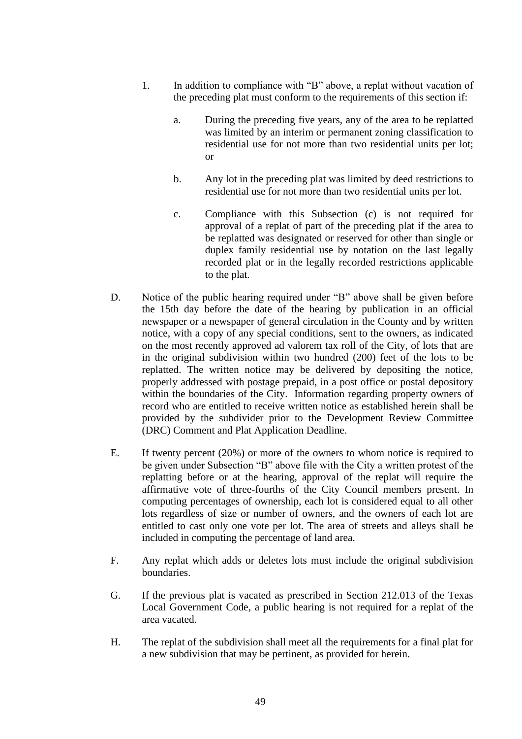1. In addition to compliance with "B" above, a replat without vacation of the preceding plat must conform to the requirements of this section if:

   a. During the preceding five years, any of the area to be replatted was limited by an interim or permanent zoning classification to residential use for not more than two residential units per lot; or

   b. Any lot in the preceding plat was limited by deed restrictions to residential use for not more than two residential units per lot.

   c. Compliance with this Subsection (c) is not required for approval of a replat of part of the preceding plat if the area to be replatted was designated or reserved for other than single or duplex family residential use by notation on the last legally recorded plat or in the legally recorded restrictions applicable to the plat.

D. Notice of the public hearing required under "B" above shall be given before the 15th day before the date of the hearing by publication in an official newspaper or a newspaper of general circulation in the County and by written notice, with a copy of any special conditions, sent to the owners, as indicated on the most recently approved ad valorem tax roll of the City, of lots that are in the original subdivision within two hundred (200) feet of the lots to be replatted. The written notice may be delivered by depositing the notice, properly addressed with postage prepaid, in a post office or postal depository within the boundaries of the City. Information regarding property owners of record who are entitled to receive written notice as established herein shall be provided by the subdivider prior to the Development Review Committee (DRC) Comment and Plat Application Deadline.

E. If twenty percent (20%) or more of the owners to whom notice is required to be given under Subsection "B" above file with the City a written protest of the replatting before or at the hearing, approval of the replat will require the affirmative vote of three-fourths of the City Council members present. In computing percentages of ownership, each lot is considered equal to all other lots regardless of size or number of owners, and the owners of each lot are entitled to cast only one vote per lot. The area of streets and alleys shall be included in computing the percentage of land area.

F. Any replat which adds or deletes lots must include the original subdivision boundaries.

G. If the previous plat is vacated as prescribed in Section 212.013 of the Texas Local Government Code, a public hearing is not required for a replat of the area vacated.

H. The replat of the subdivision shall meet all the requirements for a final plat for a new subdivision that may be pertinent, as provided for herein.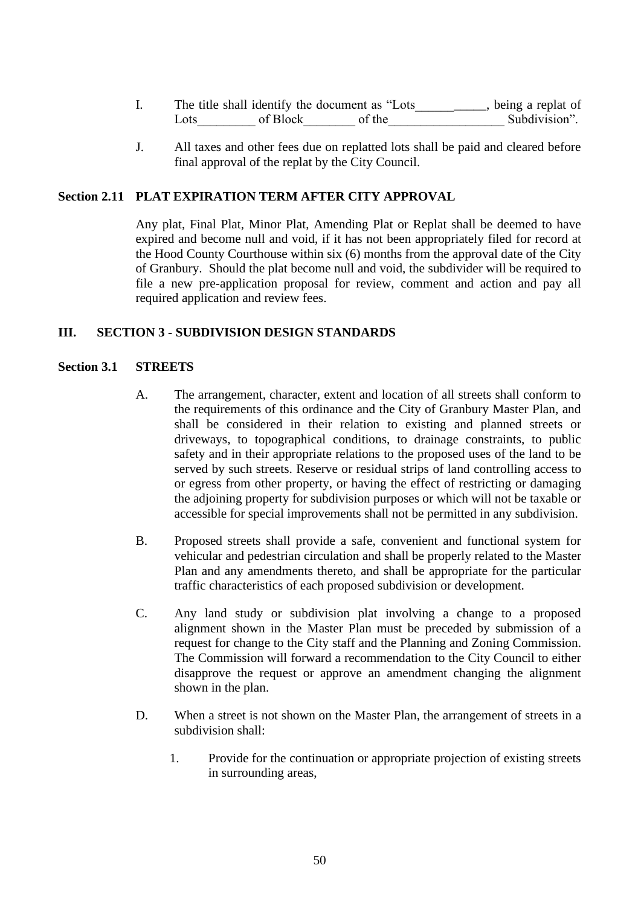I. The title shall identify the document as "Lots___________, being a replat of Lots_________ of Block________ of the__________________ Subdivision".

J. All taxes and other fees due on replatted lots shall be paid and cleared before final approval of the replat by the City Council.

**Section 2.11 PLAT EXPIRATION TERM AFTER CITY APPROVAL**

Any plat, Final Plat, Minor Plat, Amending Plat or Replat shall be deemed to have expired and become null and void, if it has not been appropriately filed for record at the Hood County Courthouse within six (6) months from the approval date of the City of Granbury. Should the plat become null and void, the subdivider will be required to file a new pre-application proposal for review, comment and action and pay all required application and review fees.

## III. SECTION 3 - SUBDIVISION DESIGN STANDARDS

**Section 3.1 STREETS**

A. The arrangement, character, extent and location of all streets shall conform to the requirements of this ordinance and the City of Granbury Master Plan, and shall be considered in their relation to existing and planned streets or driveways, to topographical conditions, to drainage constraints, to public safety and in their appropriate relations to the proposed uses of the land to be served by such streets. Reserve or residual strips of land controlling access to or egress from other property, or having the effect of restricting or damaging the adjoining property for subdivision purposes or which will not be taxable or accessible for special improvements shall not be permitted in any subdivision.

B. Proposed streets shall provide a safe, convenient and functional system for vehicular and pedestrian circulation and shall be properly related to the Master Plan and any amendments thereto, and shall be appropriate for the particular traffic characteristics of each proposed subdivision or development.

C. Any land study or subdivision plat involving a change to a proposed alignment shown in the Master Plan must be preceded by submission of a request for change to the City staff and the Planning and Zoning Commission. The Commission will forward a recommendation to the City Council to either disapprove the request or approve an amendment changing the alignment shown in the plan.

D. When a street is not shown on the Master Plan, the arrangement of streets in a subdivision shall:

1. Provide for the continuation or appropriate projection of existing streets in surrounding areas,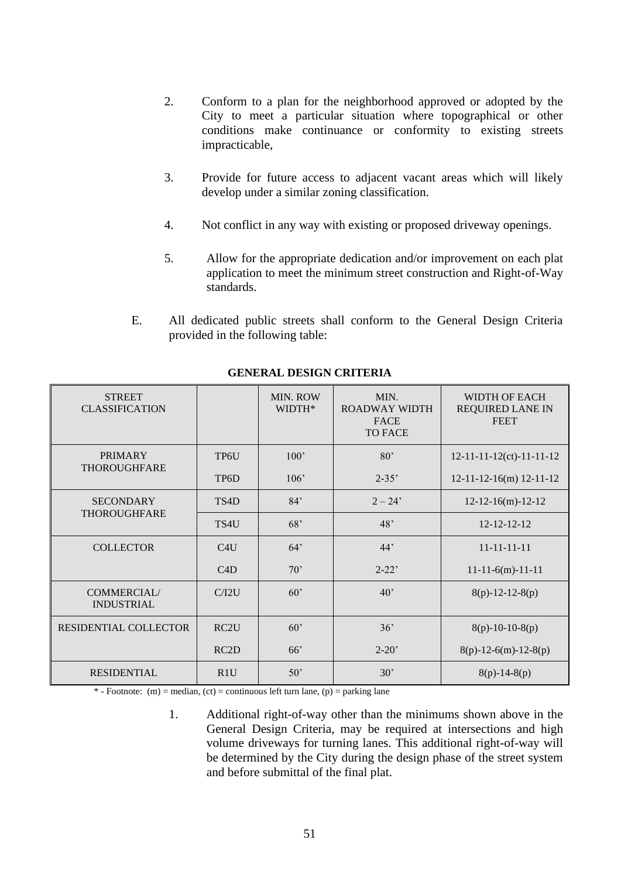2. Conform to a plan for the neighborhood approved or adopted by the City to meet a particular situation where topographical or other conditions make continuance or conformity to existing streets impracticable,

3. Provide for future access to adjacent vacant areas which will likely develop under a similar zoning classification.

4. Not conflict in any way with existing or proposed driveway openings.

5. Allow for the appropriate dedication and/or improvement on each plat application to meet the minimum street construction and Right-of-Way standards.

E. All dedicated public streets shall conform to the General Design Criteria provided in the following table:

**GENERAL DESIGN CRITERIA**

| STREET CLASSIFICATION | | MIN. ROW WIDTH* | MIN. ROADWAY WIDTH FACE TO FACE | WIDTH OF EACH REQUIRED LANE IN FEET |
|---|---|---|---|---|
| PRIMARY THOROUGHFARE | TP6U | 100’ | 80’ | 12-11-11-12(ct)-11-11-12 |
| | TP6D | 106’ | 2-35’ | 12-11-12-16(m) 12-11-12 |
| SECONDARY THOROUGHFARE | TS4D | 84’ | 2 – 24’ | 12-12-16(m)-12-12 |
| | TS4U | 68’ | 48’ | 12-12-12-12 |
| COLLECTOR | C4U | 64’ | 44’ | 11-11-11-11 |
| | C4D | 70’ | 2-22’ | 11-11-6(m)-11-11 |
| COMMERCIAL/ INDUSTRIAL | C/I2U | 60’ | 40’ | 8(p)-12-12-8(p) |
| RESIDENTIAL COLLECTOR | RC2U | 60’ | 36’ | 8(p)-10-10-8(p) |
| | RC2D | 66’ | 2-20’ | 8(p)-12-6(m)-12-8(p) |
| RESIDENTIAL | R1U | 50’ | 30’ | 8(p)-14-8(p) |

* - Footnote: (m) = median, (ct) = continuous left turn lane, (p) = parking lane

1. Additional right-of-way other than the minimums shown above in the General Design Criteria, may be required at intersections and high volume driveways for turning lanes. This additional right-of-way will be determined by the City during the design phase of the street system and before submittal of the final plat.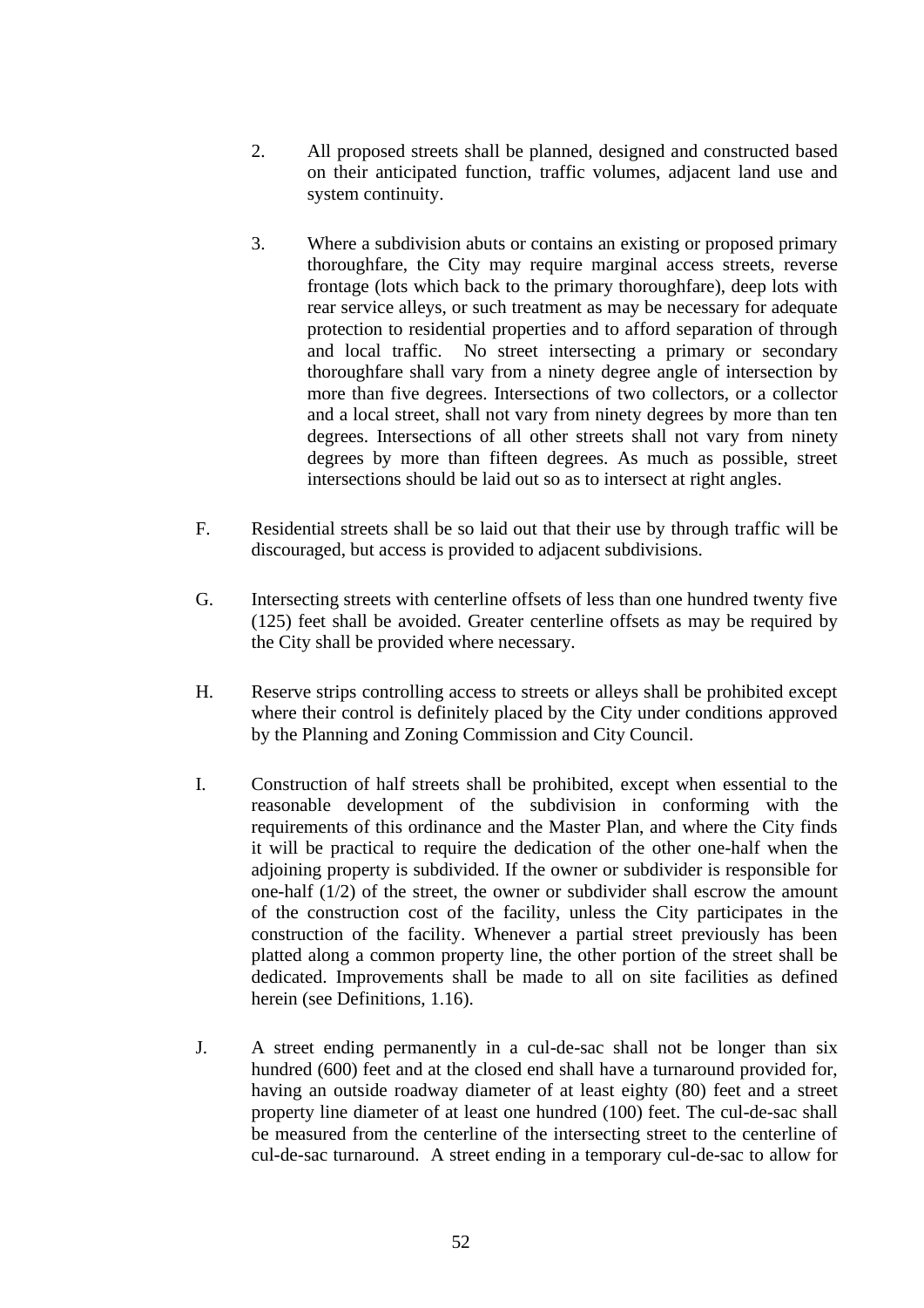2. All proposed streets shall be planned, designed and constructed based on their anticipated function, traffic volumes, adjacent land use and system continuity.

3. Where a subdivision abuts or contains an existing or proposed primary thoroughfare, the City may require marginal access streets, reverse frontage (lots which back to the primary thoroughfare), deep lots with rear service alleys, or such treatment as may be necessary for adequate protection to residential properties and to afford separation of through and local traffic. No street intersecting a primary or secondary thoroughfare shall vary from a ninety degree angle of intersection by more than five degrees. Intersections of two collectors, or a collector and a local street, shall not vary from ninety degrees by more than ten degrees. Intersections of all other streets shall not vary from ninety degrees by more than fifteen degrees. As much as possible, street intersections should be laid out so as to intersect at right angles.

F. Residential streets shall be so laid out that their use by through traffic will be discouraged, but access is provided to adjacent subdivisions.

G. Intersecting streets with centerline offsets of less than one hundred twenty five (125) feet shall be avoided. Greater centerline offsets as may be required by the City shall be provided where necessary.

H. Reserve strips controlling access to streets or alleys shall be prohibited except where their control is definitely placed by the City under conditions approved by the Planning and Zoning Commission and City Council.

I. Construction of half streets shall be prohibited, except when essential to the reasonable development of the subdivision in conforming with the requirements of this ordinance and the Master Plan, and where the City finds it will be practical to require the dedication of the other one-half when the adjoining property is subdivided. If the owner or subdivider is responsible for one-half (1/2) of the street, the owner or subdivider shall escrow the amount of the construction cost of the facility, unless the City participates in the construction of the facility. Whenever a partial street previously has been platted along a common property line, the other portion of the street shall be dedicated. Improvements shall be made to all on site facilities as defined herein (see Definitions, 1.16).

J. A street ending permanently in a cul-de-sac shall not be longer than six hundred (600) feet and at the closed end shall have a turnaround provided for, having an outside roadway diameter of at least eighty (80) feet and a street property line diameter of at least one hundred (100) feet. The cul-de-sac shall be measured from the centerline of the intersecting street to the centerline of cul-de-sac turnaround. A street ending in a temporary cul-de-sac to allow for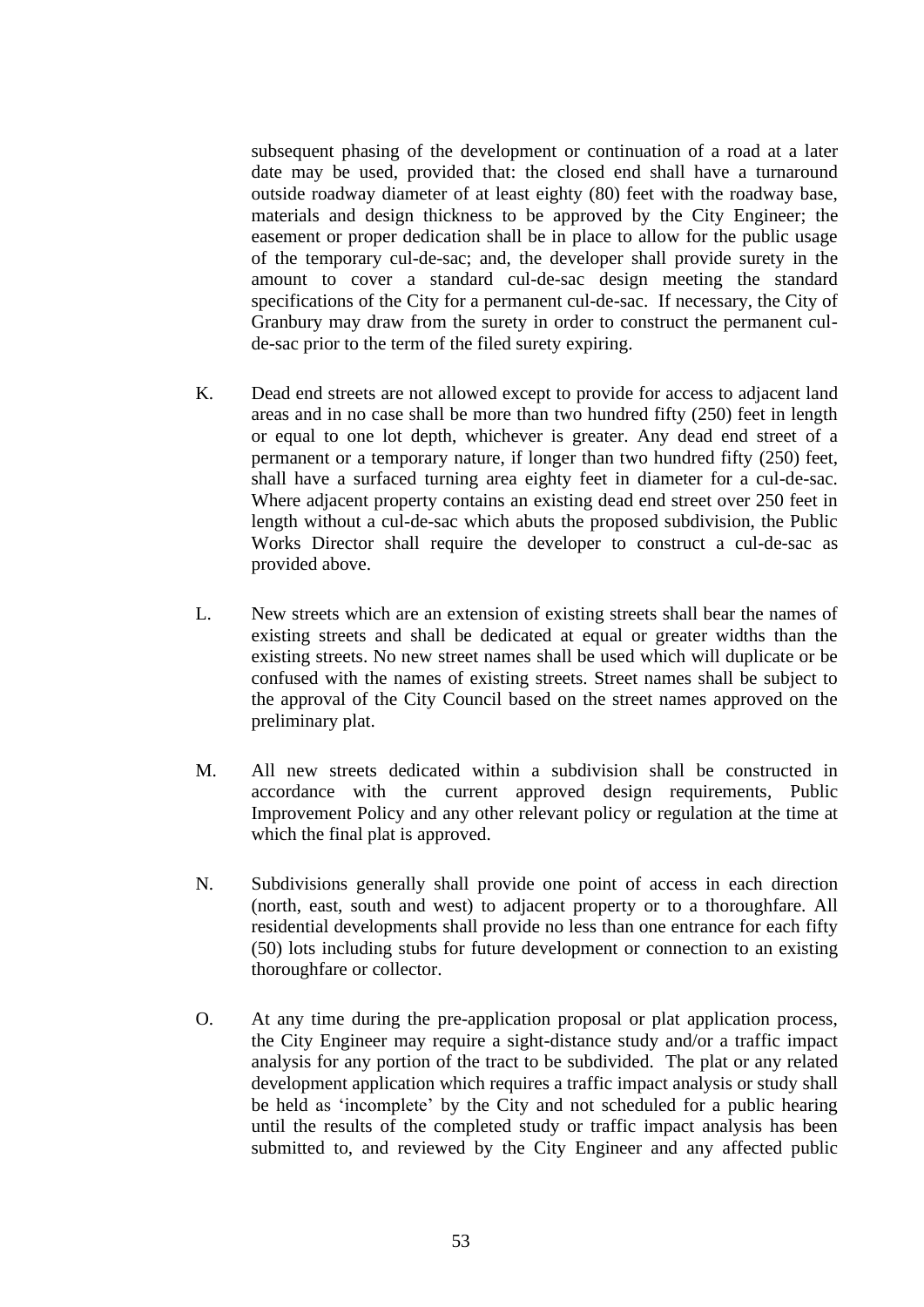subsequent phasing of the development or continuation of a road at a later date may be used, provided that: the closed end shall have a turnaround outside roadway diameter of at least eighty (80) feet with the roadway base, materials and design thickness to be approved by the City Engineer; the easement or proper dedication shall be in place to allow for the public usage of the temporary cul-de-sac; and, the developer shall provide surety in the amount to cover a standard cul-de-sac design meeting the standard specifications of the City for a permanent cul-de-sac. If necessary, the City of Granbury may draw from the surety in order to construct the permanent cul-de-sac prior to the term of the filed surety expiring.

K. Dead end streets are not allowed except to provide for access to adjacent land areas and in no case shall be more than two hundred fifty (250) feet in length or equal to one lot depth, whichever is greater. Any dead end street of a permanent or a temporary nature, if longer than two hundred fifty (250) feet, shall have a surfaced turning area eighty feet in diameter for a cul-de-sac. Where adjacent property contains an existing dead end street over 250 feet in length without a cul-de-sac which abuts the proposed subdivision, the Public Works Director shall require the developer to construct a cul-de-sac as provided above.

L. New streets which are an extension of existing streets shall bear the names of existing streets and shall be dedicated at equal or greater widths than the existing streets. No new street names shall be used which will duplicate or be confused with the names of existing streets. Street names shall be subject to the approval of the City Council based on the street names approved on the preliminary plat.

M. All new streets dedicated within a subdivision shall be constructed in accordance with the current approved design requirements, Public Improvement Policy and any other relevant policy or regulation at the time at which the final plat is approved.

N. Subdivisions generally shall provide one point of access in each direction (north, east, south and west) to adjacent property or to a thoroughfare. All residential developments shall provide no less than one entrance for each fifty (50) lots including stubs for future development or connection to an existing thoroughfare or collector.

O. At any time during the pre-application proposal or plat application process, the City Engineer may require a sight-distance study and/or a traffic impact analysis for any portion of the tract to be subdivided. The plat or any related development application which requires a traffic impact analysis or study shall be held as 'incomplete' by the City and not scheduled for a public hearing until the results of the completed study or traffic impact analysis has been submitted to, and reviewed by the City Engineer and any affected public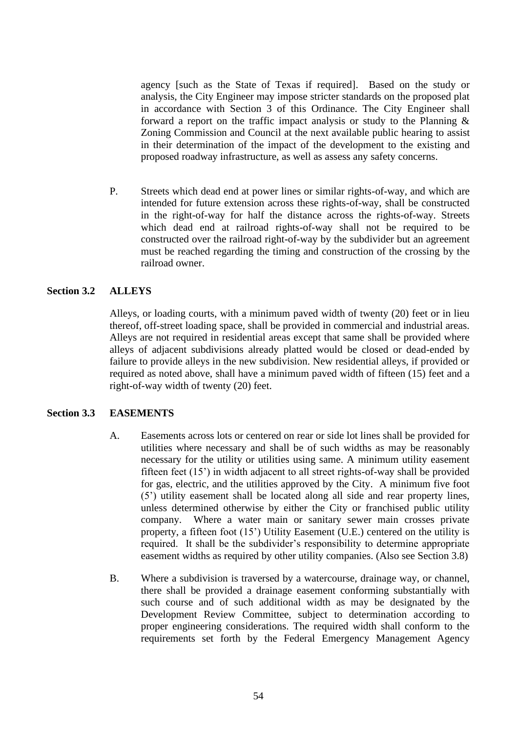agency [such as the State of Texas if required]. Based on the study or analysis, the City Engineer may impose stricter standards on the proposed plat in accordance with Section 3 of this Ordinance. The City Engineer shall forward a report on the traffic impact analysis or study to the Planning & Zoning Commission and Council at the next available public hearing to assist in their determination of the impact of the development to the existing and proposed roadway infrastructure, as well as assess any safety concerns.

P. Streets which dead end at power lines or similar rights-of-way, and which are intended for future extension across these rights-of-way, shall be constructed in the right-of-way for half the distance across the rights-of-way. Streets which dead end at railroad rights-of-way shall not be required to be constructed over the railroad right-of-way by the subdivider but an agreement must be reached regarding the timing and construction of the crossing by the railroad owner.

## Section 3.2 ALLEYS

Alleys, or loading courts, with a minimum paved width of twenty (20) feet or in lieu thereof, off-street loading space, shall be provided in commercial and industrial areas. Alleys are not required in residential areas except that same shall be provided where alleys of adjacent subdivisions already platted would be closed or dead-ended by failure to provide alleys in the new subdivision. New residential alleys, if provided or required as noted above, shall have a minimum paved width of fifteen (15) feet and a right-of-way width of twenty (20) feet.

## Section 3.3 EASEMENTS

A. Easements across lots or centered on rear or side lot lines shall be provided for utilities where necessary and shall be of such widths as may be reasonably necessary for the utility or utilities using same. A minimum utility easement fifteen feet (15') in width adjacent to all street rights-of-way shall be provided for gas, electric, and the utilities approved by the City. A minimum five foot (5') utility easement shall be located along all side and rear property lines, unless determined otherwise by either the City or franchised public utility company. Where a water main or sanitary sewer main crosses private property, a fifteen foot (15') Utility Easement (U.E.) centered on the utility is required. It shall be the subdivider's responsibility to determine appropriate easement widths as required by other utility companies. (Also see Section 3.8)

B. Where a subdivision is traversed by a watercourse, drainage way, or channel, there shall be provided a drainage easement conforming substantially with such course and of such additional width as may be designated by the Development Review Committee, subject to determination according to proper engineering considerations. The required width shall conform to the requirements set forth by the Federal Emergency Management Agency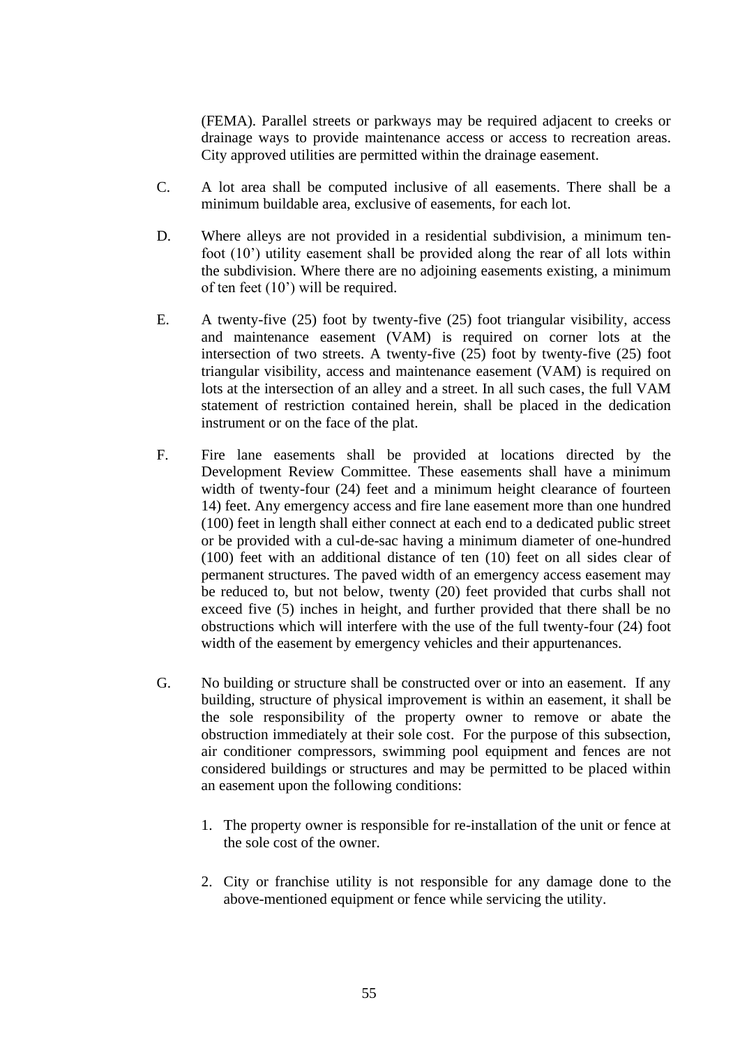(FEMA). Parallel streets or parkways may be required adjacent to creeks or drainage ways to provide maintenance access or access to recreation areas. City approved utilities are permitted within the drainage easement.

C. A lot area shall be computed inclusive of all easements. There shall be a minimum buildable area, exclusive of easements, for each lot.

D. Where alleys are not provided in a residential subdivision, a minimum ten-foot (10') utility easement shall be provided along the rear of all lots within the subdivision. Where there are no adjoining easements existing, a minimum of ten feet (10') will be required.

E. A twenty-five (25) foot by twenty-five (25) foot triangular visibility, access and maintenance easement (VAM) is required on corner lots at the intersection of two streets. A twenty-five (25) foot by twenty-five (25) foot triangular visibility, access and maintenance easement (VAM) is required on lots at the intersection of an alley and a street. In all such cases, the full VAM statement of restriction contained herein, shall be placed in the dedication instrument or on the face of the plat.

F. Fire lane easements shall be provided at locations directed by the Development Review Committee. These easements shall have a minimum width of twenty-four (24) feet and a minimum height clearance of fourteen 14) feet. Any emergency access and fire lane easement more than one hundred (100) feet in length shall either connect at each end to a dedicated public street or be provided with a cul-de-sac having a minimum diameter of one-hundred (100) feet with an additional distance of ten (10) feet on all sides clear of permanent structures. The paved width of an emergency access easement may be reduced to, but not below, twenty (20) feet provided that curbs shall not exceed five (5) inches in height, and further provided that there shall be no obstructions which will interfere with the use of the full twenty-four (24) foot width of the easement by emergency vehicles and their appurtenances.

G. No building or structure shall be constructed over or into an easement. If any building, structure of physical improvement is within an easement, it shall be the sole responsibility of the property owner to remove or abate the obstruction immediately at their sole cost. For the purpose of this subsection, air conditioner compressors, swimming pool equipment and fences are not considered buildings or structures and may be permitted to be placed within an easement upon the following conditions:

1. The property owner is responsible for re-installation of the unit or fence at the sole cost of the owner.

2. City or franchise utility is not responsible for any damage done to the above-mentioned equipment or fence while servicing the utility.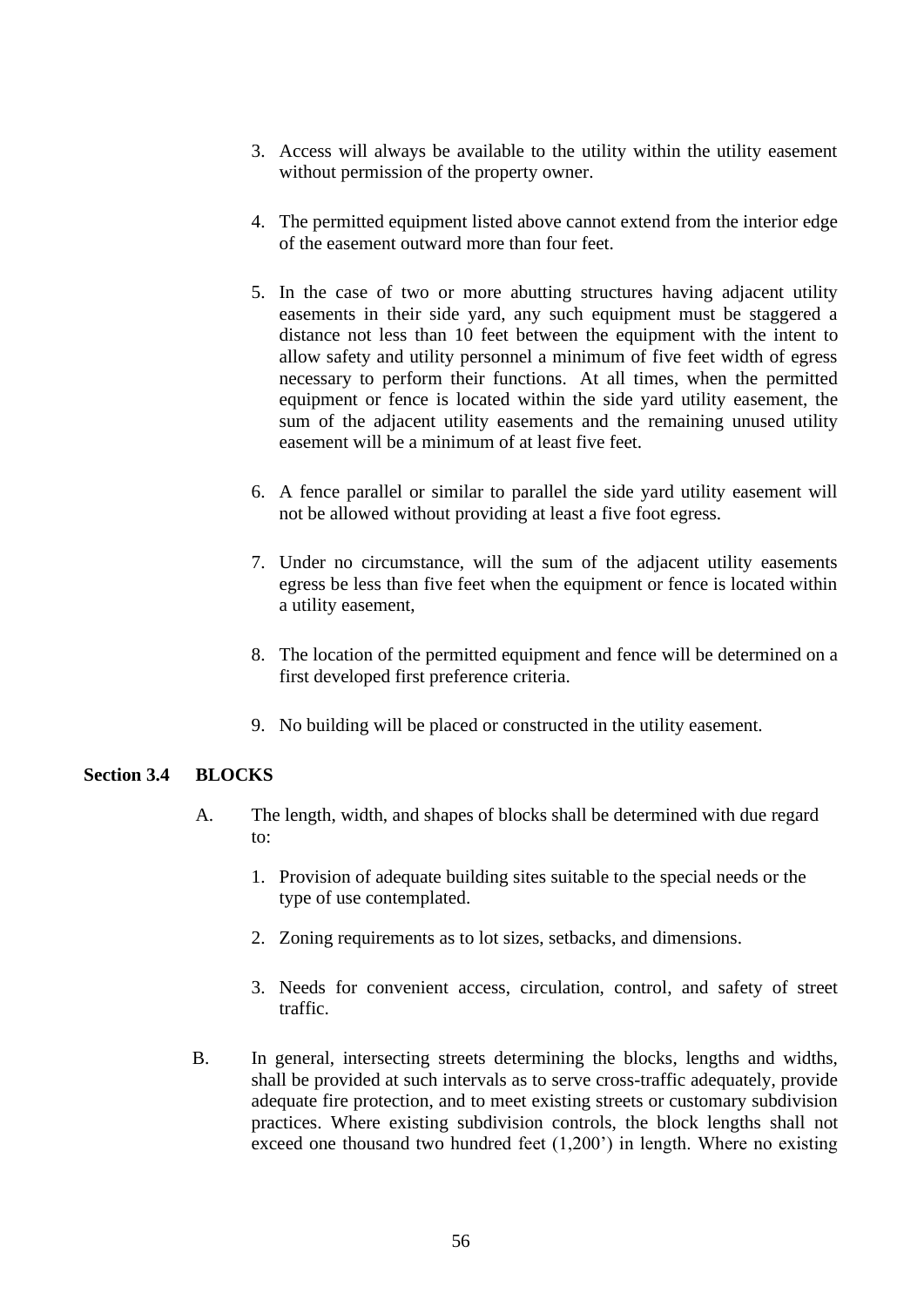3. Access will always be available to the utility within the utility easement without permission of the property owner.

4. The permitted equipment listed above cannot extend from the interior edge of the easement outward more than four feet.

5. In the case of two or more abutting structures having adjacent utility easements in their side yard, any such equipment must be staggered a distance not less than 10 feet between the equipment with the intent to allow safety and utility personnel a minimum of five feet width of egress necessary to perform their functions. At all times, when the permitted equipment or fence is located within the side yard utility easement, the sum of the adjacent utility easements and the remaining unused utility easement will be a minimum of at least five feet.

6. A fence parallel or similar to parallel the side yard utility easement will not be allowed without providing at least a five foot egress.

7. Under no circumstance, will the sum of the adjacent utility easements egress be less than five feet when the equipment or fence is located within a utility easement,

8. The location of the permitted equipment and fence will be determined on a first developed first preference criteria.

9. No building will be placed or constructed in the utility easement.

**Section 3.4 BLOCKS**

A. The length, width, and shapes of blocks shall be determined with due regard to:

1. Provision of adequate building sites suitable to the special needs or the type of use contemplated.

2. Zoning requirements as to lot sizes, setbacks, and dimensions.

3. Needs for convenient access, circulation, control, and safety of street traffic.

B. In general, intersecting streets determining the blocks, lengths and widths, shall be provided at such intervals as to serve cross-traffic adequately, provide adequate fire protection, and to meet existing streets or customary subdivision practices. Where existing subdivision controls, the block lengths shall not exceed one thousand two hundred feet (1,200') in length. Where no existing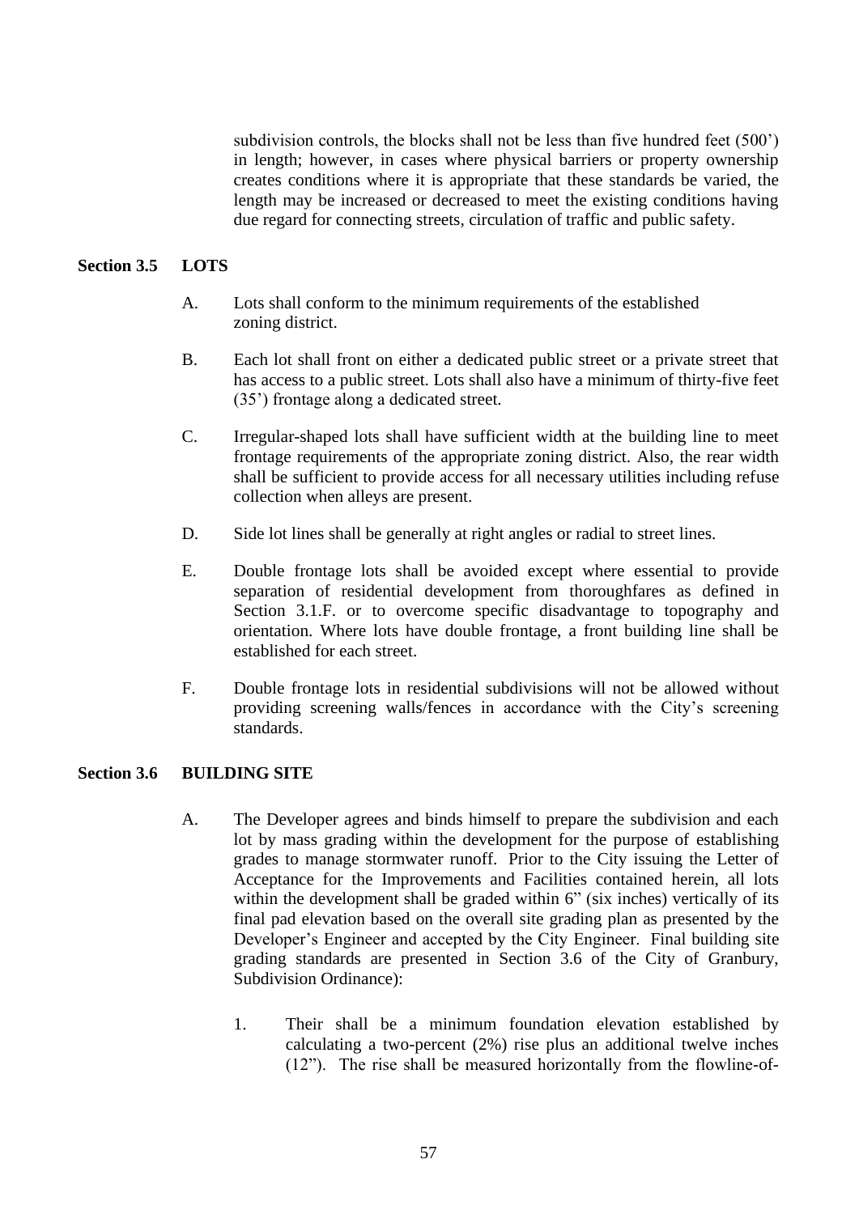subdivision controls, the blocks shall not be less than five hundred feet (500') in length; however, in cases where physical barriers or property ownership creates conditions where it is appropriate that these standards be varied, the length may be increased or decreased to meet the existing conditions having due regard for connecting streets, circulation of traffic and public safety.

## Section 3.5 LOTS

A. Lots shall conform to the minimum requirements of the established zoning district.

B. Each lot shall front on either a dedicated public street or a private street that has access to a public street. Lots shall also have a minimum of thirty-five feet (35') frontage along a dedicated street.

C. Irregular-shaped lots shall have sufficient width at the building line to meet frontage requirements of the appropriate zoning district. Also, the rear width shall be sufficient to provide access for all necessary utilities including refuse collection when alleys are present.

D. Side lot lines shall be generally at right angles or radial to street lines.

E. Double frontage lots shall be avoided except where essential to provide separation of residential development from thoroughfares as defined in Section 3.1.F. or to overcome specific disadvantage to topography and orientation. Where lots have double frontage, a front building line shall be established for each street.

F. Double frontage lots in residential subdivisions will not be allowed without providing screening walls/fences in accordance with the City's screening standards.

## Section 3.6 BUILDING SITE

A. The Developer agrees and binds himself to prepare the subdivision and each lot by mass grading within the development for the purpose of establishing grades to manage stormwater runoff. Prior to the City issuing the Letter of Acceptance for the Improvements and Facilities contained herein, all lots within the development shall be graded within 6" (six inches) vertically of its final pad elevation based on the overall site grading plan as presented by the Developer's Engineer and accepted by the City Engineer. Final building site grading standards are presented in Section 3.6 of the City of Granbury, Subdivision Ordinance):

1. Their shall be a minimum foundation elevation established by calculating a two-percent (2%) rise plus an additional twelve inches (12"). The rise shall be measured horizontally from the flowline-of-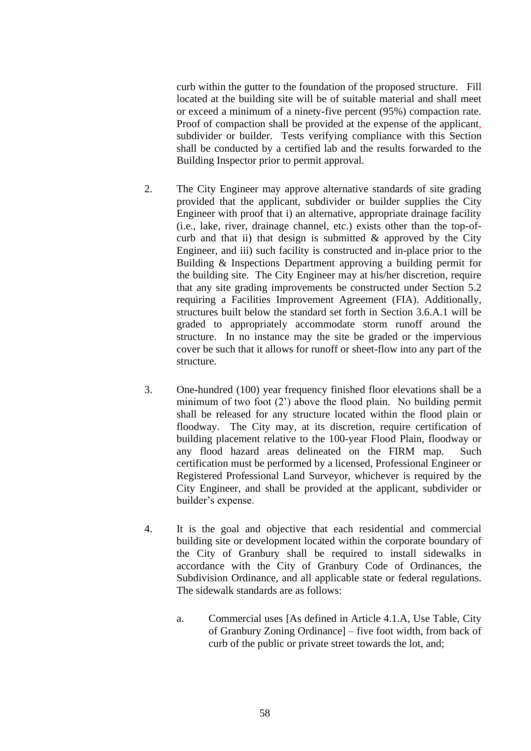curb within the gutter to the foundation of the proposed structure. Fill located at the building site will be of suitable material and shall meet or exceed a minimum of a ninety-five percent (95%) compaction rate. Proof of compaction shall be provided at the expense of the applicant, subdivider or builder. Tests verifying compliance with this Section shall be conducted by a certified lab and the results forwarded to the Building Inspector prior to permit approval.

2. The City Engineer may approve alternative standards of site grading provided that the applicant, subdivider or builder supplies the City Engineer with proof that i) an alternative, appropriate drainage facility (i.e., lake, river, drainage channel, etc.) exists other than the top-of-curb and that ii) that design is submitted & approved by the City Engineer, and iii) such facility is constructed and in-place prior to the Building & Inspections Department approving a building permit for the building site. The City Engineer may at his/her discretion, require that any site grading improvements be constructed under Section 5.2 requiring a Facilities Improvement Agreement (FIA). Additionally, structures built below the standard set forth in Section 3.6.A.1 will be graded to appropriately accommodate storm runoff around the structure. In no instance may the site be graded or the impervious cover be such that it allows for runoff or sheet-flow into any part of the structure.

3. One-hundred (100) year frequency finished floor elevations shall be a minimum of two foot (2') above the flood plain. No building permit shall be released for any structure located within the flood plain or floodway. The City may, at its discretion, require certification of building placement relative to the 100-year Flood Plain, floodway or any flood hazard areas delineated on the FIRM map. Such certification must be performed by a licensed, Professional Engineer or Registered Professional Land Surveyor, whichever is required by the City Engineer, and shall be provided at the applicant, subdivider or builder's expense.

4. It is the goal and objective that each residential and commercial building site or development located within the corporate boundary of the City of Granbury shall be required to install sidewalks in accordance with the City of Granbury Code of Ordinances, the Subdivision Ordinance, and all applicable state or federal regulations. The sidewalk standards are as follows:

   a. Commercial uses [As defined in Article 4.1.A, Use Table, City of Granbury Zoning Ordinance] – five foot width, from back of curb of the public or private street towards the lot, and;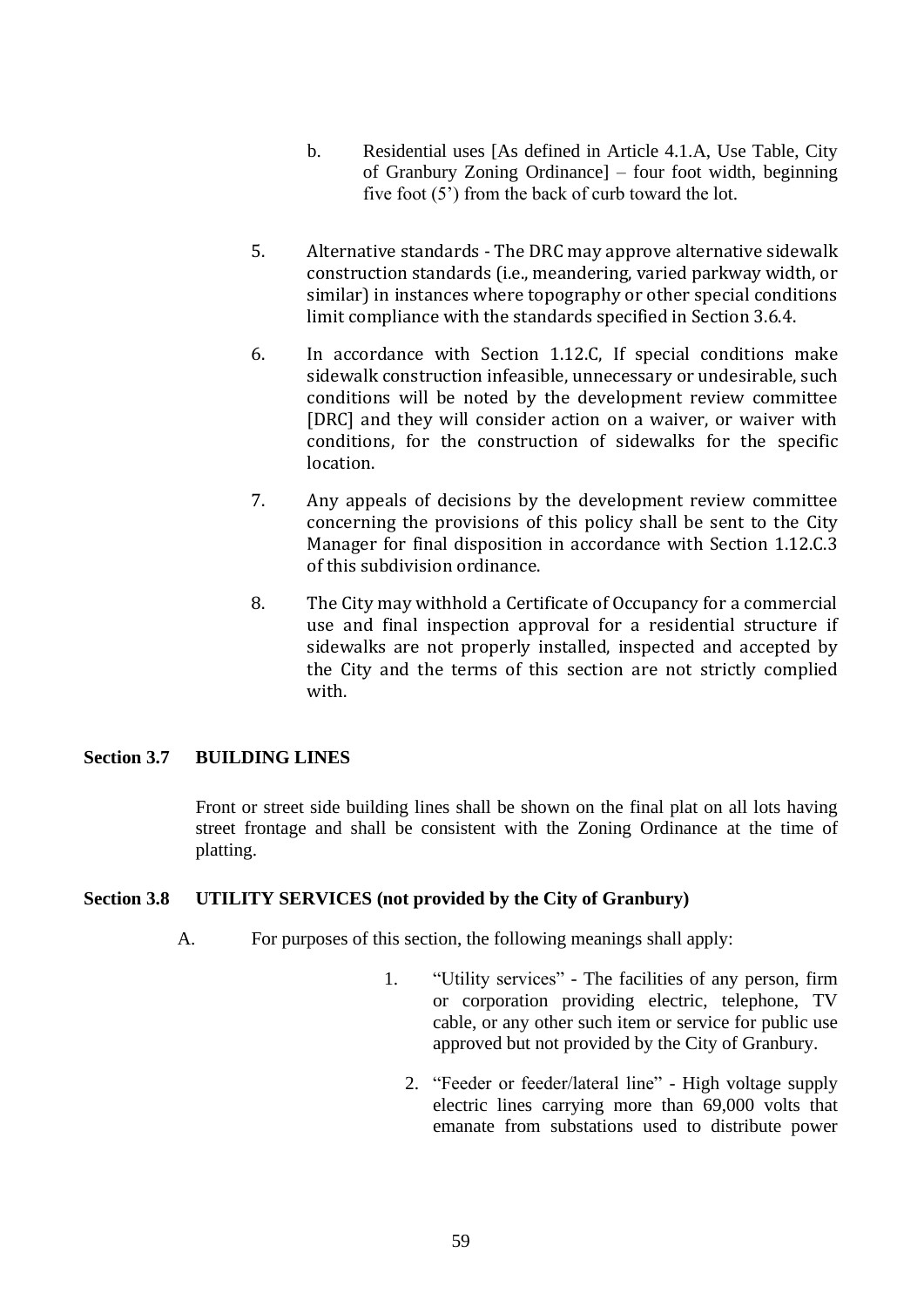b. Residential uses [As defined in Article 4.1.A, Use Table, City of Granbury Zoning Ordinance] – four foot width, beginning five foot (5') from the back of curb toward the lot.

5. Alternative standards - The DRC may approve alternative sidewalk construction standards (i.e., meandering, varied parkway width, or similar) in instances where topography or other special conditions limit compliance with the standards specified in Section 3.6.4.

6. In accordance with Section 1.12.C, If special conditions make sidewalk construction infeasible, unnecessary or undesirable, such conditions will be noted by the development review committee [DRC] and they will consider action on a waiver, or waiver with conditions, for the construction of sidewalks for the specific location.

7. Any appeals of decisions by the development review committee concerning the provisions of this policy shall be sent to the City Manager for final disposition in accordance with Section 1.12.C.3 of this subdivision ordinance.

8. The City may withhold a Certificate of Occupancy for a commercial use and final inspection approval for a residential structure if sidewalks are not properly installed, inspected and accepted by the City and the terms of this section are not strictly complied with.

## Section 3.7 BUILDING LINES

Front or street side building lines shall be shown on the final plat on all lots having street frontage and shall be consistent with the Zoning Ordinance at the time of platting.

## Section 3.8 UTILITY SERVICES (not provided by the City of Granbury)

A. For purposes of this section, the following meanings shall apply:

1. "Utility services" - The facilities of any person, firm or corporation providing electric, telephone, TV cable, or any other such item or service for public use approved but not provided by the City of Granbury.

2. "Feeder or feeder/lateral line" - High voltage supply electric lines carrying more than 69,000 volts that emanate from substations used to distribute power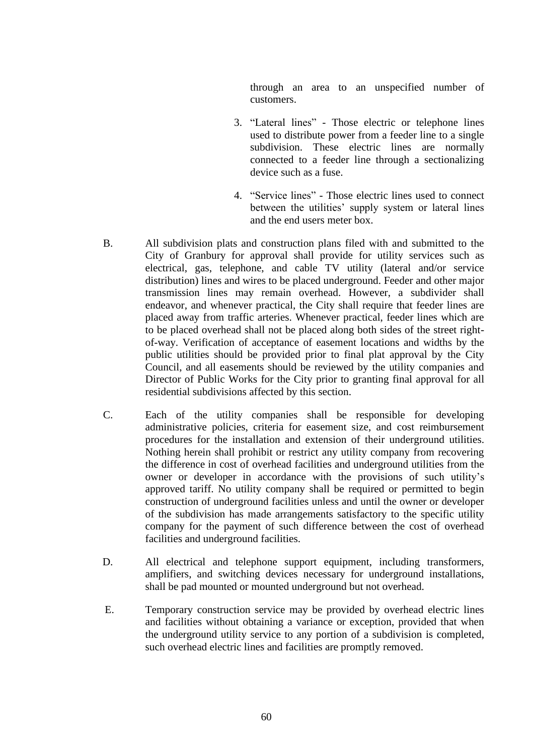through an area to an unspecified number of customers.

3. "Lateral lines" - Those electric or telephone lines used to distribute power from a feeder line to a single subdivision. These electric lines are normally connected to a feeder line through a sectionalizing device such as a fuse.

4. "Service lines" - Those electric lines used to connect between the utilities' supply system or lateral lines and the end users meter box.

B. All subdivision plats and construction plans filed with and submitted to the City of Granbury for approval shall provide for utility services such as electrical, gas, telephone, and cable TV utility (lateral and/or service distribution) lines and wires to be placed underground. Feeder and other major transmission lines may remain overhead. However, a subdivider shall endeavor, and whenever practical, the City shall require that feeder lines are placed away from traffic arteries. Whenever practical, feeder lines which are to be placed overhead shall not be placed along both sides of the street right-of-way. Verification of acceptance of easement locations and widths by the public utilities should be provided prior to final plat approval by the City Council, and all easements should be reviewed by the utility companies and Director of Public Works for the City prior to granting final approval for all residential subdivisions affected by this section.

C. Each of the utility companies shall be responsible for developing administrative policies, criteria for easement size, and cost reimbursement procedures for the installation and extension of their underground utilities. Nothing herein shall prohibit or restrict any utility company from recovering the difference in cost of overhead facilities and underground utilities from the owner or developer in accordance with the provisions of such utility's approved tariff. No utility company shall be required or permitted to begin construction of underground facilities unless and until the owner or developer of the subdivision has made arrangements satisfactory to the specific utility company for the payment of such difference between the cost of overhead facilities and underground facilities.

D. All electrical and telephone support equipment, including transformers, amplifiers, and switching devices necessary for underground installations, shall be pad mounted or mounted underground but not overhead.

E. Temporary construction service may be provided by overhead electric lines and facilities without obtaining a variance or exception, provided that when the underground utility service to any portion of a subdivision is completed, such overhead electric lines and facilities are promptly removed.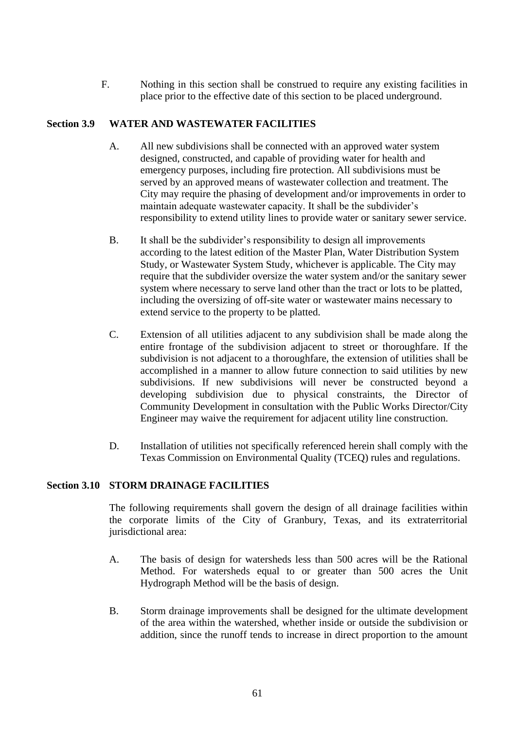F. Nothing in this section shall be construed to require any existing facilities in place prior to the effective date of this section to be placed underground.

## Section 3.9 WATER AND WASTEWATER FACILITIES

A. All new subdivisions shall be connected with an approved water system designed, constructed, and capable of providing water for health and emergency purposes, including fire protection. All subdivisions must be served by an approved means of wastewater collection and treatment. The City may require the phasing of development and/or improvements in order to maintain adequate wastewater capacity. It shall be the subdivider's responsibility to extend utility lines to provide water or sanitary sewer service.

B. It shall be the subdivider's responsibility to design all improvements according to the latest edition of the Master Plan, Water Distribution System Study, or Wastewater System Study, whichever is applicable. The City may require that the subdivider oversize the water system and/or the sanitary sewer system where necessary to serve land other than the tract or lots to be platted, including the oversizing of off-site water or wastewater mains necessary to extend service to the property to be platted.

C. Extension of all utilities adjacent to any subdivision shall be made along the entire frontage of the subdivision adjacent to street or thoroughfare. If the subdivision is not adjacent to a thoroughfare, the extension of utilities shall be accomplished in a manner to allow future connection to said utilities by new subdivisions. If new subdivisions will never be constructed beyond a developing subdivision due to physical constraints, the Director of Community Development in consultation with the Public Works Director/City Engineer may waive the requirement for adjacent utility line construction.

D. Installation of utilities not specifically referenced herein shall comply with the Texas Commission on Environmental Quality (TCEQ) rules and regulations.

## Section 3.10 STORM DRAINAGE FACILITIES

The following requirements shall govern the design of all drainage facilities within the corporate limits of the City of Granbury, Texas, and its extraterritorial jurisdictional area:

A. The basis of design for watersheds less than 500 acres will be the Rational Method. For watersheds equal to or greater than 500 acres the Unit Hydrograph Method will be the basis of design.

B. Storm drainage improvements shall be designed for the ultimate development of the area within the watershed, whether inside or outside the subdivision or addition, since the runoff tends to increase in direct proportion to the amount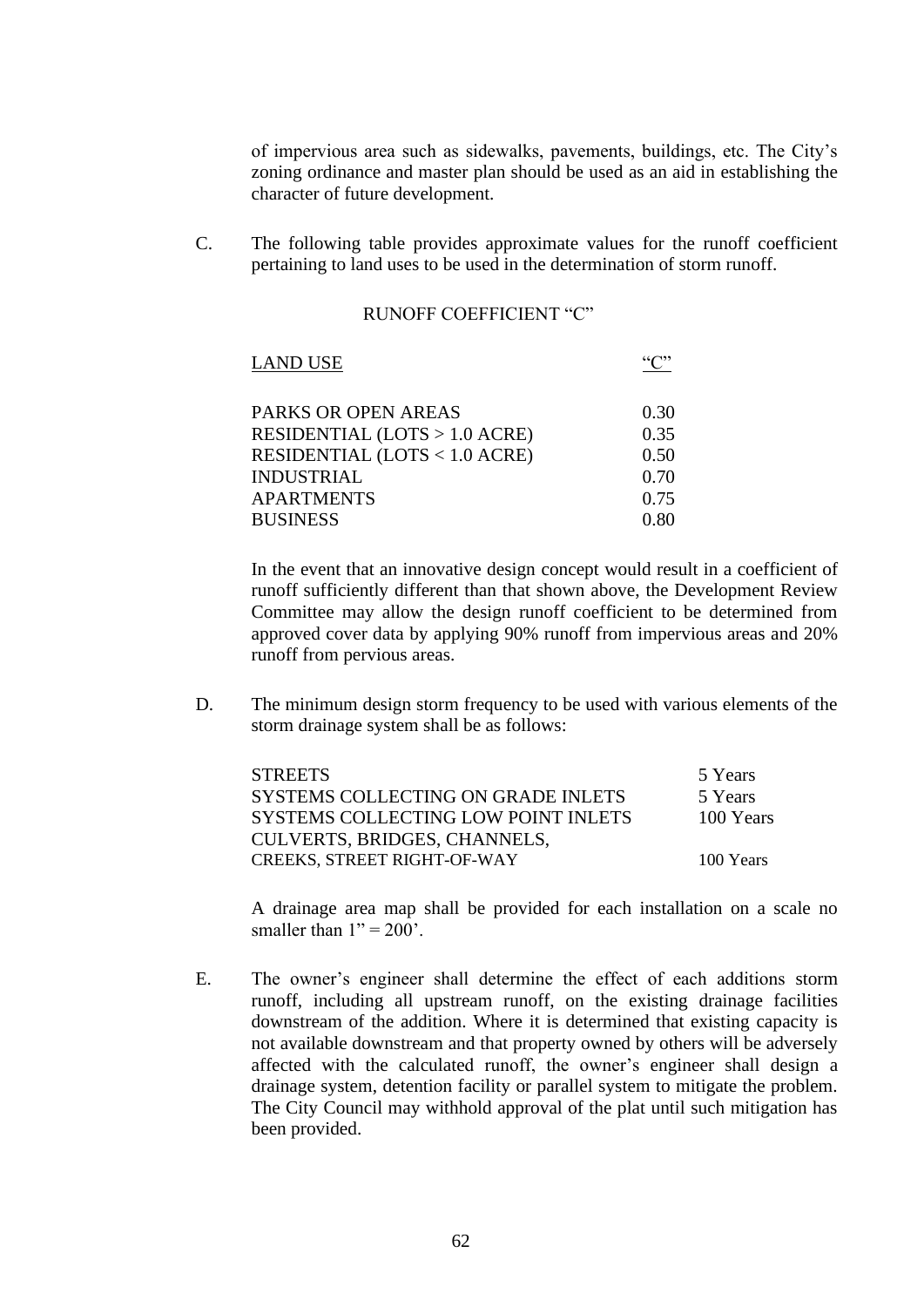of impervious area such as sidewalks, pavements, buildings, etc. The City's zoning ordinance and master plan should be used as an aid in establishing the character of future development.

C. The following table provides approximate values for the runoff coefficient pertaining to land uses to be used in the determination of storm runoff.

RUNOFF COEFFICIENT "C"

| LAND USE | "C" |
|---|---|
| PARKS OR OPEN AREAS | 0.30 |
| RESIDENTIAL (LOTS > 1.0 ACRE) | 0.35 |
| RESIDENTIAL (LOTS < 1.0 ACRE) | 0.50 |
| INDUSTRIAL | 0.70 |
| APARTMENTS | 0.75 |
| BUSINESS | 0.80 |

In the event that an innovative design concept would result in a coefficient of runoff sufficiently different than that shown above, the Development Review Committee may allow the design runoff coefficient to be determined from approved cover data by applying 90% runoff from impervious areas and 20% runoff from pervious areas.

D. The minimum design storm frequency to be used with various elements of the storm drainage system shall be as follows:

| | |
|---|---|
| STREETS | 5 Years |
| SYSTEMS COLLECTING ON GRADE INLETS | 5 Years |
| SYSTEMS COLLECTING LOW POINT INLETS | 100 Years |
| CULVERTS, BRIDGES, CHANNELS, CREEKS, STREET RIGHT-OF-WAY | 100 Years |

A drainage area map shall be provided for each installation on a scale no smaller than 1" = 200'.

E. The owner's engineer shall determine the effect of each additions storm runoff, including all upstream runoff, on the existing drainage facilities downstream of the addition. Where it is determined that existing capacity is not available downstream and that property owned by others will be adversely affected with the calculated runoff, the owner's engineer shall design a drainage system, detention facility or parallel system to mitigate the problem. The City Council may withhold approval of the plat until such mitigation has been provided.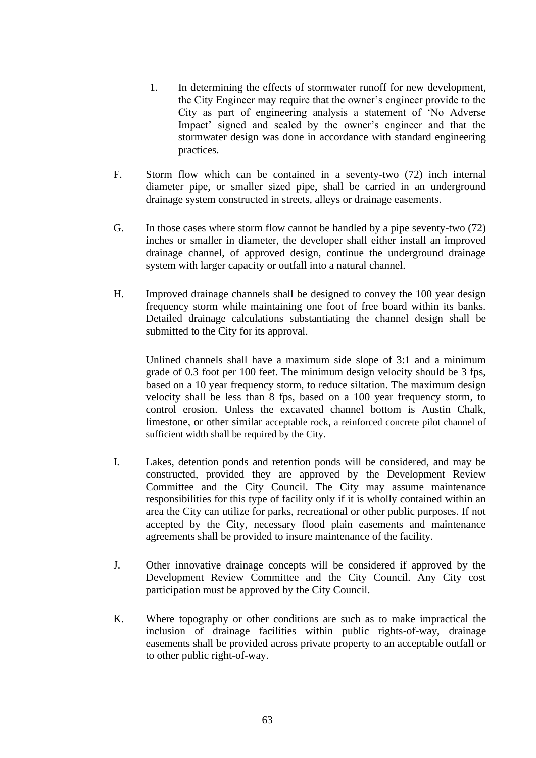1. In determining the effects of stormwater runoff for new development, the City Engineer may require that the owner's engineer provide to the City as part of engineering analysis a statement of 'No Adverse Impact' signed and sealed by the owner's engineer and that the stormwater design was done in accordance with standard engineering practices.

F. Storm flow which can be contained in a seventy-two (72) inch internal diameter pipe, or smaller sized pipe, shall be carried in an underground drainage system constructed in streets, alleys or drainage easements.

G. In those cases where storm flow cannot be handled by a pipe seventy-two (72) inches or smaller in diameter, the developer shall either install an improved drainage channel, of approved design, continue the underground drainage system with larger capacity or outfall into a natural channel.

H. Improved drainage channels shall be designed to convey the 100 year design frequency storm while maintaining one foot of free board within its banks. Detailed drainage calculations substantiating the channel design shall be submitted to the City for its approval.

Unlined channels shall have a maximum side slope of 3:1 and a minimum grade of 0.3 foot per 100 feet. The minimum design velocity should be 3 fps, based on a 10 year frequency storm, to reduce siltation. The maximum design velocity shall be less than 8 fps, based on a 100 year frequency storm, to control erosion. Unless the excavated channel bottom is Austin Chalk, limestone, or other similar acceptable rock, a reinforced concrete pilot channel of sufficient width shall be required by the City.

I. Lakes, detention ponds and retention ponds will be considered, and may be constructed, provided they are approved by the Development Review Committee and the City Council. The City may assume maintenance responsibilities for this type of facility only if it is wholly contained within an area the City can utilize for parks, recreational or other public purposes. If not accepted by the City, necessary flood plain easements and maintenance agreements shall be provided to insure maintenance of the facility.

J. Other innovative drainage concepts will be considered if approved by the Development Review Committee and the City Council. Any City cost participation must be approved by the City Council.

K. Where topography or other conditions are such as to make impractical the inclusion of drainage facilities within public rights-of-way, drainage easements shall be provided across private property to an acceptable outfall or to other public right-of-way.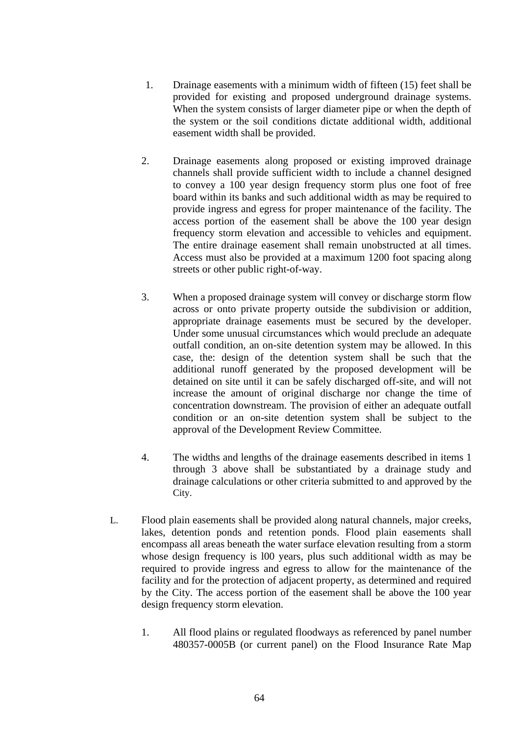1. Drainage easements with a minimum width of fifteen (15) feet shall be provided for existing and proposed underground drainage systems. When the system consists of larger diameter pipe or when the depth of the system or the soil conditions dictate additional width, additional easement width shall be provided.

2. Drainage easements along proposed or existing improved drainage channels shall provide sufficient width to include a channel designed to convey a 100 year design frequency storm plus one foot of free board within its banks and such additional width as may be required to provide ingress and egress for proper maintenance of the facility. The access portion of the easement shall be above the 100 year design frequency storm elevation and accessible to vehicles and equipment. The entire drainage easement shall remain unobstructed at all times. Access must also be provided at a maximum 1200 foot spacing along streets or other public right-of-way.

3. When a proposed drainage system will convey or discharge storm flow across or onto private property outside the subdivision or addition, appropriate drainage easements must be secured by the developer. Under some unusual circumstances which would preclude an adequate outfall condition, an on-site detention system may be allowed. In this case, the: design of the detention system shall be such that the additional runoff generated by the proposed development will be detained on site until it can be safely discharged off-site, and will not increase the amount of original discharge nor change the time of concentration downstream. The provision of either an adequate outfall condition or an on-site detention system shall be subject to the approval of the Development Review Committee.

4. The widths and lengths of the drainage easements described in items 1 through 3 above shall be substantiated by a drainage study and drainage calculations or other criteria submitted to and approved by the City.

L. Flood plain easements shall be provided along natural channels, major creeks, lakes, detention ponds and retention ponds. Flood plain easements shall encompass all areas beneath the water surface elevation resulting from a storm whose design frequency is l00 years, plus such additional width as may be required to provide ingress and egress to allow for the maintenance of the facility and for the protection of adjacent property, as determined and required by the City. The access portion of the easement shall be above the 100 year design frequency storm elevation.

   1. All flood plains or regulated floodways as referenced by panel number 480357-0005B (or current panel) on the Flood Insurance Rate Map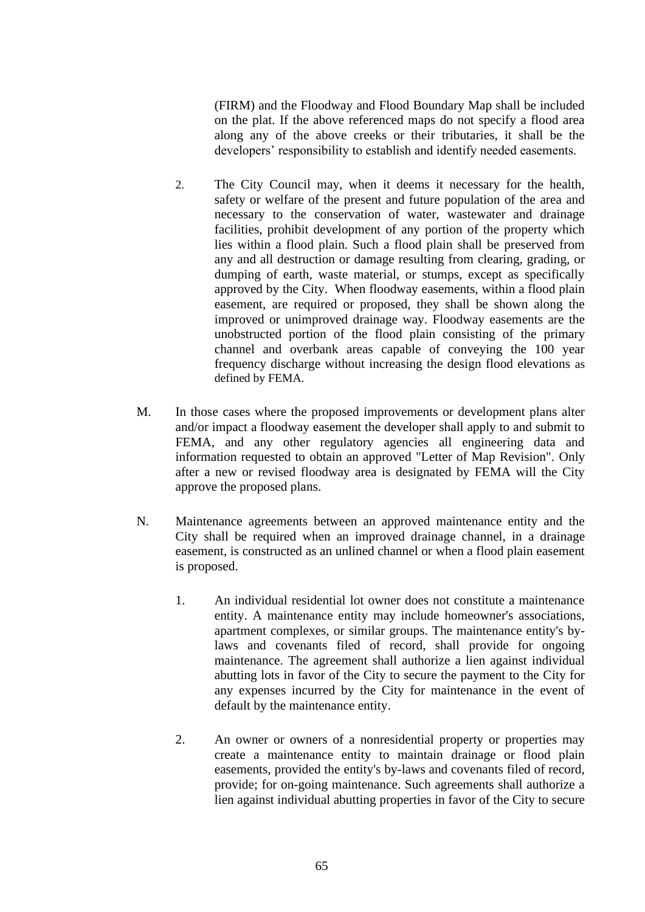(FIRM) and the Floodway and Flood Boundary Map shall be included on the plat. If the above referenced maps do not specify a flood area along any of the above creeks or their tributaries, it shall be the developers' responsibility to establish and identify needed easements.

2. The City Council may, when it deems it necessary for the health, safety or welfare of the present and future population of the area and necessary to the conservation of water, wastewater and drainage facilities, prohibit development of any portion of the property which lies within a flood plain. Such a flood plain shall be preserved from any and all destruction or damage resulting from clearing, grading, or dumping of earth, waste material, or stumps, except as specifically approved by the City. When floodway easements, within a flood plain easement, are required or proposed, they shall be shown along the improved or unimproved drainage way. Floodway easements are the unobstructed portion of the flood plain consisting of the primary channel and overbank areas capable of conveying the 100 year frequency discharge without increasing the design flood elevations as defined by FEMA.

M. In those cases where the proposed improvements or development plans alter and/or impact a floodway easement the developer shall apply to and submit to FEMA, and any other regulatory agencies all engineering data and information requested to obtain an approved "Letter of Map Revision". Only after a new or revised floodway area is designated by FEMA will the City approve the proposed plans.

N. Maintenance agreements between an approved maintenance entity and the City shall be required when an improved drainage channel, in a drainage easement, is constructed as an unlined channel or when a flood plain easement is proposed.

1. An individual residential lot owner does not constitute a maintenance entity. A maintenance entity may include homeowner's associations, apartment complexes, or similar groups. The maintenance entity's by-laws and covenants filed of record, shall provide for ongoing maintenance. The agreement shall authorize a lien against individual abutting lots in favor of the City to secure the payment to the City for any expenses incurred by the City for maintenance in the event of default by the maintenance entity.

2. An owner or owners of a nonresidential property or properties may create a maintenance entity to maintain drainage or flood plain easements, provided the entity's by-laws and covenants filed of record, provide; for on-going maintenance. Such agreements shall authorize a lien against individual abutting properties in favor of the City to secure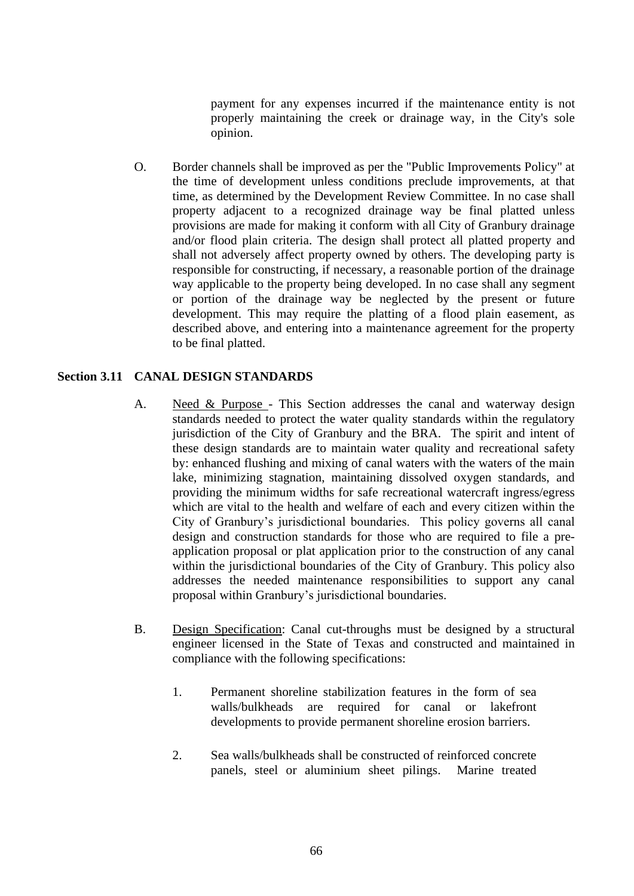payment for any expenses incurred if the maintenance entity is not properly maintaining the creek or drainage way, in the City's sole opinion.

O. Border channels shall be improved as per the "Public Improvements Policy" at the time of development unless conditions preclude improvements, at that time, as determined by the Development Review Committee. In no case shall property adjacent to a recognized drainage way be final platted unless provisions are made for making it conform with all City of Granbury drainage and/or flood plain criteria. The design shall protect all platted property and shall not adversely affect property owned by others. The developing party is responsible for constructing, if necessary, a reasonable portion of the drainage way applicable to the property being developed. In no case shall any segment or portion of the drainage way be neglected by the present or future development. This may require the platting of a flood plain easement, as described above, and entering into a maintenance agreement for the property to be final platted.

## Section 3.11 CANAL DESIGN STANDARDS

A. Need & Purpose - This Section addresses the canal and waterway design standards needed to protect the water quality standards within the regulatory jurisdiction of the City of Granbury and the BRA. The spirit and intent of these design standards are to maintain water quality and recreational safety by: enhanced flushing and mixing of canal waters with the waters of the main lake, minimizing stagnation, maintaining dissolved oxygen standards, and providing the minimum widths for safe recreational watercraft ingress/egress which are vital to the health and welfare of each and every citizen within the City of Granbury's jurisdictional boundaries. This policy governs all canal design and construction standards for those who are required to file a pre-application proposal or plat application prior to the construction of any canal within the jurisdictional boundaries of the City of Granbury. This policy also addresses the needed maintenance responsibilities to support any canal proposal within Granbury's jurisdictional boundaries.

B. Design Specification: Canal cut-throughs must be designed by a structural engineer licensed in the State of Texas and constructed and maintained in compliance with the following specifications:

1. Permanent shoreline stabilization features in the form of sea walls/bulkheads are required for canal or lakefront developments to provide permanent shoreline erosion barriers.

2. Sea walls/bulkheads shall be constructed of reinforced concrete panels, steel or aluminium sheet pilings. Marine treated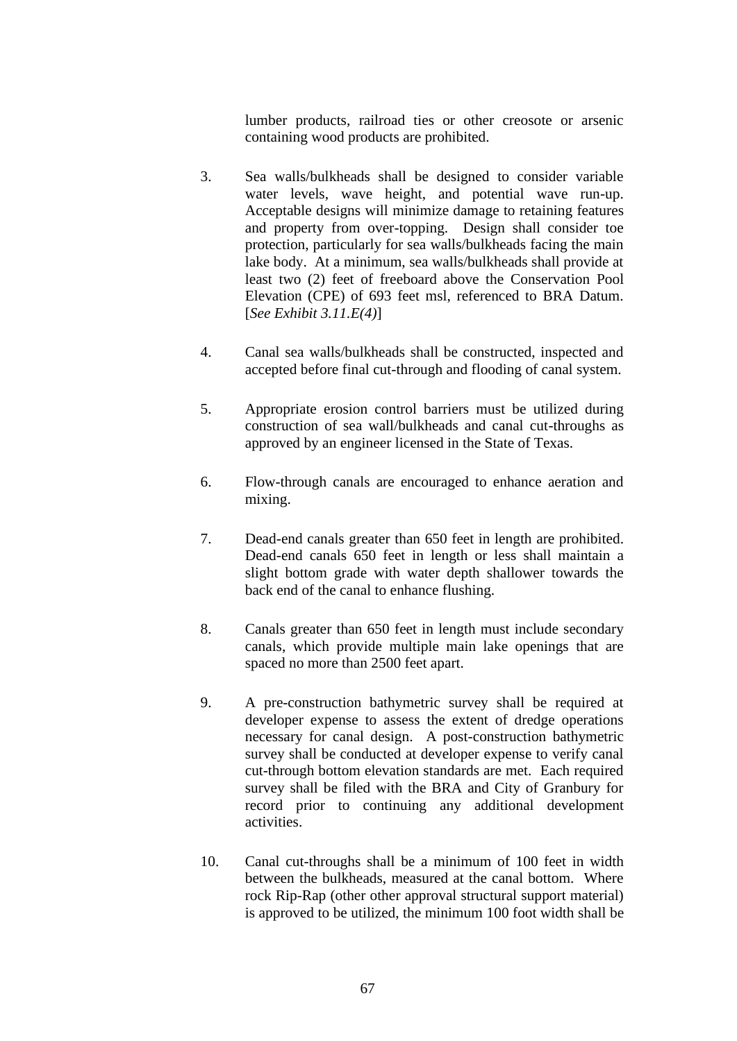lumber products, railroad ties or other creosote or arsenic containing wood products are prohibited.

3. Sea walls/bulkheads shall be designed to consider variable water levels, wave height, and potential wave run-up. Acceptable designs will minimize damage to retaining features and property from over-topping. Design shall consider toe protection, particularly for sea walls/bulkheads facing the main lake body. At a minimum, sea walls/bulkheads shall provide at least two (2) feet of freeboard above the Conservation Pool Elevation (CPE) of 693 feet msl, referenced to BRA Datum. [*See Exhibit 3.11.E(4)*]

4. Canal sea walls/bulkheads shall be constructed, inspected and accepted before final cut-through and flooding of canal system.

5. Appropriate erosion control barriers must be utilized during construction of sea wall/bulkheads and canal cut-throughs as approved by an engineer licensed in the State of Texas.

6. Flow-through canals are encouraged to enhance aeration and mixing.

7. Dead-end canals greater than 650 feet in length are prohibited. Dead-end canals 650 feet in length or less shall maintain a slight bottom grade with water depth shallower towards the back end of the canal to enhance flushing.

8. Canals greater than 650 feet in length must include secondary canals, which provide multiple main lake openings that are spaced no more than 2500 feet apart.

9. A pre-construction bathymetric survey shall be required at developer expense to assess the extent of dredge operations necessary for canal design. A post-construction bathymetric survey shall be conducted at developer expense to verify canal cut-through bottom elevation standards are met. Each required survey shall be filed with the BRA and City of Granbury for record prior to continuing any additional development activities.

10. Canal cut-throughs shall be a minimum of 100 feet in width between the bulkheads, measured at the canal bottom. Where rock Rip-Rap (other other approval structural support material) is approved to be utilized, the minimum 100 foot width shall be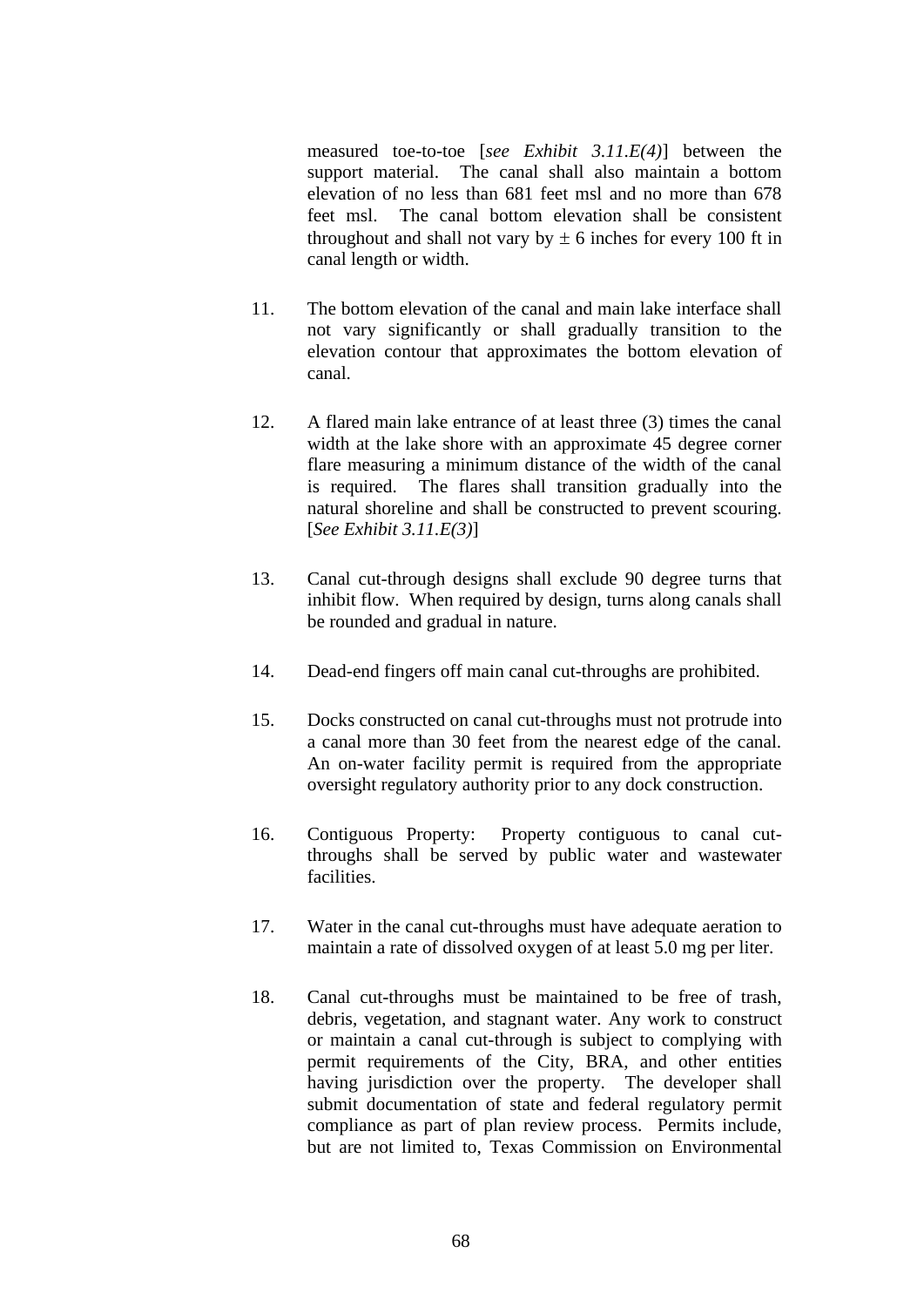measured toe-to-toe [*see Exhibit 3.11.E(4)*] between the support material. The canal shall also maintain a bottom elevation of no less than 681 feet msl and no more than 678 feet msl. The canal bottom elevation shall be consistent throughout and shall not vary by ± 6 inches for every 100 ft in canal length or width.

11. The bottom elevation of the canal and main lake interface shall not vary significantly or shall gradually transition to the elevation contour that approximates the bottom elevation of canal.

12. A flared main lake entrance of at least three (3) times the canal width at the lake shore with an approximate 45 degree corner flare measuring a minimum distance of the width of the canal is required. The flares shall transition gradually into the natural shoreline and shall be constructed to prevent scouring. [*See Exhibit 3.11.E(3)*]

13. Canal cut-through designs shall exclude 90 degree turns that inhibit flow. When required by design, turns along canals shall be rounded and gradual in nature.

14. Dead-end fingers off main canal cut-throughs are prohibited.

15. Docks constructed on canal cut-throughs must not protrude into a canal more than 30 feet from the nearest edge of the canal. An on-water facility permit is required from the appropriate oversight regulatory authority prior to any dock construction.

16. Contiguous Property: Property contiguous to canal cut-throughs shall be served by public water and wastewater facilities.

17. Water in the canal cut-throughs must have adequate aeration to maintain a rate of dissolved oxygen of at least 5.0 mg per liter.

18. Canal cut-throughs must be maintained to be free of trash, debris, vegetation, and stagnant water. Any work to construct or maintain a canal cut-through is subject to complying with permit requirements of the City, BRA, and other entities having jurisdiction over the property. The developer shall submit documentation of state and federal regulatory permit compliance as part of plan review process. Permits include, but are not limited to, Texas Commission on Environmental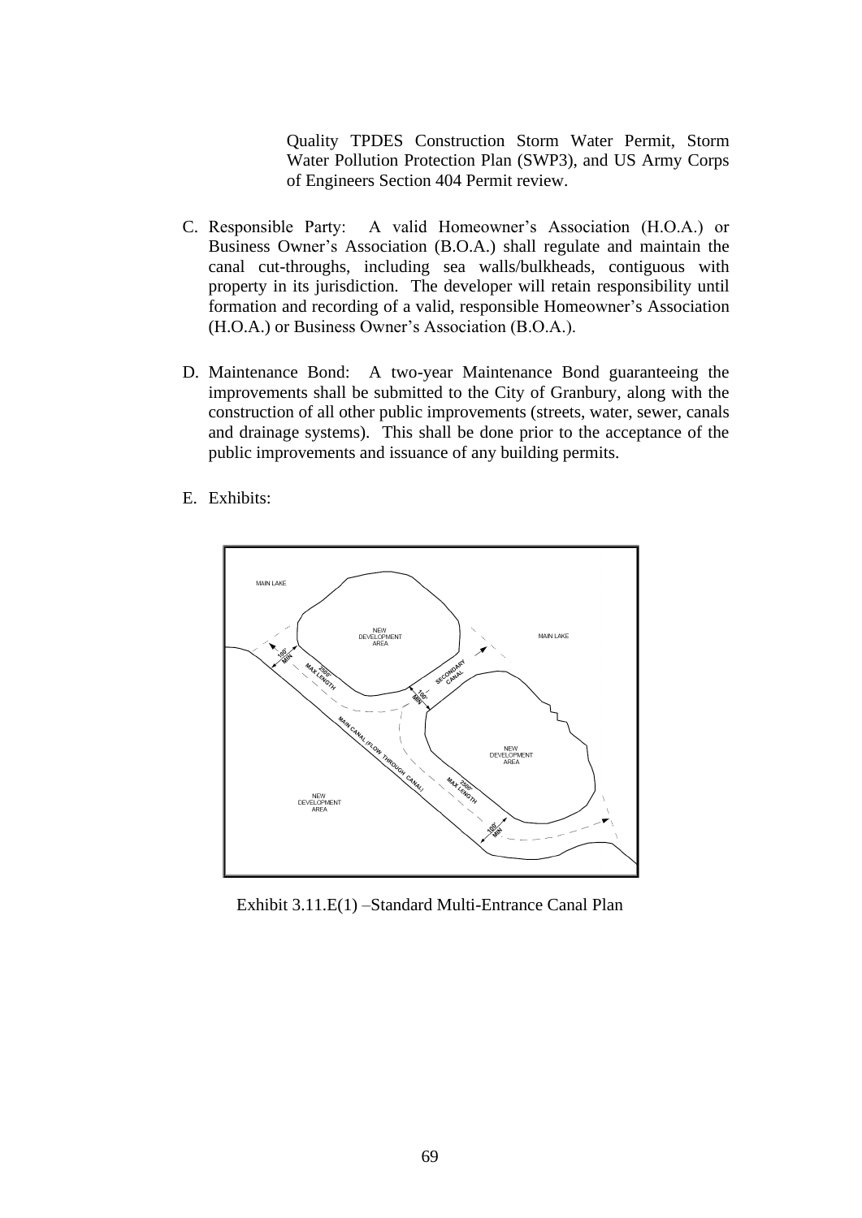Quality TPDES Construction Storm Water Permit, Storm Water Pollution Protection Plan (SWP3), and US Army Corps of Engineers Section 404 Permit review.

C. Responsible Party: A valid Homeowner's Association (H.O.A.) or Business Owner's Association (B.O.A.) shall regulate and maintain the canal cut-throughs, including sea walls/bulkheads, contiguous with property in its jurisdiction. The developer will retain responsibility until formation and recording of a valid, responsible Homeowner's Association (H.O.A.) or Business Owner's Association (B.O.A.).

D. Maintenance Bond: A two-year Maintenance Bond guaranteeing the improvements shall be submitted to the City of Granbury, along with the construction of all other public improvements (streets, water, sewer, canals and drainage systems). This shall be done prior to the acceptance of the public improvements and issuance of any building permits.

E. Exhibits:

Exhibit 3.11.E(1) –Standard Multi-Entrance Canal Plan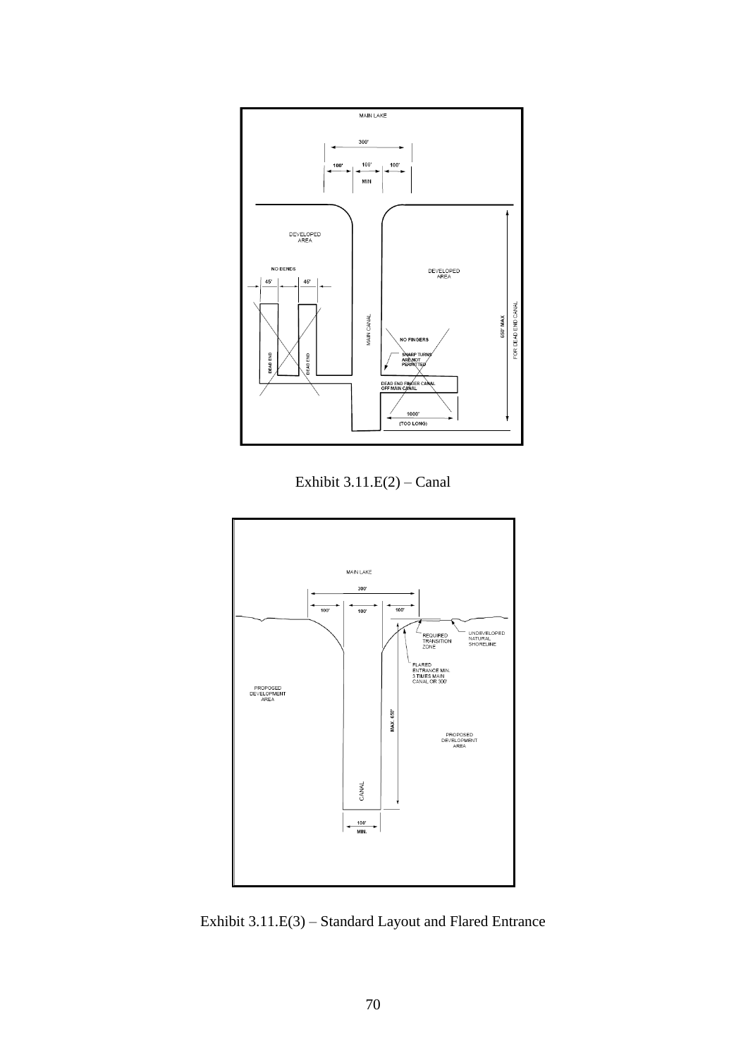Exhibit 3.11.E(2) – Canal

Exhibit 3.11.E(3) – Standard Layout and Flared Entrance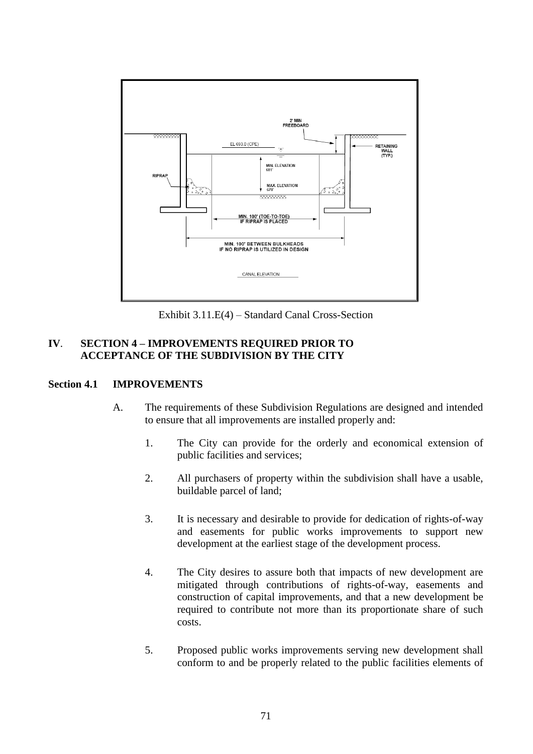Exhibit 3.11.E(4) – Standard Canal Cross-Section

## IV. SECTION 4 – IMPROVEMENTS REQUIRED PRIOR TO ACCEPTANCE OF THE SUBDIVISION BY THE CITY

### Section 4.1 IMPROVEMENTS

A. The requirements of these Subdivision Regulations are designed and intended to ensure that all improvements are installed properly and:

1. The City can provide for the orderly and economical extension of public facilities and services;

2. All purchasers of property within the subdivision shall have a usable, buildable parcel of land;

3. It is necessary and desirable to provide for dedication of rights-of-way and easements for public works improvements to support new development at the earliest stage of the development process.

4. The City desires to assure both that impacts of new development are mitigated through contributions of rights-of-way, easements and construction of capital improvements, and that a new development be required to contribute not more than its proportionate share of such costs.

5. Proposed public works improvements serving new development shall conform to and be properly related to the public facilities elements of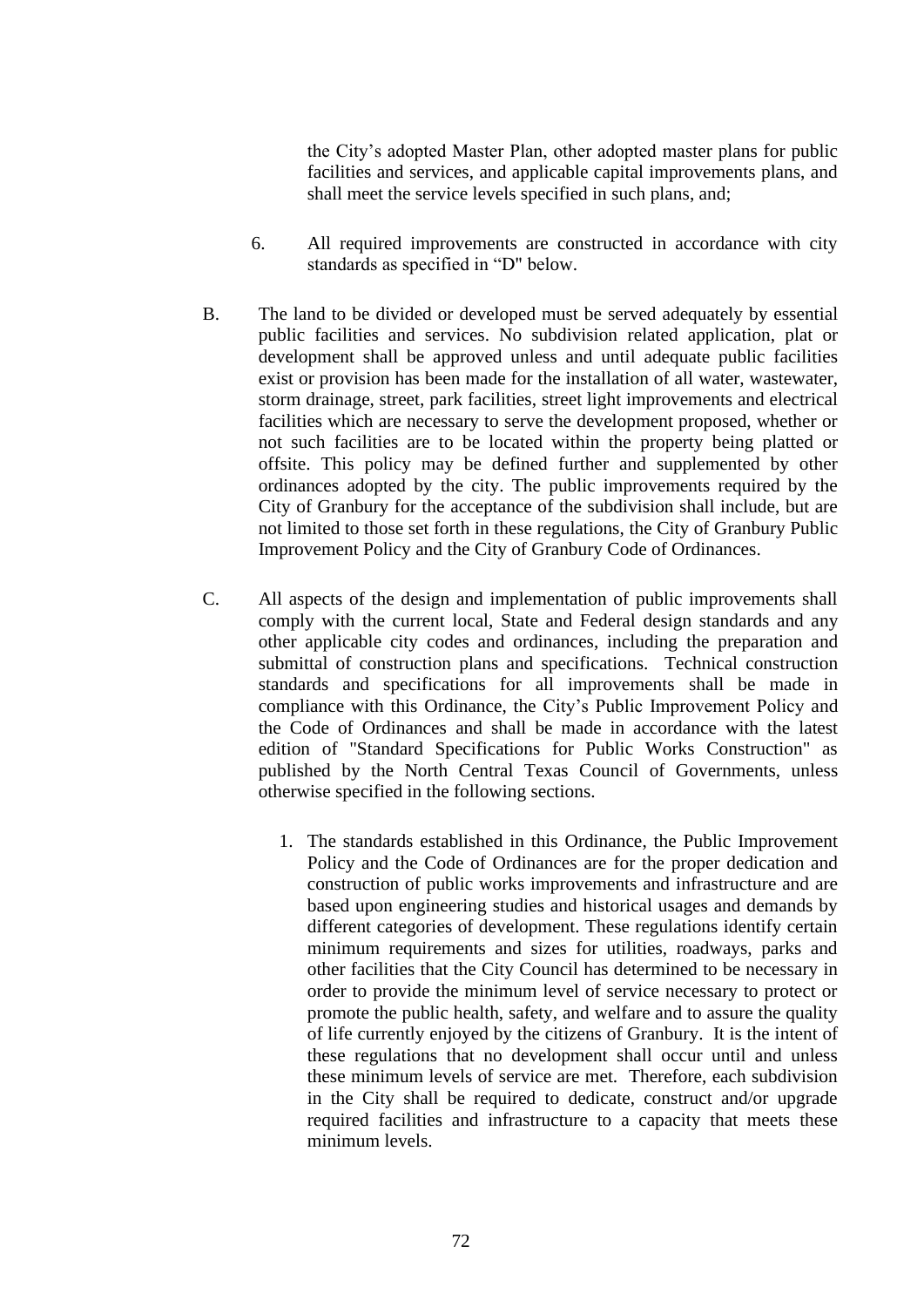the City's adopted Master Plan, other adopted master plans for public facilities and services, and applicable capital improvements plans, and shall meet the service levels specified in such plans, and;

6. All required improvements are constructed in accordance with city standards as specified in "D" below.

B. The land to be divided or developed must be served adequately by essential public facilities and services. No subdivision related application, plat or development shall be approved unless and until adequate public facilities exist or provision has been made for the installation of all water, wastewater, storm drainage, street, park facilities, street light improvements and electrical facilities which are necessary to serve the development proposed, whether or not such facilities are to be located within the property being platted or offsite. This policy may be defined further and supplemented by other ordinances adopted by the city. The public improvements required by the City of Granbury for the acceptance of the subdivision shall include, but are not limited to those set forth in these regulations, the City of Granbury Public Improvement Policy and the City of Granbury Code of Ordinances.

C. All aspects of the design and implementation of public improvements shall comply with the current local, State and Federal design standards and any other applicable city codes and ordinances, including the preparation and submittal of construction plans and specifications. Technical construction standards and specifications for all improvements shall be made in compliance with this Ordinance, the City's Public Improvement Policy and the Code of Ordinances and shall be made in accordance with the latest edition of "Standard Specifications for Public Works Construction" as published by the North Central Texas Council of Governments, unless otherwise specified in the following sections.

1. The standards established in this Ordinance, the Public Improvement Policy and the Code of Ordinances are for the proper dedication and construction of public works improvements and infrastructure and are based upon engineering studies and historical usages and demands by different categories of development. These regulations identify certain minimum requirements and sizes for utilities, roadways, parks and other facilities that the City Council has determined to be necessary in order to provide the minimum level of service necessary to protect or promote the public health, safety, and welfare and to assure the quality of life currently enjoyed by the citizens of Granbury. It is the intent of these regulations that no development shall occur until and unless these minimum levels of service are met. Therefore, each subdivision in the City shall be required to dedicate, construct and/or upgrade required facilities and infrastructure to a capacity that meets these minimum levels.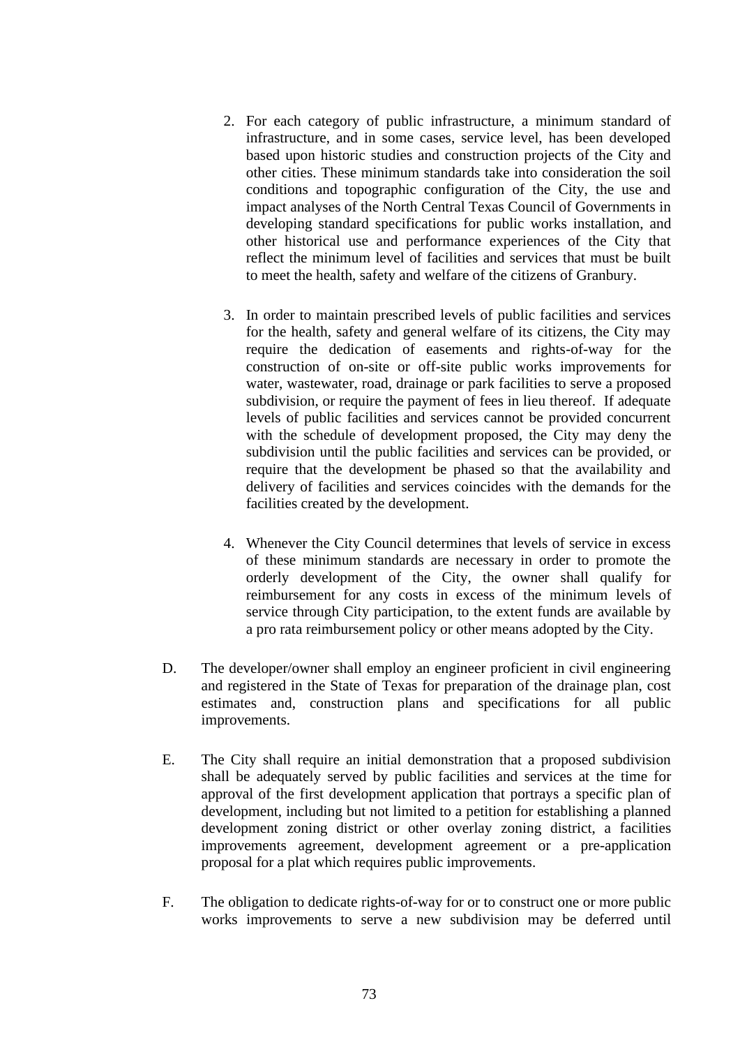2. For each category of public infrastructure, a minimum standard of infrastructure, and in some cases, service level, has been developed based upon historic studies and construction projects of the City and other cities. These minimum standards take into consideration the soil conditions and topographic configuration of the City, the use and impact analyses of the North Central Texas Council of Governments in developing standard specifications for public works installation, and other historical use and performance experiences of the City that reflect the minimum level of facilities and services that must be built to meet the health, safety and welfare of the citizens of Granbury.

3. In order to maintain prescribed levels of public facilities and services for the health, safety and general welfare of its citizens, the City may require the dedication of easements and rights-of-way for the construction of on-site or off-site public works improvements for water, wastewater, road, drainage or park facilities to serve a proposed subdivision, or require the payment of fees in lieu thereof. If adequate levels of public facilities and services cannot be provided concurrent with the schedule of development proposed, the City may deny the subdivision until the public facilities and services can be provided, or require that the development be phased so that the availability and delivery of facilities and services coincides with the demands for the facilities created by the development.

4. Whenever the City Council determines that levels of service in excess of these minimum standards are necessary in order to promote the orderly development of the City, the owner shall qualify for reimbursement for any costs in excess of the minimum levels of service through City participation, to the extent funds are available by a pro rata reimbursement policy or other means adopted by the City.

D. The developer/owner shall employ an engineer proficient in civil engineering and registered in the State of Texas for preparation of the drainage plan, cost estimates and, construction plans and specifications for all public improvements.

E. The City shall require an initial demonstration that a proposed subdivision shall be adequately served by public facilities and services at the time for approval of the first development application that portrays a specific plan of development, including but not limited to a petition for establishing a planned development zoning district or other overlay zoning district, a facilities improvements agreement, development agreement or a pre-application proposal for a plat which requires public improvements.

F. The obligation to dedicate rights-of-way for or to construct one or more public works improvements to serve a new subdivision may be deferred until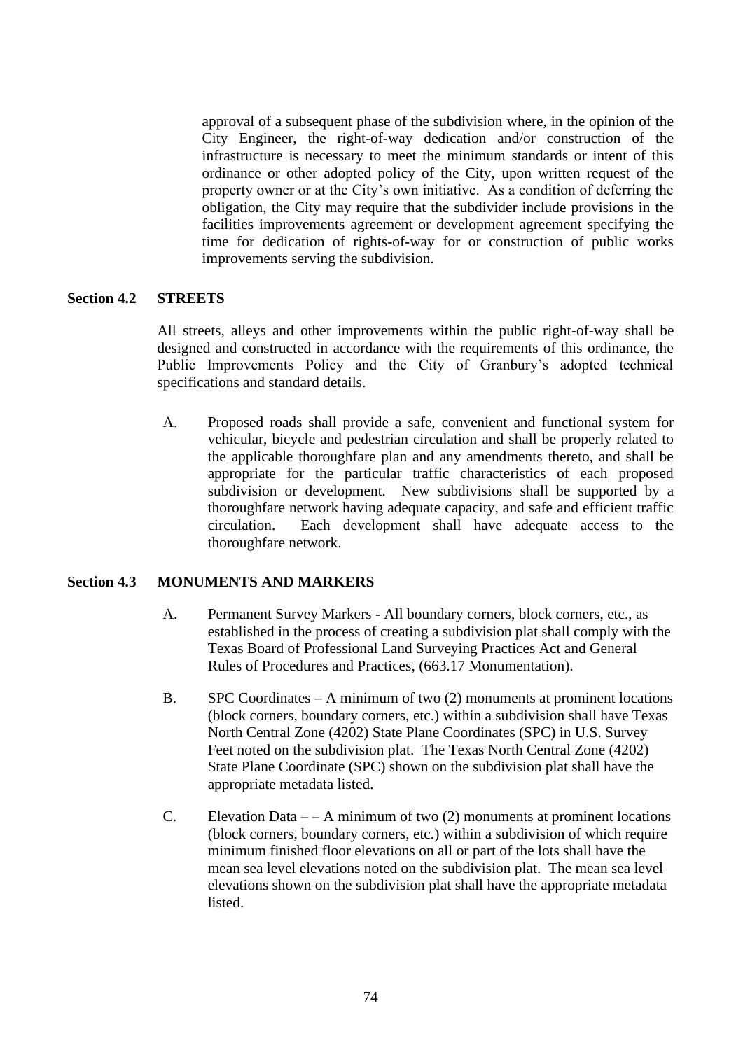approval of a subsequent phase of the subdivision where, in the opinion of the City Engineer, the right-of-way dedication and/or construction of the infrastructure is necessary to meet the minimum standards or intent of this ordinance or other adopted policy of the City, upon written request of the property owner or at the City's own initiative. As a condition of deferring the obligation, the City may require that the subdivider include provisions in the facilities improvements agreement or development agreement specifying the time for dedication of rights-of-way for or construction of public works improvements serving the subdivision.

## Section 4.2 STREETS

All streets, alleys and other improvements within the public right-of-way shall be designed and constructed in accordance with the requirements of this ordinance, the Public Improvements Policy and the City of Granbury's adopted technical specifications and standard details.

A. Proposed roads shall provide a safe, convenient and functional system for vehicular, bicycle and pedestrian circulation and shall be properly related to the applicable thoroughfare plan and any amendments thereto, and shall be appropriate for the particular traffic characteristics of each proposed subdivision or development. New subdivisions shall be supported by a thoroughfare network having adequate capacity, and safe and efficient traffic circulation. Each development shall have adequate access to the thoroughfare network.

## Section 4.3 MONUMENTS AND MARKERS

A. Permanent Survey Markers - All boundary corners, block corners, etc., as established in the process of creating a subdivision plat shall comply with the Texas Board of Professional Land Surveying Practices Act and General Rules of Procedures and Practices, (663.17 Monumentation).

B. SPC Coordinates – A minimum of two (2) monuments at prominent locations (block corners, boundary corners, etc.) within a subdivision shall have Texas North Central Zone (4202) State Plane Coordinates (SPC) in U.S. Survey Feet noted on the subdivision plat. The Texas North Central Zone (4202) State Plane Coordinate (SPC) shown on the subdivision plat shall have the appropriate metadata listed.

C. Elevation Data – – A minimum of two (2) monuments at prominent locations (block corners, boundary corners, etc.) within a subdivision of which require minimum finished floor elevations on all or part of the lots shall have the mean sea level elevations noted on the subdivision plat. The mean sea level elevations shown on the subdivision plat shall have the appropriate metadata listed.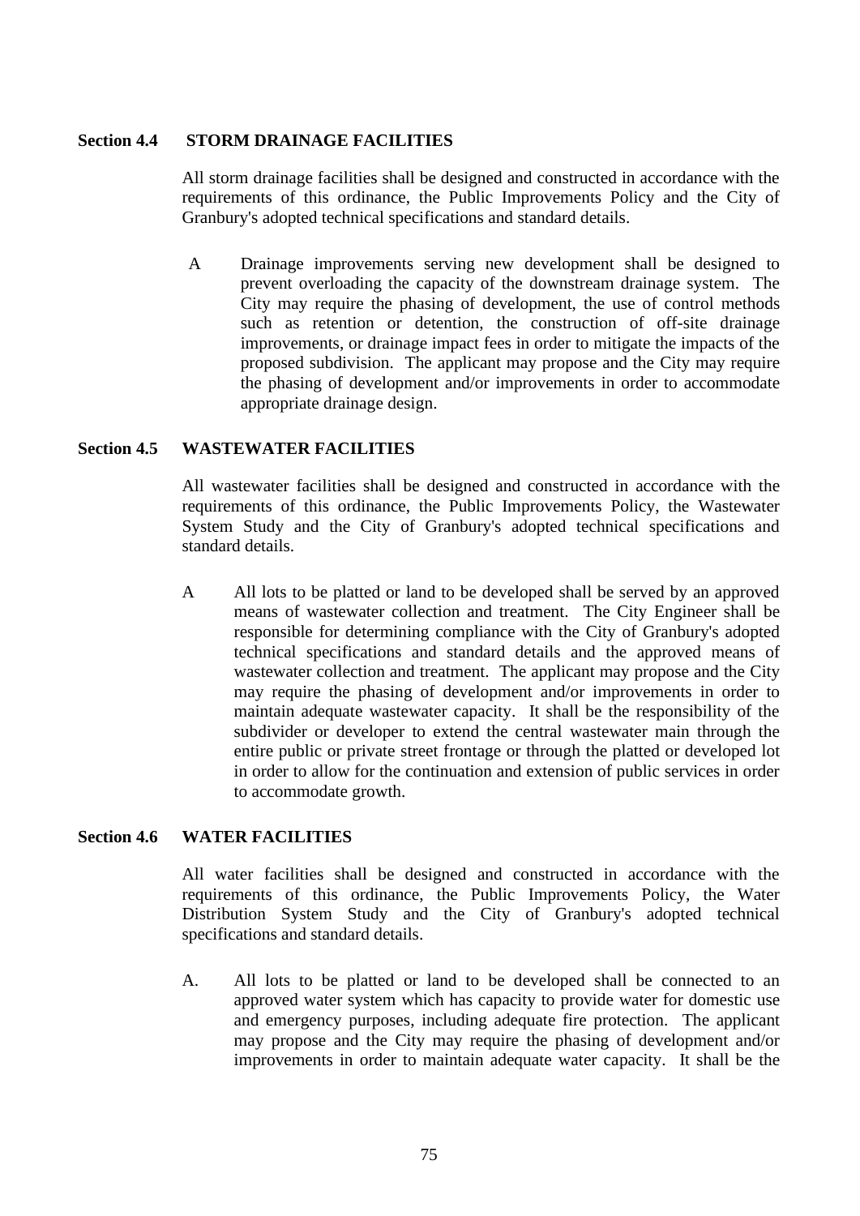## Section 4.4 STORM DRAINAGE FACILITIES

All storm drainage facilities shall be designed and constructed in accordance with the requirements of this ordinance, the Public Improvements Policy and the City of Granbury's adopted technical specifications and standard details.

A Drainage improvements serving new development shall be designed to prevent overloading the capacity of the downstream drainage system. The City may require the phasing of development, the use of control methods such as retention or detention, the construction of off-site drainage improvements, or drainage impact fees in order to mitigate the impacts of the proposed subdivision. The applicant may propose and the City may require the phasing of development and/or improvements in order to accommodate appropriate drainage design.

## Section 4.5 WASTEWATER FACILITIES

All wastewater facilities shall be designed and constructed in accordance with the requirements of this ordinance, the Public Improvements Policy, the Wastewater System Study and the City of Granbury's adopted technical specifications and standard details.

A All lots to be platted or land to be developed shall be served by an approved means of wastewater collection and treatment. The City Engineer shall be responsible for determining compliance with the City of Granbury's adopted technical specifications and standard details and the approved means of wastewater collection and treatment. The applicant may propose and the City may require the phasing of development and/or improvements in order to maintain adequate wastewater capacity. It shall be the responsibility of the subdivider or developer to extend the central wastewater main through the entire public or private street frontage or through the platted or developed lot in order to allow for the continuation and extension of public services in order to accommodate growth.

## Section 4.6 WATER FACILITIES

All water facilities shall be designed and constructed in accordance with the requirements of this ordinance, the Public Improvements Policy, the Water Distribution System Study and the City of Granbury's adopted technical specifications and standard details.

A. All lots to be platted or land to be developed shall be connected to an approved water system which has capacity to provide water for domestic use and emergency purposes, including adequate fire protection. The applicant may propose and the City may require the phasing of development and/or improvements in order to maintain adequate water capacity. It shall be the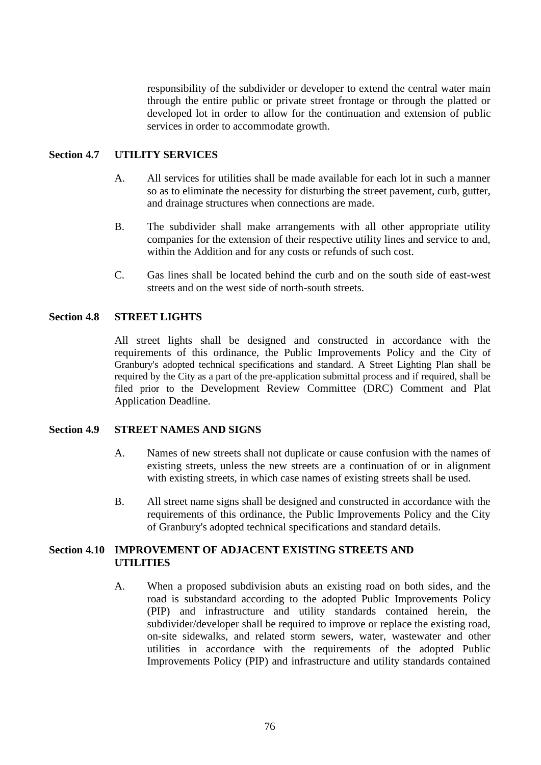responsibility of the subdivider or developer to extend the central water main through the entire public or private street frontage or through the platted or developed lot in order to allow for the continuation and extension of public services in order to accommodate growth.

### Section 4.7 UTILITY SERVICES

A. All services for utilities shall be made available for each lot in such a manner so as to eliminate the necessity for disturbing the street pavement, curb, gutter, and drainage structures when connections are made.

B. The subdivider shall make arrangements with all other appropriate utility companies for the extension of their respective utility lines and service to and, within the Addition and for any costs or refunds of such cost.

C. Gas lines shall be located behind the curb and on the south side of east-west streets and on the west side of north-south streets.

### Section 4.8 STREET LIGHTS

All street lights shall be designed and constructed in accordance with the requirements of this ordinance, the Public Improvements Policy and the City of Granbury's adopted technical specifications and standard. A Street Lighting Plan shall be required by the City as a part of the pre-application submittal process and if required, shall be filed prior to the Development Review Committee (DRC) Comment and Plat Application Deadline.

### Section 4.9 STREET NAMES AND SIGNS

A. Names of new streets shall not duplicate or cause confusion with the names of existing streets, unless the new streets are a continuation of or in alignment with existing streets, in which case names of existing streets shall be used.

B. All street name signs shall be designed and constructed in accordance with the requirements of this ordinance, the Public Improvements Policy and the City of Granbury's adopted technical specifications and standard details.

### Section 4.10 IMPROVEMENT OF ADJACENT EXISTING STREETS AND UTILITIES

A. When a proposed subdivision abuts an existing road on both sides, and the road is substandard according to the adopted Public Improvements Policy (PIP) and infrastructure and utility standards contained herein, the subdivider/developer shall be required to improve or replace the existing road, on-site sidewalks, and related storm sewers, water, wastewater and other utilities in accordance with the requirements of the adopted Public Improvements Policy (PIP) and infrastructure and utility standards contained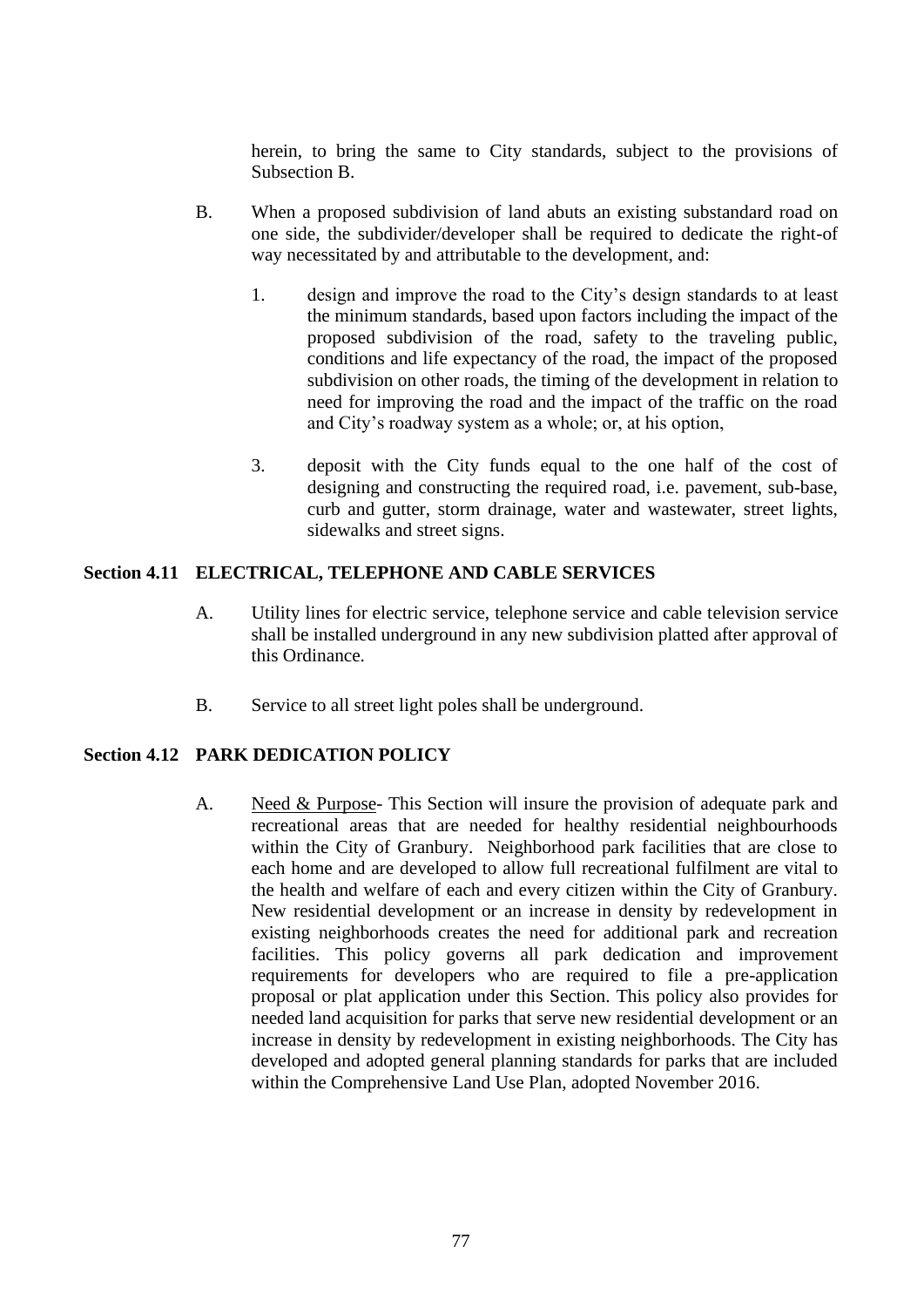herein, to bring the same to City standards, subject to the provisions of Subsection B.

B. When a proposed subdivision of land abuts an existing substandard road on one side, the subdivider/developer shall be required to dedicate the right-of way necessitated by and attributable to the development, and:

   1. design and improve the road to the City's design standards to at least the minimum standards, based upon factors including the impact of the proposed subdivision of the road, safety to the traveling public, conditions and life expectancy of the road, the impact of the proposed subdivision on other roads, the timing of the development in relation to need for improving the road and the impact of the traffic on the road and City's roadway system as a whole; or, at his option,

   3. deposit with the City funds equal to the one half of the cost of designing and constructing the required road, i.e. pavement, sub-base, curb and gutter, storm drainage, water and wastewater, street lights, sidewalks and street signs.

**Section 4.11 ELECTRICAL, TELEPHONE AND CABLE SERVICES**

A. Utility lines for electric service, telephone service and cable television service shall be installed underground in any new subdivision platted after approval of this Ordinance.

B. Service to all street light poles shall be underground.

**Section 4.12 PARK DEDICATION POLICY**

A. Need & Purpose- This Section will insure the provision of adequate park and recreational areas that are needed for healthy residential neighbourhoods within the City of Granbury. Neighborhood park facilities that are close to each home and are developed to allow full recreational fulfilment are vital to the health and welfare of each and every citizen within the City of Granbury. New residential development or an increase in density by redevelopment in existing neighborhoods creates the need for additional park and recreation facilities. This policy governs all park dedication and improvement requirements for developers who are required to file a pre-application proposal or plat application under this Section. This policy also provides for needed land acquisition for parks that serve new residential development or an increase in density by redevelopment in existing neighborhoods. The City has developed and adopted general planning standards for parks that are included within the Comprehensive Land Use Plan, adopted November 2016.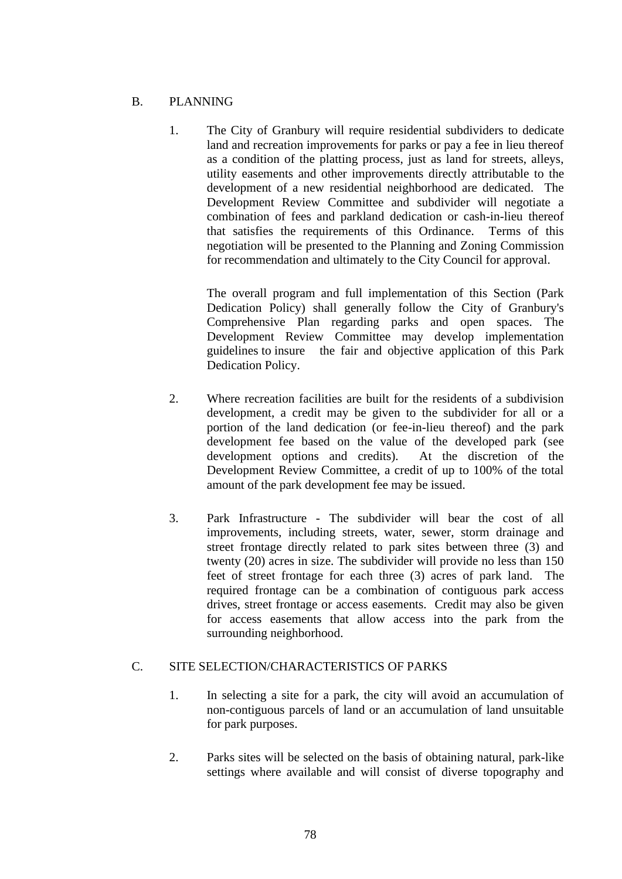B. PLANNING

1. The City of Granbury will require residential subdividers to dedicate land and recreation improvements for parks or pay a fee in lieu thereof as a condition of the platting process, just as land for streets, alleys, utility easements and other improvements directly attributable to the development of a new residential neighborhood are dedicated. The Development Review Committee and subdivider will negotiate a combination of fees and parkland dedication or cash-in-lieu thereof that satisfies the requirements of this Ordinance. Terms of this negotiation will be presented to the Planning and Zoning Commission for recommendation and ultimately to the City Council for approval.

   The overall program and full implementation of this Section (Park Dedication Policy) shall generally follow the City of Granbury's Comprehensive Plan regarding parks and open spaces. The Development Review Committee may develop implementation guidelines to insure the fair and objective application of this Park Dedication Policy.

2. Where recreation facilities are built for the residents of a subdivision development, a credit may be given to the subdivider for all or a portion of the land dedication (or fee-in-lieu thereof) and the park development fee based on the value of the developed park (see development options and credits). At the discretion of the Development Review Committee, a credit of up to 100% of the total amount of the park development fee may be issued.

3. Park Infrastructure - The subdivider will bear the cost of all improvements, including streets, water, sewer, storm drainage and street frontage directly related to park sites between three (3) and twenty (20) acres in size. The subdivider will provide no less than 150 feet of street frontage for each three (3) acres of park land. The required frontage can be a combination of contiguous park access drives, street frontage or access easements. Credit may also be given for access easements that allow access into the park from the surrounding neighborhood.

C. SITE SELECTION/CHARACTERISTICS OF PARKS

1. In selecting a site for a park, the city will avoid an accumulation of non-contiguous parcels of land or an accumulation of land unsuitable for park purposes.

2. Parks sites will be selected on the basis of obtaining natural, park-like settings where available and will consist of diverse topography and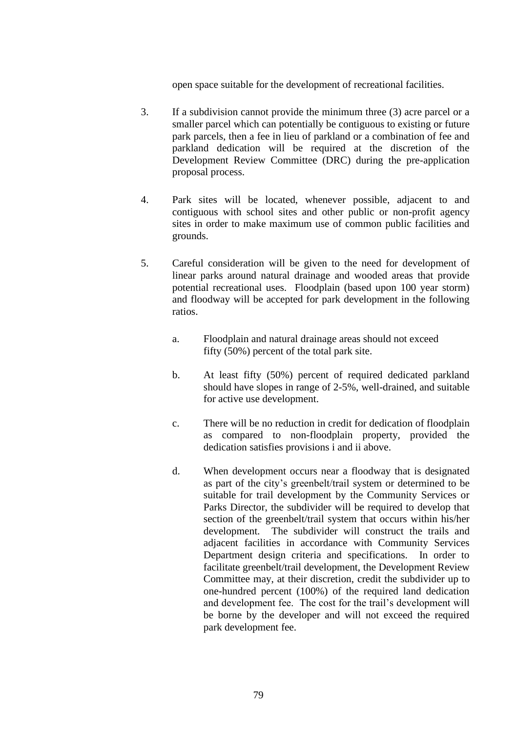open space suitable for the development of recreational facilities.

3. If a subdivision cannot provide the minimum three (3) acre parcel or a smaller parcel which can potentially be contiguous to existing or future park parcels, then a fee in lieu of parkland or a combination of fee and parkland dedication will be required at the discretion of the Development Review Committee (DRC) during the pre-application proposal process.

4. Park sites will be located, whenever possible, adjacent to and contiguous with school sites and other public or non-profit agency sites in order to make maximum use of common public facilities and grounds.

5. Careful consideration will be given to the need for development of linear parks around natural drainage and wooded areas that provide potential recreational uses. Floodplain (based upon 100 year storm) and floodway will be accepted for park development in the following ratios.

   a. Floodplain and natural drainage areas should not exceed fifty (50%) percent of the total park site.

   b. At least fifty (50%) percent of required dedicated parkland should have slopes in range of 2-5%, well-drained, and suitable for active use development.

   c. There will be no reduction in credit for dedication of floodplain as compared to non-floodplain property, provided the dedication satisfies provisions i and ii above.

   d. When development occurs near a floodway that is designated as part of the city's greenbelt/trail system or determined to be suitable for trail development by the Community Services or Parks Director, the subdivider will be required to develop that section of the greenbelt/trail system that occurs within his/her development. The subdivider will construct the trails and adjacent facilities in accordance with Community Services Department design criteria and specifications. In order to facilitate greenbelt/trail development, the Development Review Committee may, at their discretion, credit the subdivider up to one-hundred percent (100%) of the required land dedication and development fee. The cost for the trail's development will be borne by the developer and will not exceed the required park development fee.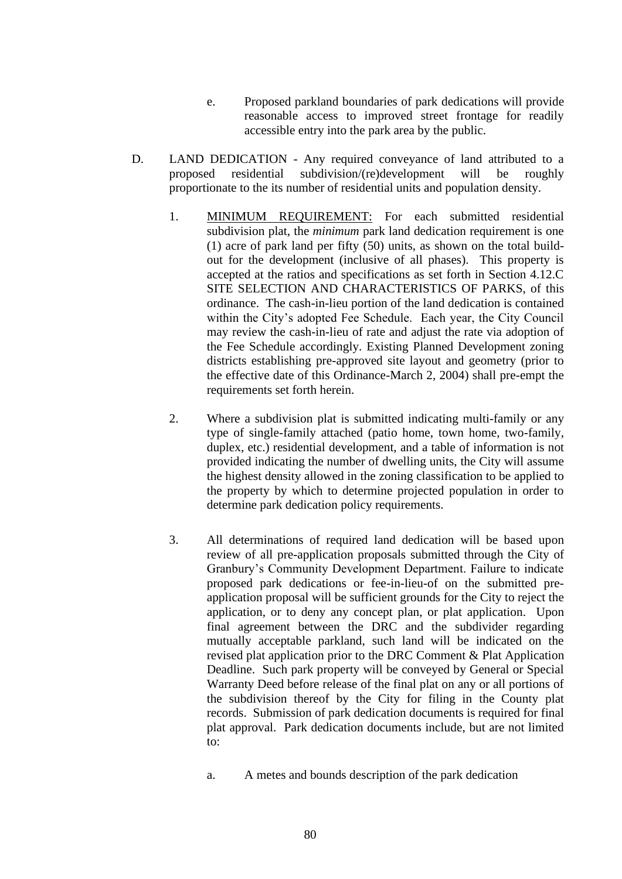e. Proposed parkland boundaries of park dedications will provide reasonable access to improved street frontage for readily accessible entry into the park area by the public.

D. LAND DEDICATION - Any required conveyance of land attributed to a proposed residential subdivision/(re)development will be roughly proportionate to the its number of residential units and population density.

1. <u>MINIMUM REQUIREMENT:</u> For each submitted residential subdivision plat, the *minimum* park land dedication requirement is one (1) acre of park land per fifty (50) units, as shown on the total build-out for the development (inclusive of all phases). This property is accepted at the ratios and specifications as set forth in Section 4.12.C SITE SELECTION AND CHARACTERISTICS OF PARKS, of this ordinance. The cash-in-lieu portion of the land dedication is contained within the City's adopted Fee Schedule. Each year, the City Council may review the cash-in-lieu of rate and adjust the rate via adoption of the Fee Schedule accordingly. Existing Planned Development zoning districts establishing pre-approved site layout and geometry (prior to the effective date of this Ordinance-March 2, 2004) shall pre-empt the requirements set forth herein.

2. Where a subdivision plat is submitted indicating multi-family or any type of single-family attached (patio home, town home, two-family, duplex, etc.) residential development, and a table of information is not provided indicating the number of dwelling units, the City will assume the highest density allowed in the zoning classification to be applied to the property by which to determine projected population in order to determine park dedication policy requirements.

3. All determinations of required land dedication will be based upon review of all pre-application proposals submitted through the City of Granbury's Community Development Department. Failure to indicate proposed park dedications or fee-in-lieu-of on the submitted pre-application proposal will be sufficient grounds for the City to reject the application, or to deny any concept plan, or plat application. Upon final agreement between the DRC and the subdivider regarding mutually acceptable parkland, such land will be indicated on the revised plat application prior to the DRC Comment & Plat Application Deadline. Such park property will be conveyed by General or Special Warranty Deed before release of the final plat on any or all portions of the subdivision thereof by the City for filing in the County plat records. Submission of park dedication documents is required for final plat approval. Park dedication documents include, but are not limited to:

   a. A metes and bounds description of the park dedication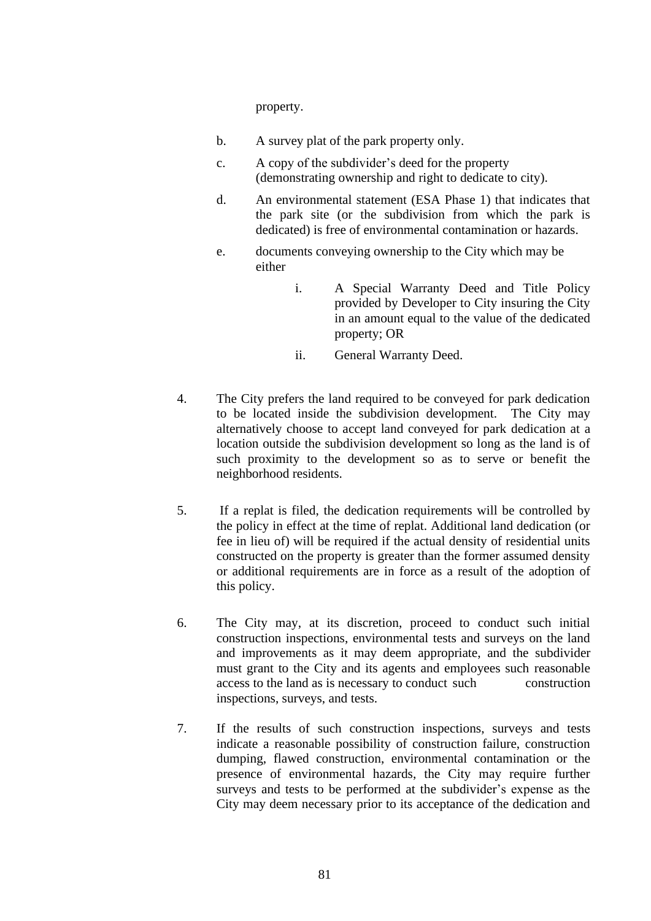property.

   b. A survey plat of the park property only.

   c. A copy of the subdivider's deed for the property (demonstrating ownership and right to dedicate to city).

   d. An environmental statement (ESA Phase 1) that indicates that the park site (or the subdivision from which the park is dedicated) is free of environmental contamination or hazards.

   e. documents conveying ownership to the City which may be either

      i. A Special Warranty Deed and Title Policy provided by Developer to City insuring the City in an amount equal to the value of the dedicated property; OR

      ii. General Warranty Deed.

4. The City prefers the land required to be conveyed for park dedication to be located inside the subdivision development. The City may alternatively choose to accept land conveyed for park dedication at a location outside the subdivision development so long as the land is of such proximity to the development so as to serve or benefit the neighborhood residents.

5. If a replat is filed, the dedication requirements will be controlled by the policy in effect at the time of replat. Additional land dedication (or fee in lieu of) will be required if the actual density of residential units constructed on the property is greater than the former assumed density or additional requirements are in force as a result of the adoption of this policy.

6. The City may, at its discretion, proceed to conduct such initial construction inspections, environmental tests and surveys on the land and improvements as it may deem appropriate, and the subdivider must grant to the City and its agents and employees such reasonable access to the land as is necessary to conduct such construction inspections, surveys, and tests.

7. If the results of such construction inspections, surveys and tests indicate a reasonable possibility of construction failure, construction dumping, flawed construction, environmental contamination or the presence of environmental hazards, the City may require further surveys and tests to be performed at the subdivider's expense as the City may deem necessary prior to its acceptance of the dedication and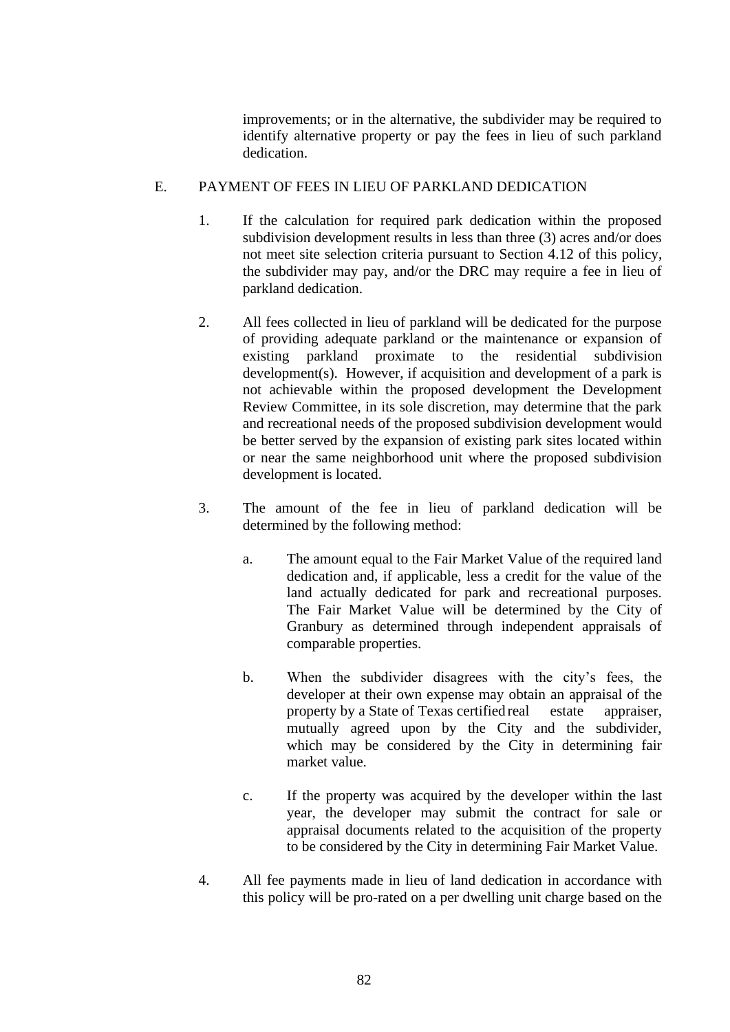improvements; or in the alternative, the subdivider may be required to identify alternative property or pay the fees in lieu of such parkland dedication.

E. PAYMENT OF FEES IN LIEU OF PARKLAND DEDICATION

1. If the calculation for required park dedication within the proposed subdivision development results in less than three (3) acres and/or does not meet site selection criteria pursuant to Section 4.12 of this policy, the subdivider may pay, and/or the DRC may require a fee in lieu of parkland dedication.

2. All fees collected in lieu of parkland will be dedicated for the purpose of providing adequate parkland or the maintenance or expansion of existing parkland proximate to the residential subdivision development(s). However, if acquisition and development of a park is not achievable within the proposed development the Development Review Committee, in its sole discretion, may determine that the park and recreational needs of the proposed subdivision development would be better served by the expansion of existing park sites located within or near the same neighborhood unit where the proposed subdivision development is located.

3. The amount of the fee in lieu of parkland dedication will be determined by the following method:

   a. The amount equal to the Fair Market Value of the required land dedication and, if applicable, less a credit for the value of the land actually dedicated for park and recreational purposes. The Fair Market Value will be determined by the City of Granbury as determined through independent appraisals of comparable properties.

   b. When the subdivider disagrees with the city's fees, the developer at their own expense may obtain an appraisal of the property by a State of Texas certified real estate appraiser, mutually agreed upon by the City and the subdivider, which may be considered by the City in determining fair market value.

   c. If the property was acquired by the developer within the last year, the developer may submit the contract for sale or appraisal documents related to the acquisition of the property to be considered by the City in determining Fair Market Value.

4. All fee payments made in lieu of land dedication in accordance with this policy will be pro-rated on a per dwelling unit charge based on the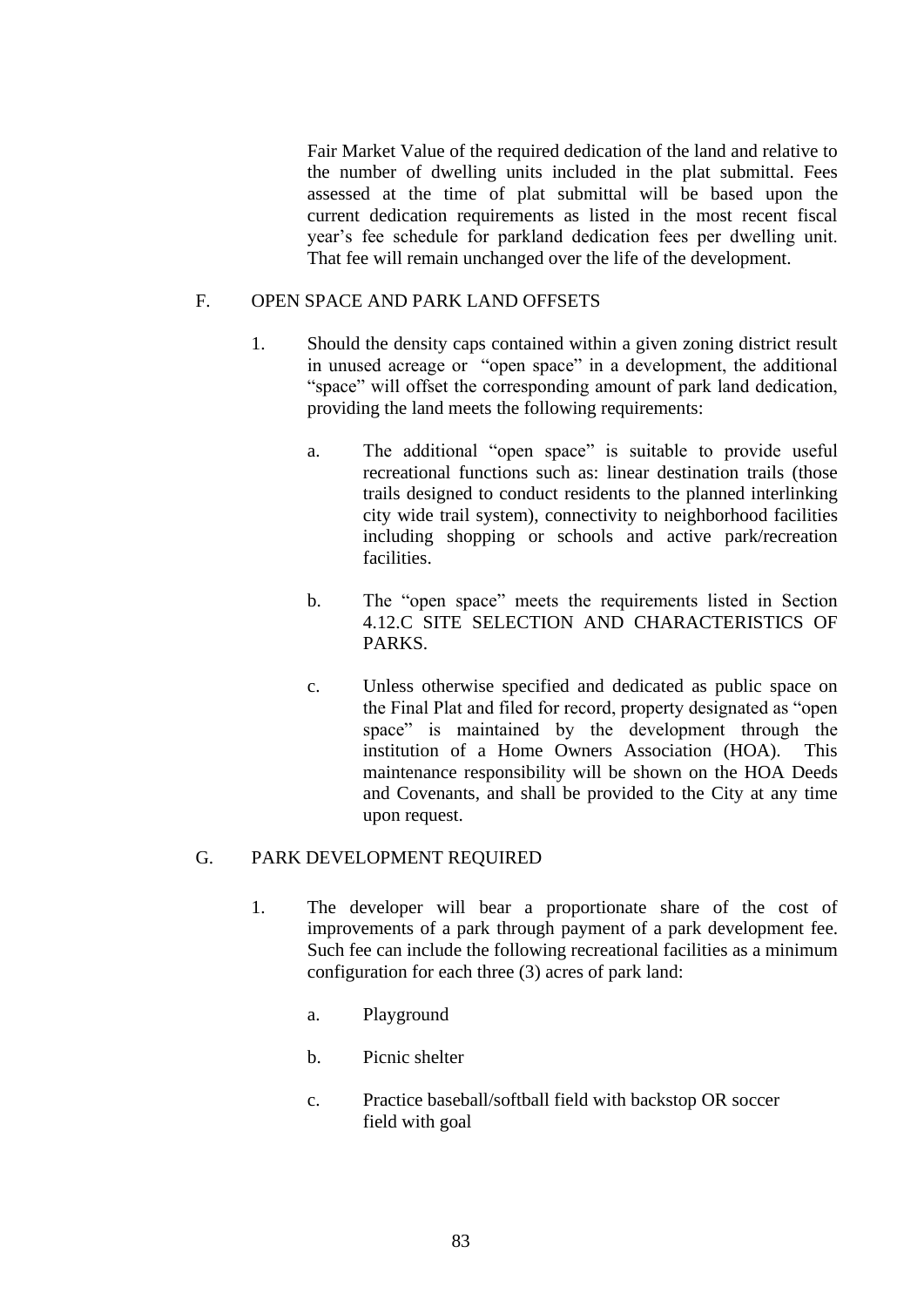Fair Market Value of the required dedication of the land and relative to the number of dwelling units included in the plat submittal. Fees assessed at the time of plat submittal will be based upon the current dedication requirements as listed in the most recent fiscal year's fee schedule for parkland dedication fees per dwelling unit. That fee will remain unchanged over the life of the development.

## F. OPEN SPACE AND PARK LAND OFFSETS

1. Should the density caps contained within a given zoning district result in unused acreage or "open space" in a development, the additional "space" will offset the corresponding amount of park land dedication, providing the land meets the following requirements:

   a. The additional "open space" is suitable to provide useful recreational functions such as: linear destination trails (those trails designed to conduct residents to the planned interlinking city wide trail system), connectivity to neighborhood facilities including shopping or schools and active park/recreation facilities.

   b. The "open space" meets the requirements listed in Section 4.12.C SITE SELECTION AND CHARACTERISTICS OF PARKS.

   c. Unless otherwise specified and dedicated as public space on the Final Plat and filed for record, property designated as "open space" is maintained by the development through the institution of a Home Owners Association (HOA). This maintenance responsibility will be shown on the HOA Deeds and Covenants, and shall be provided to the City at any time upon request.

## G. PARK DEVELOPMENT REQUIRED

1. The developer will bear a proportionate share of the cost of improvements of a park through payment of a park development fee. Such fee can include the following recreational facilities as a minimum configuration for each three (3) acres of park land:

   a. Playground

   b. Picnic shelter

   c. Practice baseball/softball field with backstop OR soccer field with goal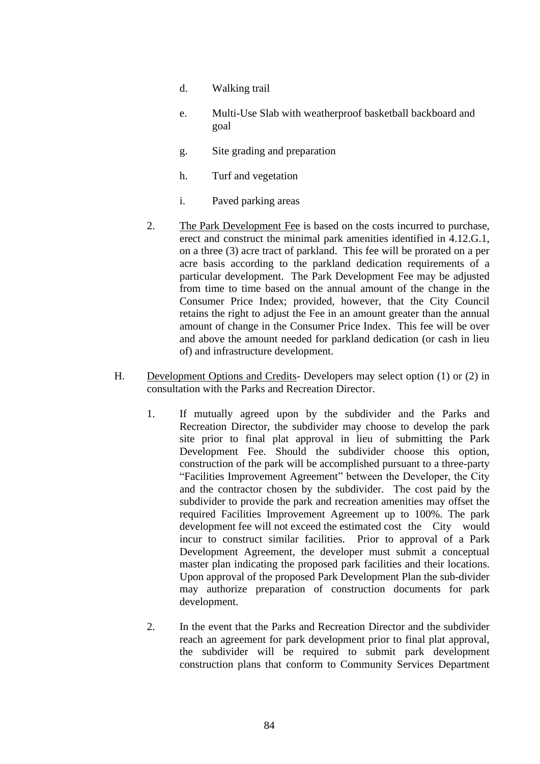d. Walking trail

e. Multi-Use Slab with weatherproof basketball backboard and goal

g. Site grading and preparation

h. Turf and vegetation

i. Paved parking areas

2. The Park Development Fee is based on the costs incurred to purchase, erect and construct the minimal park amenities identified in 4.12.G.1, on a three (3) acre tract of parkland. This fee will be prorated on a per acre basis according to the parkland dedication requirements of a particular development. The Park Development Fee may be adjusted from time to time based on the annual amount of the change in the Consumer Price Index; provided, however, that the City Council retains the right to adjust the Fee in an amount greater than the annual amount of change in the Consumer Price Index. This fee will be over and above the amount needed for parkland dedication (or cash in lieu of) and infrastructure development.

H. Development Options and Credits- Developers may select option (1) or (2) in consultation with the Parks and Recreation Director.

1. If mutually agreed upon by the subdivider and the Parks and Recreation Director, the subdivider may choose to develop the park site prior to final plat approval in lieu of submitting the Park Development Fee. Should the subdivider choose this option, construction of the park will be accomplished pursuant to a three-party "Facilities Improvement Agreement" between the Developer, the City and the contractor chosen by the subdivider. The cost paid by the subdivider to provide the park and recreation amenities may offset the required Facilities Improvement Agreement up to 100%. The park development fee will not exceed the estimated cost the City would incur to construct similar facilities. Prior to approval of a Park Development Agreement, the developer must submit a conceptual master plan indicating the proposed park facilities and their locations. Upon approval of the proposed Park Development Plan the sub-divider may authorize preparation of construction documents for park development.

2. In the event that the Parks and Recreation Director and the subdivider reach an agreement for park development prior to final plat approval, the subdivider will be required to submit park development construction plans that conform to Community Services Department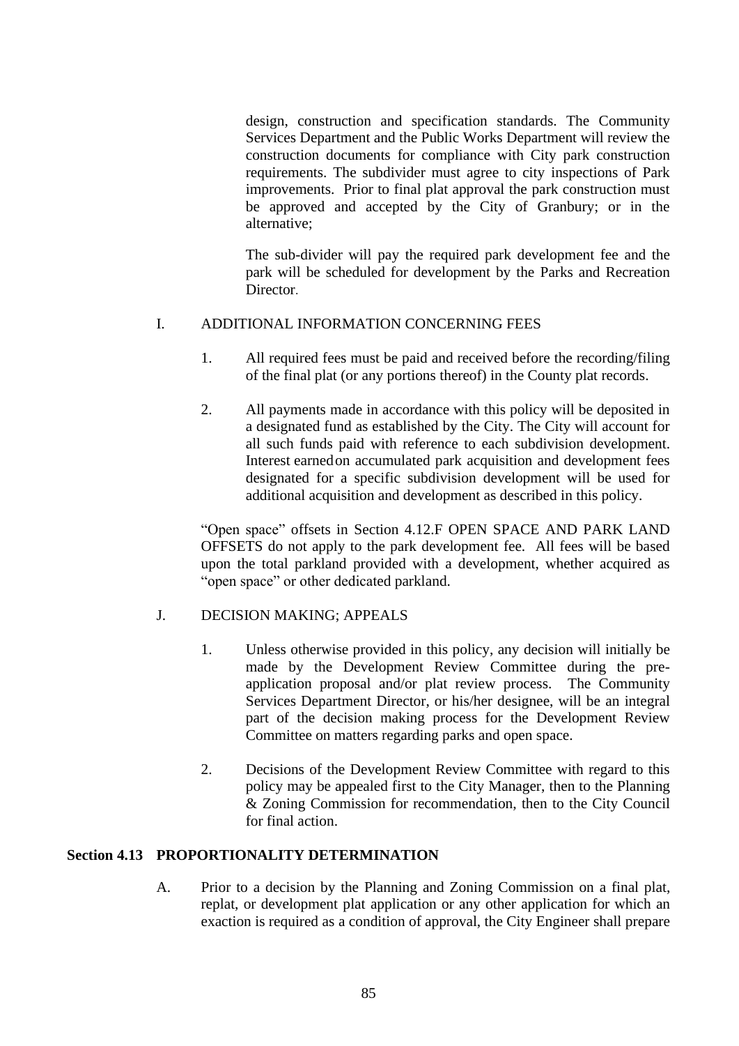design, construction and specification standards. The Community Services Department and the Public Works Department will review the construction documents for compliance with City park construction requirements. The subdivider must agree to city inspections of Park improvements. Prior to final plat approval the park construction must be approved and accepted by the City of Granbury; or in the alternative;

The sub-divider will pay the required park development fee and the park will be scheduled for development by the Parks and Recreation Director.

I. ADDITIONAL INFORMATION CONCERNING FEES

1. All required fees must be paid and received before the recording/filing of the final plat (or any portions thereof) in the County plat records.

2. All payments made in accordance with this policy will be deposited in a designated fund as established by the City. The City will account for all such funds paid with reference to each subdivision development. Interest earned on accumulated park acquisition and development fees designated for a specific subdivision development will be used for additional acquisition and development as described in this policy.

"Open space" offsets in Section 4.12.F OPEN SPACE AND PARK LAND OFFSETS do not apply to the park development fee. All fees will be based upon the total parkland provided with a development, whether acquired as "open space" or other dedicated parkland.

J. DECISION MAKING; APPEALS

1. Unless otherwise provided in this policy, any decision will initially be made by the Development Review Committee during the pre-application proposal and/or plat review process. The Community Services Department Director, or his/her designee, will be an integral part of the decision making process for the Development Review Committee on matters regarding parks and open space.

2. Decisions of the Development Review Committee with regard to this policy may be appealed first to the City Manager, then to the Planning & Zoning Commission for recommendation, then to the City Council for final action.

## Section 4.13 PROPORTIONALITY DETERMINATION

A. Prior to a decision by the Planning and Zoning Commission on a final plat, replat, or development plat application or any other application for which an exaction is required as a condition of approval, the City Engineer shall prepare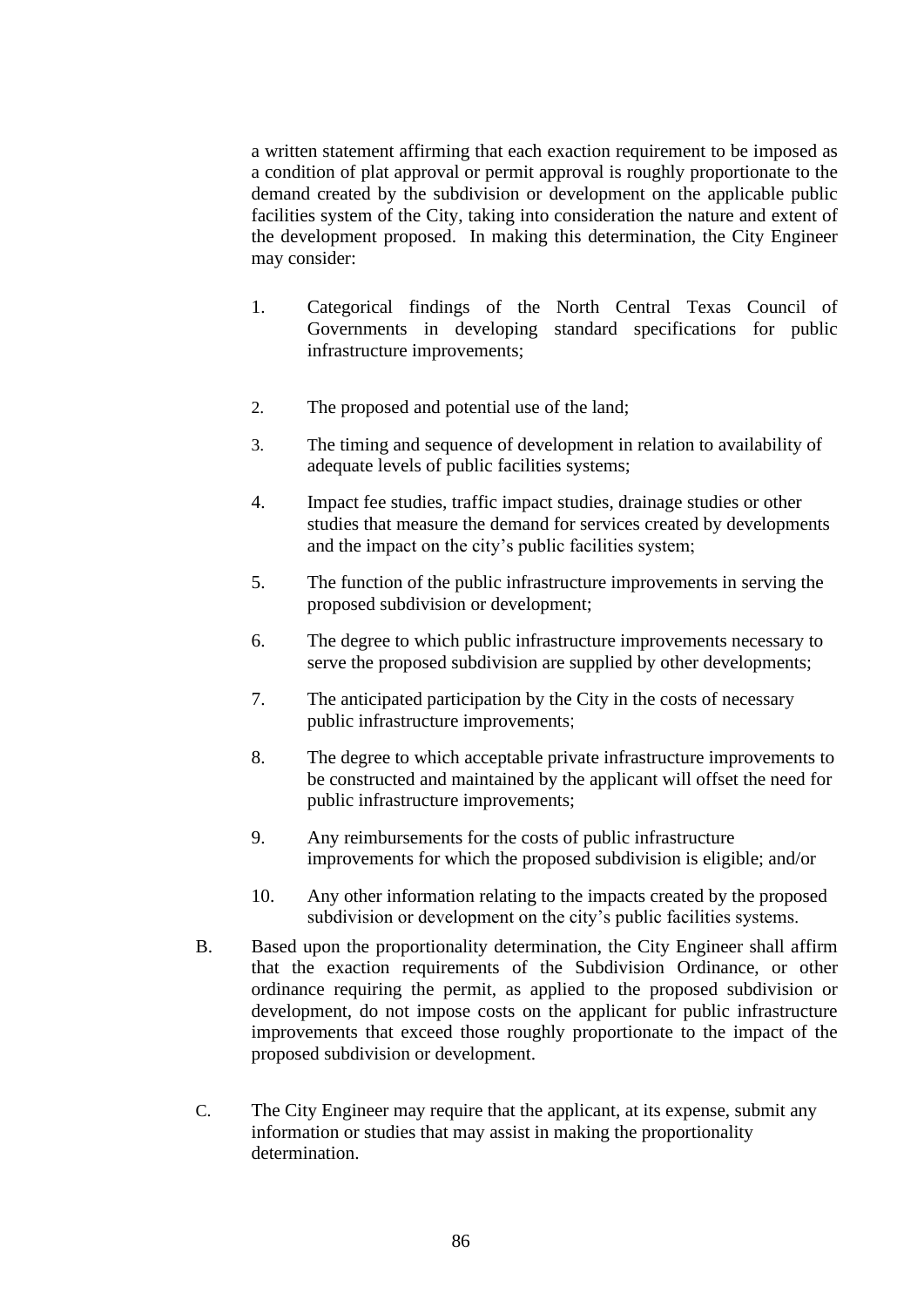a written statement affirming that each exaction requirement to be imposed as a condition of plat approval or permit approval is roughly proportionate to the demand created by the subdivision or development on the applicable public facilities system of the City, taking into consideration the nature and extent of the development proposed. In making this determination, the City Engineer may consider:

1. Categorical findings of the North Central Texas Council of Governments in developing standard specifications for public infrastructure improvements;

2. The proposed and potential use of the land;

3. The timing and sequence of development in relation to availability of adequate levels of public facilities systems;

4. Impact fee studies, traffic impact studies, drainage studies or other studies that measure the demand for services created by developments and the impact on the city's public facilities system;

5. The function of the public infrastructure improvements in serving the proposed subdivision or development;

6. The degree to which public infrastructure improvements necessary to serve the proposed subdivision are supplied by other developments;

7. The anticipated participation by the City in the costs of necessary public infrastructure improvements;

8. The degree to which acceptable private infrastructure improvements to be constructed and maintained by the applicant will offset the need for public infrastructure improvements;

9. Any reimbursements for the costs of public infrastructure improvements for which the proposed subdivision is eligible; and/or

10. Any other information relating to the impacts created by the proposed subdivision or development on the city's public facilities systems.

B. Based upon the proportionality determination, the City Engineer shall affirm that the exaction requirements of the Subdivision Ordinance, or other ordinance requiring the permit, as applied to the proposed subdivision or development, do not impose costs on the applicant for public infrastructure improvements that exceed those roughly proportionate to the impact of the proposed subdivision or development.

C. The City Engineer may require that the applicant, at its expense, submit any information or studies that may assist in making the proportionality determination.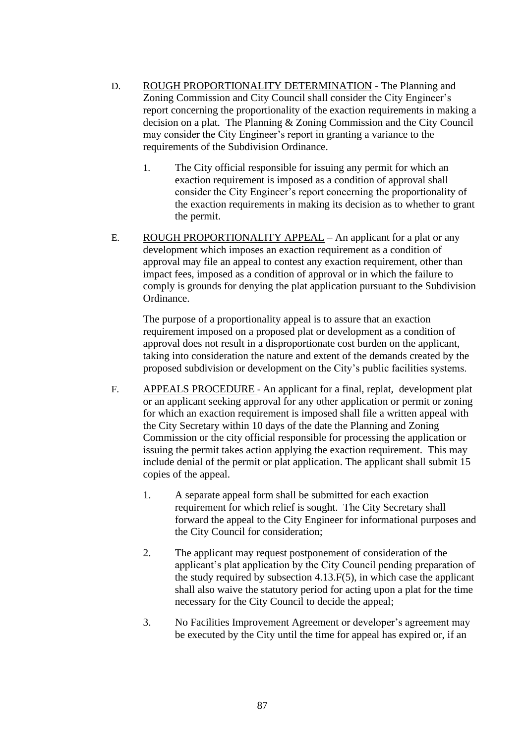D. <u>ROUGH PROPORTIONALITY DETERMINATION</u> - The Planning and Zoning Commission and City Council shall consider the City Engineer's report concerning the proportionality of the exaction requirements in making a decision on a plat. The Planning & Zoning Commission and the City Council may consider the City Engineer's report in granting a variance to the requirements of the Subdivision Ordinance.

1. The City official responsible for issuing any permit for which an exaction requirement is imposed as a condition of approval shall consider the City Engineer's report concerning the proportionality of the exaction requirements in making its decision as to whether to grant the permit.

E. <u>ROUGH PROPORTIONALITY APPEAL</u> – An applicant for a plat or any development which imposes an exaction requirement as a condition of approval may file an appeal to contest any exaction requirement, other than impact fees, imposed as a condition of approval or in which the failure to comply is grounds for denying the plat application pursuant to the Subdivision Ordinance.

The purpose of a proportionality appeal is to assure that an exaction requirement imposed on a proposed plat or development as a condition of approval does not result in a disproportionate cost burden on the applicant, taking into consideration the nature and extent of the demands created by the proposed subdivision or development on the City's public facilities systems.

F. <u>APPEALS PROCEDURE</u> - An applicant for a final, replat, development plat or an applicant seeking approval for any other application or permit or zoning for which an exaction requirement is imposed shall file a written appeal with the City Secretary within 10 days of the date the Planning and Zoning Commission or the city official responsible for processing the application or issuing the permit takes action applying the exaction requirement. This may include denial of the permit or plat application. The applicant shall submit 15 copies of the appeal.

1. A separate appeal form shall be submitted for each exaction requirement for which relief is sought. The City Secretary shall forward the appeal to the City Engineer for informational purposes and the City Council for consideration;

2. The applicant may request postponement of consideration of the applicant's plat application by the City Council pending preparation of the study required by subsection 4.13.F(5), in which case the applicant shall also waive the statutory period for acting upon a plat for the time necessary for the City Council to decide the appeal;

3. No Facilities Improvement Agreement or developer's agreement may be executed by the City until the time for appeal has expired or, if an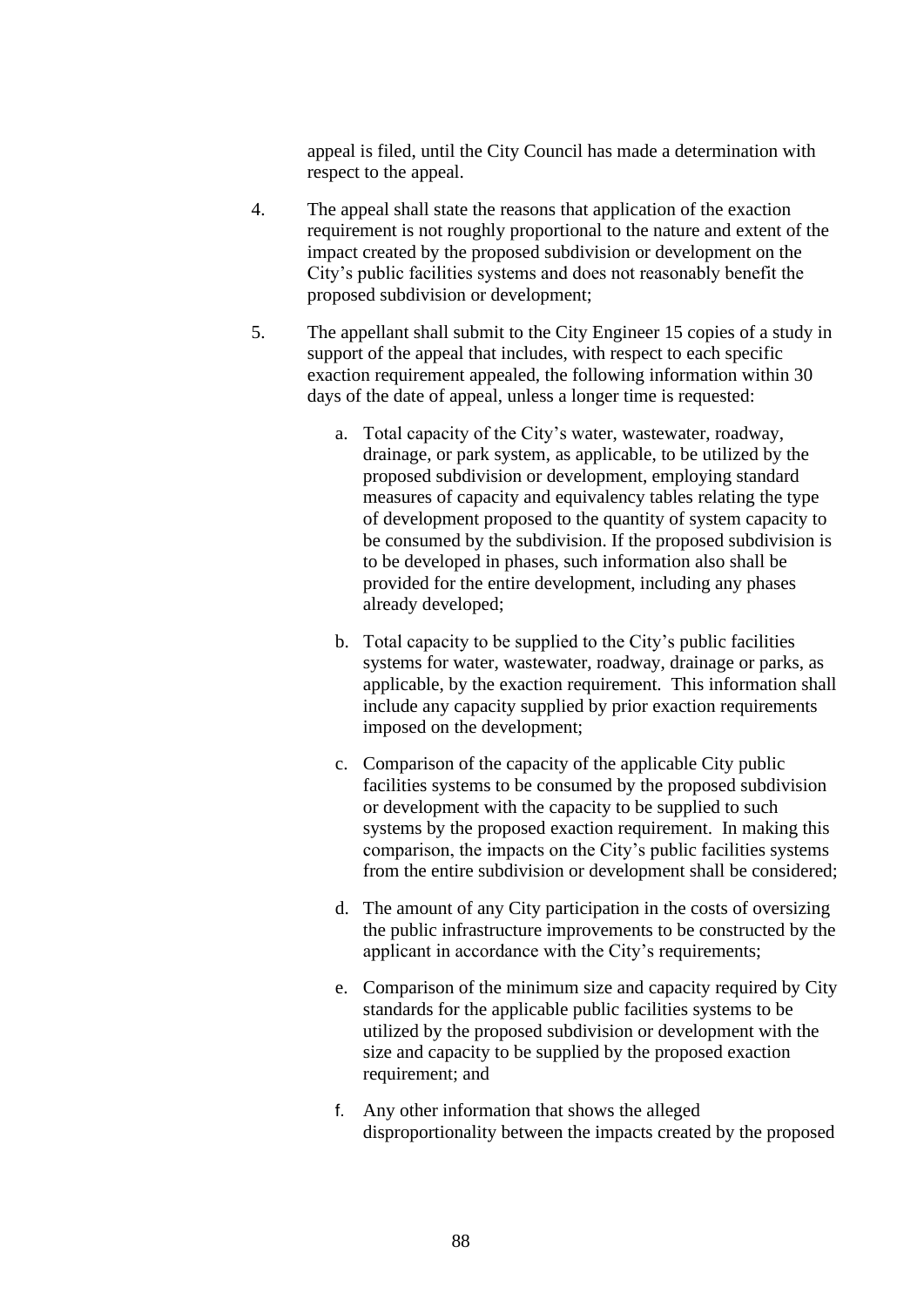appeal is filed, until the City Council has made a determination with respect to the appeal.

4. The appeal shall state the reasons that application of the exaction requirement is not roughly proportional to the nature and extent of the impact created by the proposed subdivision or development on the City's public facilities systems and does not reasonably benefit the proposed subdivision or development;

5. The appellant shall submit to the City Engineer 15 copies of a study in support of the appeal that includes, with respect to each specific exaction requirement appealed, the following information within 30 days of the date of appeal, unless a longer time is requested:

   a. Total capacity of the City's water, wastewater, roadway, drainage, or park system, as applicable, to be utilized by the proposed subdivision or development, employing standard measures of capacity and equivalency tables relating the type of development proposed to the quantity of system capacity to be consumed by the subdivision. If the proposed subdivision is to be developed in phases, such information also shall be provided for the entire development, including any phases already developed;

   b. Total capacity to be supplied to the City's public facilities systems for water, wastewater, roadway, drainage or parks, as applicable, by the exaction requirement. This information shall include any capacity supplied by prior exaction requirements imposed on the development;

   c. Comparison of the capacity of the applicable City public facilities systems to be consumed by the proposed subdivision or development with the capacity to be supplied to such systems by the proposed exaction requirement. In making this comparison, the impacts on the City's public facilities systems from the entire subdivision or development shall be considered;

   d. The amount of any City participation in the costs of oversizing the public infrastructure improvements to be constructed by the applicant in accordance with the City's requirements;

   e. Comparison of the minimum size and capacity required by City standards for the applicable public facilities systems to be utilized by the proposed subdivision or development with the size and capacity to be supplied by the proposed exaction requirement; and

   f. Any other information that shows the alleged disproportionality between the impacts created by the proposed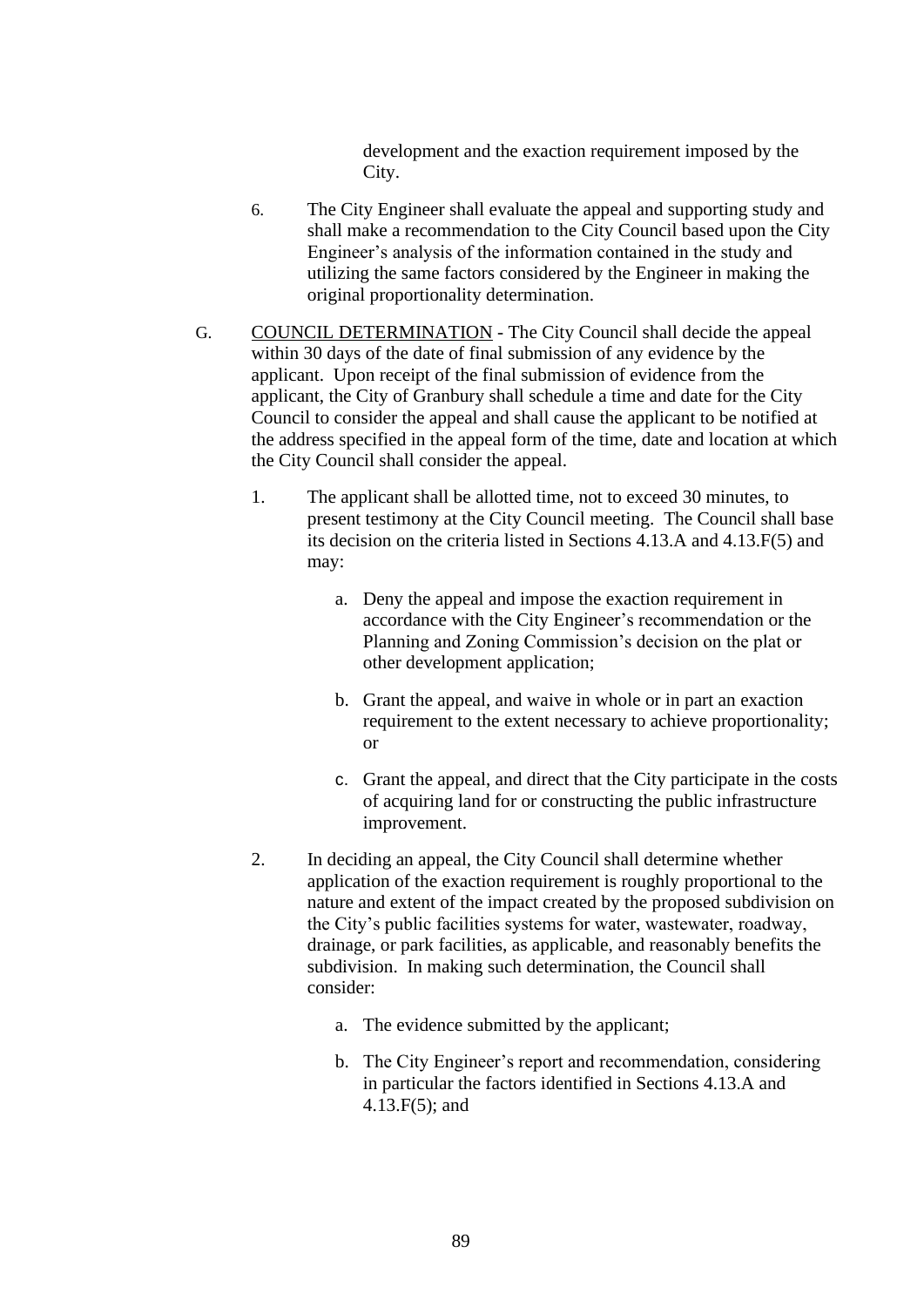development and the exaction requirement imposed by the City.

6. The City Engineer shall evaluate the appeal and supporting study and shall make a recommendation to the City Council based upon the City Engineer's analysis of the information contained in the study and utilizing the same factors considered by the Engineer in making the original proportionality determination.

G. COUNCIL DETERMINATION - The City Council shall decide the appeal within 30 days of the date of final submission of any evidence by the applicant. Upon receipt of the final submission of evidence from the applicant, the City of Granbury shall schedule a time and date for the City Council to consider the appeal and shall cause the applicant to be notified at the address specified in the appeal form of the time, date and location at which the City Council shall consider the appeal.

   1. The applicant shall be allotted time, not to exceed 30 minutes, to present testimony at the City Council meeting. The Council shall base its decision on the criteria listed in Sections 4.13.A and 4.13.F(5) and may:

      a. Deny the appeal and impose the exaction requirement in accordance with the City Engineer's recommendation or the Planning and Zoning Commission's decision on the plat or other development application;

      b. Grant the appeal, and waive in whole or in part an exaction requirement to the extent necessary to achieve proportionality; or

      c. Grant the appeal, and direct that the City participate in the costs of acquiring land for or constructing the public infrastructure improvement.

   2. In deciding an appeal, the City Council shall determine whether application of the exaction requirement is roughly proportional to the nature and extent of the impact created by the proposed subdivision on the City's public facilities systems for water, wastewater, roadway, drainage, or park facilities, as applicable, and reasonably benefits the subdivision. In making such determination, the Council shall consider:

      a. The evidence submitted by the applicant;

      b. The City Engineer's report and recommendation, considering in particular the factors identified in Sections 4.13.A and 4.13.F(5); and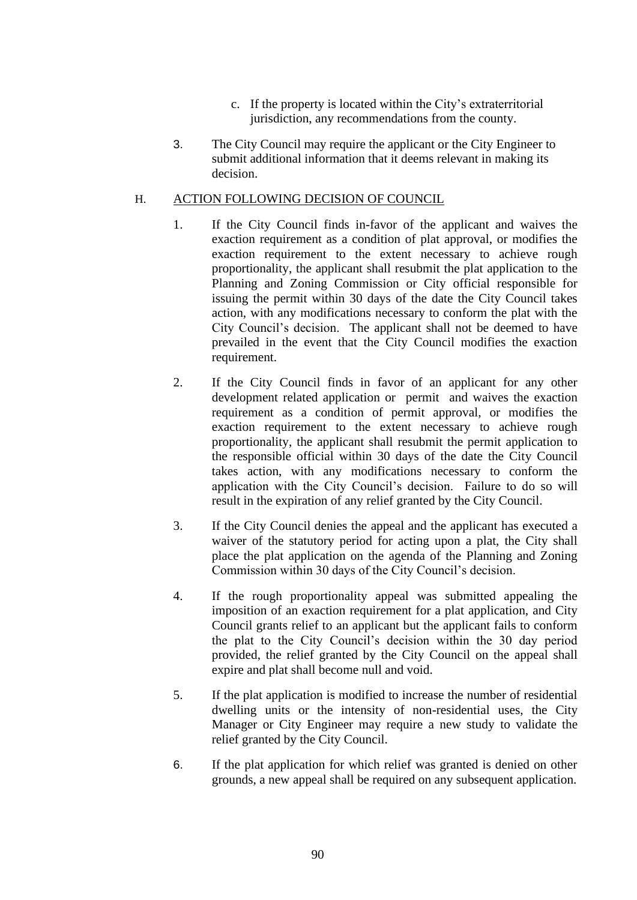c. If the property is located within the City's extraterritorial jurisdiction, any recommendations from the county.

3. The City Council may require the applicant or the City Engineer to submit additional information that it deems relevant in making its decision.

H. <u>ACTION FOLLOWING DECISION OF COUNCIL</u>

1. If the City Council finds in-favor of the applicant and waives the exaction requirement as a condition of plat approval, or modifies the exaction requirement to the extent necessary to achieve rough proportionality, the applicant shall resubmit the plat application to the Planning and Zoning Commission or City official responsible for issuing the permit within 30 days of the date the City Council takes action, with any modifications necessary to conform the plat with the City Council's decision. The applicant shall not be deemed to have prevailed in the event that the City Council modifies the exaction requirement.

2. If the City Council finds in favor of an applicant for any other development related application or permit and waives the exaction requirement as a condition of permit approval, or modifies the exaction requirement to the extent necessary to achieve rough proportionality, the applicant shall resubmit the permit application to the responsible official within 30 days of the date the City Council takes action, with any modifications necessary to conform the application with the City Council's decision. Failure to do so will result in the expiration of any relief granted by the City Council.

3. If the City Council denies the appeal and the applicant has executed a waiver of the statutory period for acting upon a plat, the City shall place the plat application on the agenda of the Planning and Zoning Commission within 30 days of the City Council's decision.

4. If the rough proportionality appeal was submitted appealing the imposition of an exaction requirement for a plat application, and City Council grants relief to an applicant but the applicant fails to conform the plat to the City Council's decision within the 30 day period provided, the relief granted by the City Council on the appeal shall expire and plat shall become null and void.

5. If the plat application is modified to increase the number of residential dwelling units or the intensity of non-residential uses, the City Manager or City Engineer may require a new study to validate the relief granted by the City Council.

6. If the plat application for which relief was granted is denied on other grounds, a new appeal shall be required on any subsequent application.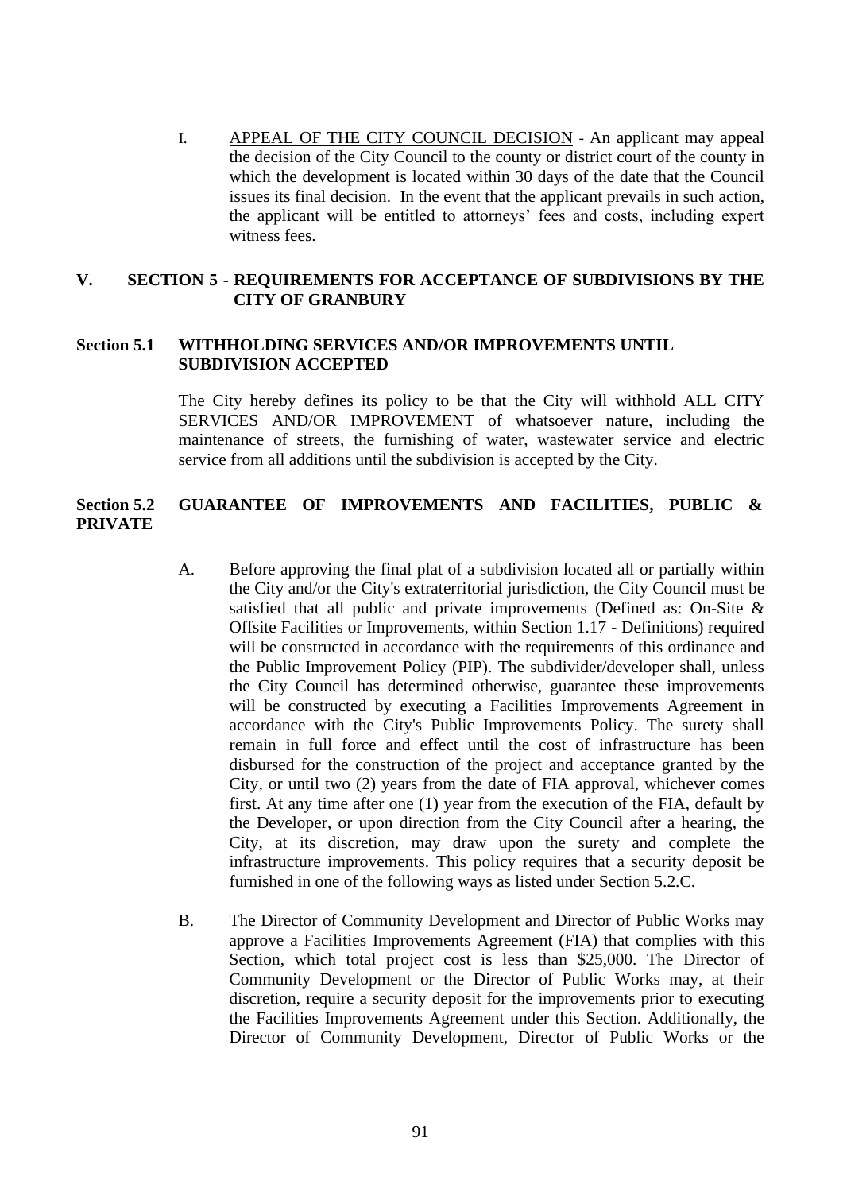I. APPEAL OF THE CITY COUNCIL DECISION - An applicant may appeal the decision of the City Council to the county or district court of the county in which the development is located within 30 days of the date that the Council issues its final decision. In the event that the applicant prevails in such action, the applicant will be entitled to attorneys' fees and costs, including expert witness fees.

## V. SECTION 5 - REQUIREMENTS FOR ACCEPTANCE OF SUBDIVISIONS BY THE CITY OF GRANBURY

### Section 5.1 WITHHOLDING SERVICES AND/OR IMPROVEMENTS UNTIL SUBDIVISION ACCEPTED

The City hereby defines its policy to be that the City will withhold ALL CITY SERVICES AND/OR IMPROVEMENT of whatsoever nature, including the maintenance of streets, the furnishing of water, wastewater service and electric service from all additions until the subdivision is accepted by the City.

### Section 5.2 GUARANTEE OF IMPROVEMENTS AND FACILITIES, PUBLIC & PRIVATE

A. Before approving the final plat of a subdivision located all or partially within the City and/or the City's extraterritorial jurisdiction, the City Council must be satisfied that all public and private improvements (Defined as: On-Site & Offsite Facilities or Improvements, within Section 1.17 - Definitions) required will be constructed in accordance with the requirements of this ordinance and the Public Improvement Policy (PIP). The subdivider/developer shall, unless the City Council has determined otherwise, guarantee these improvements will be constructed by executing a Facilities Improvements Agreement in accordance with the City's Public Improvements Policy. The surety shall remain in full force and effect until the cost of infrastructure has been disbursed for the construction of the project and acceptance granted by the City, or until two (2) years from the date of FIA approval, whichever comes first. At any time after one (1) year from the execution of the FIA, default by the Developer, or upon direction from the City Council after a hearing, the City, at its discretion, may draw upon the surety and complete the infrastructure improvements. This policy requires that a security deposit be furnished in one of the following ways as listed under Section 5.2.C.

B. The Director of Community Development and Director of Public Works may approve a Facilities Improvements Agreement (FIA) that complies with this Section, which total project cost is less than $25,000. The Director of Community Development or the Director of Public Works may, at their discretion, require a security deposit for the improvements prior to executing the Facilities Improvements Agreement under this Section. Additionally, the Director of Community Development, Director of Public Works or the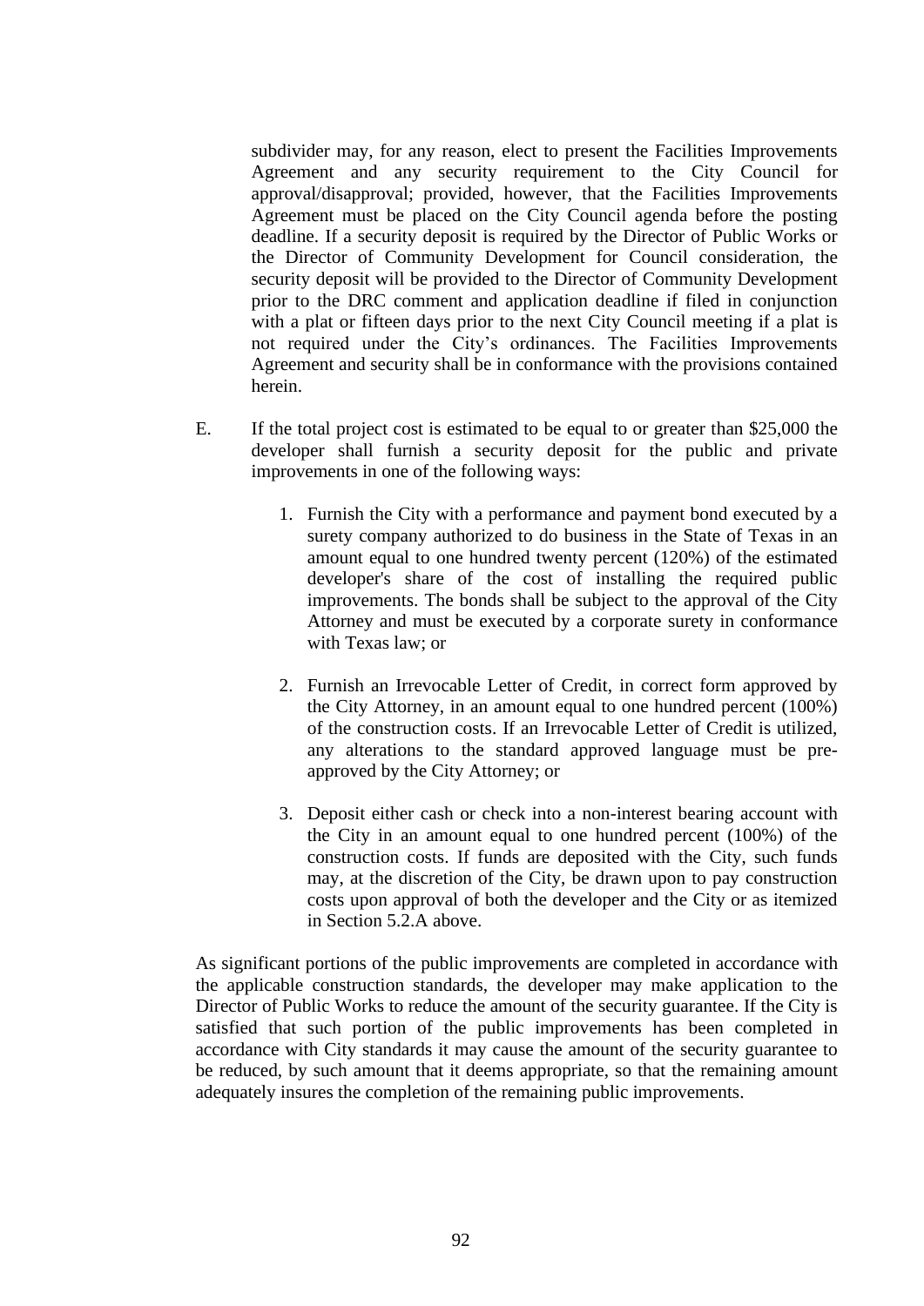subdivider may, for any reason, elect to present the Facilities Improvements Agreement and any security requirement to the City Council for approval/disapproval; provided, however, that the Facilities Improvements Agreement must be placed on the City Council agenda before the posting deadline. If a security deposit is required by the Director of Public Works or the Director of Community Development for Council consideration, the security deposit will be provided to the Director of Community Development prior to the DRC comment and application deadline if filed in conjunction with a plat or fifteen days prior to the next City Council meeting if a plat is not required under the City's ordinances. The Facilities Improvements Agreement and security shall be in conformance with the provisions contained herein.

E. If the total project cost is estimated to be equal to or greater than $25,000 the developer shall furnish a security deposit for the public and private improvements in one of the following ways:

1. Furnish the City with a performance and payment bond executed by a surety company authorized to do business in the State of Texas in an amount equal to one hundred twenty percent (120%) of the estimated developer's share of the cost of installing the required public improvements. The bonds shall be subject to the approval of the City Attorney and must be executed by a corporate surety in conformance with Texas law; or

2. Furnish an Irrevocable Letter of Credit, in correct form approved by the City Attorney, in an amount equal to one hundred percent (100%) of the construction costs. If an Irrevocable Letter of Credit is utilized, any alterations to the standard approved language must be pre-approved by the City Attorney; or

3. Deposit either cash or check into a non-interest bearing account with the City in an amount equal to one hundred percent (100%) of the construction costs. If funds are deposited with the City, such funds may, at the discretion of the City, be drawn upon to pay construction costs upon approval of both the developer and the City or as itemized in Section 5.2.A above.

As significant portions of the public improvements are completed in accordance with the applicable construction standards, the developer may make application to the Director of Public Works to reduce the amount of the security guarantee. If the City is satisfied that such portion of the public improvements has been completed in accordance with City standards it may cause the amount of the security guarantee to be reduced, by such amount that it deems appropriate, so that the remaining amount adequately insures the completion of the remaining public improvements.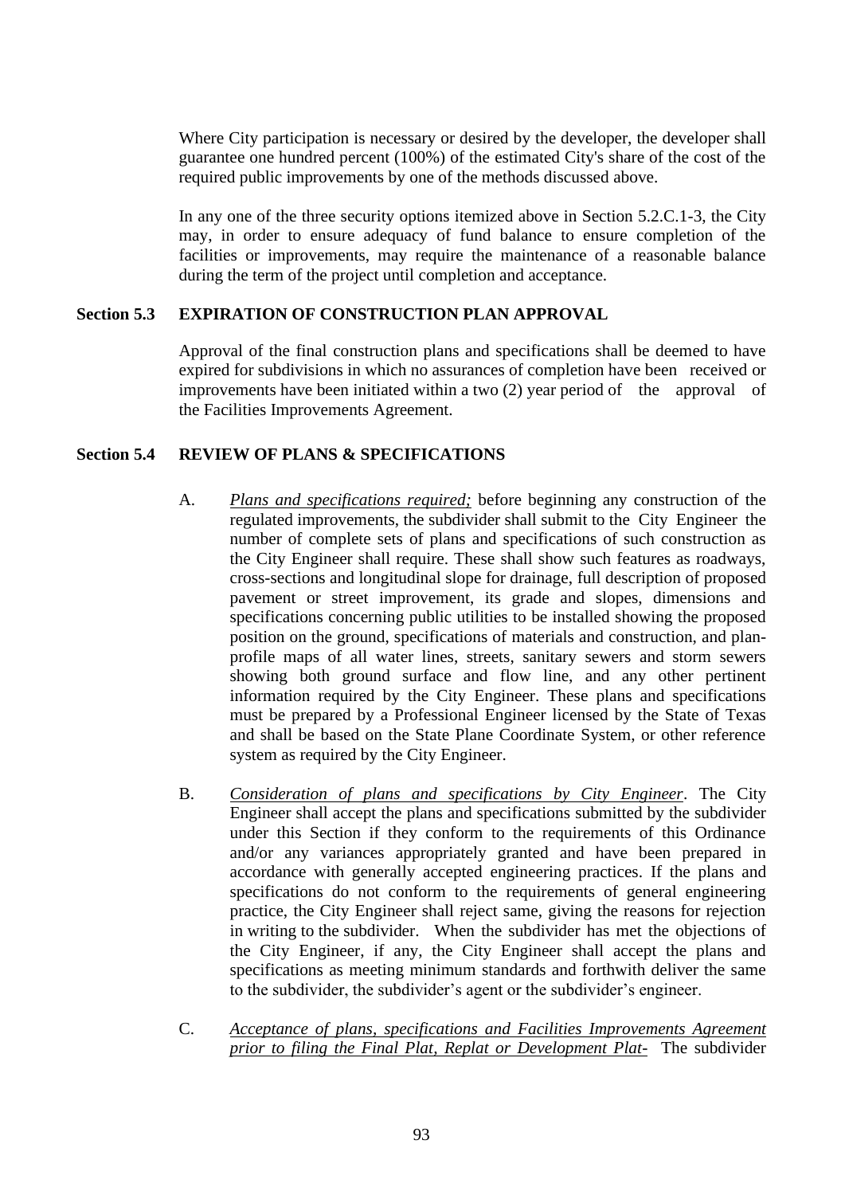Where City participation is necessary or desired by the developer, the developer shall guarantee one hundred percent (100%) of the estimated City's share of the cost of the required public improvements by one of the methods discussed above.

In any one of the three security options itemized above in Section 5.2.C.1-3, the City may, in order to ensure adequacy of fund balance to ensure completion of the facilities or improvements, may require the maintenance of a reasonable balance during the term of the project until completion and acceptance.

## Section 5.3 EXPIRATION OF CONSTRUCTION PLAN APPROVAL

Approval of the final construction plans and specifications shall be deemed to have expired for subdivisions in which no assurances of completion have been received or improvements have been initiated within a two (2) year period of the approval of the Facilities Improvements Agreement.

## Section 5.4 REVIEW OF PLANS & SPECIFICATIONS

A. *Plans and specifications required;* before beginning any construction of the regulated improvements, the subdivider shall submit to the City Engineer the number of complete sets of plans and specifications of such construction as the City Engineer shall require. These shall show such features as roadways, cross-sections and longitudinal slope for drainage, full description of proposed pavement or street improvement, its grade and slopes, dimensions and specifications concerning public utilities to be installed showing the proposed position on the ground, specifications of materials and construction, and plan-profile maps of all water lines, streets, sanitary sewers and storm sewers showing both ground surface and flow line, and any other pertinent information required by the City Engineer. These plans and specifications must be prepared by a Professional Engineer licensed by the State of Texas and shall be based on the State Plane Coordinate System, or other reference system as required by the City Engineer.

B. *Consideration of plans and specifications by City Engineer*. The City Engineer shall accept the plans and specifications submitted by the subdivider under this Section if they conform to the requirements of this Ordinance and/or any variances appropriately granted and have been prepared in accordance with generally accepted engineering practices. If the plans and specifications do not conform to the requirements of general engineering practice, the City Engineer shall reject same, giving the reasons for rejection in writing to the subdivider. When the subdivider has met the objections of the City Engineer, if any, the City Engineer shall accept the plans and specifications as meeting minimum standards and forthwith deliver the same to the subdivider, the subdivider's agent or the subdivider's engineer.

C. *Acceptance of plans, specifications and Facilities Improvements Agreement prior to filing the Final Plat, Replat or Development Plat-* The subdivider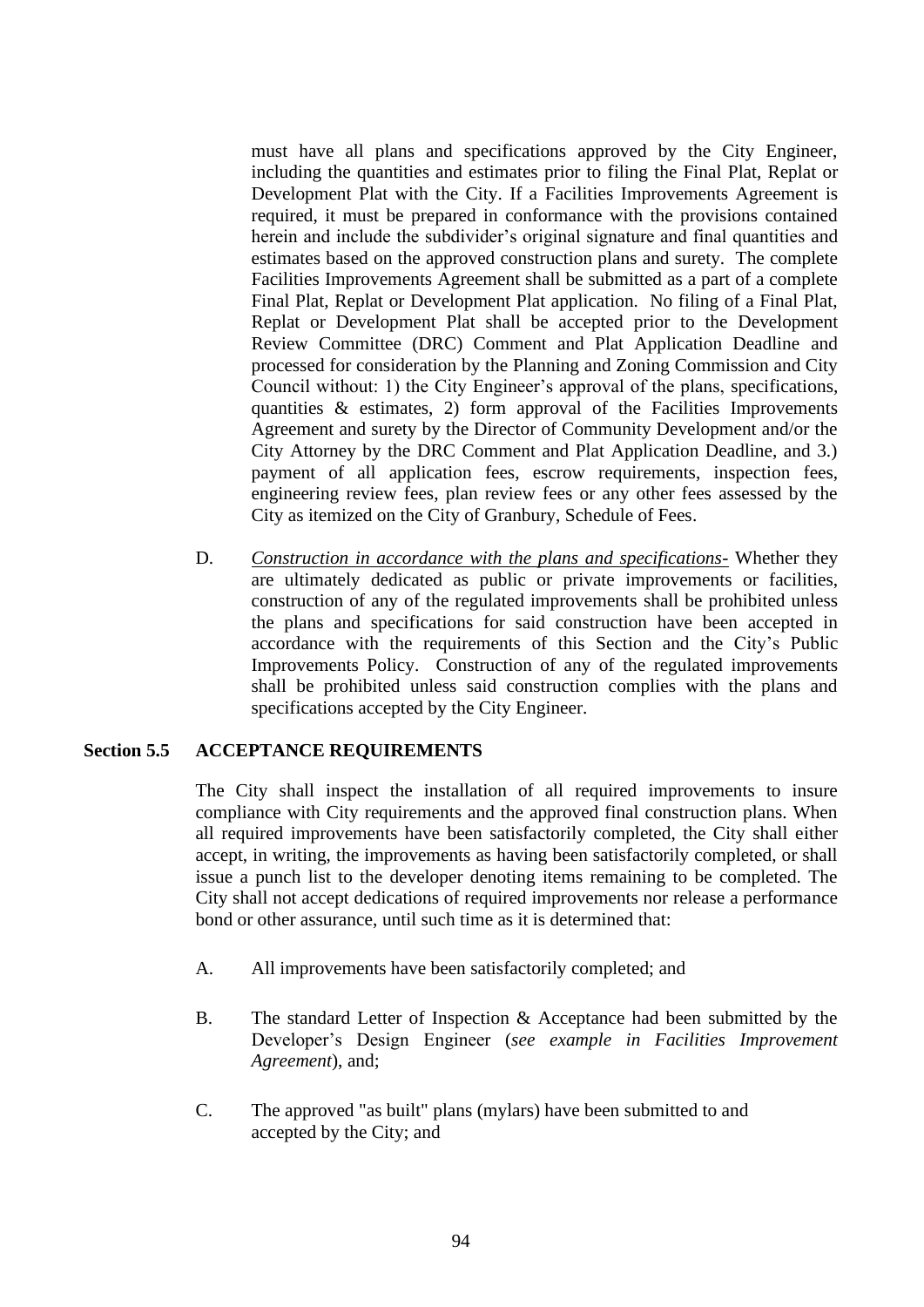must have all plans and specifications approved by the City Engineer, including the quantities and estimates prior to filing the Final Plat, Replat or Development Plat with the City. If a Facilities Improvements Agreement is required, it must be prepared in conformance with the provisions contained herein and include the subdivider's original signature and final quantities and estimates based on the approved construction plans and surety. The complete Facilities Improvements Agreement shall be submitted as a part of a complete Final Plat, Replat or Development Plat application. No filing of a Final Plat, Replat or Development Plat shall be accepted prior to the Development Review Committee (DRC) Comment and Plat Application Deadline and processed for consideration by the Planning and Zoning Commission and City Council without: 1) the City Engineer's approval of the plans, specifications, quantities & estimates, 2) form approval of the Facilities Improvements Agreement and surety by the Director of Community Development and/or the City Attorney by the DRC Comment and Plat Application Deadline, and 3.) payment of all application fees, escrow requirements, inspection fees, engineering review fees, plan review fees or any other fees assessed by the City as itemized on the City of Granbury, Schedule of Fees.

D. *Construction in accordance with the plans and specifications-* Whether they are ultimately dedicated as public or private improvements or facilities, construction of any of the regulated improvements shall be prohibited unless the plans and specifications for said construction have been accepted in accordance with the requirements of this Section and the City's Public Improvements Policy. Construction of any of the regulated improvements shall be prohibited unless said construction complies with the plans and specifications accepted by the City Engineer.

## Section 5.5 ACCEPTANCE REQUIREMENTS

The City shall inspect the installation of all required improvements to insure compliance with City requirements and the approved final construction plans. When all required improvements have been satisfactorily completed, the City shall either accept, in writing, the improvements as having been satisfactorily completed, or shall issue a punch list to the developer denoting items remaining to be completed. The City shall not accept dedications of required improvements nor release a performance bond or other assurance, until such time as it is determined that:

A. All improvements have been satisfactorily completed; and

B. The standard Letter of Inspection & Acceptance had been submitted by the Developer's Design Engineer (*see example in Facilities Improvement Agreement*), and;

C. The approved "as built" plans (mylars) have been submitted to and accepted by the City; and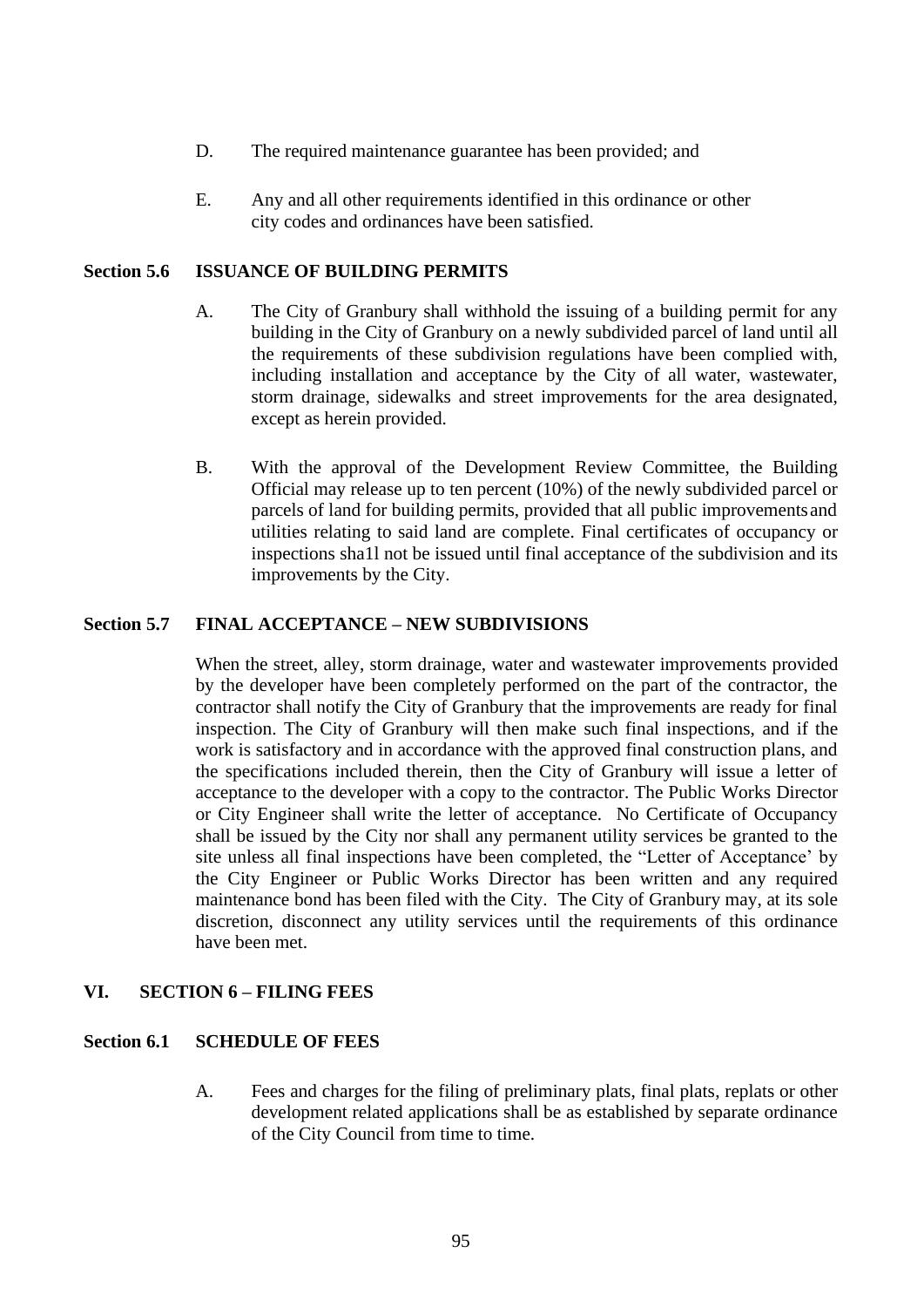D. The required maintenance guarantee has been provided; and

E. Any and all other requirements identified in this ordinance or other city codes and ordinances have been satisfied.

**Section 5.6 ISSUANCE OF BUILDING PERMITS**

A. The City of Granbury shall withhold the issuing of a building permit for any building in the City of Granbury on a newly subdivided parcel of land until all the requirements of these subdivision regulations have been complied with, including installation and acceptance by the City of all water, wastewater, storm drainage, sidewalks and street improvements for the area designated, except as herein provided.

B. With the approval of the Development Review Committee, the Building Official may release up to ten percent (10%) of the newly subdivided parcel or parcels of land for building permits, provided that all public improvements and utilities relating to said land are complete. Final certificates of occupancy or inspections sha1l not be issued until final acceptance of the subdivision and its improvements by the City.

**Section 5.7 FINAL ACCEPTANCE – NEW SUBDIVISIONS**

When the street, alley, storm drainage, water and wastewater improvements provided by the developer have been completely performed on the part of the contractor, the contractor shall notify the City of Granbury that the improvements are ready for final inspection. The City of Granbury will then make such final inspections, and if the work is satisfactory and in accordance with the approved final construction plans, and the specifications included therein, then the City of Granbury will issue a letter of acceptance to the developer with a copy to the contractor. The Public Works Director or City Engineer shall write the letter of acceptance. No Certificate of Occupancy shall be issued by the City nor shall any permanent utility services be granted to the site unless all final inspections have been completed, the "Letter of Acceptance' by the City Engineer or Public Works Director has been written and any required maintenance bond has been filed with the City. The City of Granbury may, at its sole discretion, disconnect any utility services until the requirements of this ordinance have been met.

## VI. SECTION 6 – FILING FEES

**Section 6.1 SCHEDULE OF FEES**

A. Fees and charges for the filing of preliminary plats, final plats, replats or other development related applications shall be as established by separate ordinance of the City Council from time to time.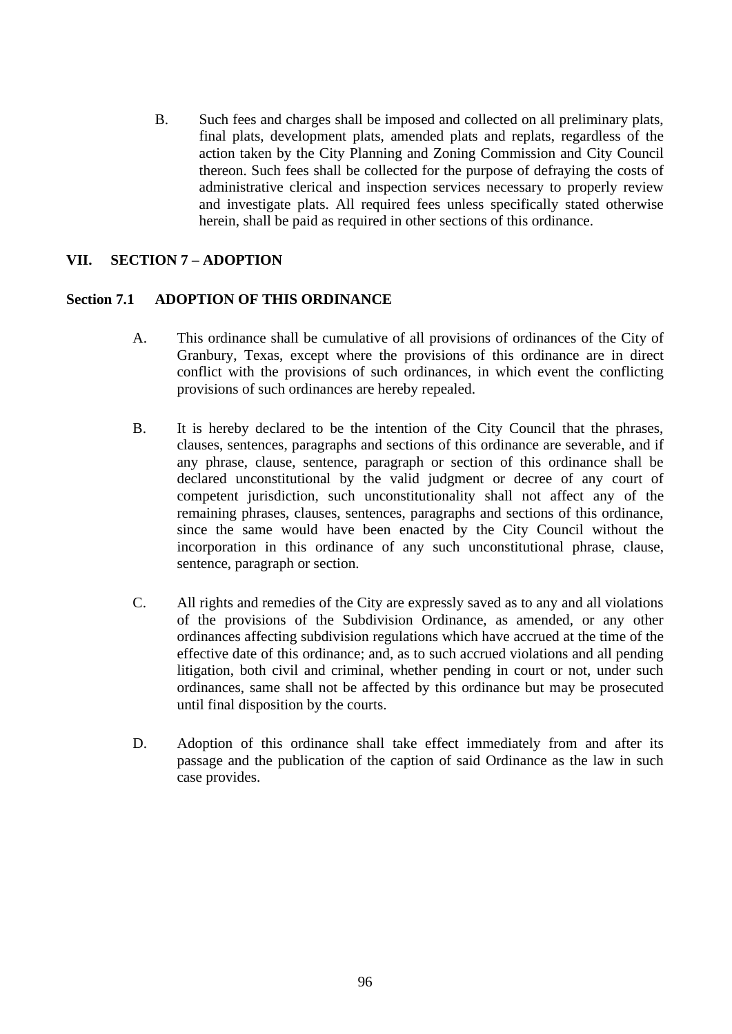B. Such fees and charges shall be imposed and collected on all preliminary plats, final plats, development plats, amended plats and replats, regardless of the action taken by the City Planning and Zoning Commission and City Council thereon. Such fees shall be collected for the purpose of defraying the costs of administrative clerical and inspection services necessary to properly review and investigate plats. All required fees unless specifically stated otherwise herein, shall be paid as required in other sections of this ordinance.

## VII. SECTION 7 – ADOPTION

### Section 7.1 ADOPTION OF THIS ORDINANCE

A. This ordinance shall be cumulative of all provisions of ordinances of the City of Granbury, Texas, except where the provisions of this ordinance are in direct conflict with the provisions of such ordinances, in which event the conflicting provisions of such ordinances are hereby repealed.

B. It is hereby declared to be the intention of the City Council that the phrases, clauses, sentences, paragraphs and sections of this ordinance are severable, and if any phrase, clause, sentence, paragraph or section of this ordinance shall be declared unconstitutional by the valid judgment or decree of any court of competent jurisdiction, such unconstitutionality shall not affect any of the remaining phrases, clauses, sentences, paragraphs and sections of this ordinance, since the same would have been enacted by the City Council without the incorporation in this ordinance of any such unconstitutional phrase, clause, sentence, paragraph or section.

C. All rights and remedies of the City are expressly saved as to any and all violations of the provisions of the Subdivision Ordinance, as amended, or any other ordinances affecting subdivision regulations which have accrued at the time of the effective date of this ordinance; and, as to such accrued violations and all pending litigation, both civil and criminal, whether pending in court or not, under such ordinances, same shall not be affected by this ordinance but may be prosecuted until final disposition by the courts.

D. Adoption of this ordinance shall take effect immediately from and after its passage and the publication of the caption of said Ordinance as the law in such case provides.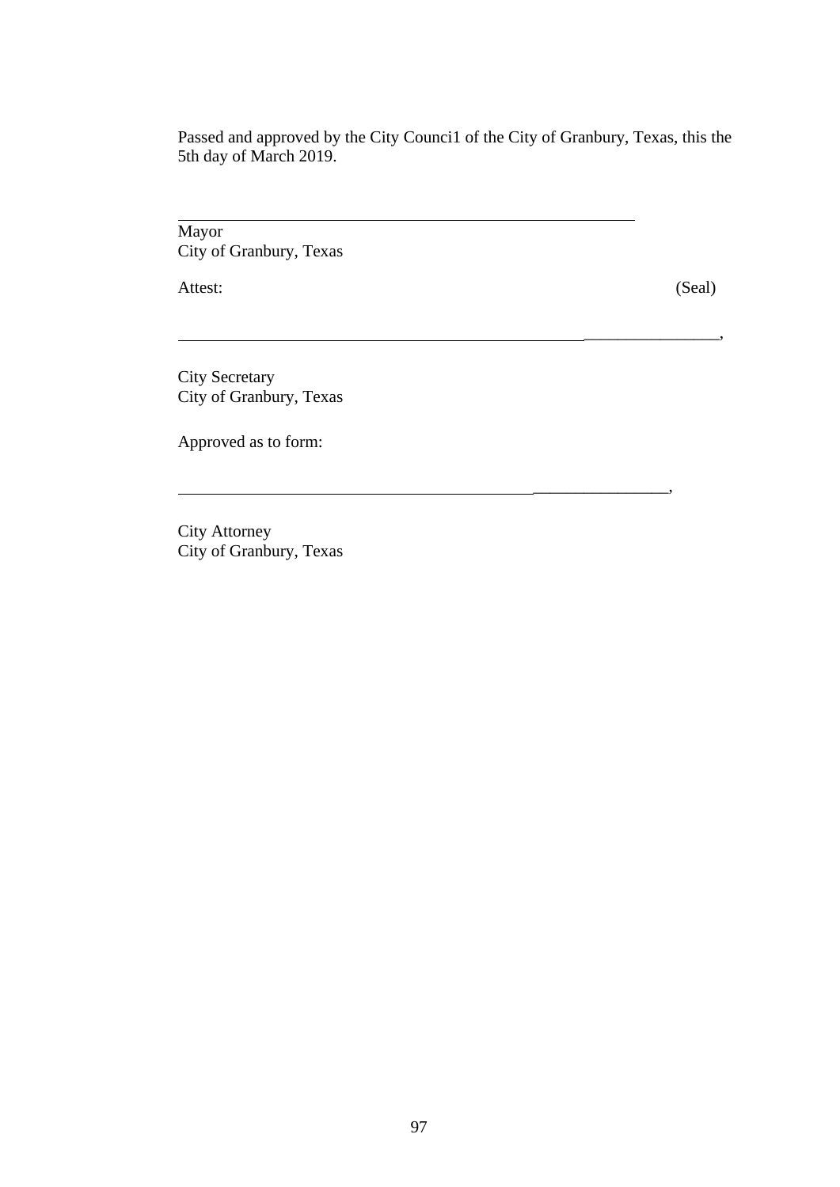Passed and approved by the City Counci1 of the City of Granbury, Texas, this the 5th day of March 2019.

______________________________________________

Mayor
City of Granbury, Texas

Attest: (Seal)

______________________________________________________________,

City Secretary
City of Granbury, Texas

Approved as to form:

______________________________________________________,

City Attorney
City of Granbury, Texas